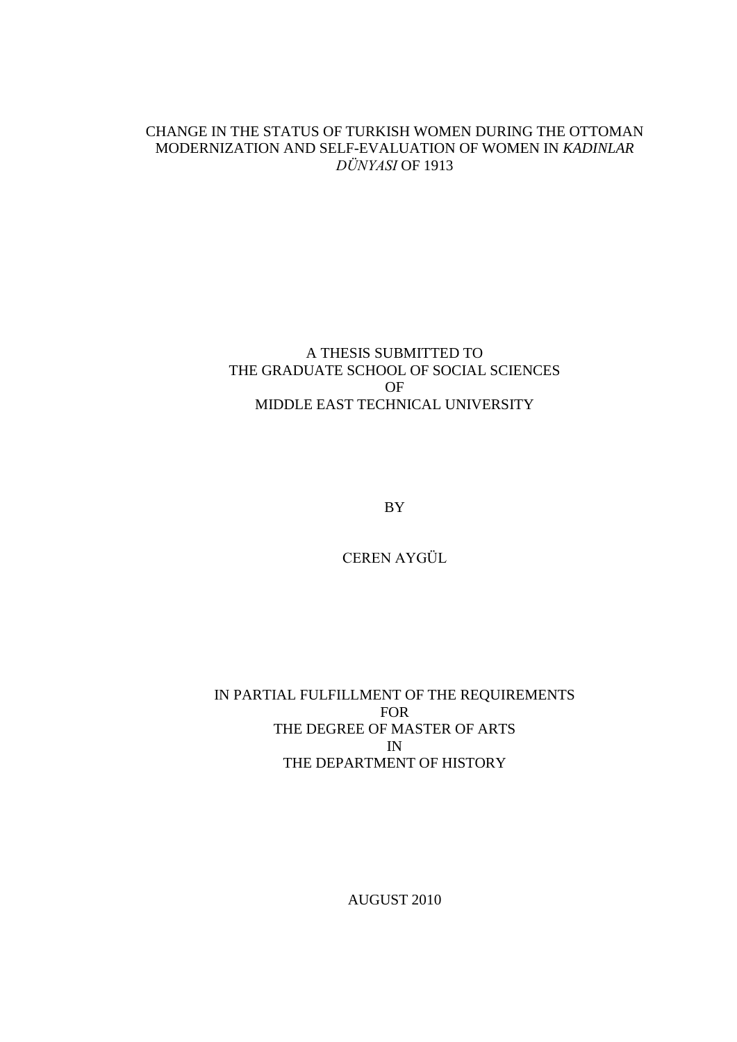# CHANGE IN THE STATUS OF TURKISH WOMEN DURING THE OTTOMAN MODERNIZATION AND SELF-EVALUATION OF WOMEN IN *KADINLAR DÜNYASI* OF 1913

A THESIS SUBMITTED TO
THE GRADUATE SCHOOL OF SOCIAL SCIENCES
OF
MIDDLE EAST TECHNICAL UNIVERSITY

BY

CEREN AYGÜL

IN PARTIAL FULFILLMENT OF THE REQUIREMENTS
FOR
THE DEGREE OF MASTER OF ARTS
IN
THE DEPARTMENT OF HISTORY

AUGUST 2010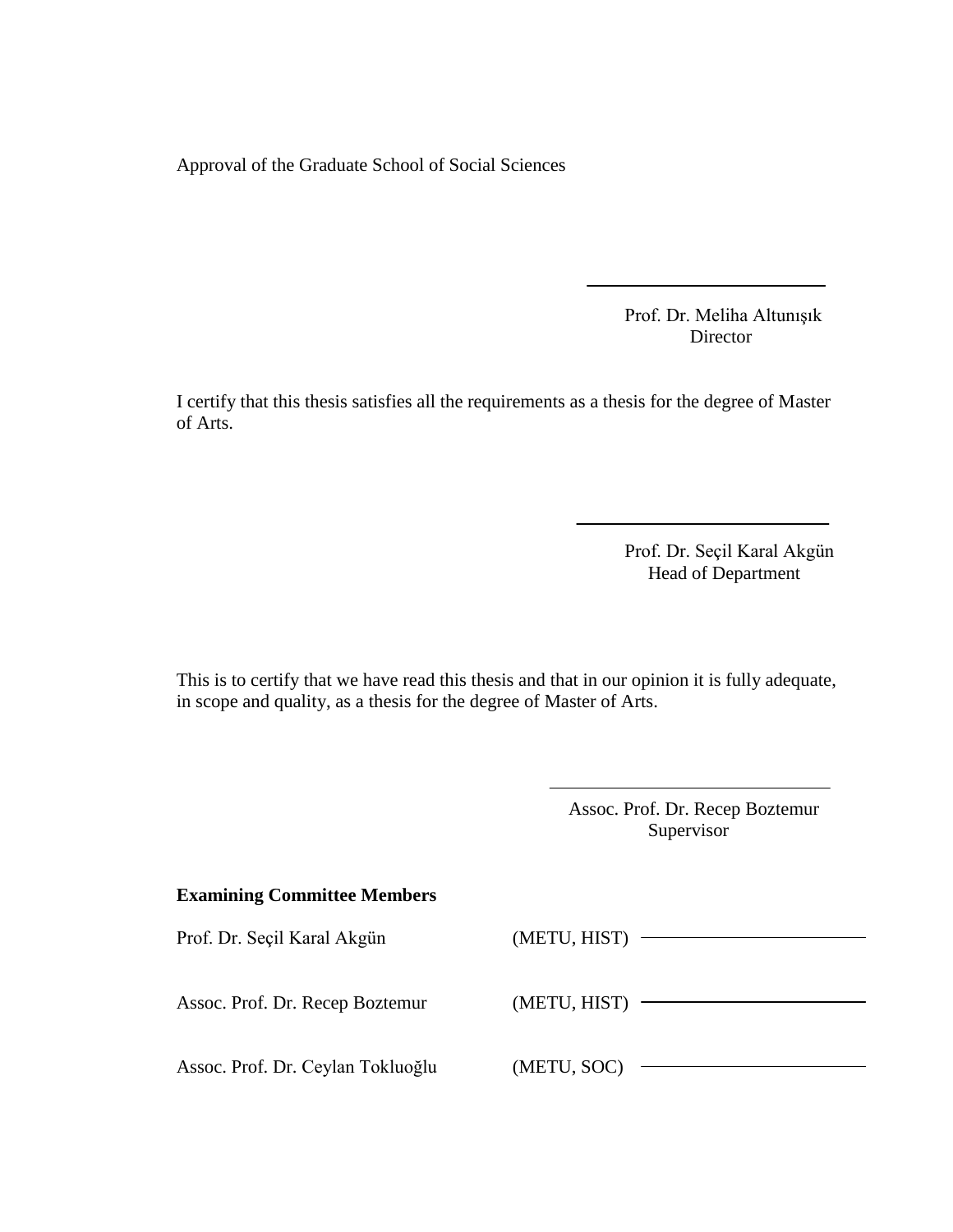Approval of the Graduate School of Social Sciences

Prof. Dr. Meliha Altunışık
Director

I certify that this thesis satisfies all the requirements as a thesis for the degree of Master of Arts.

Prof. Dr. Seçil Karal Akgün
Head of Department

This is to certify that we have read this thesis and that in our opinion it is fully adequate, in scope and quality, as a thesis for the degree of Master of Arts.

Assoc. Prof. Dr. Recep Boztemur
Supervisor

**Examining Committee Members**

| | | |
|---|---|---|
| Prof. Dr. Seçil Karal Akgün | (METU, HIST) | |
| Assoc. Prof. Dr. Recep Boztemur | (METU, HIST) | |
| Assoc. Prof. Dr. Ceylan Tokluoğlu | (METU, SOC) | |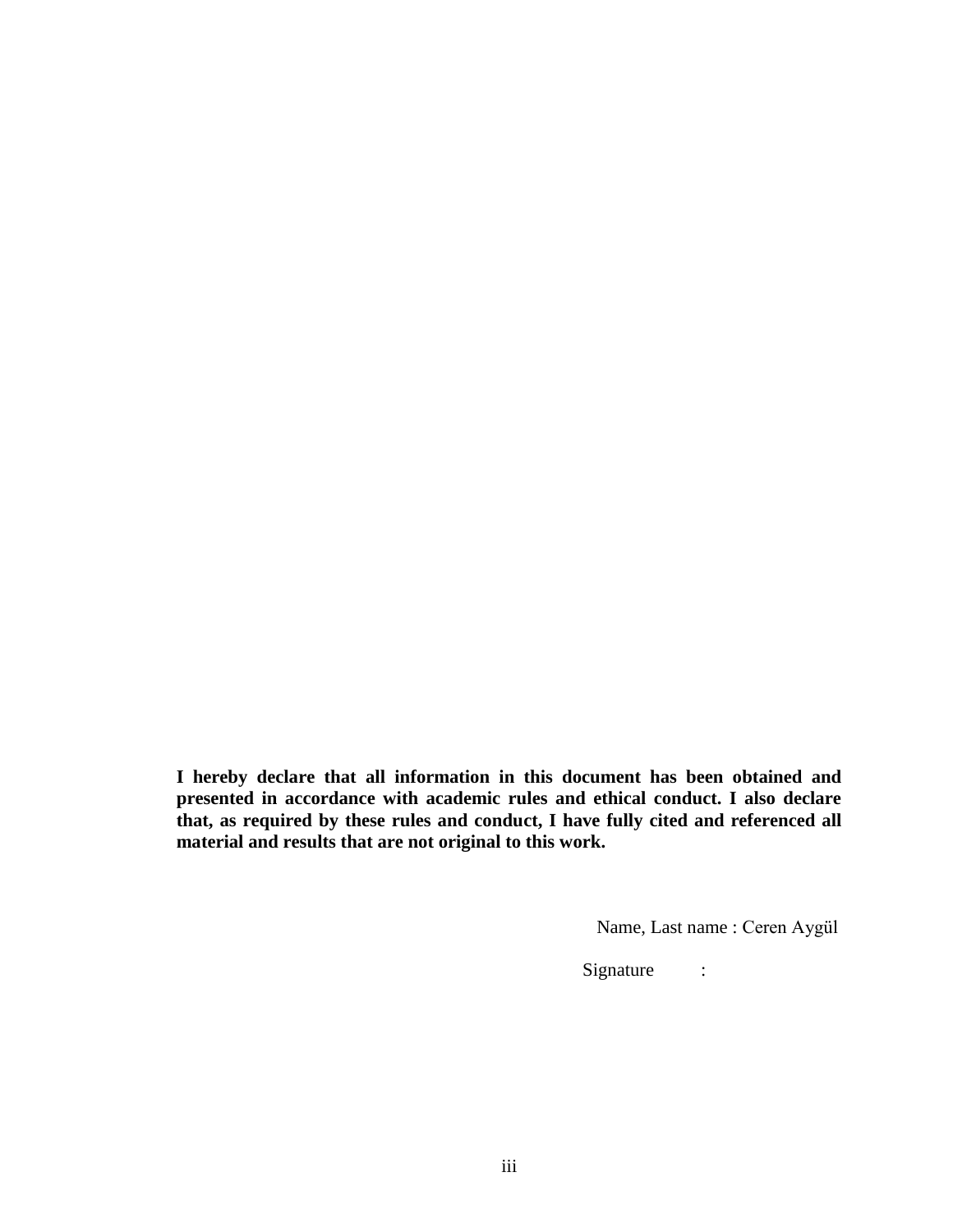**I hereby declare that all information in this document has been obtained and presented in accordance with academic rules and ethical conduct. I also declare that, as required by these rules and conduct, I have fully cited and referenced all material and results that are not original to this work.**

Name, Last name : Ceren Aygül

Signature :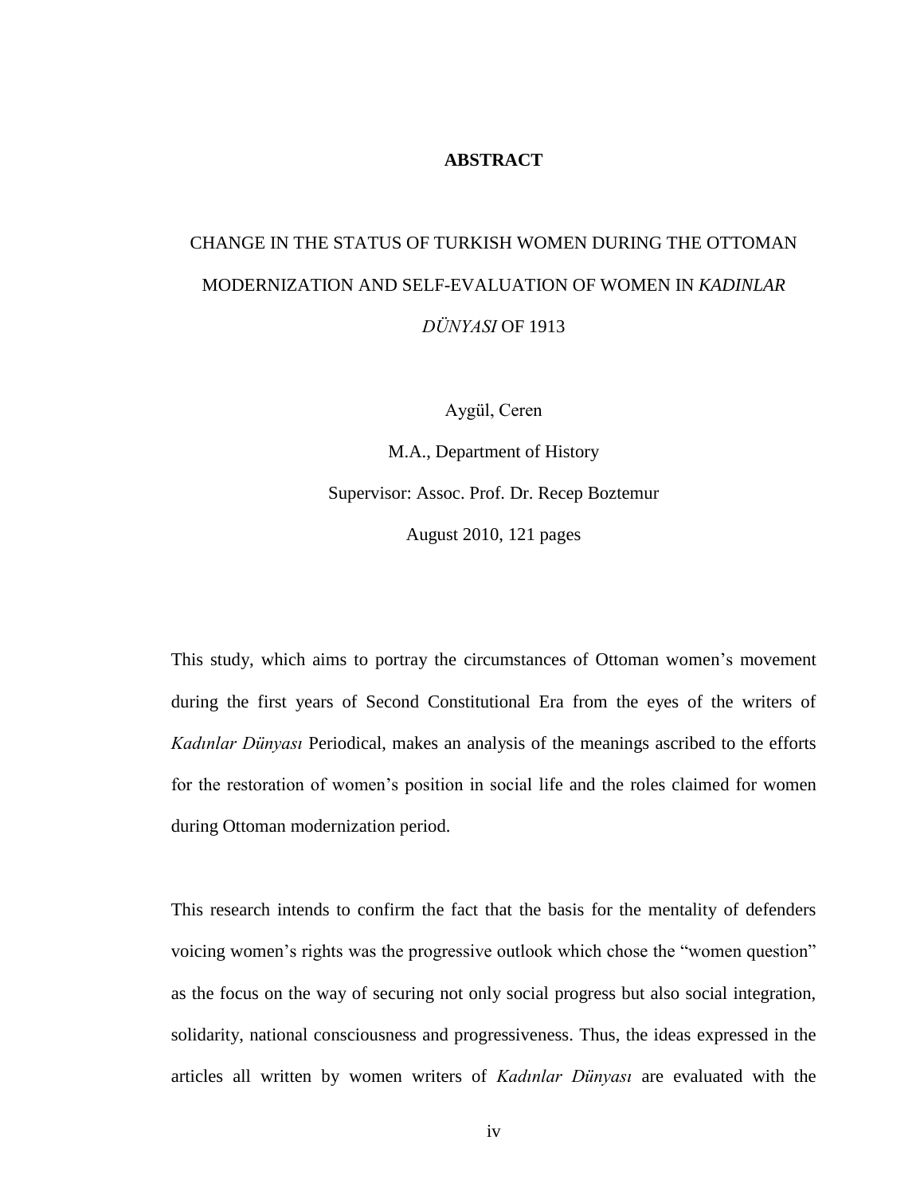# ABSTRACT

CHANGE IN THE STATUS OF TURKISH WOMEN DURING THE OTTOMAN MODERNIZATION AND SELF-EVALUATION OF WOMEN IN *KADINLAR DÜNYASI* OF 1913

Aygül, Ceren

M.A., Department of History

Supervisor: Assoc. Prof. Dr. Recep Boztemur

August 2010, 121 pages

This study, which aims to portray the circumstances of Ottoman women's movement during the first years of Second Constitutional Era from the eyes of the writers of *Kadınlar Dünyası* Periodical, makes an analysis of the meanings ascribed to the efforts for the restoration of women's position in social life and the roles claimed for women during Ottoman modernization period.

This research intends to confirm the fact that the basis for the mentality of defenders voicing women's rights was the progressive outlook which chose the "women question" as the focus on the way of securing not only social progress but also social integration, solidarity, national consciousness and progressiveness. Thus, the ideas expressed in the articles all written by women writers of *Kadınlar Dünyası* are evaluated with the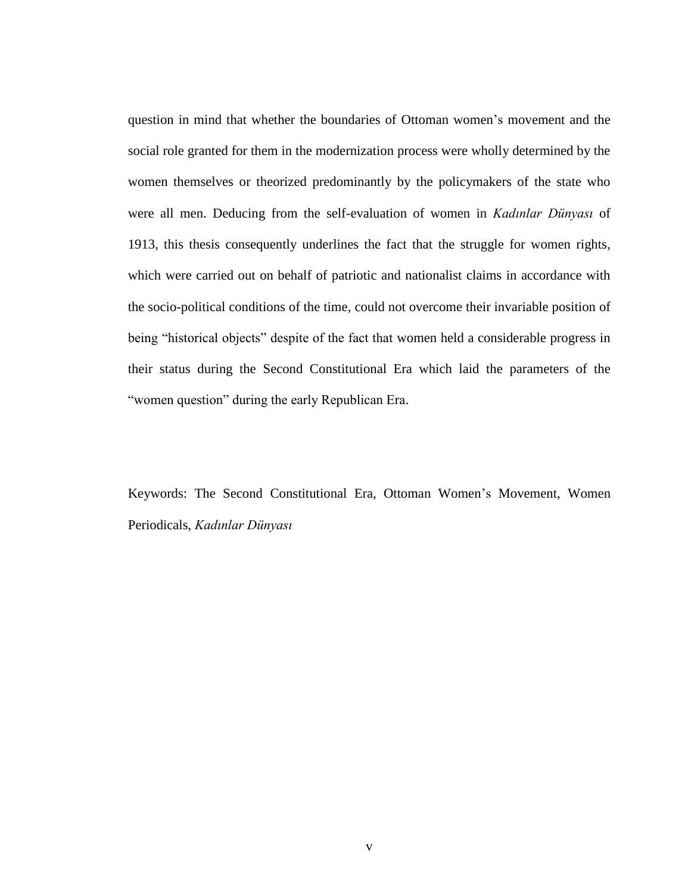question in mind that whether the boundaries of Ottoman women's movement and the social role granted for them in the modernization process were wholly determined by the women themselves or theorized predominantly by the policymakers of the state who were all men. Deducing from the self-evaluation of women in *Kadınlar Dünyası* of 1913, this thesis consequently underlines the fact that the struggle for women rights, which were carried out on behalf of patriotic and nationalist claims in accordance with the socio-political conditions of the time, could not overcome their invariable position of being "historical objects" despite of the fact that women held a considerable progress in their status during the Second Constitutional Era which laid the parameters of the "women question" during the early Republican Era.

Keywords: The Second Constitutional Era, Ottoman Women's Movement, Women Periodicals, *Kadınlar Dünyası*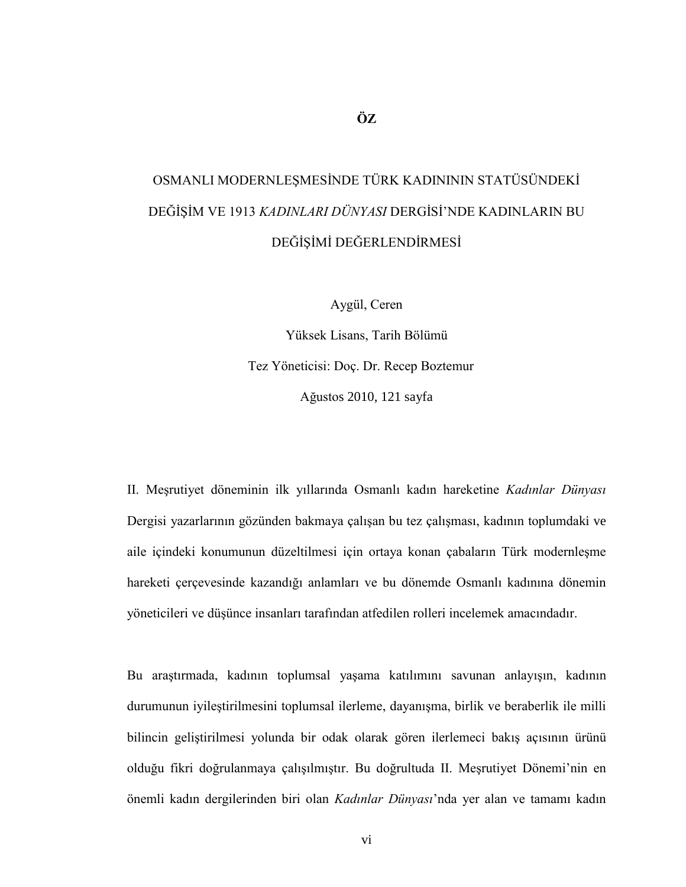# ÖZ

## OSMANLI MODERNLEŞMESİNDE TÜRK KADINININ STATÜSÜNDEKİ DEĞİŞİM VE 1913 *KADINLARI DÜNYASI* DERGİSİ'NDE KADINLARIN BU DEĞİŞİMİ DEĞERLENDİRMESİ

Aygül, Ceren

Yüksek Lisans, Tarih Bölümü

Tez Yöneticisi: Doç. Dr. Recep Boztemur

Ağustos 2010, 121 sayfa

II. Meşrutiyet döneminin ilk yıllarında Osmanlı kadın hareketine *Kadınlar Dünyası* Dergisi yazarlarının gözünden bakmaya çalışan bu tez çalışması, kadının toplumdaki ve aile içindeki konumunun düzeltilmesi için ortaya konan çabaların Türk modernleşme hareketi çerçevesinde kazandığı anlamları ve bu dönemde Osmanlı kadınına dönemin yöneticileri ve düşünce insanları tarafından atfedilen rolleri incelemek amacındadır.

Bu araştırmada, kadının toplumsal yaşama katılımını savunan anlayışın, kadının durumunun iyileştirilmesini toplumsal ilerleme, dayanışma, birlik ve beraberlik ile milli bilincin geliştirilmesi yolunda bir odak olarak gören ilerlemeci bakış açısının ürünü olduğu fikri doğrulanmaya çalışılmıştır. Bu doğrultuda II. Meşrutiyet Dönemi'nin en önemli kadın dergilerinden biri olan *Kadınlar Dünyası*'nda yer alan ve tamamı kadın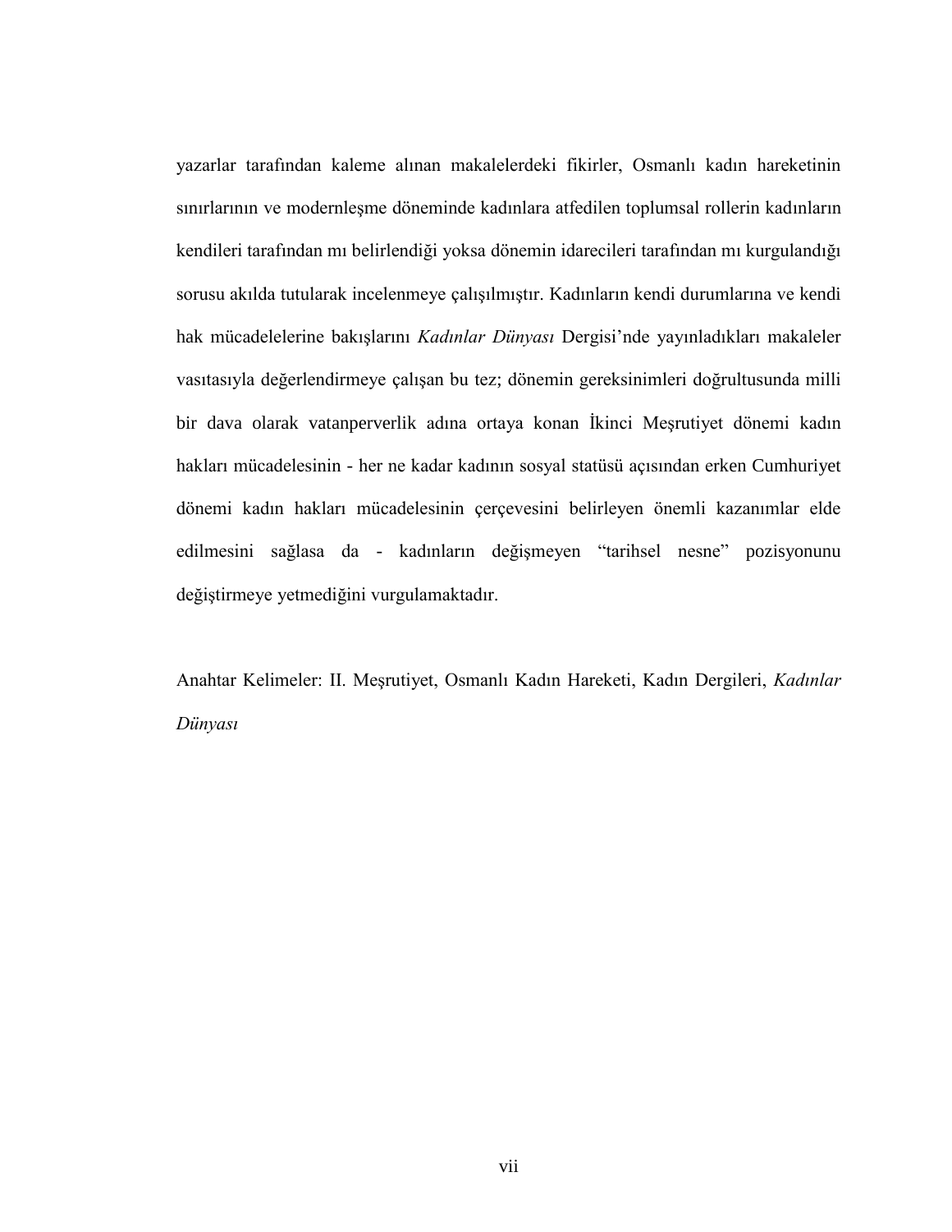yazarlar tarafından kaleme alınan makalelerdeki fikirler, Osmanlı kadın hareketinin sınırlarının ve modernleşme döneminde kadınlara atfedilen toplumsal rollerin kadınların kendileri tarafından mı belirlendiği yoksa dönemin idarecileri tarafından mı kurgulandığı sorusu akılda tutularak incelenmeye çalışılmıştır. Kadınların kendi durumlarına ve kendi hak mücadelelerine bakışlarını *Kadınlar Dünyası* Dergisi'nde yayınladıkları makaleler vasıtasıyla değerlendirmeye çalışan bu tez; dönemin gereksinimleri doğrultusunda milli bir dava olarak vatanperverlik adına ortaya konan İkinci Meşrutiyet dönemi kadın hakları mücadelesinin - her ne kadar kadının sosyal statüsü açısından erken Cumhuriyet dönemi kadın hakları mücadelesinin çerçevesini belirleyen önemli kazanımlar elde edilmesini sağlasa da - kadınların değişmeyen "tarihsel nesne" pozisyonunu değiştirmeye yetmediğini vurgulamaktadır.

Anahtar Kelimeler: II. Meşrutiyet, Osmanlı Kadın Hareketi, Kadın Dergileri, *Kadınlar Dünyası*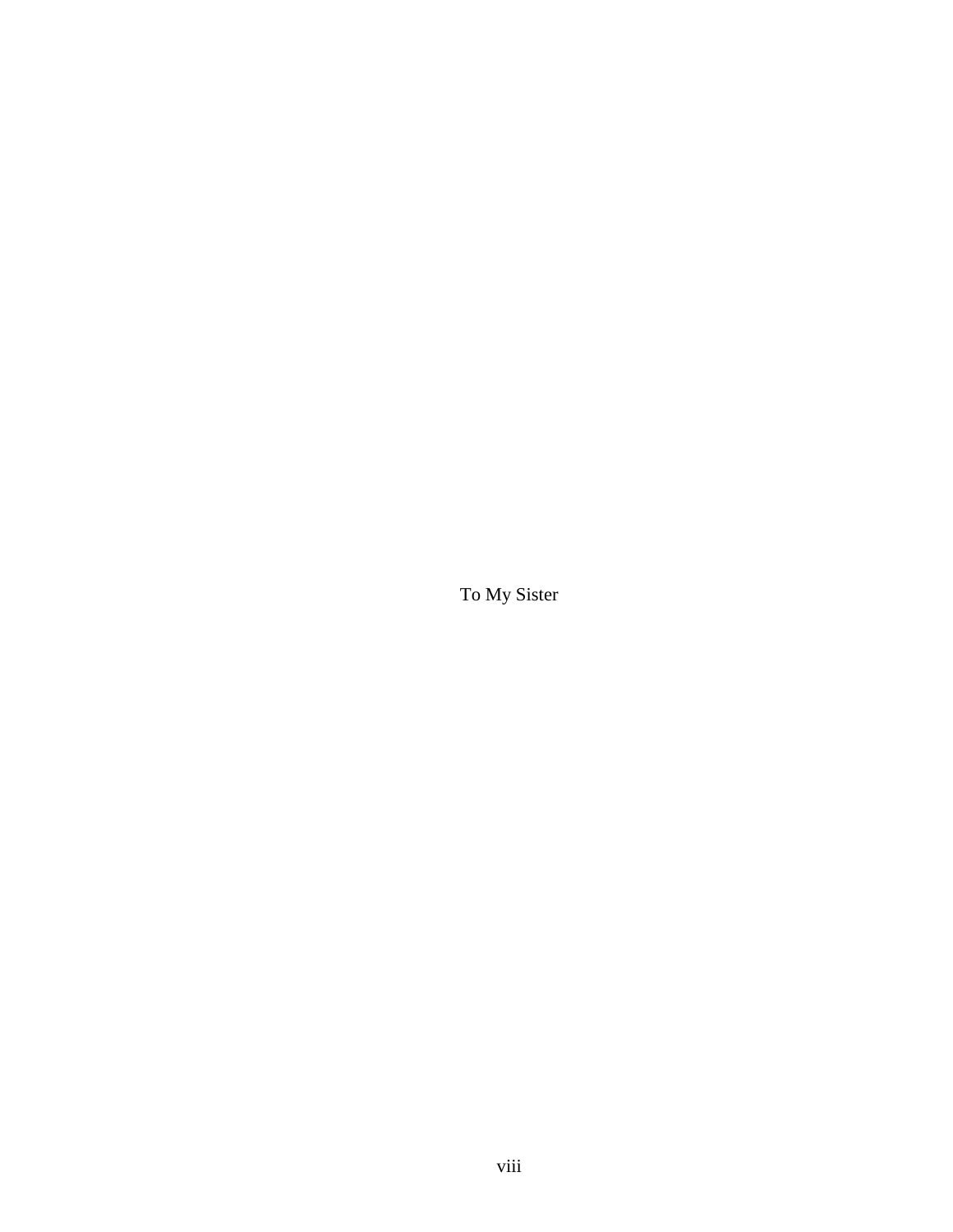To My Sister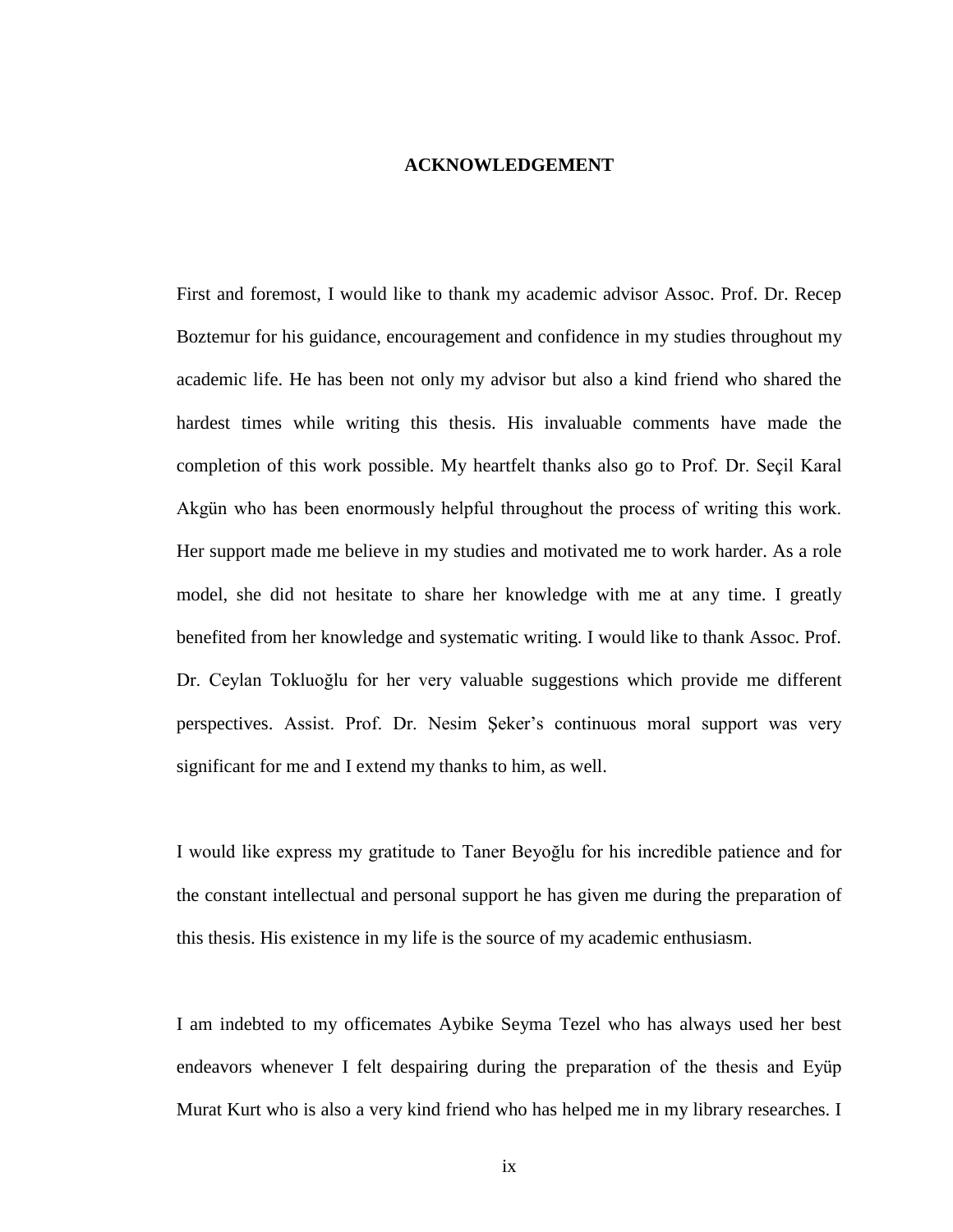# ACKNOWLEDGEMENT

First and foremost, I would like to thank my academic advisor Assoc. Prof. Dr. Recep Boztemur for his guidance, encouragement and confidence in my studies throughout my academic life. He has been not only my advisor but also a kind friend who shared the hardest times while writing this thesis. His invaluable comments have made the completion of this work possible. My heartfelt thanks also go to Prof. Dr. Seçil Karal Akgün who has been enormously helpful throughout the process of writing this work. Her support made me believe in my studies and motivated me to work harder. As a role model, she did not hesitate to share her knowledge with me at any time. I greatly benefited from her knowledge and systematic writing. I would like to thank Assoc. Prof. Dr. Ceylan Tokluoğlu for her very valuable suggestions which provide me different perspectives. Assist. Prof. Dr. Nesim Şeker's continuous moral support was very significant for me and I extend my thanks to him, as well.

I would like express my gratitude to Taner Beyoğlu for his incredible patience and for the constant intellectual and personal support he has given me during the preparation of this thesis. His existence in my life is the source of my academic enthusiasm.

I am indebted to my officemates Aybike Seyma Tezel who has always used her best endeavors whenever I felt despairing during the preparation of the thesis and Eyüp Murat Kurt who is also a very kind friend who has helped me in my library researches. I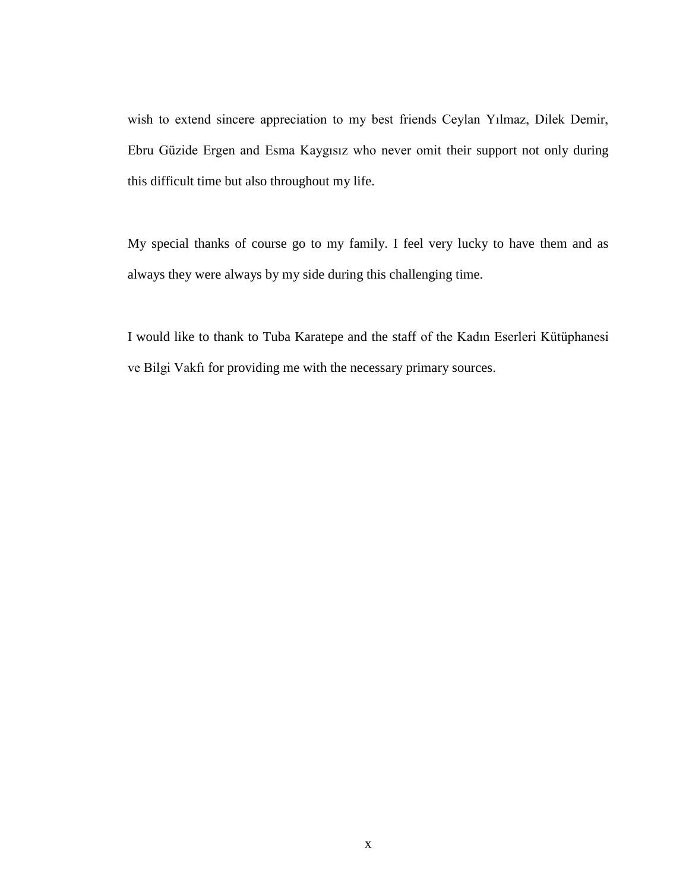wish to extend sincere appreciation to my best friends Ceylan Yılmaz, Dilek Demir, Ebru Güzide Ergen and Esma Kaygısız who never omit their support not only during this difficult time but also throughout my life.

My special thanks of course go to my family. I feel very lucky to have them and as always they were always by my side during this challenging time.

I would like to thank to Tuba Karatepe and the staff of the Kadın Eserleri Kütüphanesi ve Bilgi Vakfı for providing me with the necessary primary sources.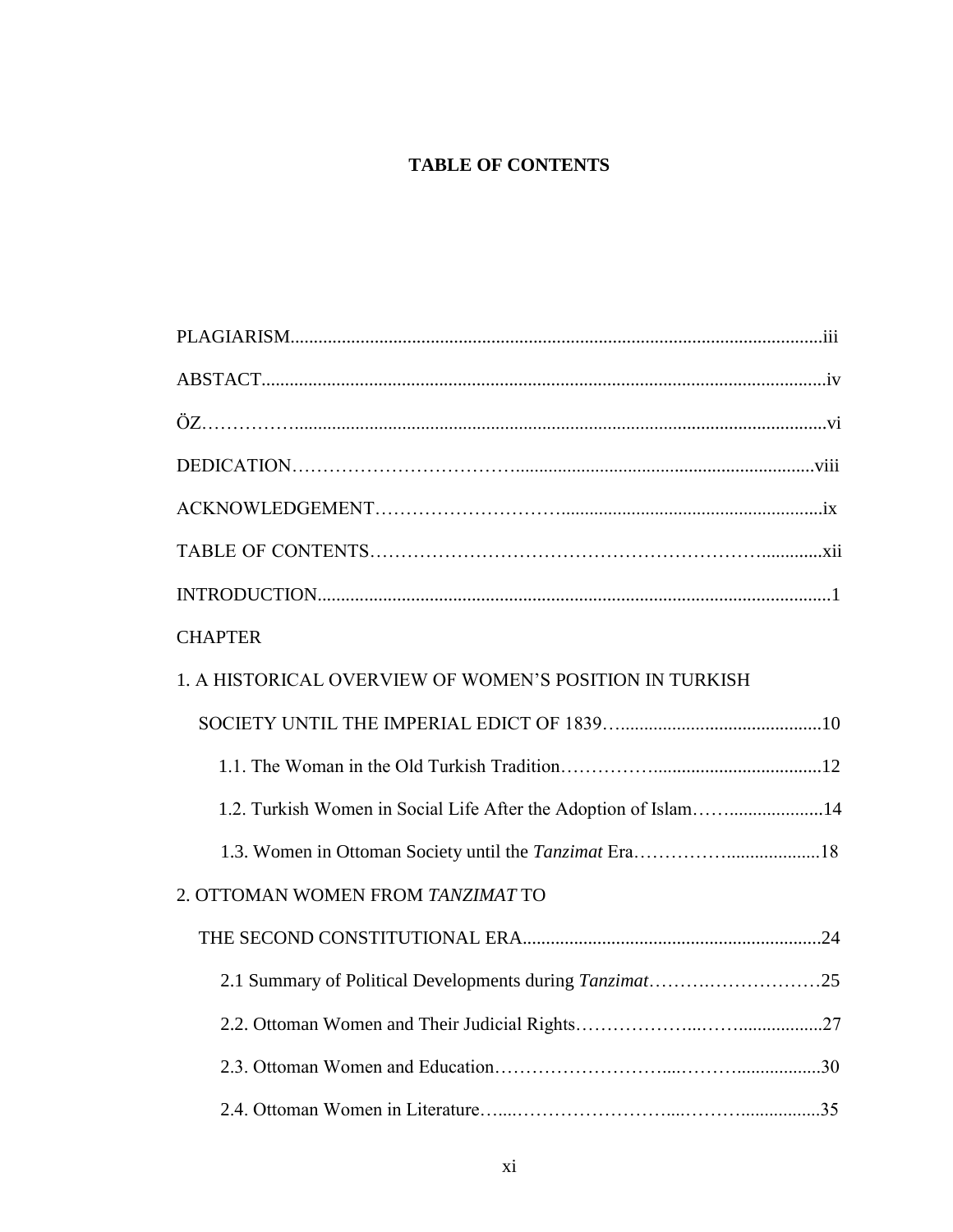# TABLE OF CONTENTS

PLAGIARISM.................................................................................................................iii

ABSTACT.......................................................................................................................iv

ÖZ……………...............................................................................................................vi

DEDICATION……………………………….............................................................viii

ACKNOWLEDGEMENT………………………….......................................................ix

TABLE OF CONTENTS………………………………………………………….............xii

INTRODUCTION..............................................................................................................1

CHAPTER

1. A HISTORICAL OVERVIEW OF WOMEN’S POSITION IN TURKISH SOCIETY UNTIL THE IMPERIAL EDICT OF 1839…............................................10

    1.1. The Woman in the Old Turkish Tradition……………....................................12

    1.2. Turkish Women in Social Life After the Adoption of Islam……....................14

    1.3. Women in Ottoman Society until the *Tanzimat* Era…………….....................18

2. OTTOMAN WOMEN FROM *TANZIMAT* TO THE SECOND CONSTITUTIONAL ERA.................................................................24

    2.1 Summary of Political Developments during *Tanzimat*……….………………25

    2.2. Ottoman Women and Their Judicial Rights………………...……..................27

    2.3. Ottoman Women and Education……………………....………..................30

    2.4. Ottoman Women in Literature…....……………………...………................35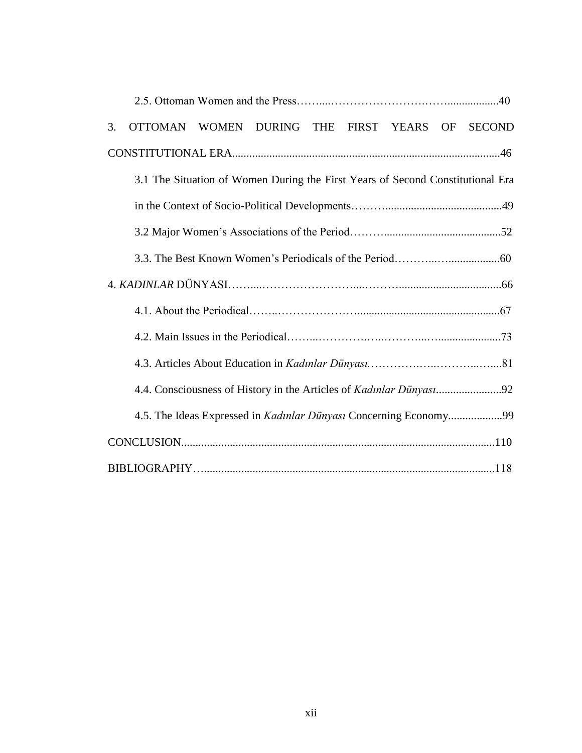2.5. Ottoman Women and the Press……...……………………….……..................40

3. OTTOMAN WOMEN DURING THE FIRST YEARS OF SECOND CONSTITUTIONAL ERA.............................................................................................46

3.1 The Situation of Women During the First Years of Second Constitutional Era in the Context of Socio-Political Developments……..........................................49

3.2 Major Women's Associations of the Period……..........................................52

3.3. The Best Known Women's Periodicals of the Period………...…..................60

4. *KADINLAR* DÜNYASI……...……………………...………....................................66

4.1. About the Periodical……..………………….................................................67

4.2. Main Issues in the Periodical……...………….….………...….....................73

4.3. Articles About Education in *Kadınlar Dünyası.*…………….…..………...…....81

4.4. Consciousness of History in the Articles of *Kadınlar Dünyası*.......................92

4.5. The Ideas Expressed in *Kadınlar Dünyası* Concerning Economy...................99

CONCLUSION...........................................................................................................110

BIBLIOGRAPHY….....................................................................................................118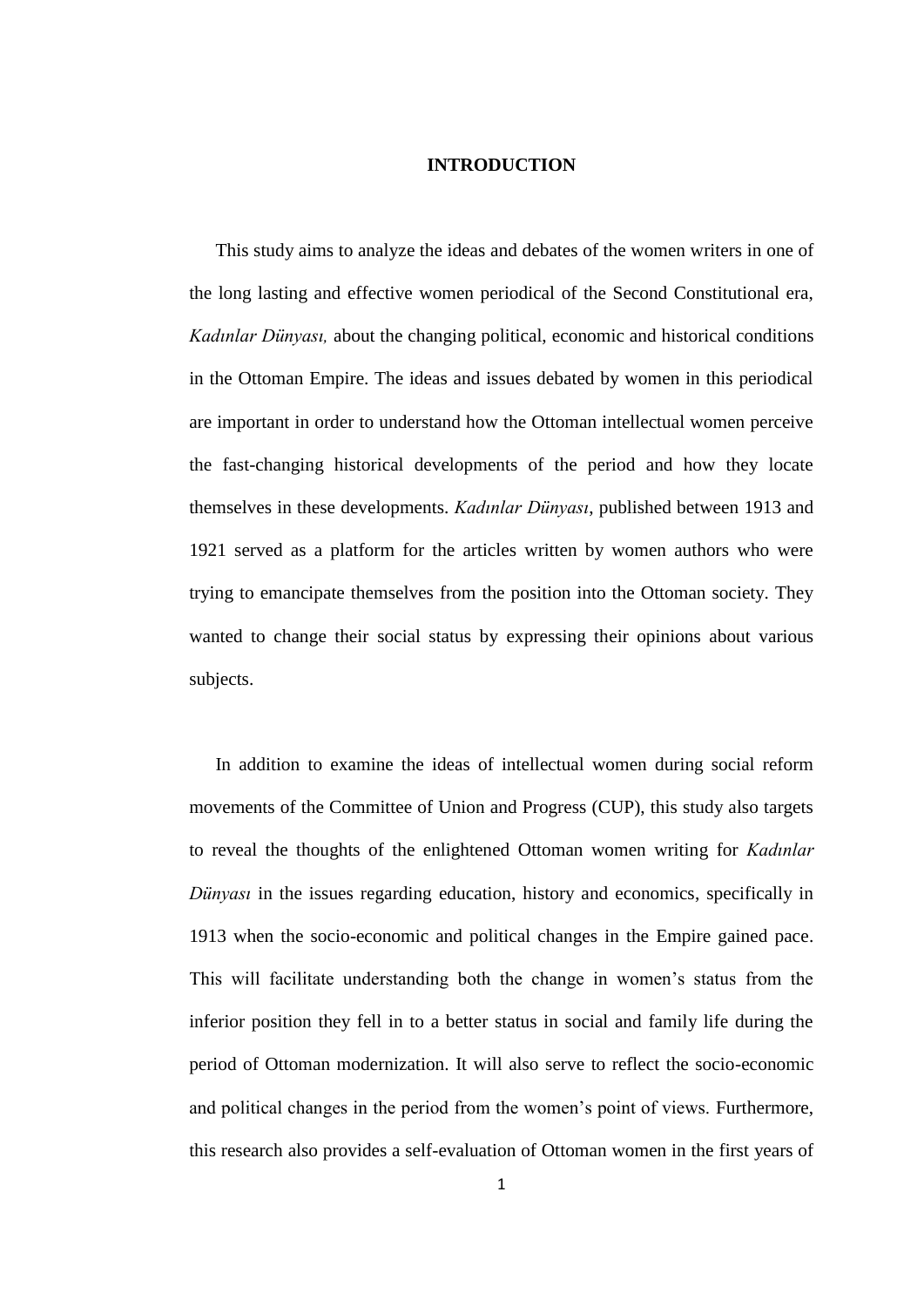# INTRODUCTION

This study aims to analyze the ideas and debates of the women writers in one of the long lasting and effective women periodical of the Second Constitutional era, *Kadınlar Dünyası,* about the changing political, economic and historical conditions in the Ottoman Empire. The ideas and issues debated by women in this periodical are important in order to understand how the Ottoman intellectual women perceive the fast-changing historical developments of the period and how they locate themselves in these developments. *Kadınlar Dünyası*, published between 1913 and 1921 served as a platform for the articles written by women authors who were trying to emancipate themselves from the position into the Ottoman society. They wanted to change their social status by expressing their opinions about various subjects.

In addition to examine the ideas of intellectual women during social reform movements of the Committee of Union and Progress (CUP), this study also targets to reveal the thoughts of the enlightened Ottoman women writing for *Kadınlar Dünyası* in the issues regarding education, history and economics, specifically in 1913 when the socio-economic and political changes in the Empire gained pace. This will facilitate understanding both the change in women's status from the inferior position they fell in to a better status in social and family life during the period of Ottoman modernization. It will also serve to reflect the socio-economic and political changes in the period from the women's point of views. Furthermore, this research also provides a self-evaluation of Ottoman women in the first years of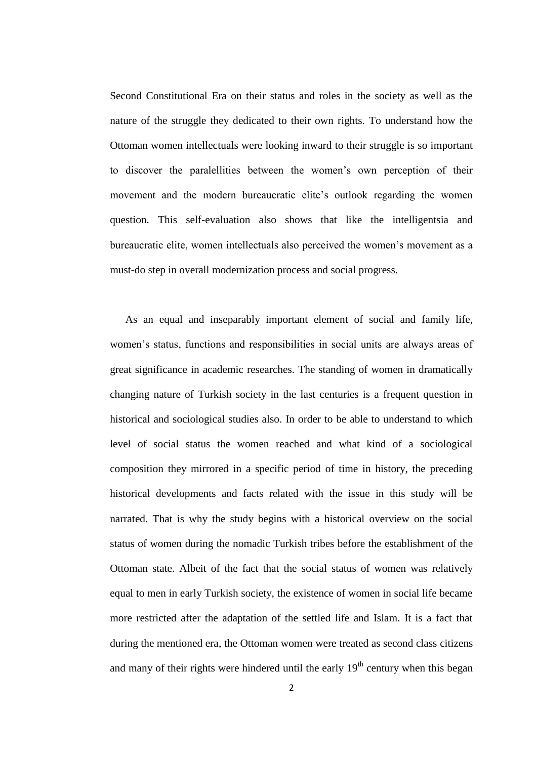Second Constitutional Era on their status and roles in the society as well as the nature of the struggle they dedicated to their own rights. To understand how the Ottoman women intellectuals were looking inward to their struggle is so important to discover the paralellities between the women's own perception of their movement and the modern bureaucratic elite's outlook regarding the women question. This self-evaluation also shows that like the intelligentsia and bureaucratic elite, women intellectuals also perceived the women's movement as a must-do step in overall modernization process and social progress.

As an equal and inseparably important element of social and family life, women's status, functions and responsibilities in social units are always areas of great significance in academic researches. The standing of women in dramatically changing nature of Turkish society in the last centuries is a frequent question in historical and sociological studies also. In order to be able to understand to which level of social status the women reached and what kind of a sociological composition they mirrored in a specific period of time in history, the preceding historical developments and facts related with the issue in this study will be narrated. That is why the study begins with a historical overview on the social status of women during the nomadic Turkish tribes before the establishment of the Ottoman state. Albeit of the fact that the social status of women was relatively equal to men in early Turkish society, the existence of women in social life became more restricted after the adaptation of the settled life and Islam. It is a fact that during the mentioned era, the Ottoman women were treated as second class citizens and many of their rights were hindered until the early 19th century when this began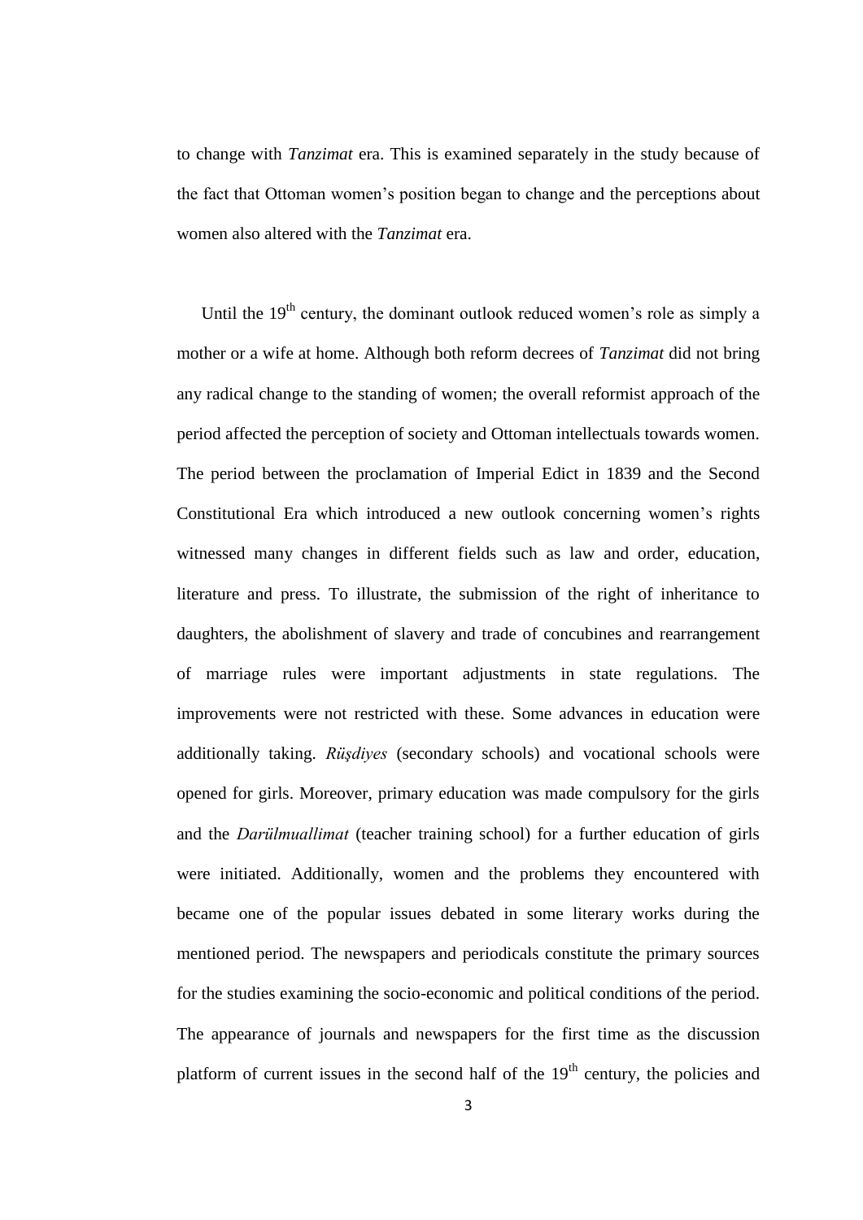to change with *Tanzimat* era. This is examined separately in the study because of the fact that Ottoman women's position began to change and the perceptions about women also altered with the *Tanzimat* era.

Until the $19^{th}$ century, the dominant outlook reduced women's role as simply a mother or a wife at home. Although both reform decrees of *Tanzimat* did not bring any radical change to the standing of women; the overall reformist approach of the period affected the perception of society and Ottoman intellectuals towards women. The period between the proclamation of Imperial Edict in 1839 and the Second Constitutional Era which introduced a new outlook concerning women's rights witnessed many changes in different fields such as law and order, education, literature and press. To illustrate, the submission of the right of inheritance to daughters, the abolishment of slavery and trade of concubines and rearrangement of marriage rules were important adjustments in state regulations. The improvements were not restricted with these. Some advances in education were additionally taking. *Rüşdiyes* (secondary schools) and vocational schools were opened for girls. Moreover, primary education was made compulsory for the girls and the *Darülmuallimat* (teacher training school) for a further education of girls were initiated. Additionally, women and the problems they encountered with became one of the popular issues debated in some literary works during the mentioned period. The newspapers and periodicals constitute the primary sources for the studies examining the socio-economic and political conditions of the period. The appearance of journals and newspapers for the first time as the discussion platform of current issues in the second half of the $19^{th}$ century, the policies and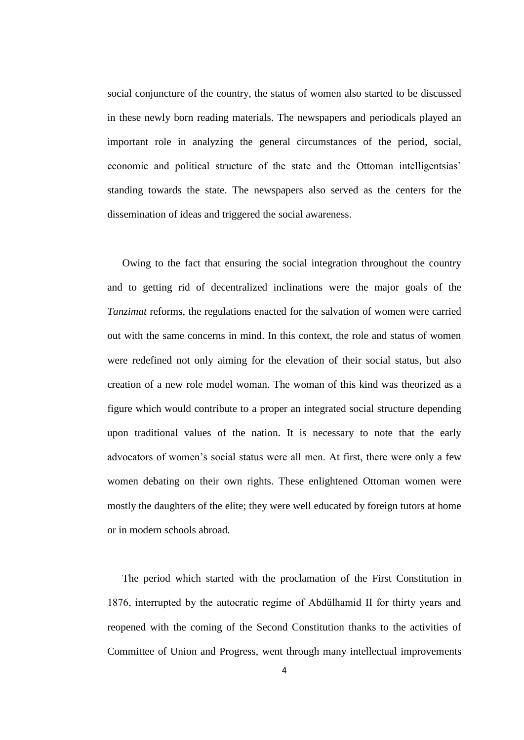social conjuncture of the country, the status of women also started to be discussed in these newly born reading materials. The newspapers and periodicals played an important role in analyzing the general circumstances of the period, social, economic and political structure of the state and the Ottoman intelligentsias' standing towards the state. The newspapers also served as the centers for the dissemination of ideas and triggered the social awareness.

Owing to the fact that ensuring the social integration throughout the country and to getting rid of decentralized inclinations were the major goals of the *Tanzimat* reforms, the regulations enacted for the salvation of women were carried out with the same concerns in mind. In this context, the role and status of women were redefined not only aiming for the elevation of their social status, but also creation of a new role model woman. The woman of this kind was theorized as a figure which would contribute to a proper an integrated social structure depending upon traditional values of the nation. It is necessary to note that the early advocators of women's social status were all men. At first, there were only a few women debating on their own rights. These enlightened Ottoman women were mostly the daughters of the elite; they were well educated by foreign tutors at home or in modern schools abroad.

The period which started with the proclamation of the First Constitution in 1876, interrupted by the autocratic regime of Abdülhamid II for thirty years and reopened with the coming of the Second Constitution thanks to the activities of Committee of Union and Progress, went through many intellectual improvements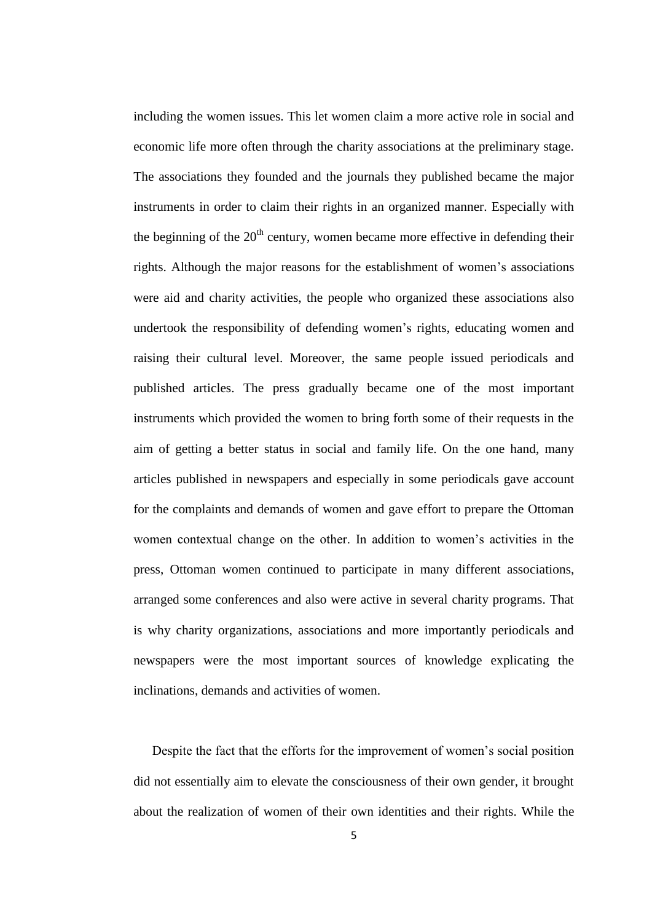including the women issues. This let women claim a more active role in social and economic life more often through the charity associations at the preliminary stage. The associations they founded and the journals they published became the major instruments in order to claim their rights in an organized manner. Especially with the beginning of the 20th century, women became more effective in defending their rights. Although the major reasons for the establishment of women's associations were aid and charity activities, the people who organized these associations also undertook the responsibility of defending women's rights, educating women and raising their cultural level. Moreover, the same people issued periodicals and published articles. The press gradually became one of the most important instruments which provided the women to bring forth some of their requests in the aim of getting a better status in social and family life. On the one hand, many articles published in newspapers and especially in some periodicals gave account for the complaints and demands of women and gave effort to prepare the Ottoman women contextual change on the other. In addition to women's activities in the press, Ottoman women continued to participate in many different associations, arranged some conferences and also were active in several charity programs. That is why charity organizations, associations and more importantly periodicals and newspapers were the most important sources of knowledge explicating the inclinations, demands and activities of women.

Despite the fact that the efforts for the improvement of women's social position did not essentially aim to elevate the consciousness of their own gender, it brought about the realization of women of their own identities and their rights. While the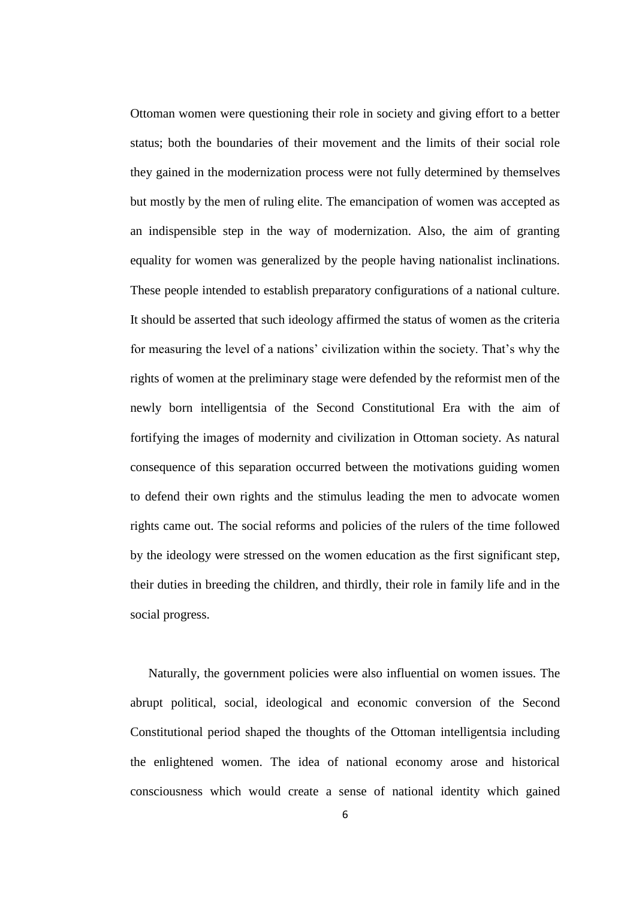Ottoman women were questioning their role in society and giving effort to a better status; both the boundaries of their movement and the limits of their social role they gained in the modernization process were not fully determined by themselves but mostly by the men of ruling elite. The emancipation of women was accepted as an indispensible step in the way of modernization. Also, the aim of granting equality for women was generalized by the people having nationalist inclinations. These people intended to establish preparatory configurations of a national culture. It should be asserted that such ideology affirmed the status of women as the criteria for measuring the level of a nations' civilization within the society. That's why the rights of women at the preliminary stage were defended by the reformist men of the newly born intelligentsia of the Second Constitutional Era with the aim of fortifying the images of modernity and civilization in Ottoman society. As natural consequence of this separation occurred between the motivations guiding women to defend their own rights and the stimulus leading the men to advocate women rights came out. The social reforms and policies of the rulers of the time followed by the ideology were stressed on the women education as the first significant step, their duties in breeding the children, and thirdly, their role in family life and in the social progress.

Naturally, the government policies were also influential on women issues. The abrupt political, social, ideological and economic conversion of the Second Constitutional period shaped the thoughts of the Ottoman intelligentsia including the enlightened women. The idea of national economy arose and historical consciousness which would create a sense of national identity which gained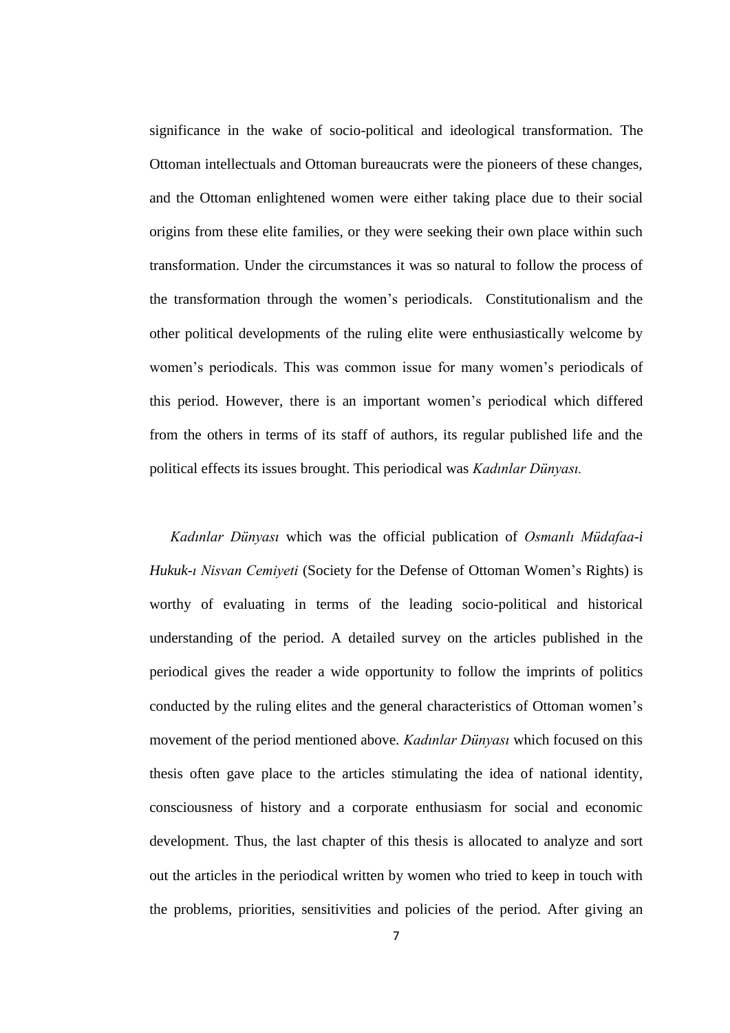significance in the wake of socio-political and ideological transformation. The Ottoman intellectuals and Ottoman bureaucrats were the pioneers of these changes, and the Ottoman enlightened women were either taking place due to their social origins from these elite families, or they were seeking their own place within such transformation. Under the circumstances it was so natural to follow the process of the transformation through the women's periodicals. Constitutionalism and the other political developments of the ruling elite were enthusiastically welcome by women's periodicals. This was common issue for many women's periodicals of this period. However, there is an important women's periodical which differed from the others in terms of its staff of authors, its regular published life and the political effects its issues brought. This periodical was *Kadınlar Dünyası.*

*Kadınlar Dünyası* which was the official publication of *Osmanlı Müdafaa-i Hukuk-ı Nisvan Cemiyeti* (Society for the Defense of Ottoman Women's Rights) is worthy of evaluating in terms of the leading socio-political and historical understanding of the period. A detailed survey on the articles published in the periodical gives the reader a wide opportunity to follow the imprints of politics conducted by the ruling elites and the general characteristics of Ottoman women's movement of the period mentioned above. *Kadınlar Dünyası* which focused on this thesis often gave place to the articles stimulating the idea of national identity, consciousness of history and a corporate enthusiasm for social and economic development. Thus, the last chapter of this thesis is allocated to analyze and sort out the articles in the periodical written by women who tried to keep in touch with the problems, priorities, sensitivities and policies of the period. After giving an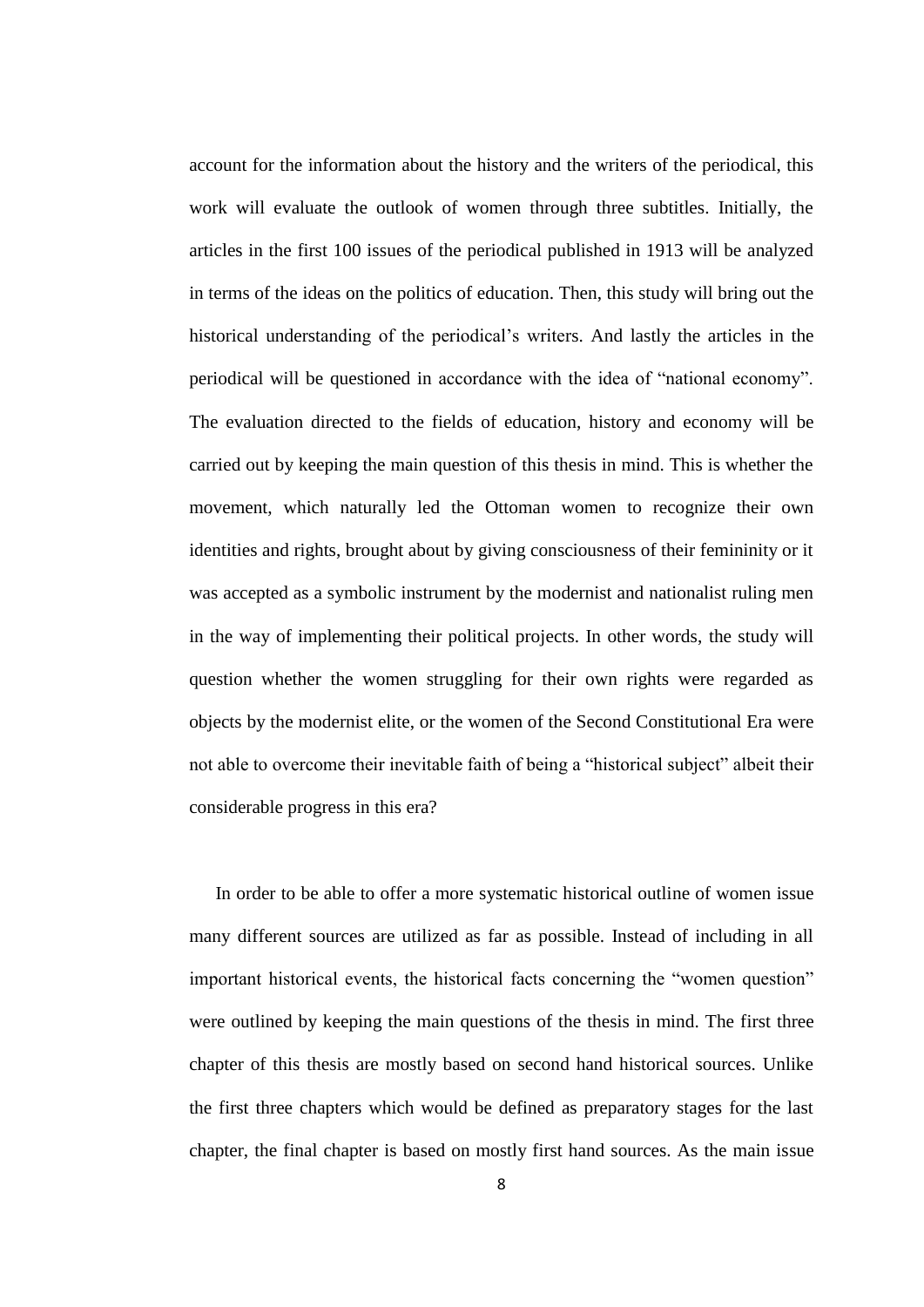account for the information about the history and the writers of the periodical, this work will evaluate the outlook of women through three subtitles. Initially, the articles in the first 100 issues of the periodical published in 1913 will be analyzed in terms of the ideas on the politics of education. Then, this study will bring out the historical understanding of the periodical's writers. And lastly the articles in the periodical will be questioned in accordance with the idea of "national economy". The evaluation directed to the fields of education, history and economy will be carried out by keeping the main question of this thesis in mind. This is whether the movement, which naturally led the Ottoman women to recognize their own identities and rights, brought about by giving consciousness of their femininity or it was accepted as a symbolic instrument by the modernist and nationalist ruling men in the way of implementing their political projects. In other words, the study will question whether the women struggling for their own rights were regarded as objects by the modernist elite, or the women of the Second Constitutional Era were not able to overcome their inevitable faith of being a "historical subject" albeit their considerable progress in this era?

In order to be able to offer a more systematic historical outline of women issue many different sources are utilized as far as possible. Instead of including in all important historical events, the historical facts concerning the "women question" were outlined by keeping the main questions of the thesis in mind. The first three chapter of this thesis are mostly based on second hand historical sources. Unlike the first three chapters which would be defined as preparatory stages for the last chapter, the final chapter is based on mostly first hand sources. As the main issue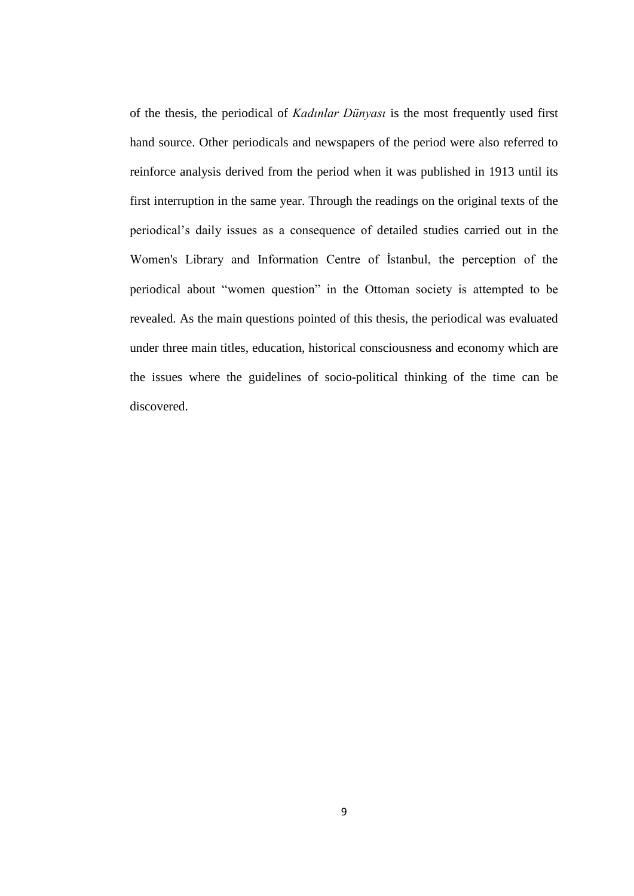of the thesis, the periodical of *Kadınlar Dünyası* is the most frequently used first hand source. Other periodicals and newspapers of the period were also referred to reinforce analysis derived from the period when it was published in 1913 until its first interruption in the same year. Through the readings on the original texts of the periodical's daily issues as a consequence of detailed studies carried out in the Women's Library and Information Centre of İstanbul, the perception of the periodical about "women question" in the Ottoman society is attempted to be revealed. As the main questions pointed of this thesis, the periodical was evaluated under three main titles, education, historical consciousness and economy which are the issues where the guidelines of socio-political thinking of the time can be discovered.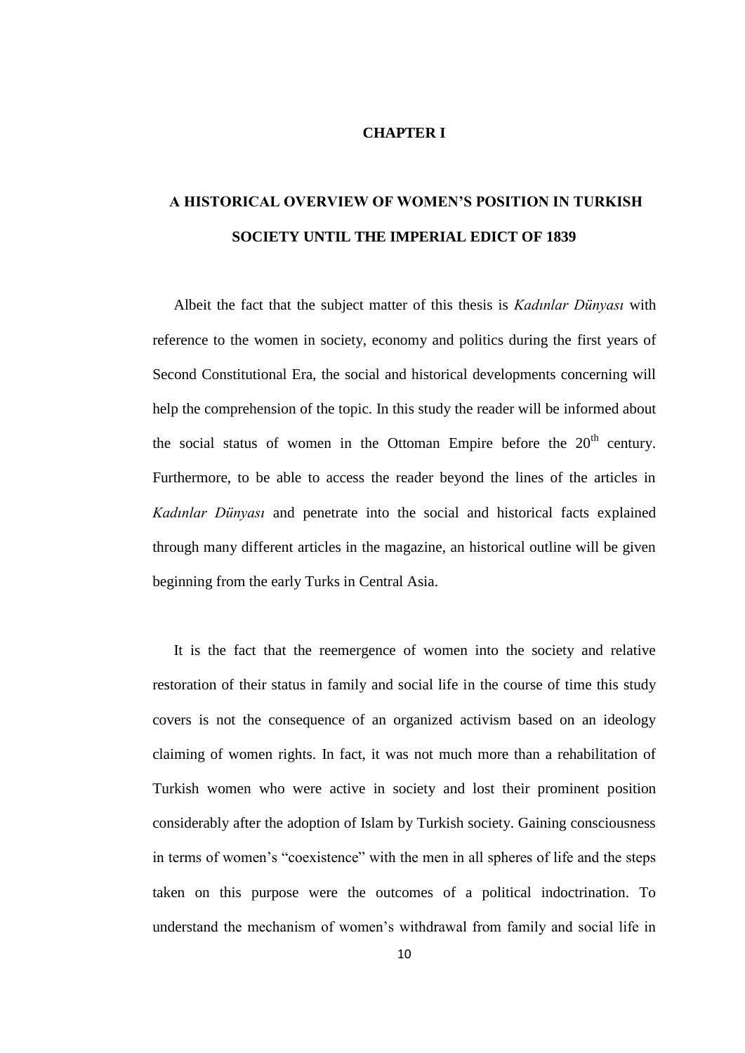# CHAPTER I

## A HISTORICAL OVERVIEW OF WOMEN'S POSITION IN TURKISH SOCIETY UNTIL THE IMPERIAL EDICT OF 1839

Albeit the fact that the subject matter of this thesis is *Kadınlar Dünyası* with reference to the women in society, economy and politics during the first years of Second Constitutional Era, the social and historical developments concerning will help the comprehension of the topic. In this study the reader will be informed about the social status of women in the Ottoman Empire before the 20th century. Furthermore, to be able to access the reader beyond the lines of the articles in *Kadınlar Dünyası* and penetrate into the social and historical facts explained through many different articles in the magazine, an historical outline will be given beginning from the early Turks in Central Asia.

It is the fact that the reemergence of women into the society and relative restoration of their status in family and social life in the course of time this study covers is not the consequence of an organized activism based on an ideology claiming of women rights. In fact, it was not much more than a rehabilitation of Turkish women who were active in society and lost their prominent position considerably after the adoption of Islam by Turkish society. Gaining consciousness in terms of women's "coexistence" with the men in all spheres of life and the steps taken on this purpose were the outcomes of a political indoctrination. To understand the mechanism of women's withdrawal from family and social life in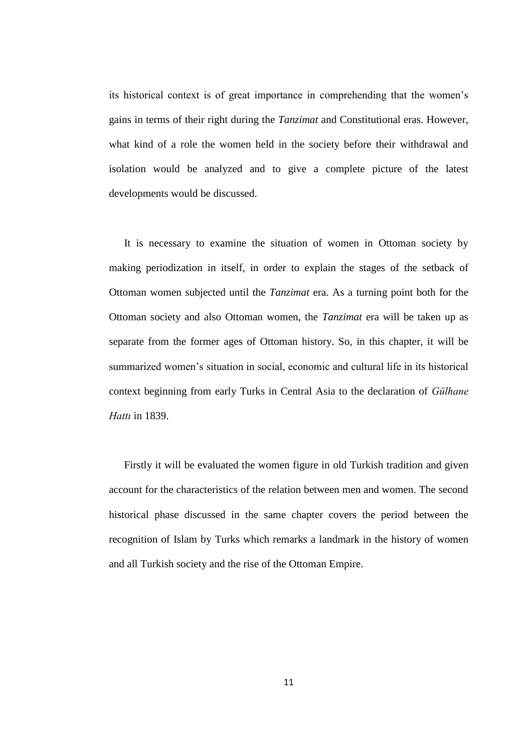its historical context is of great importance in comprehending that the women's gains in terms of their right during the *Tanzimat* and Constitutional eras. However, what kind of a role the women held in the society before their withdrawal and isolation would be analyzed and to give a complete picture of the latest developments would be discussed.

It is necessary to examine the situation of women in Ottoman society by making periodization in itself, in order to explain the stages of the setback of Ottoman women subjected until the *Tanzimat* era. As a turning point both for the Ottoman society and also Ottoman women, the *Tanzimat* era will be taken up as separate from the former ages of Ottoman history. So, in this chapter, it will be summarized women's situation in social, economic and cultural life in its historical context beginning from early Turks in Central Asia to the declaration of *Gülhane Hattı* in 1839.

Firstly it will be evaluated the women figure in old Turkish tradition and given account for the characteristics of the relation between men and women. The second historical phase discussed in the same chapter covers the period between the recognition of Islam by Turks which remarks a landmark in the history of women and all Turkish society and the rise of the Ottoman Empire.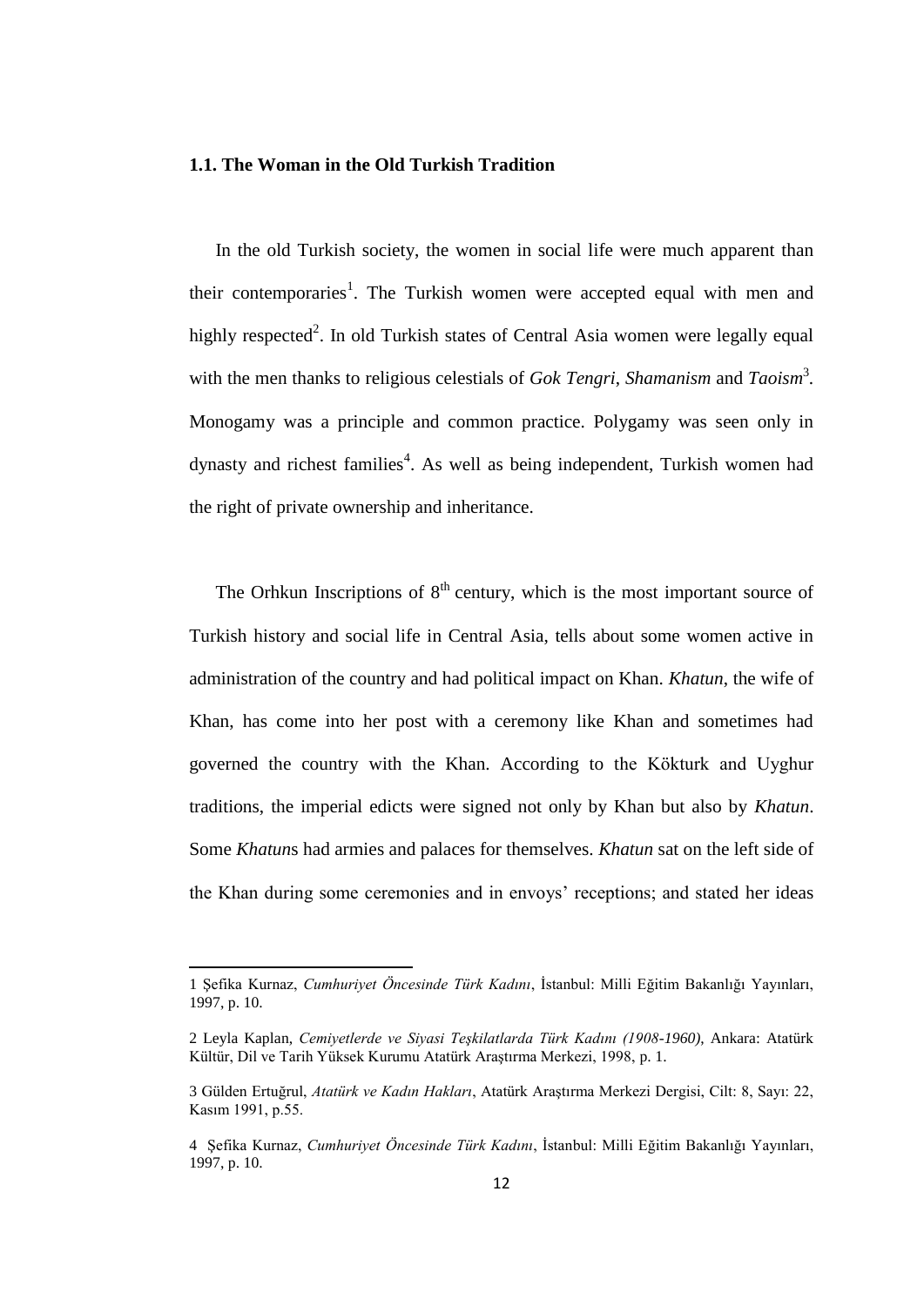### 1.1. The Woman in the Old Turkish Tradition

In the old Turkish society, the women in social life were much apparent than their contemporaries[1]. The Turkish women were accepted equal with men and highly respected[2]. In old Turkish states of Central Asia women were legally equal with the men thanks to religious celestials of *Gok Tengri*, *Shamanism* and *Taoism*[3]. Monogamy was a principle and common practice. Polygamy was seen only in dynasty and richest families[4]. As well as being independent, Turkish women had the right of private ownership and inheritance.

The Orhkun Inscriptions of 8th century, which is the most important source of Turkish history and social life in Central Asia, tells about some women active in administration of the country and had political impact on Khan. *Khatun*, the wife of Khan, has come into her post with a ceremony like Khan and sometimes had governed the country with the Khan. According to the Kökturk and Uyghur traditions, the imperial edicts were signed not only by Khan but also by *Khatun*. Some *Khatun*s had armies and palaces for themselves. *Khatun* sat on the left side of the Khan during some ceremonies and in envoys' receptions; and stated her ideas

---

1 Şefika Kurnaz, *Cumhuriyet Öncesinde Türk Kadını*, İstanbul: Milli Eğitim Bakanlığı Yayınları, 1997, p. 10.

2 Leyla Kaplan, *Cemiyetlerde ve Siyasi Teşkilatlarda Türk Kadını (1908-1960)*, Ankara: Atatürk Kültür, Dil ve Tarih Yüksek Kurumu Atatürk Araştırma Merkezi, 1998, p. 1.

3 Gülden Ertuğrul, *Atatürk ve Kadın Hakları*, Atatürk Araştırma Merkezi Dergisi, Cilt: 8, Sayı: 22, Kasım 1991, p.55.

4 Şefika Kurnaz, *Cumhuriyet Öncesinde Türk Kadını*, İstanbul: Milli Eğitim Bakanlığı Yayınları, 1997, p. 10.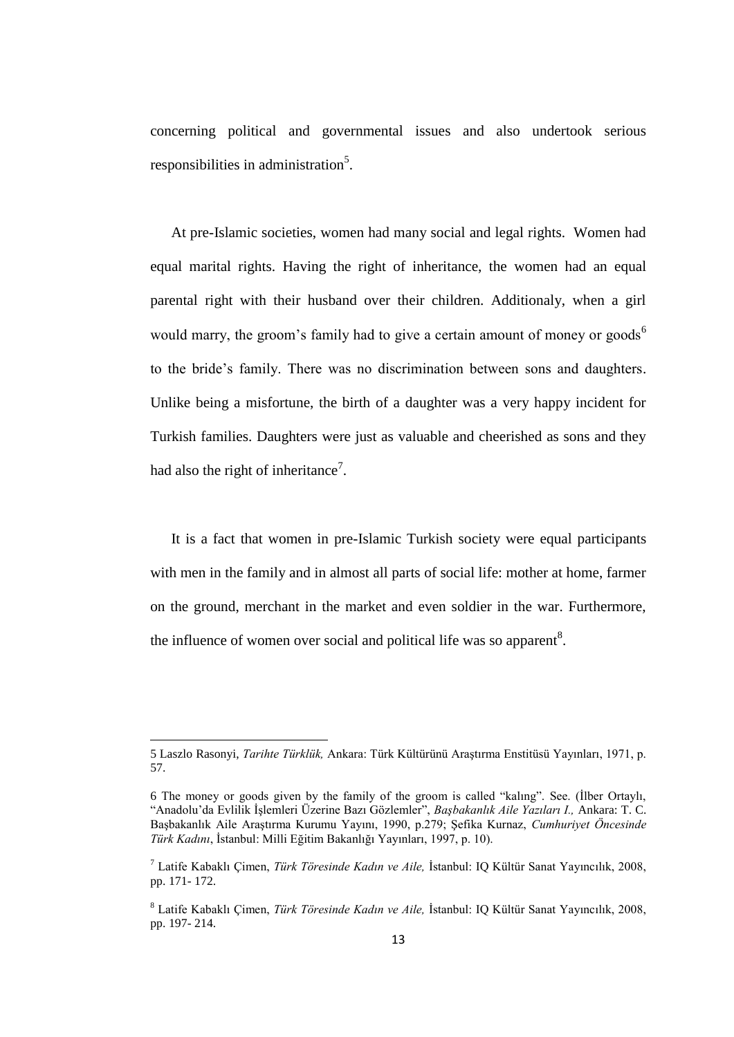concerning political and governmental issues and also undertook serious responsibilities in administration[5].

At pre-Islamic societies, women had many social and legal rights. Women had equal marital rights. Having the right of inheritance, the women had an equal parental right with their husband over their children. Additionaly, when a girl would marry, the groom's family had to give a certain amount of money or goods[6] to the bride's family. There was no discrimination between sons and daughters. Unlike being a misfortune, the birth of a daughter was a very happy incident for Turkish families. Daughters were just as valuable and cheerished as sons and they had also the right of inheritance[7].

It is a fact that women in pre-Islamic Turkish society were equal participants with men in the family and in almost all parts of social life: mother at home, farmer on the ground, merchant in the market and even soldier in the war. Furthermore, the influence of women over social and political life was so apparent[8].

---

5 Laszlo Rasonyi, *Tarihte Türklük,* Ankara: Türk Kültürünü Araştırma Enstitüsü Yayınları, 1971, p. 57.

6 The money or goods given by the family of the groom is called "kalıng". See. (İlber Ortaylı, "Anadolu'da Evlilik İşlemleri Üzerine Bazı Gözlemler", *Başbakanlık Aile Yazıları I.,* Ankara: T. C. Başbakanlık Aile Araştırma Kurumu Yayını, 1990, p.279; Şefika Kurnaz, *Cumhuriyet Öncesinde Türk Kadını*, İstanbul: Milli Eğitim Bakanlığı Yayınları, 1997, p. 10).

7 Latife Kabaklı Çimen, *Türk Töresinde Kadın ve Aile,* İstanbul: IQ Kültür Sanat Yayıncılık, 2008, pp. 171- 172.

8 Latife Kabaklı Çimen, *Türk Töresinde Kadın ve Aile,* İstanbul: IQ Kültür Sanat Yayıncılık, 2008, pp. 197- 214.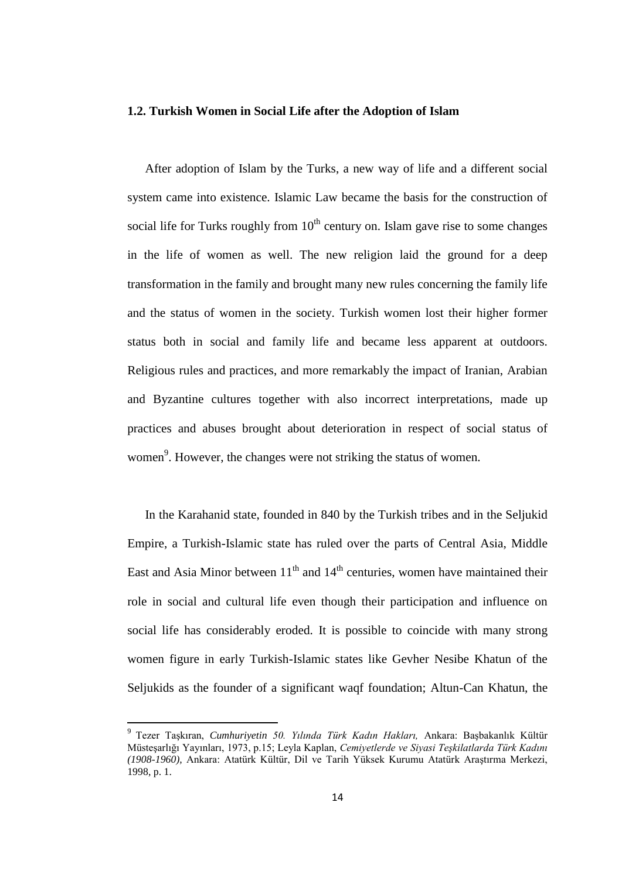### 1.2. Turkish Women in Social Life after the Adoption of Islam

After adoption of Islam by the Turks, a new way of life and a different social system came into existence. Islamic Law became the basis for the construction of social life for Turks roughly from $10^{th}$ century on. Islam gave rise to some changes in the life of women as well. The new religion laid the ground for a deep transformation in the family and brought many new rules concerning the family life and the status of women in the society. Turkish women lost their higher former status both in social and family life and became less apparent at outdoors. Religious rules and practices, and more remarkably the impact of Iranian, Arabian and Byzantine cultures together with also incorrect interpretations, made up practices and abuses brought about deterioration in respect of social status of women[9]. However, the changes were not striking the status of women.

In the Karahanid state, founded in 840 by the Turkish tribes and in the Seljukid Empire, a Turkish-Islamic state has ruled over the parts of Central Asia, Middle East and Asia Minor between $11^{th}$ and $14^{th}$ centuries, women have maintained their role in social and cultural life even though their participation and influence on social life has considerably eroded. It is possible to coincide with many strong women figure in early Turkish-Islamic states like Gevher Nesibe Khatun of the Seljukids as the founder of a significant waqf foundation; Altun-Can Khatun, the

---

[9] Tezer Taşkıran, *Cumhuriyetin 50. Yılında Türk Kadın Hakları,* Ankara: Başbakanlık Kültür Müsteşarlığı Yayınları, 1973, p.15; Leyla Kaplan, *Cemiyetlerde ve Siyasi Teşkilatlarda Türk Kadını (1908-1960),* Ankara: Atatürk Kültür, Dil ve Tarih Yüksek Kurumu Atatürk Araştırma Merkezi, 1998, p. 1.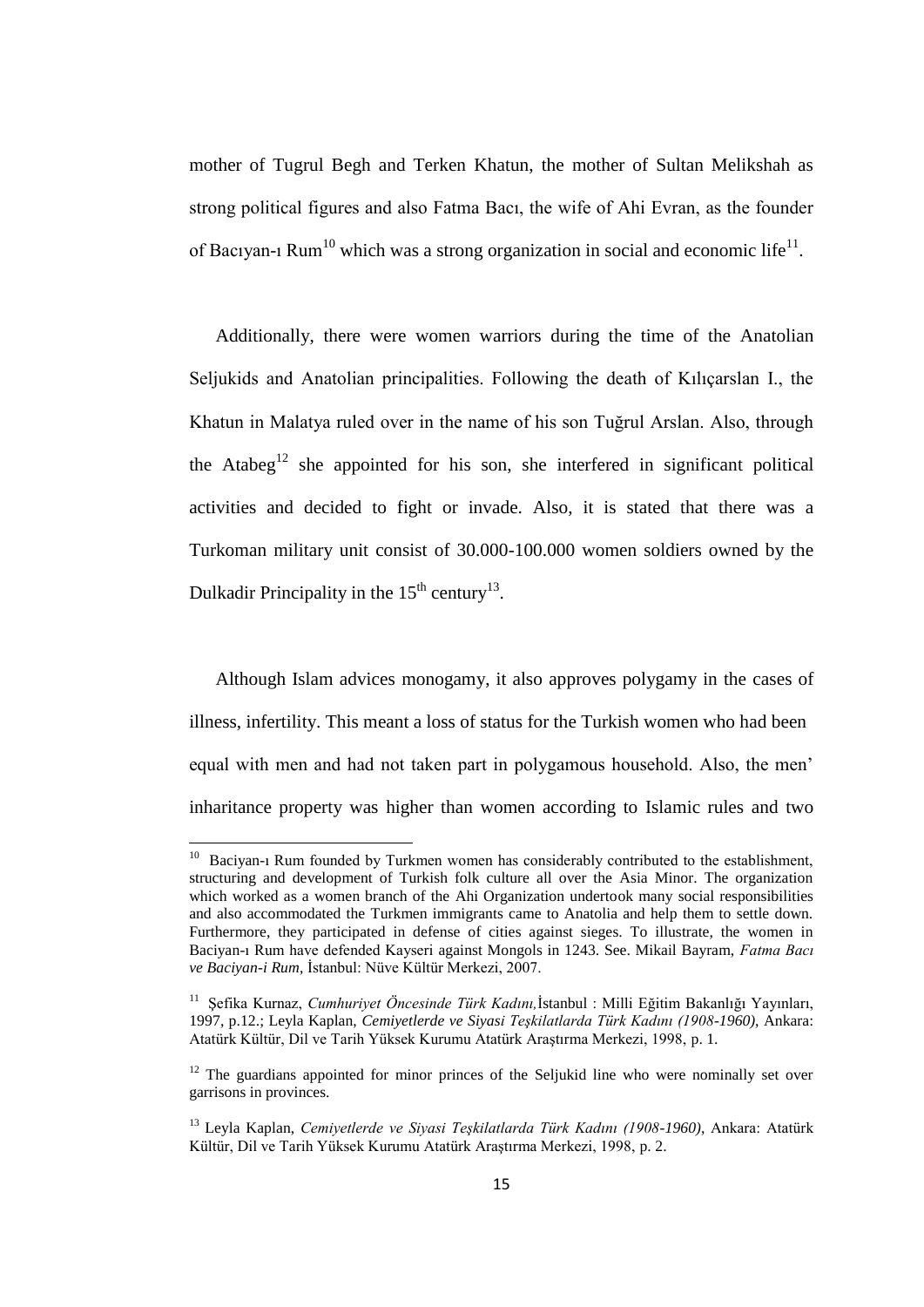mother of Tugrul Begh and Terken Khatun, the mother of Sultan Melikshah as strong political figures and also Fatma Bacı, the wife of Ahi Evran, as the founder of Bacıyan-ı Rum[10] which was a strong organization in social and economic life[11].

Additionally, there were women warriors during the time of the Anatolian Seljukids and Anatolian principalities. Following the death of Kılıçarslan I., the Khatun in Malatya ruled over in the name of his son Tuğrul Arslan. Also, through the Atabeg[12] she appointed for his son, she interfered in significant political activities and decided to fight or invade. Also, it is stated that there was a Turkoman military unit consist of 30.000-100.000 women soldiers owned by the Dulkadir Principality in the 15th century[13].

Although Islam advices monogamy, it also approves polygamy in the cases of illness, infertility. This meant a loss of status for the Turkish women who had been equal with men and had not taken part in polygamous household. Also, the men' inharitance property was higher than women according to Islamic rules and two

---

[10] Baciyan-ı Rum founded by Turkmen women has considerably contributed to the establishment, structuring and development of Turkish folk culture all over the Asia Minor. The organization which worked as a women branch of the Ahi Organization undertook many social responsibilities and also accommodated the Turkmen immigrants came to Anatolia and help them to settle down. Furthermore, they participated in defense of cities against sieges. To illustrate, the women in Baciyan-ı Rum have defended Kayseri against Mongols in 1243. See. Mikail Bayram, *Fatma Bacı ve Baciyan-i Rum,* İstanbul: Nüve Kültür Merkezi, 2007.

[11] Şefika Kurnaz, *Cumhuriyet Öncesinde Türk Kadını,*İstanbul : Milli Eğitim Bakanlığı Yayınları, 1997, p.12.; Leyla Kaplan, *Cemiyetlerde ve Siyasi Teşkilatlarda Türk Kadını (1908-1960),* Ankara: Atatürk Kültür, Dil ve Tarih Yüksek Kurumu Atatürk Araştırma Merkezi, 1998, p. 1.

[12] The guardians appointed for minor princes of the Seljukid line who were nominally set over garrisons in provinces.

[13] Leyla Kaplan, *Cemiyetlerde ve Siyasi Teşkilatlarda Türk Kadını (1908-1960),* Ankara: Atatürk Kültür, Dil ve Tarih Yüksek Kurumu Atatürk Araştırma Merkezi, 1998, p. 2.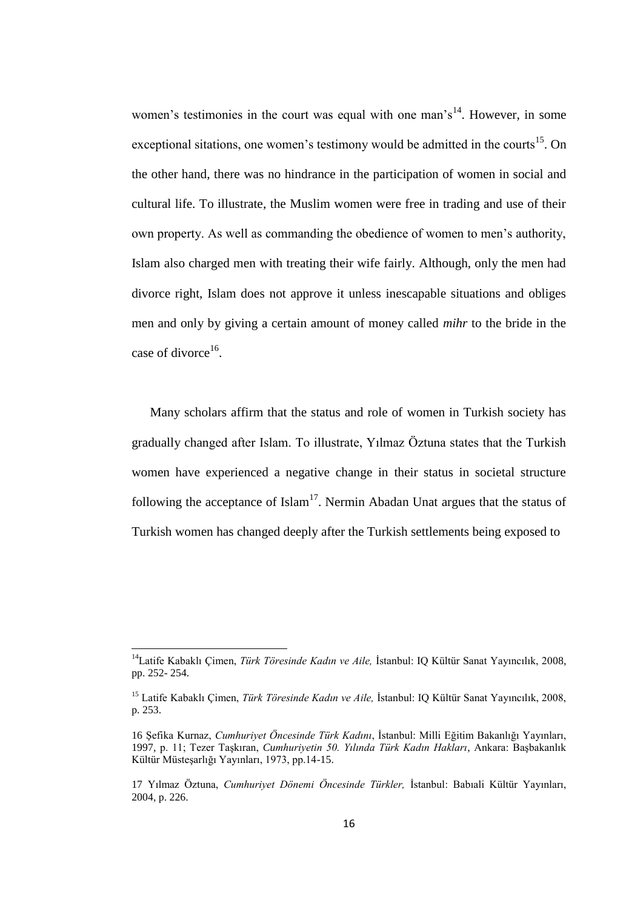women's testimonies in the court was equal with one man's[14]. However, in some exceptional sitations, one women's testimony would be admitted in the courts[15]. On the other hand, there was no hindrance in the participation of women in social and cultural life. To illustrate, the Muslim women were free in trading and use of their own property. As well as commanding the obedience of women to men's authority, Islam also charged men with treating their wife fairly. Although, only the men had divorce right, Islam does not approve it unless inescapable situations and obliges men and only by giving a certain amount of money called *mihr* to the bride in the case of divorce[16].

Many scholars affirm that the status and role of women in Turkish society has gradually changed after Islam. To illustrate, Yılmaz Öztuna states that the Turkish women have experienced a negative change in their status in societal structure following the acceptance of Islam[17]. Nermin Abadan Unat argues that the status of Turkish women has changed deeply after the Turkish settlements being exposed to

---

[14] Latife Kabaklı Çimen, *Türk Töresinde Kadın ve Aile,* İstanbul: IQ Kültür Sanat Yayıncılık, 2008, pp. 252- 254.

[15] Latife Kabaklı Çimen, *Türk Töresinde Kadın ve Aile,* İstanbul: IQ Kültür Sanat Yayıncılık, 2008, p. 253.

16 Şefika Kurnaz, *Cumhuriyet Öncesinde Türk Kadını*, İstanbul: Milli Eğitim Bakanlığı Yayınları, 1997, p. 11; Tezer Taşkıran, *Cumhuriyetin 50. Yılında Türk Kadın Hakları*, Ankara: Başbakanlık Kültür Müsteşarlığı Yayınları, 1973, pp.14-15.

17 Yılmaz Öztuna, *Cumhuriyet Dönemi Öncesinde Türkler,* İstanbul: Babıali Kültür Yayınları, 2004, p. 226.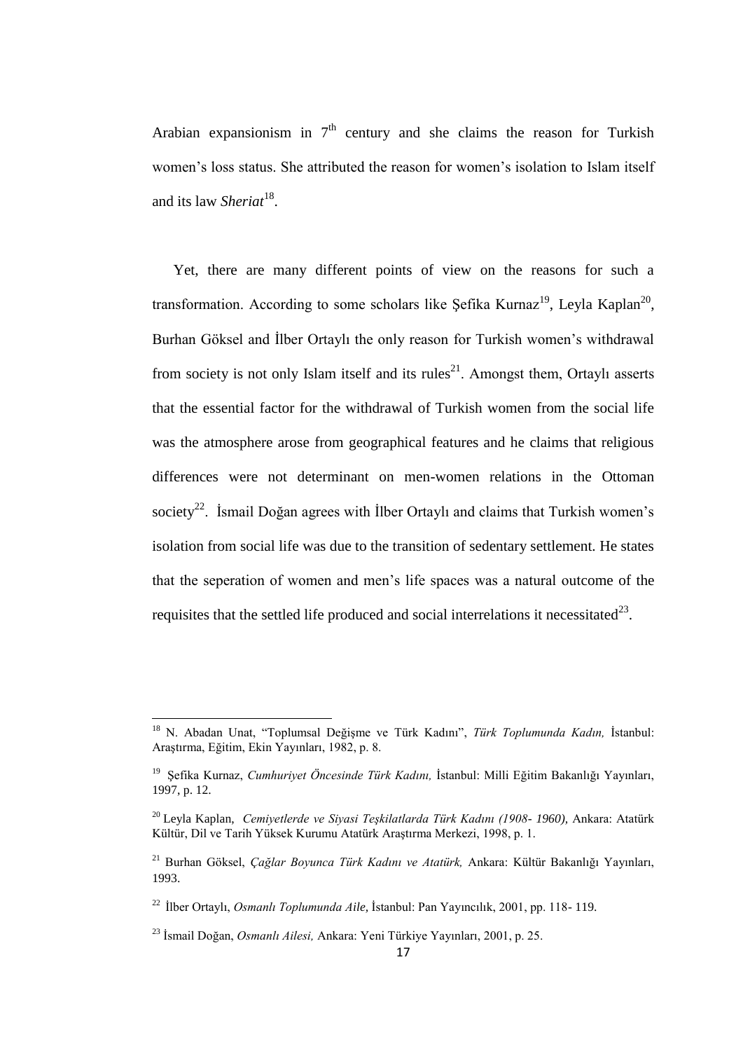Arabian expansionism in 7th century and she claims the reason for Turkish women's loss status. She attributed the reason for women's isolation to Islam itself and its law *Sheriat*[18].

Yet, there are many different points of view on the reasons for such a transformation. According to some scholars like Şefika Kurnaz[19], Leyla Kaplan[20], Burhan Göksel and İlber Ortaylı the only reason for Turkish women's withdrawal from society is not only Islam itself and its rules[21]. Amongst them, Ortaylı asserts that the essential factor for the withdrawal of Turkish women from the social life was the atmosphere arose from geographical features and he claims that religious differences were not determinant on men-women relations in the Ottoman society[22]. İsmail Doğan agrees with İlber Ortaylı and claims that Turkish women's isolation from social life was due to the transition of sedentary settlement. He states that the seperation of women and men's life spaces was a natural outcome of the requisites that the settled life produced and social interrelations it necessitated[23].

---

[18] N. Abadan Unat, "Toplumsal Değişme ve Türk Kadını", *Türk Toplumunda Kadın,* İstanbul: Araştırma, Eğitim, Ekin Yayınları, 1982, p. 8.

[19] Şefika Kurnaz, *Cumhuriyet Öncesinde Türk Kadını,* İstanbul: Milli Eğitim Bakanlığı Yayınları, 1997, p. 12.

[20] Leyla Kaplan, *Cemiyetlerde ve Siyasi Teşkilatlarda Türk Kadını (1908- 1960),* Ankara: Atatürk Kültür, Dil ve Tarih Yüksek Kurumu Atatürk Araştırma Merkezi, 1998, p. 1.

[21] Burhan Göksel, *Çağlar Boyunca Türk Kadını ve Atatürk,* Ankara: Kültür Bakanlığı Yayınları, 1993.

[22] İlber Ortaylı, *Osmanlı Toplumunda Aile,* İstanbul: Pan Yayıncılık, 2001, pp. 118- 119.

[23] İsmail Doğan, *Osmanlı Ailesi,* Ankara: Yeni Türkiye Yayınları, 2001, p. 25.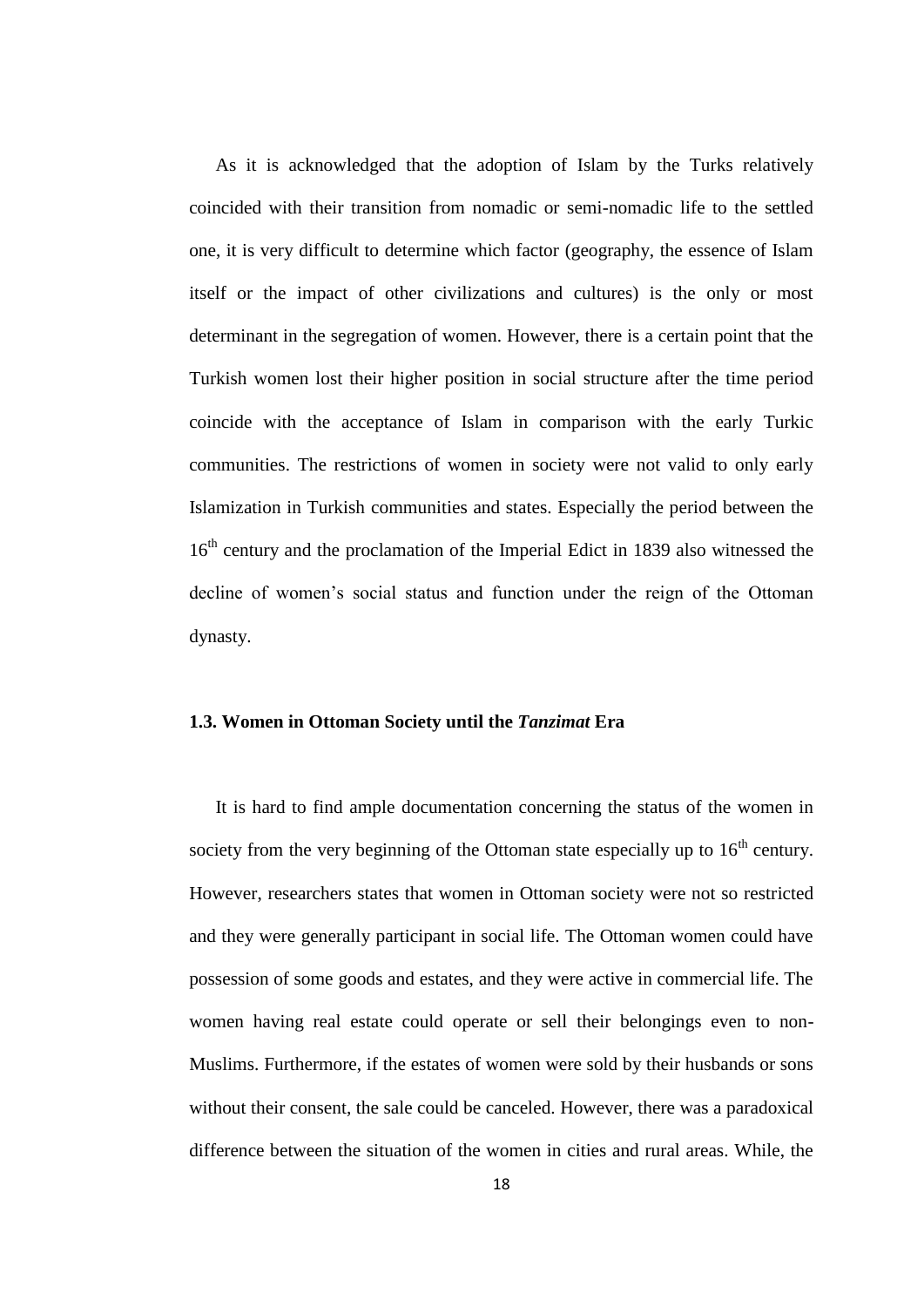As it is acknowledged that the adoption of Islam by the Turks relatively coincided with their transition from nomadic or semi-nomadic life to the settled one, it is very difficult to determine which factor (geography, the essence of Islam itself or the impact of other civilizations and cultures) is the only or most determinant in the segregation of women. However, there is a certain point that the Turkish women lost their higher position in social structure after the time period coincide with the acceptance of Islam in comparison with the early Turkic communities. The restrictions of women in society were not valid to only early Islamization in Turkish communities and states. Especially the period between the 16th century and the proclamation of the Imperial Edict in 1839 also witnessed the decline of women's social status and function under the reign of the Ottoman dynasty.

### 1.3. Women in Ottoman Society until the *Tanzimat* Era

It is hard to find ample documentation concerning the status of the women in society from the very beginning of the Ottoman state especially up to 16th century. However, researchers states that women in Ottoman society were not so restricted and they were generally participant in social life. The Ottoman women could have possession of some goods and estates, and they were active in commercial life. The women having real estate could operate or sell their belongings even to non-Muslims. Furthermore, if the estates of women were sold by their husbands or sons without their consent, the sale could be canceled. However, there was a paradoxical difference between the situation of the women in cities and rural areas. While, the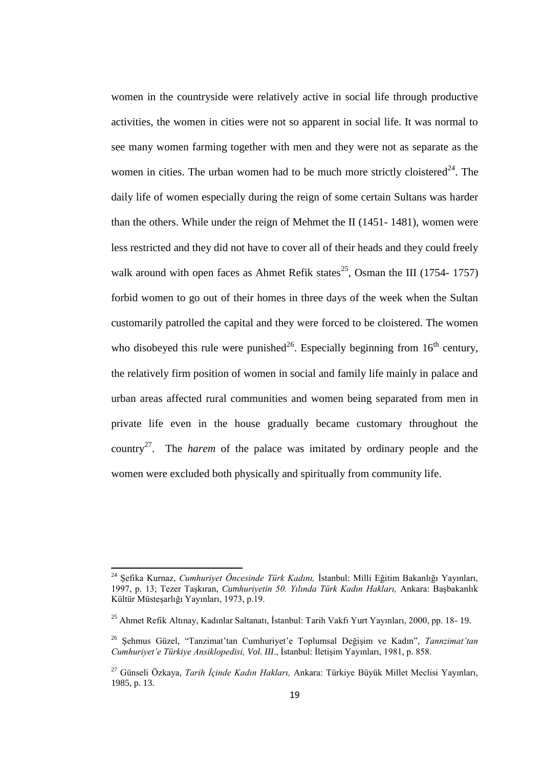women in the countryside were relatively active in social life through productive activities, the women in cities were not so apparent in social life. It was normal to see many women farming together with men and they were not as separate as the women in cities. The urban women had to be much more strictly cloistered[24]. The daily life of women especially during the reign of some certain Sultans was harder than the others. While under the reign of Mehmet the II (1451- 1481), women were less restricted and they did not have to cover all of their heads and they could freely walk around with open faces as Ahmet Refik states[25], Osman the III (1754- 1757) forbid women to go out of their homes in three days of the week when the Sultan customarily patrolled the capital and they were forced to be cloistered. The women who disobeyed this rule were punished[26]. Especially beginning from 16th century, the relatively firm position of women in social and family life mainly in palace and urban areas affected rural communities and women being separated from men in private life even in the house gradually became customary throughout the country[27]. The *harem* of the palace was imitated by ordinary people and the women were excluded both physically and spiritually from community life.

---

[24] Şefika Kurnaz, *Cumhuriyet Öncesinde Türk Kadını,* İstanbul: Milli Eğitim Bakanlığı Yayınları, 1997, p. 13; Tezer Taşkıran, *Cumhuriyetin 50. Yılında Türk Kadın Hakları,* Ankara: Başbakanlık Kültür Müsteşarlığı Yayınları, 1973, p.19.

[25] Ahmet Refik Altınay, Kadınlar Saltanatı, İstanbul: Tarih Vakfı Yurt Yayınları, 2000, pp. 18- 19.

[26] Şehmus Güzel, "Tanzimat'tan Cumhuriyet'e Toplumsal Değişim ve Kadın", *Tannzimat'tan Cumhuriyet'e Türkiye Ansiklopedisi, Vol. III*., İstanbul: İletişim Yayınları, 1981, p. 858.

[27] Günseli Özkaya, *Tarih İçinde Kadın Hakları,* Ankara: Türkiye Büyük Millet Meclisi Yayınları, 1985, p. 13.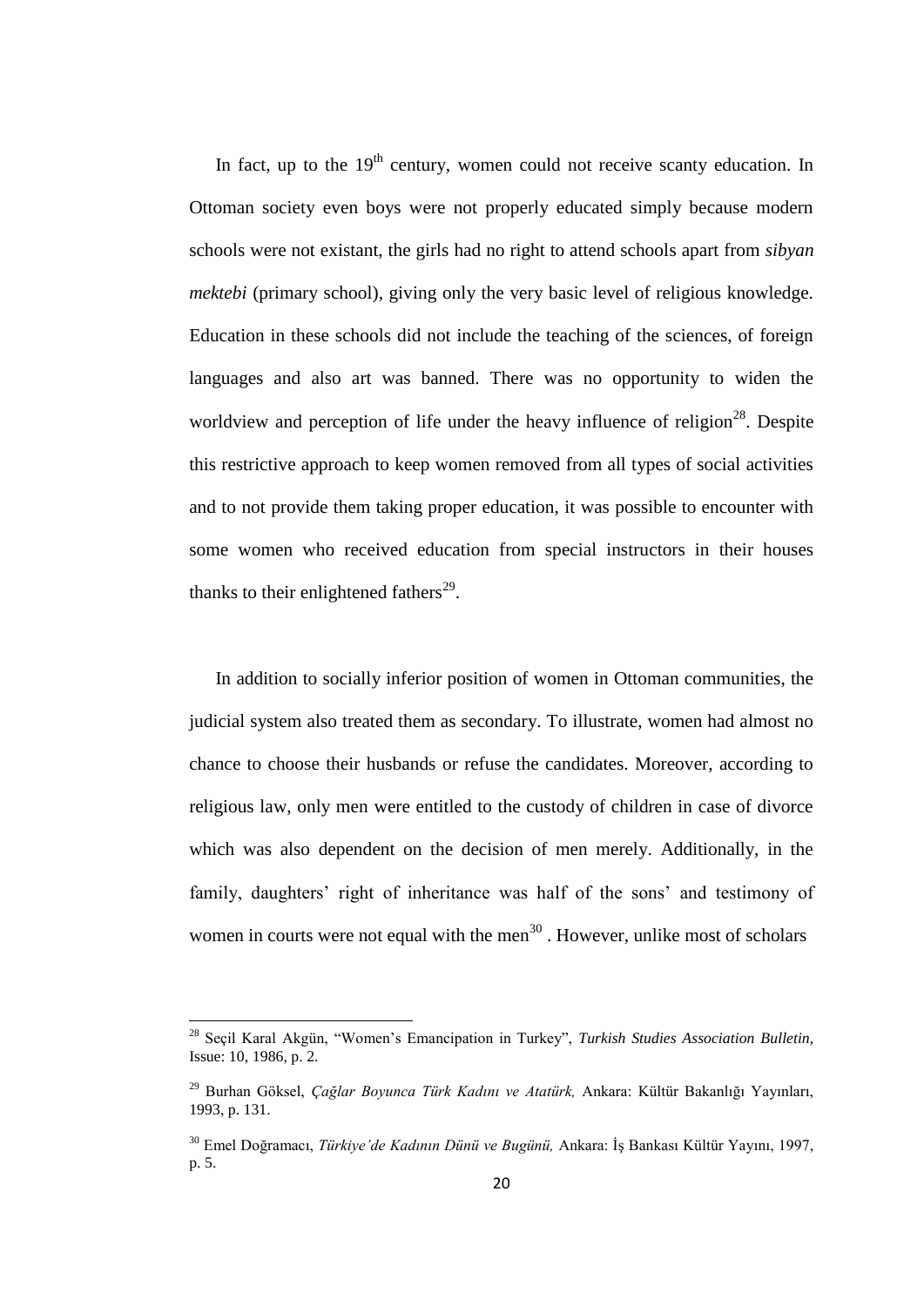In fact, up to the 19th century, women could not receive scanty education. In Ottoman society even boys were not properly educated simply because modern schools were not existant, the girls had no right to attend schools apart from *sibyan mektebi* (primary school), giving only the very basic level of religious knowledge. Education in these schools did not include the teaching of the sciences, of foreign languages and also art was banned. There was no opportunity to widen the worldview and perception of life under the heavy influence of religion[28]. Despite this restrictive approach to keep women removed from all types of social activities and to not provide them taking proper education, it was possible to encounter with some women who received education from special instructors in their houses thanks to their enlightened fathers[29].

In addition to socially inferior position of women in Ottoman communities, the judicial system also treated them as secondary. To illustrate, women had almost no chance to choose their husbands or refuse the candidates. Moreover, according to religious law, only men were entitled to the custody of children in case of divorce which was also dependent on the decision of men merely. Additionally, in the family, daughters' right of inheritance was half of the sons' and testimony of women in courts were not equal with the men[30] . However, unlike most of scholars

---

[28] Seçil Karal Akgün, "Women's Emancipation in Turkey", *Turkish Studies Association Bulletin,* Issue: 10, 1986, p. 2.

[29] Burhan Göksel, *Çağlar Boyunca Türk Kadını ve Atatürk,* Ankara: Kültür Bakanlığı Yayınları, 1993, p. 131.

[30] Emel Doğramacı, *Türkiye'de Kadının Dünü ve Bugünü,* Ankara: İş Bankası Kültür Yayını, 1997, p. 5.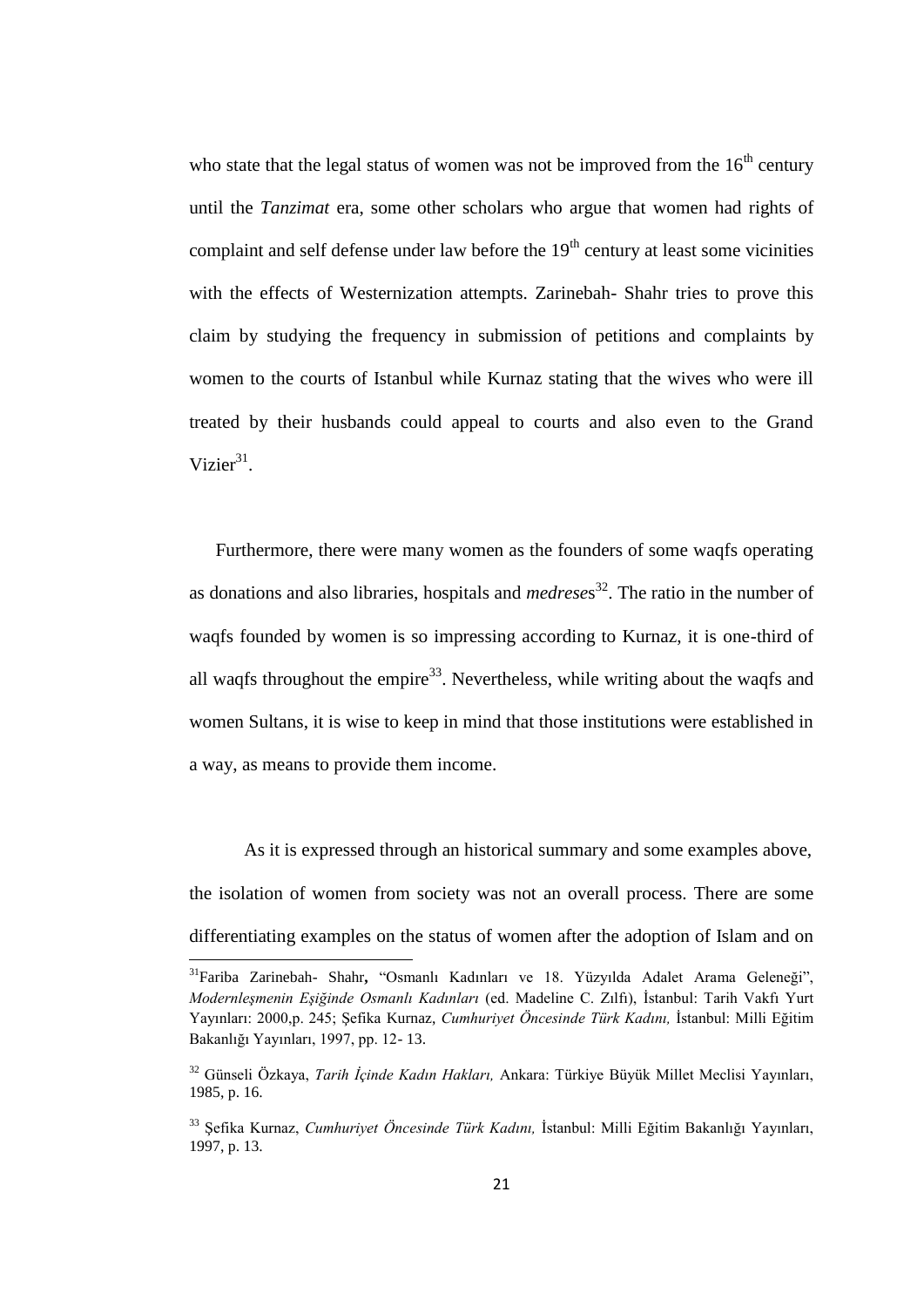who state that the legal status of women was not be improved from the 16th century until the *Tanzimat* era, some other scholars who argue that women had rights of complaint and self defense under law before the 19th century at least some vicinities with the effects of Westernization attempts. Zarinebah- Shahr tries to prove this claim by studying the frequency in submission of petitions and complaints by women to the courts of Istanbul while Kurnaz stating that the wives who were ill treated by their husbands could appeal to courts and also even to the Grand Vizier[31].

Furthermore, there were many women as the founders of some waqfs operating as donations and also libraries, hospitals and *medreses*[32]. The ratio in the number of waqfs founded by women is so impressing according to Kurnaz, it is one-third of all waqfs throughout the empire[33]. Nevertheless, while writing about the waqfs and women Sultans, it is wise to keep in mind that those institutions were established in a way, as means to provide them income.

As it is expressed through an historical summary and some examples above, the isolation of women from society was not an overall process. There are some differentiating examples on the status of women after the adoption of Islam and on

---

[31] Fariba Zarinebah- Shahr**,** "Osmanlı Kadınları ve 18. Yüzyılda Adalet Arama Geleneği", *Modernleşmenin Eşiğinde Osmanlı Kadınları* (ed. Madeline C. Zılfı), İstanbul: Tarih Vakfı Yurt Yayınları: 2000,p. 245; Şefika Kurnaz, *Cumhuriyet Öncesinde Türk Kadını,* İstanbul: Milli Eğitim Bakanlığı Yayınları, 1997, pp. 12- 13.

[32] Günseli Özkaya, *Tarih İçinde Kadın Hakları,* Ankara: Türkiye Büyük Millet Meclisi Yayınları, 1985, p. 16.

[33] Şefika Kurnaz, *Cumhuriyet Öncesinde Türk Kadını,* İstanbul: Milli Eğitim Bakanlığı Yayınları, 1997, p. 13.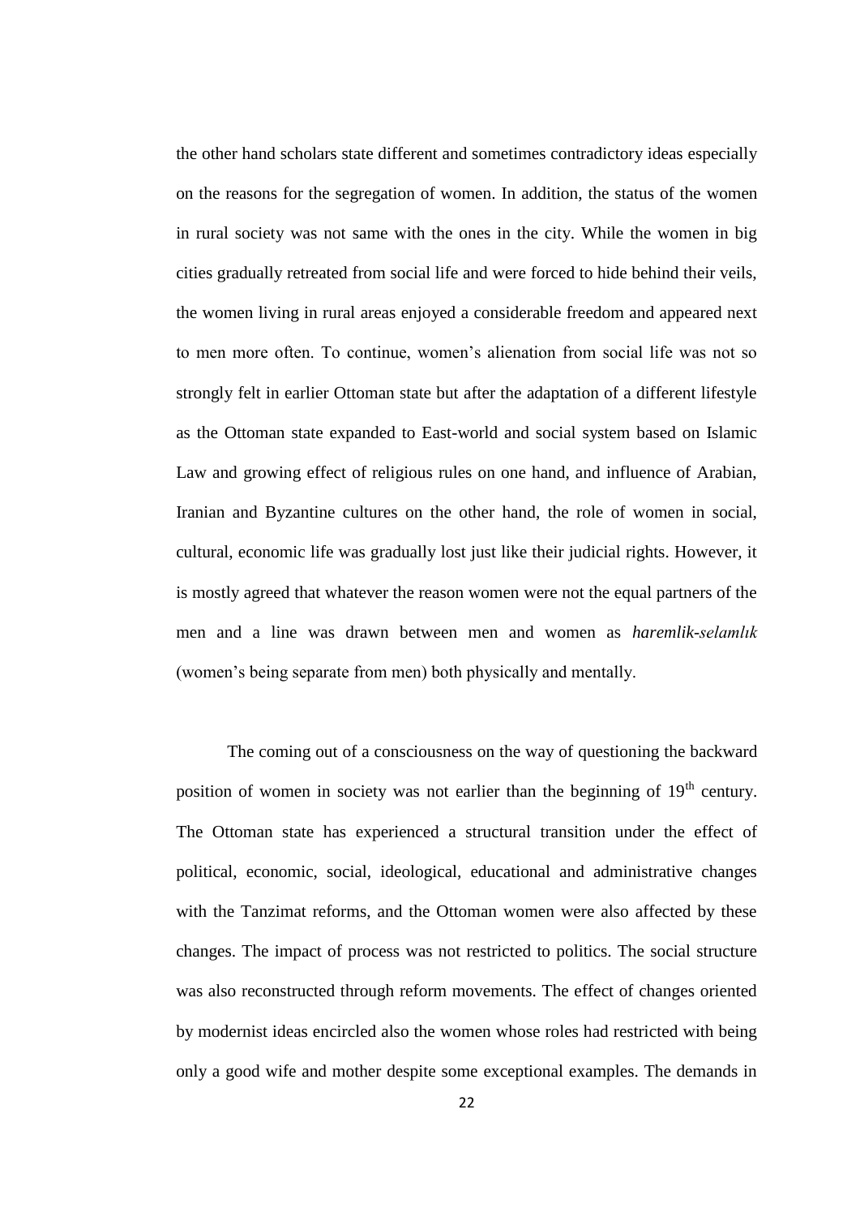the other hand scholars state different and sometimes contradictory ideas especially on the reasons for the segregation of women. In addition, the status of the women in rural society was not same with the ones in the city. While the women in big cities gradually retreated from social life and were forced to hide behind their veils, the women living in rural areas enjoyed a considerable freedom and appeared next to men more often. To continue, women's alienation from social life was not so strongly felt in earlier Ottoman state but after the adaptation of a different lifestyle as the Ottoman state expanded to East-world and social system based on Islamic Law and growing effect of religious rules on one hand, and influence of Arabian, Iranian and Byzantine cultures on the other hand, the role of women in social, cultural, economic life was gradually lost just like their judicial rights. However, it is mostly agreed that whatever the reason women were not the equal partners of the men and a line was drawn between men and women as *haremlik-selamlık* (women's being separate from men) both physically and mentally.

The coming out of a consciousness on the way of questioning the backward position of women in society was not earlier than the beginning of 19th century. The Ottoman state has experienced a structural transition under the effect of political, economic, social, ideological, educational and administrative changes with the Tanzimat reforms, and the Ottoman women were also affected by these changes. The impact of process was not restricted to politics. The social structure was also reconstructed through reform movements. The effect of changes oriented by modernist ideas encircled also the women whose roles had restricted with being only a good wife and mother despite some exceptional examples. The demands in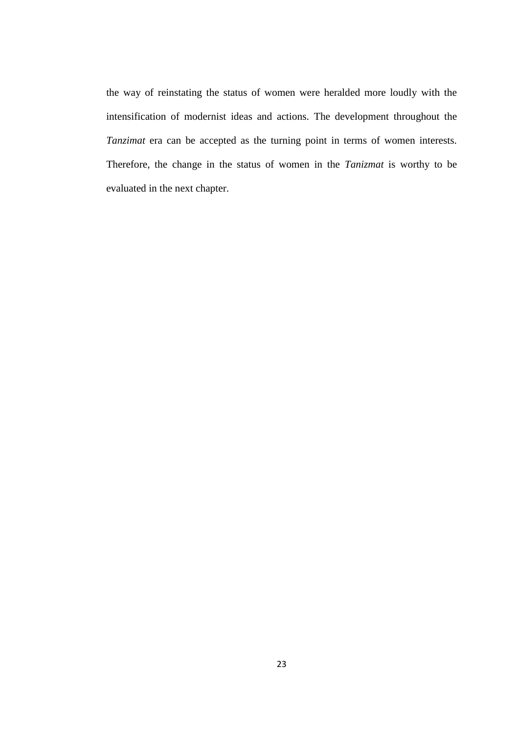the way of reinstating the status of women were heralded more loudly with the intensification of modernist ideas and actions. The development throughout the *Tanzimat* era can be accepted as the turning point in terms of women interests. Therefore, the change in the status of women in the *Tanizmat* is worthy to be evaluated in the next chapter.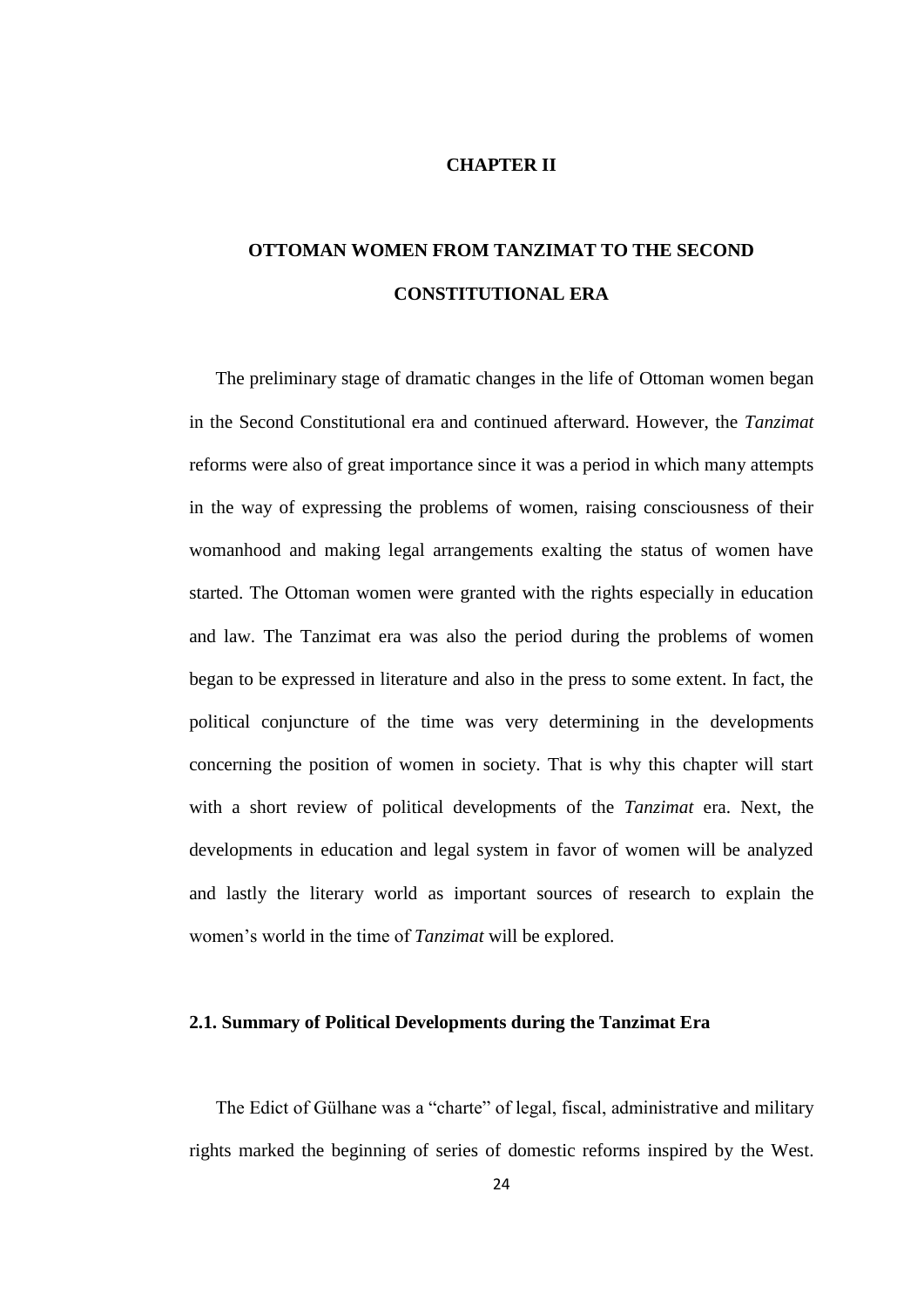# CHAPTER II

# OTTOMAN WOMEN FROM TANZIMAT TO THE SECOND CONSTITUTIONAL ERA

The preliminary stage of dramatic changes in the life of Ottoman women began in the Second Constitutional era and continued afterward. However, the *Tanzimat* reforms were also of great importance since it was a period in which many attempts in the way of expressing the problems of women, raising consciousness of their womanhood and making legal arrangements exalting the status of women have started. The Ottoman women were granted with the rights especially in education and law. The Tanzimat era was also the period during the problems of women began to be expressed in literature and also in the press to some extent. In fact, the political conjuncture of the time was very determining in the developments concerning the position of women in society. That is why this chapter will start with a short review of political developments of the *Tanzimat* era. Next, the developments in education and legal system in favor of women will be analyzed and lastly the literary world as important sources of research to explain the women's world in the time of *Tanzimat* will be explored.

## 2.1. Summary of Political Developments during the Tanzimat Era

The Edict of Gülhane was a "charte" of legal, fiscal, administrative and military rights marked the beginning of series of domestic reforms inspired by the West.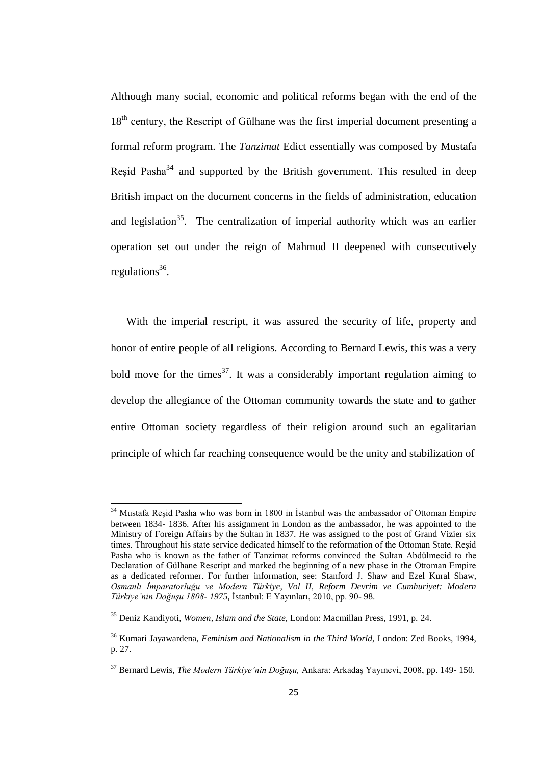Although many social, economic and political reforms began with the end of the 18th century, the Rescript of Gülhane was the first imperial document presenting a formal reform program. The *Tanzimat* Edict essentially was composed by Mustafa Reşid Pasha[34] and supported by the British government. This resulted in deep British impact on the document concerns in the fields of administration, education and legislation[35]. The centralization of imperial authority which was an earlier operation set out under the reign of Mahmud II deepened with consecutively regulations[36].

With the imperial rescript, it was assured the security of life, property and honor of entire people of all religions. According to Bernard Lewis, this was a very bold move for the times[37]. It was a considerably important regulation aiming to develop the allegiance of the Ottoman community towards the state and to gather entire Ottoman society regardless of their religion around such an egalitarian principle of which far reaching consequence would be the unity and stabilization of

---

[34] Mustafa Reşid Pasha who was born in 1800 in İstanbul was the ambassador of Ottoman Empire between 1834- 1836. After his assignment in London as the ambassador, he was appointed to the Ministry of Foreign Affairs by the Sultan in 1837. He was assigned to the post of Grand Vizier six times. Throughout his state service dedicated himself to the reformation of the Ottoman State. Reşid Pasha who is known as the father of Tanzimat reforms convinced the Sultan Abdülmecid to the Declaration of Gülhane Rescript and marked the beginning of a new phase in the Ottoman Empire as a dedicated reformer. For further information, see: Stanford J. Shaw and Ezel Kural Shaw, *Osmanlı İmparatorluğu ve Modern Türkiye, Vol II, Reform Devrim ve Cumhuriyet: Modern Türkiye'nin Doğuşu 1808- 1975,* İstanbul: E Yayınları, 2010, pp. 90- 98.

[35] Deniz Kandiyoti, *Women, Islam and the State,* London: Macmillan Press, 1991, p. 24.

[36] Kumari Jayawardena, *Feminism and Nationalism in the Third World,* London: Zed Books, 1994, p. 27.

[37] Bernard Lewis, *The Modern Türkiye'nin Doğuşu,* Ankara: Arkadaş Yayınevi, 2008, pp. 149- 150.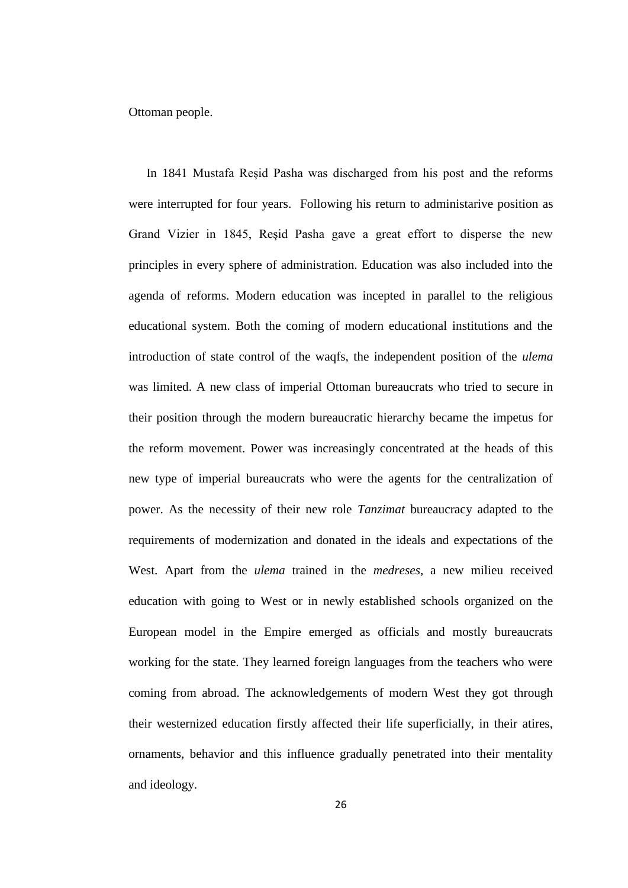Ottoman people.

In 1841 Mustafa Reşid Pasha was discharged from his post and the reforms were interrupted for four years. Following his return to administarive position as Grand Vizier in 1845, Reşid Pasha gave a great effort to disperse the new principles in every sphere of administration. Education was also included into the agenda of reforms. Modern education was incepted in parallel to the religious educational system. Both the coming of modern educational institutions and the introduction of state control of the waqfs, the independent position of the *ulema* was limited. A new class of imperial Ottoman bureaucrats who tried to secure in their position through the modern bureaucratic hierarchy became the impetus for the reform movement. Power was increasingly concentrated at the heads of this new type of imperial bureaucrats who were the agents for the centralization of power. As the necessity of their new role *Tanzimat* bureaucracy adapted to the requirements of modernization and donated in the ideals and expectations of the West. Apart from the *ulema* trained in the *medreses*, a new milieu received education with going to West or in newly established schools organized on the European model in the Empire emerged as officials and mostly bureaucrats working for the state. They learned foreign languages from the teachers who were coming from abroad. The acknowledgements of modern West they got through their westernized education firstly affected their life superficially, in their atires, ornaments, behavior and this influence gradually penetrated into their mentality and ideology.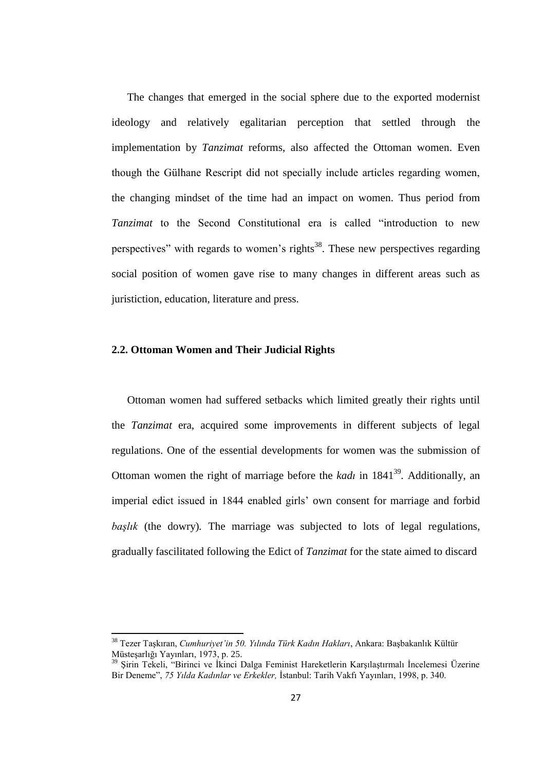The changes that emerged in the social sphere due to the exported modernist ideology and relatively egalitarian perception that settled through the implementation by *Tanzimat* reforms, also affected the Ottoman women. Even though the Gülhane Rescript did not specially include articles regarding women, the changing mindset of the time had an impact on women. Thus period from *Tanzimat* to the Second Constitutional era is called "introduction to new perspectives" with regards to women's rights[38]. These new perspectives regarding social position of women gave rise to many changes in different areas such as juristiction, education, literature and press.

### 2.2. Ottoman Women and Their Judicial Rights

Ottoman women had suffered setbacks which limited greatly their rights until the *Tanzimat* era, acquired some improvements in different subjects of legal regulations. One of the essential developments for women was the submission of Ottoman women the right of marriage before the *kadı* in 1841[39]. Additionally, an imperial edict issued in 1844 enabled girls' own consent for marriage and forbid *başlık* (the dowry). The marriage was subjected to lots of legal regulations, gradually fascilitated following the Edict of *Tanzimat* for the state aimed to discard

---

[38] Tezer Taşkıran, *Cumhuriyet'in 50. Yılında Türk Kadın Hakları*, Ankara: Başbakanlık Kültür Müsteşarlığı Yayınları, 1973, p. 25.

[39] Şirin Tekeli, "Birinci ve İkinci Dalga Feminist Hareketlerin Karşılaştırmalı İncelemesi Üzerine Bir Deneme", *75 Yılda Kadınlar ve Erkekler,* İstanbul: Tarih Vakfı Yayınları, 1998, p. 340.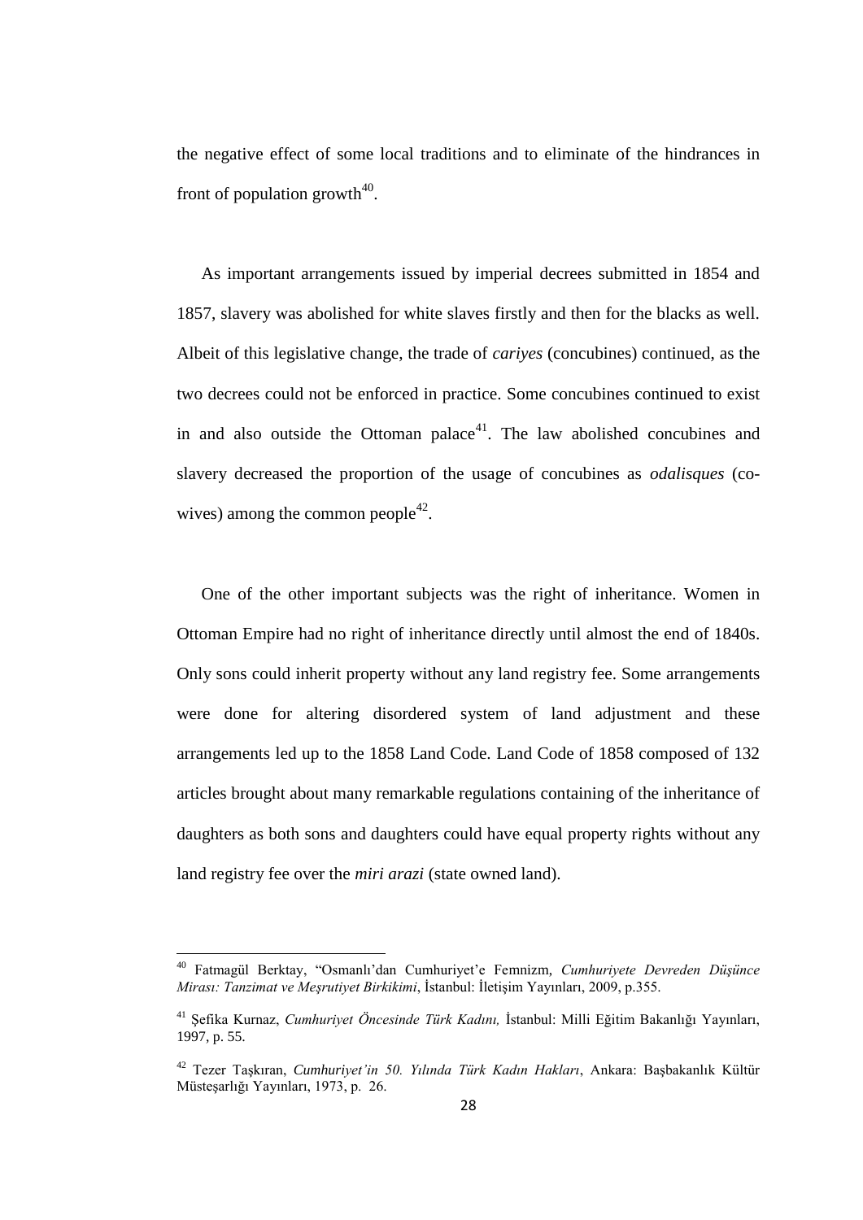the negative effect of some local traditions and to eliminate of the hindrances in front of population growth[40].

As important arrangements issued by imperial decrees submitted in 1854 and 1857, slavery was abolished for white slaves firstly and then for the blacks as well. Albeit of this legislative change, the trade of *cariyes* (concubines) continued, as the two decrees could not be enforced in practice. Some concubines continued to exist in and also outside the Ottoman palace[41]. The law abolished concubines and slavery decreased the proportion of the usage of concubines as *odalisques* (co-wives) among the common people[42].

One of the other important subjects was the right of inheritance. Women in Ottoman Empire had no right of inheritance directly until almost the end of 1840s. Only sons could inherit property without any land registry fee. Some arrangements were done for altering disordered system of land adjustment and these arrangements led up to the 1858 Land Code. Land Code of 1858 composed of 132 articles brought about many remarkable regulations containing of the inheritance of daughters as both sons and daughters could have equal property rights without any land registry fee over the *miri arazi* (state owned land).

---

[40] Fatmagül Berktay, "Osmanlı'dan Cumhuriyet'e Femnizm, *Cumhuriyete Devreden Düşünce Mirası: Tanzimat ve Meşrutiyet Birkikimi*, İstanbul: İletişim Yayınları, 2009, p.355.

[41] Şefika Kurnaz, *Cumhuriyet Öncesinde Türk Kadını,* İstanbul: Milli Eğitim Bakanlığı Yayınları, 1997, p. 55.

[42] Tezer Taşkıran, *Cumhuriyet'in 50. Yılında Türk Kadın Hakları*, Ankara: Başbakanlık Kültür Müsteşarlığı Yayınları, 1973, p. 26.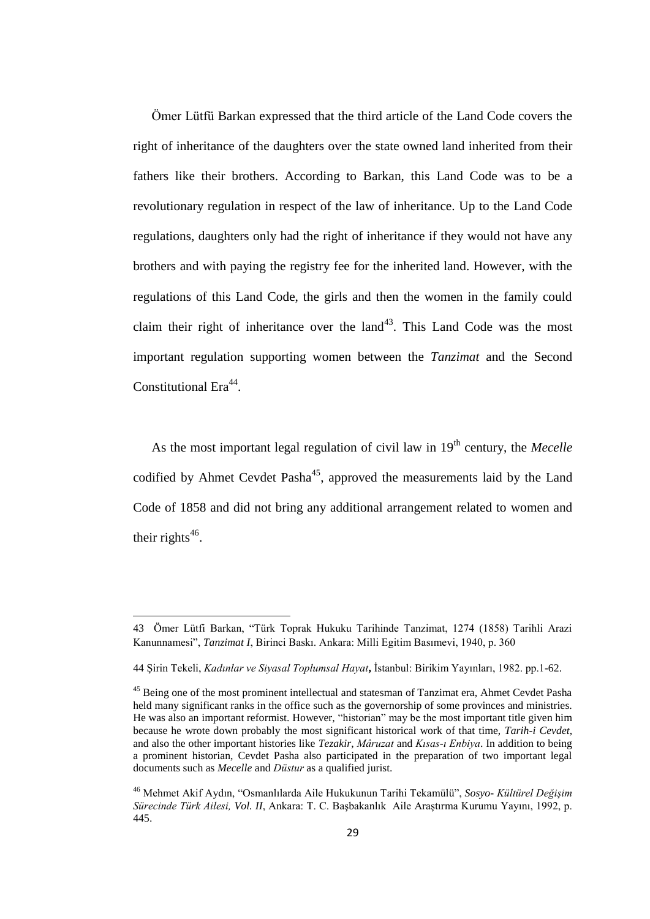Ömer Lütfü Barkan expressed that the third article of the Land Code covers the right of inheritance of the daughters over the state owned land inherited from their fathers like their brothers. According to Barkan, this Land Code was to be a revolutionary regulation in respect of the law of inheritance. Up to the Land Code regulations, daughters only had the right of inheritance if they would not have any brothers and with paying the registry fee for the inherited land. However, with the regulations of this Land Code, the girls and then the women in the family could claim their right of inheritance over the land[43]. This Land Code was the most important regulation supporting women between the *Tanzimat* and the Second Constitutional Era[44].

As the most important legal regulation of civil law in 19th century, the *Mecelle* codified by Ahmet Cevdet Pasha[45], approved the measurements laid by the Land Code of 1858 and did not bring any additional arrangement related to women and their rights[46].

---

43 Ömer Lütfi Barkan, "Türk Toprak Hukuku Tarihinde Tanzimat, 1274 (1858) Tarihli Arazi Kanunnamesi", *Tanzimat I*, Birinci Baskı. Ankara: Milli Egitim Basımevi, 1940, p. 360

44 Şirin Tekeli, *Kadınlar ve Siyasal Toplumsal Hayat***,** İstanbul: Birikim Yayınları, 1982. pp.1-62.

45 Being one of the most prominent intellectual and statesman of Tanzimat era, Ahmet Cevdet Pasha held many significant ranks in the office such as the governorship of some provinces and ministries. He was also an important reformist. However, "historian" may be the most important title given him because he wrote down probably the most significant historical work of that time, *Tarih-i Cevdet*, and also the other important histories like *Tezakir*, *Mâruzat* and *Kısas-ı Enbiya*. In addition to being a prominent historian, Cevdet Pasha also participated in the preparation of two important legal documents such as *Mecelle* and *Düstur* as a qualified jurist.

46 Mehmet Akif Aydın, "Osmanlılarda Aile Hukukunun Tarihi Tekamülü", *Sosyo- Kültürel Değişim Sürecinde Türk Ailesi, Vol. II*, Ankara: T. C. Başbakanlık Aile Araştırma Kurumu Yayını, 1992, p. 445.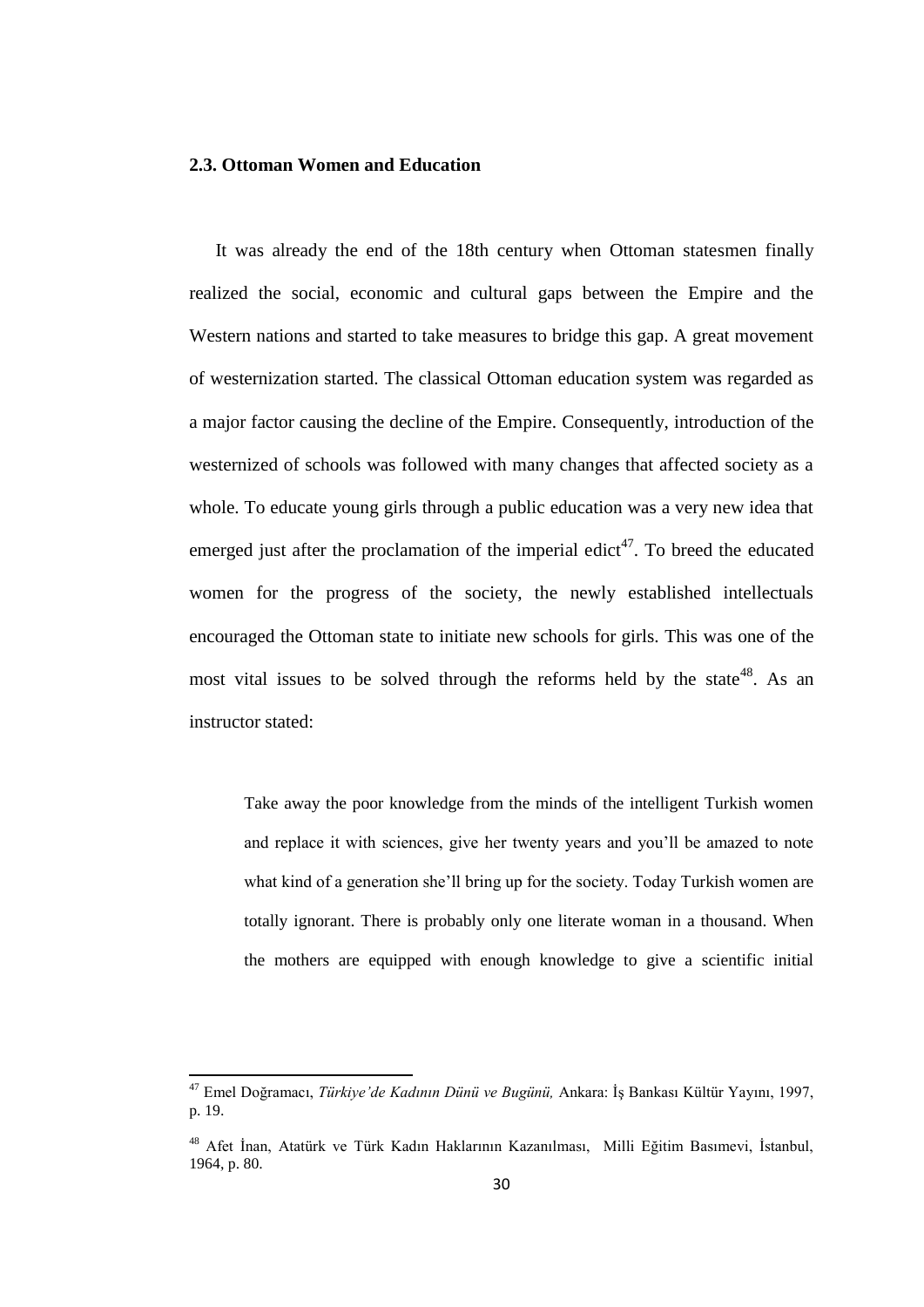### 2.3. Ottoman Women and Education

It was already the end of the 18th century when Ottoman statesmen finally realized the social, economic and cultural gaps between the Empire and the Western nations and started to take measures to bridge this gap. A great movement of westernization started. The classical Ottoman education system was regarded as a major factor causing the decline of the Empire. Consequently, introduction of the westernized of schools was followed with many changes that affected society as a whole. To educate young girls through a public education was a very new idea that emerged just after the proclamation of the imperial edict[47]. To breed the educated women for the progress of the society, the newly established intellectuals encouraged the Ottoman state to initiate new schools for girls. This was one of the most vital issues to be solved through the reforms held by the state[48]. As an instructor stated:

> Take away the poor knowledge from the minds of the intelligent Turkish women and replace it with sciences, give her twenty years and you'll be amazed to note what kind of a generation she'll bring up for the society. Today Turkish women are totally ignorant. There is probably only one literate woman in a thousand. When the mothers are equipped with enough knowledge to give a scientific initial

---

[47] Emel Doğramacı, *Türkiye'de Kadının Dünü ve Bugünü,* Ankara: İş Bankası Kültür Yayını, 1997, p. 19.

[48] Afet İnan, Atatürk ve Türk Kadın Haklarının Kazanılması, Milli Eğitim Basımevi, İstanbul, 1964, p. 80.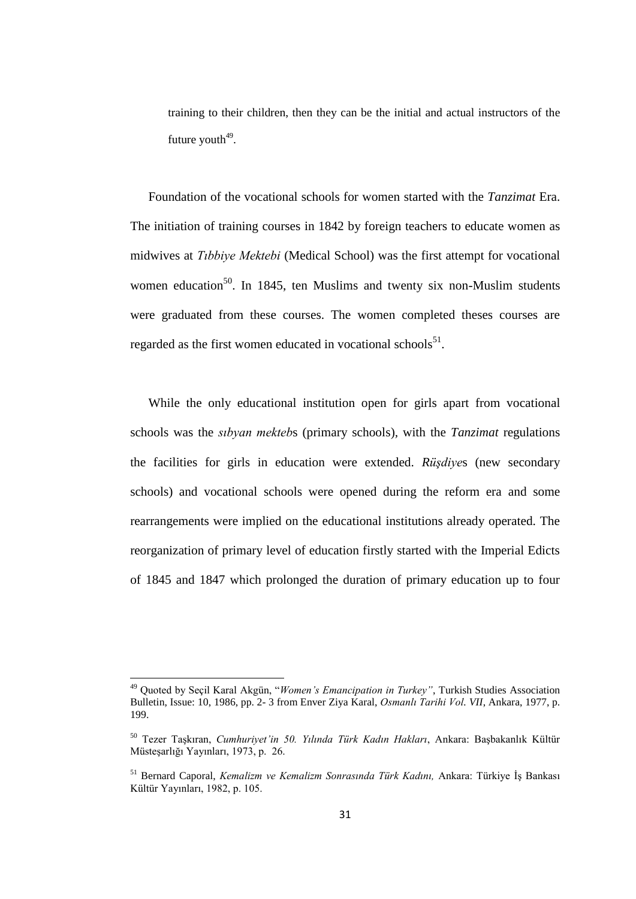training to their children, then they can be the initial and actual instructors of the future youth[49].

Foundation of the vocational schools for women started with the *Tanzimat* Era. The initiation of training courses in 1842 by foreign teachers to educate women as midwives at *Tıbbiye Mektebi* (Medical School) was the first attempt for vocational women education[50]. In 1845, ten Muslims and twenty six non-Muslim students were graduated from these courses. The women completed theses courses are regarded as the first women educated in vocational schools[51].

While the only educational institution open for girls apart from vocational schools was the *sıbyan mekteb*s (primary schools), with the *Tanzimat* regulations the facilities for girls in education were extended. *Rüşdiye*s (new secondary schools) and vocational schools were opened during the reform era and some rearrangements were implied on the educational institutions already operated. The reorganization of primary level of education firstly started with the Imperial Edicts of 1845 and 1847 which prolonged the duration of primary education up to four

---

[49] Quoted by Seçil Karal Akgün, "*Women's Emancipation in Turkey"*, Turkish Studies Association Bulletin, Issue: 10, 1986, pp. 2- 3 from Enver Ziya Karal, *Osmanlı Tarihi Vol. VII*, Ankara, 1977, p. 199.

[50] Tezer Taşkıran, *Cumhuriyet'in 50. Yılında Türk Kadın Hakları*, Ankara: Başbakanlık Kültür Müsteşarlığı Yayınları, 1973, p. 26.

[51] Bernard Caporal, *Kemalizm ve Kemalizm Sonrasında Türk Kadını,* Ankara: Türkiye İş Bankası Kültür Yayınları, 1982, p. 105.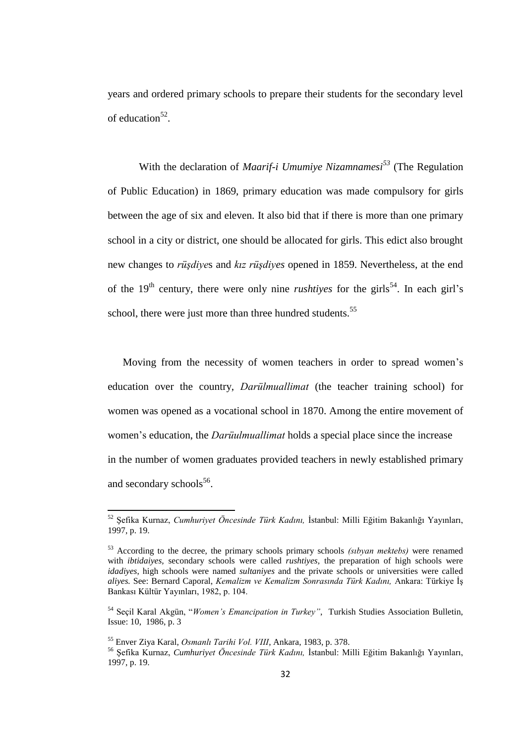years and ordered primary schools to prepare their students for the secondary level of education[52].

With the declaration of *Maarif-i Umumiye Nizamnamesi*[53] (The Regulation of Public Education) in 1869, primary education was made compulsory for girls between the age of six and eleven. It also bid that if there is more than one primary school in a city or district, one should be allocated for girls. This edict also brought new changes to *rüşdiye*s and *kız rüşdiyes* opened in 1859. Nevertheless, at the end of the 19th century, there were only nine *rushtiyes* for the girls[54]. In each girl's school, there were just more than three hundred students.[55]

Moving from the necessity of women teachers in order to spread women's education over the country, *Darülmuallimat* (the teacher training school) for women was opened as a vocational school in 1870. Among the entire movement of women's education, the *Darüulmuallimat* holds a special place since the increase in the number of women graduates provided teachers in newly established primary and secondary schools[56].

---

[52] Şefika Kurnaz, *Cumhuriyet Öncesinde Türk Kadını,* İstanbul: Milli Eğitim Bakanlığı Yayınları, 1997, p. 19.

[53] According to the decree, the primary schools primary schools *(sıbyan mektebs)* were renamed with *ibtidaiyes*, secondary schools were called *rushtiyes*, the preparation of high schools were *idadiyes*, high schools were named *sultaniyes* and the private schools or universities were called *aliyes.* See: Bernard Caporal, *Kemalizm ve Kemalizm Sonrasında Türk Kadını,* Ankara: Türkiye İş Bankası Kültür Yayınları, 1982, p. 104.

[54] Seçil Karal Akgün, "*Women's Emancipation in Turkey"*, Turkish Studies Association Bulletin, Issue: 10, 1986, p. 3

[55] Enver Ziya Karal, *Osmanlı Tarihi Vol. VIII*, Ankara, 1983, p. 378.

[56] Şefika Kurnaz, *Cumhuriyet Öncesinde Türk Kadını,* İstanbul: Milli Eğitim Bakanlığı Yayınları, 1997, p. 19.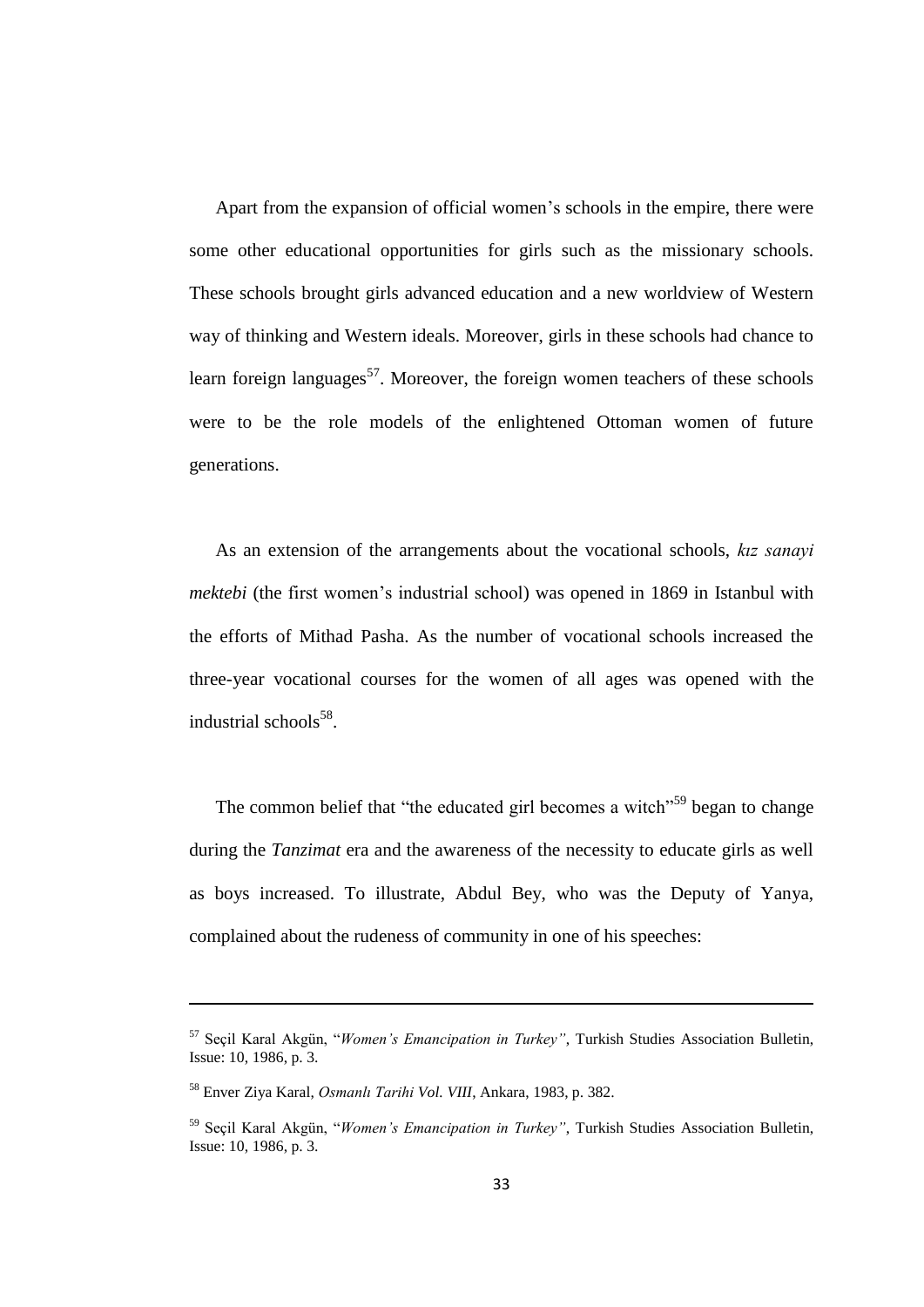Apart from the expansion of official women's schools in the empire, there were some other educational opportunities for girls such as the missionary schools. These schools brought girls advanced education and a new worldview of Western way of thinking and Western ideals. Moreover, girls in these schools had chance to learn foreign languages[57]. Moreover, the foreign women teachers of these schools were to be the role models of the enlightened Ottoman women of future generations.

As an extension of the arrangements about the vocational schools, *kız sanayi mektebi* (the first women's industrial school) was opened in 1869 in Istanbul with the efforts of Mithad Pasha. As the number of vocational schools increased the three-year vocational courses for the women of all ages was opened with the industrial schools[58].

The common belief that "the educated girl becomes a witch"[59] began to change during the *Tanzimat* era and the awareness of the necessity to educate girls as well as boys increased. To illustrate, Abdul Bey, who was the Deputy of Yanya, complained about the rudeness of community in one of his speeches:

---

[57] Seçil Karal Akgün, "*Women's Emancipation in Turkey"*, Turkish Studies Association Bulletin, Issue: 10, 1986, p. 3.

[58] Enver Ziya Karal, *Osmanlı Tarihi Vol. VIII*, Ankara, 1983, p. 382.

[59] Seçil Karal Akgün, "*Women's Emancipation in Turkey"*, Turkish Studies Association Bulletin, Issue: 10, 1986, p. 3.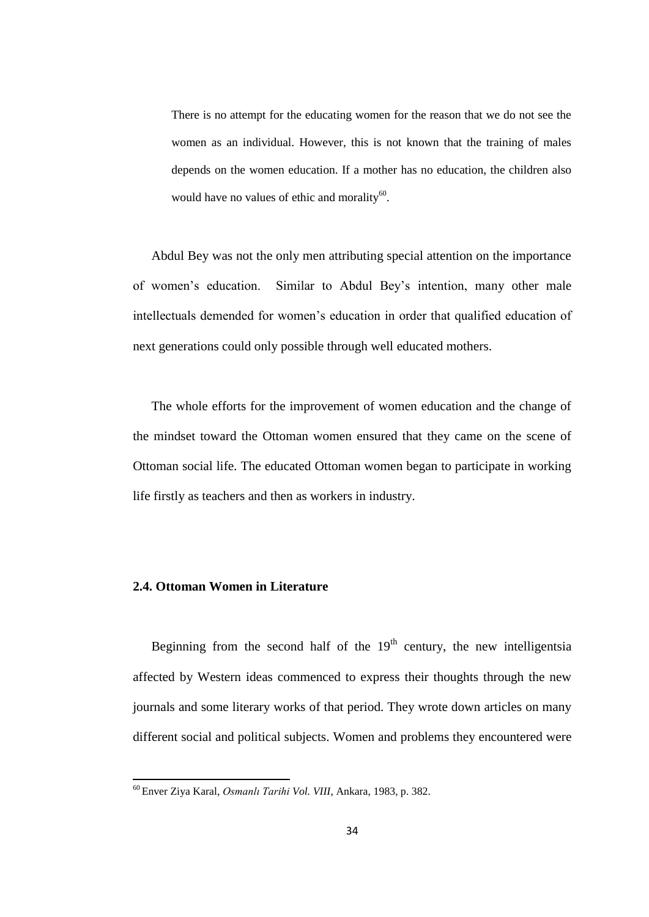> There is no attempt for the educating women for the reason that we do not see the women as an individual. However, this is not known that the training of males depends on the women education. If a mother has no education, the children also would have no values of ethic and morality[60].

Abdul Bey was not the only men attributing special attention on the importance of women's education. Similar to Abdul Bey's intention, many other male intellectuals demended for women's education in order that qualified education of next generations could only possible through well educated mothers.

The whole efforts for the improvement of women education and the change of the mindset toward the Ottoman women ensured that they came on the scene of Ottoman social life. The educated Ottoman women began to participate in working life firstly as teachers and then as workers in industry.

### 2.4. Ottoman Women in Literature

Beginning from the second half of the 19th century, the new intelligentsia affected by Western ideas commenced to express their thoughts through the new journals and some literary works of that period. They wrote down articles on many different social and political subjects. Women and problems they encountered were

---

[60] Enver Ziya Karal, *Osmanlı Tarihi Vol. VIII*, Ankara, 1983, p. 382.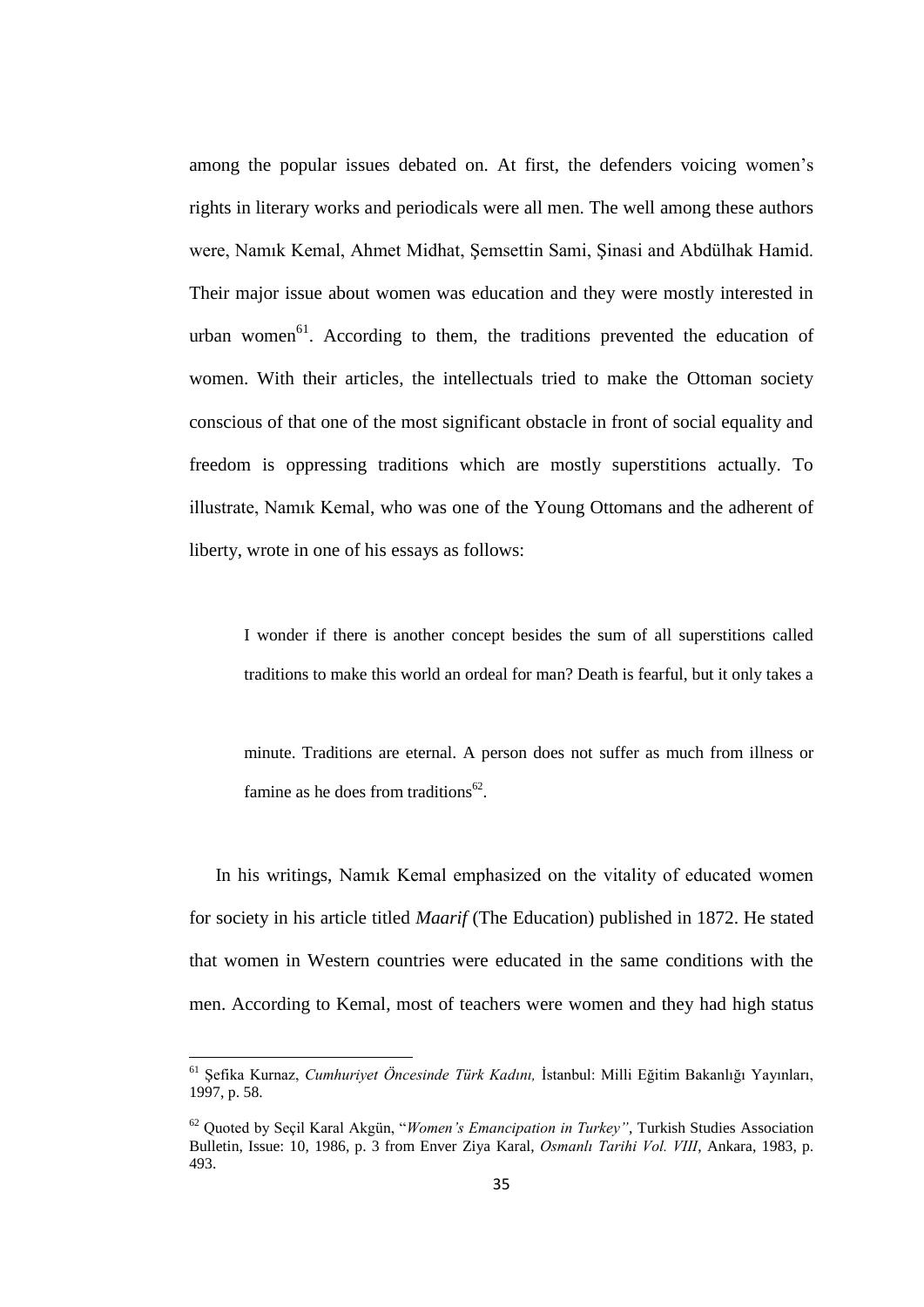among the popular issues debated on. At first, the defenders voicing women's rights in literary works and periodicals were all men. The well among these authors were, Namık Kemal, Ahmet Midhat, Şemsettin Sami, Şinasi and Abdülhak Hamid. Their major issue about women was education and they were mostly interested in urban women[61]. According to them, the traditions prevented the education of women. With their articles, the intellectuals tried to make the Ottoman society conscious of that one of the most significant obstacle in front of social equality and freedom is oppressing traditions which are mostly superstitions actually. To illustrate, Namık Kemal, who was one of the Young Ottomans and the adherent of liberty, wrote in one of his essays as follows:

> I wonder if there is another concept besides the sum of all superstitions called traditions to make this world an ordeal for man? Death is fearful, but it only takes a minute. Traditions are eternal. A person does not suffer as much from illness or famine as he does from traditions[62].

In his writings, Namık Kemal emphasized on the vitality of educated women for society in his article titled *Maarif* (The Education) published in 1872. He stated that women in Western countries were educated in the same conditions with the men. According to Kemal, most of teachers were women and they had high status

---

[61] Şefika Kurnaz, *Cumhuriyet Öncesinde Türk Kadını,* İstanbul: Milli Eğitim Bakanlığı Yayınları, 1997, p. 58.

[62] Quoted by Seçil Karal Akgün, "*Women's Emancipation in Turkey"*, Turkish Studies Association Bulletin, Issue: 10, 1986, p. 3 from Enver Ziya Karal, *Osmanlı Tarihi Vol. VIII*, Ankara, 1983, p. 493.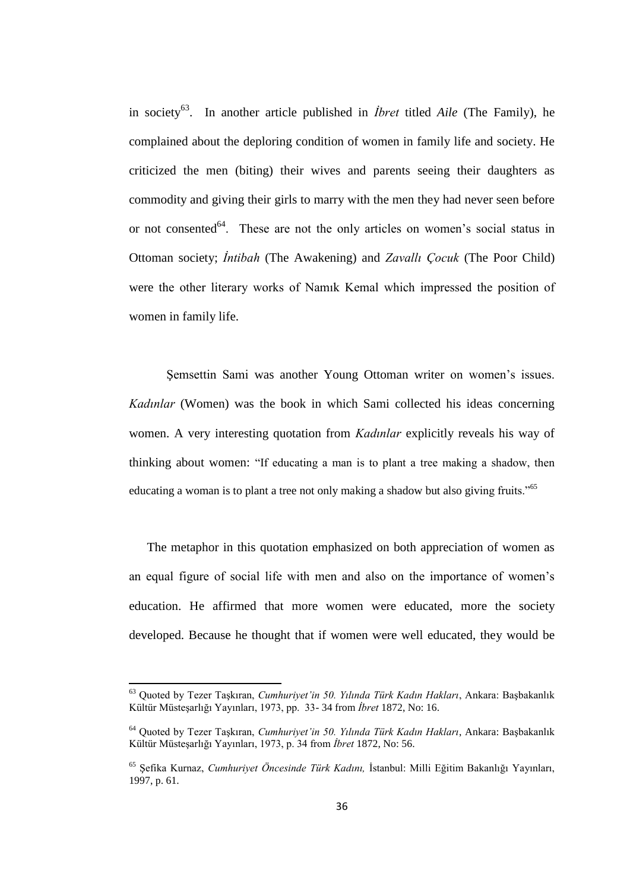in society[63]. In another article published in *İbret* titled *Aile* (The Family), he complained about the deploring condition of women in family life and society. He criticized the men (biting) their wives and parents seeing their daughters as commodity and giving their girls to marry with the men they had never seen before or not consented[64]. These are not the only articles on women's social status in Ottoman society; *İntibah* (The Awakening) and *Zavallı Çocuk* (The Poor Child) were the other literary works of Namık Kemal which impressed the position of women in family life.

Şemsettin Sami was another Young Ottoman writer on women's issues. *Kadınlar* (Women) was the book in which Sami collected his ideas concerning women. A very interesting quotation from *Kadınlar* explicitly reveals his way of thinking about women: "If educating a man is to plant a tree making a shadow, then educating a woman is to plant a tree not only making a shadow but also giving fruits."[65]

The metaphor in this quotation emphasized on both appreciation of women as an equal figure of social life with men and also on the importance of women's education. He affirmed that more women were educated, more the society developed. Because he thought that if women were well educated, they would be

---

[63] Quoted by Tezer Taşkıran, *Cumhuriyet'in 50. Yılında Türk Kadın Hakları*, Ankara: Başbakanlık Kültür Müsteşarlığı Yayınları, 1973, pp. 33- 34 from *İbret* 1872, No: 16.

[64] Quoted by Tezer Taşkıran, *Cumhuriyet'in 50. Yılında Türk Kadın Hakları*, Ankara: Başbakanlık Kültür Müsteşarlığı Yayınları, 1973, p. 34 from *İbret* 1872, No: 56.

[65] Şefika Kurnaz, *Cumhuriyet Öncesinde Türk Kadını,* İstanbul: Milli Eğitim Bakanlığı Yayınları, 1997, p. 61.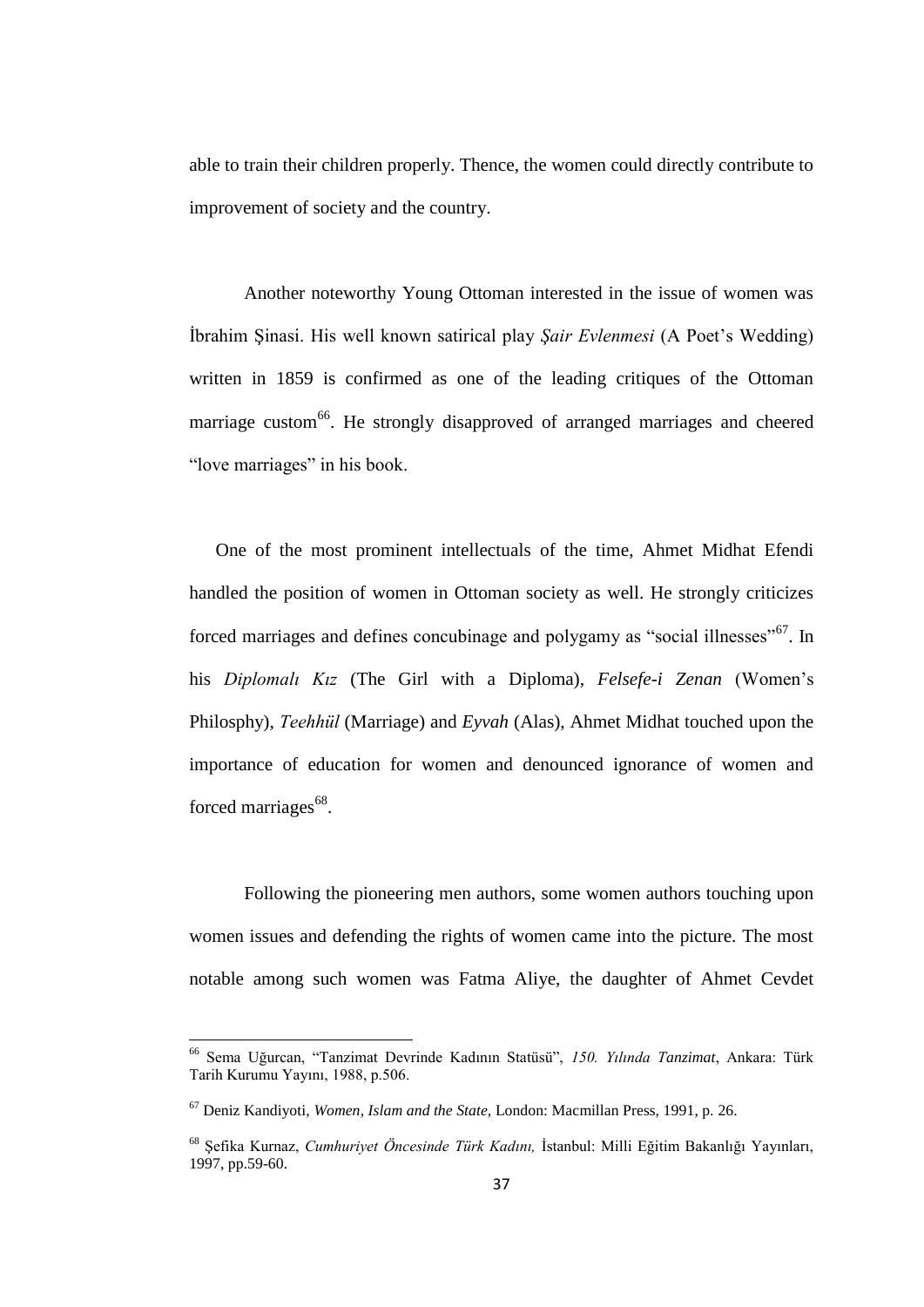able to train their children properly. Thence, the women could directly contribute to improvement of society and the country.

Another noteworthy Young Ottoman interested in the issue of women was İbrahim Şinasi. His well known satirical play *Şair Evlenmesi* (A Poet's Wedding) written in 1859 is confirmed as one of the leading critiques of the Ottoman marriage custom[66]. He strongly disapproved of arranged marriages and cheered "love marriages" in his book.

One of the most prominent intellectuals of the time, Ahmet Midhat Efendi handled the position of women in Ottoman society as well. He strongly criticizes forced marriages and defines concubinage and polygamy as "social illnesses"[67]. In his *Diplomalı Kız* (The Girl with a Diploma), *Felsefe-i Zenan* (Women's Philosphy), *Teehhül* (Marriage) and *Eyvah* (Alas), Ahmet Midhat touched upon the importance of education for women and denounced ignorance of women and forced marriages[68].

Following the pioneering men authors, some women authors touching upon women issues and defending the rights of women came into the picture. The most notable among such women was Fatma Aliye, the daughter of Ahmet Cevdet

---

[66] Sema Uğurcan, "Tanzimat Devrinde Kadının Statüsü", *150. Yılında Tanzimat*, Ankara: Türk Tarih Kurumu Yayını, 1988, p.506.

[67] Deniz Kandiyoti, *Women, Islam and the State,* London: Macmillan Press, 1991, p. 26.

[68] Şefika Kurnaz, *Cumhuriyet Öncesinde Türk Kadını,* İstanbul: Milli Eğitim Bakanlığı Yayınları, 1997, pp.59-60.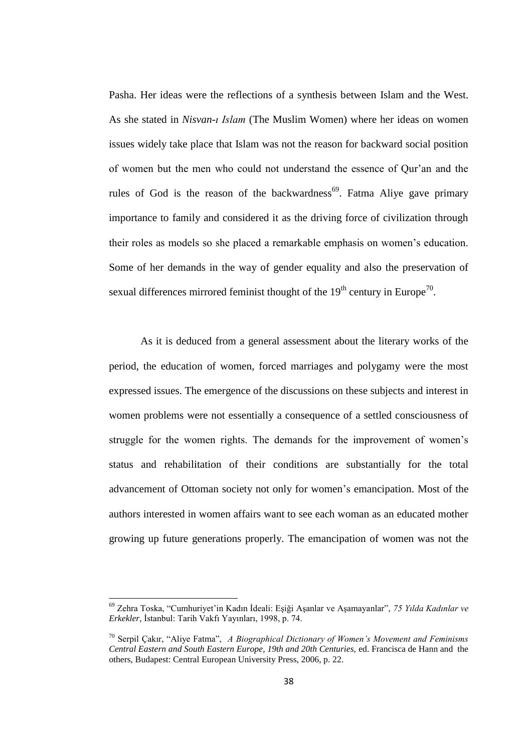Pasha. Her ideas were the reflections of a synthesis between Islam and the West. As she stated in *Nisvan-ı Islam* (The Muslim Women) where her ideas on women issues widely take place that Islam was not the reason for backward social position of women but the men who could not understand the essence of Qur'an and the rules of God is the reason of the backwardness[69]. Fatma Aliye gave primary importance to family and considered it as the driving force of civilization through their roles as models so she placed a remarkable emphasis on women's education. Some of her demands in the way of gender equality and also the preservation of sexual differences mirrored feminist thought of the 19th century in Europe[70].

As it is deduced from a general assessment about the literary works of the period, the education of women, forced marriages and polygamy were the most expressed issues. The emergence of the discussions on these subjects and interest in women problems were not essentially a consequence of a settled consciousness of struggle for the women rights. The demands for the improvement of women's status and rehabilitation of their conditions are substantially for the total advancement of Ottoman society not only for women's emancipation. Most of the authors interested in women affairs want to see each woman as an educated mother growing up future generations properly. The emancipation of women was not the

---

[69] Zehra Toska, "Cumhuriyet'in Kadın İdeali: Eşiği Aşanlar ve Aşamayanlar", *75 Yılda Kadınlar ve Erkekler*, İstanbul: Tarih Vakfı Yayınları, 1998, p. 74.

[70] Serpil Çakır, "Aliye Fatma", *A Biographical Dictionary of Women's Movement and Feminisms Central Eastern and South Eastern Europe, 19th and 20th Centuries,* ed. Francisca de Hann and the others, Budapest: Central European University Press, 2006, p. 22.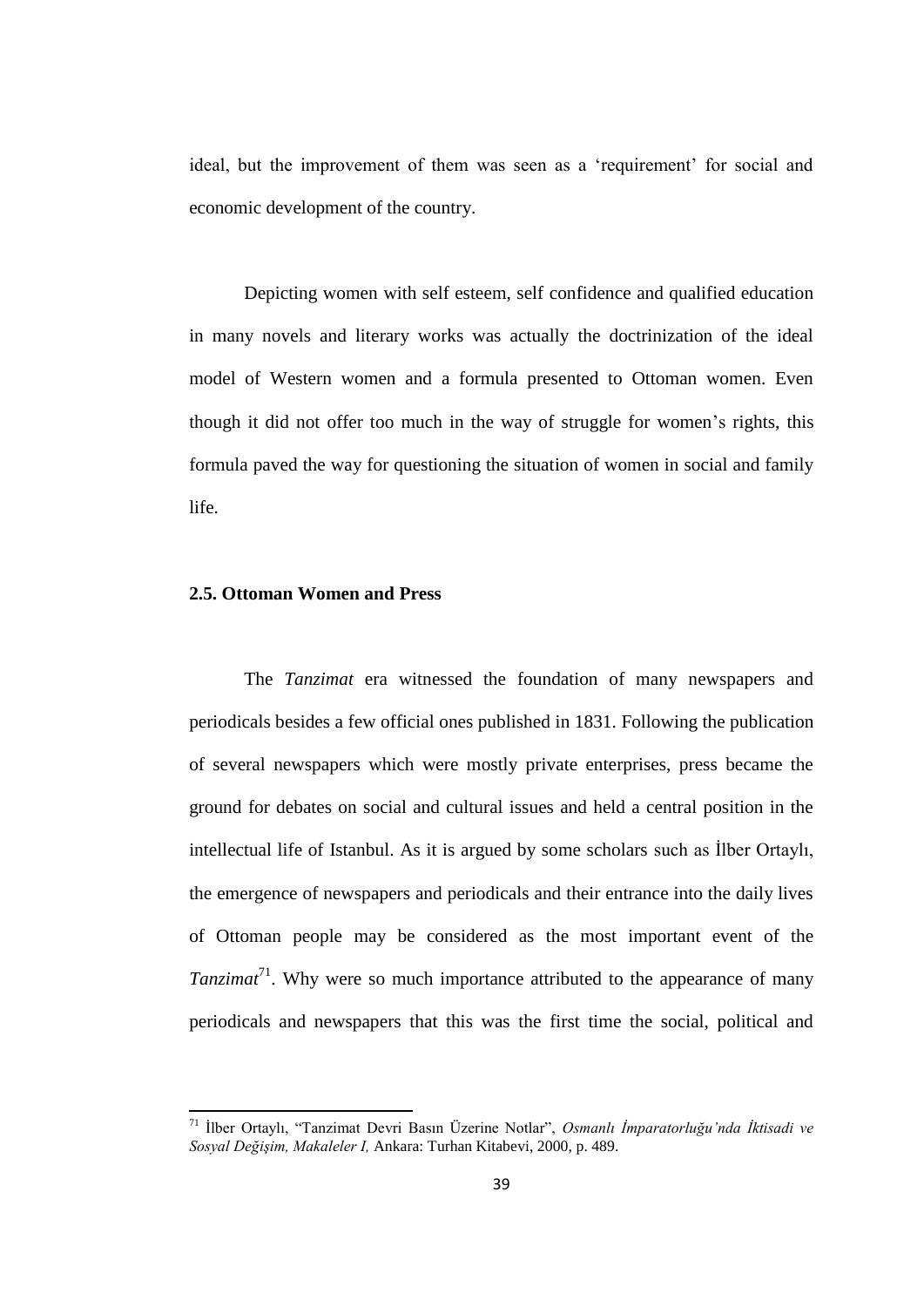ideal, but the improvement of them was seen as a 'requirement' for social and economic development of the country.

Depicting women with self esteem, self confidence and qualified education in many novels and literary works was actually the doctrinization of the ideal model of Western women and a formula presented to Ottoman women. Even though it did not offer too much in the way of struggle for women's rights, this formula paved the way for questioning the situation of women in social and family life.

### 2.5. Ottoman Women and Press

The *Tanzimat* era witnessed the foundation of many newspapers and periodicals besides a few official ones published in 1831. Following the publication of several newspapers which were mostly private enterprises, press became the ground for debates on social and cultural issues and held a central position in the intellectual life of Istanbul. As it is argued by some scholars such as İlber Ortaylı, the emergence of newspapers and periodicals and their entrance into the daily lives of Ottoman people may be considered as the most important event of the *Tanzimat*[71]. Why were so much importance attributed to the appearance of many periodicals and newspapers that this was the first time the social, political and

---

[71] İlber Ortaylı, "Tanzimat Devri Basın Üzerine Notlar", *Osmanlı İmparatorluğu'nda İktisadi ve Sosyal Değişim, Makaleler I,* Ankara: Turhan Kitabevi, 2000, p. 489.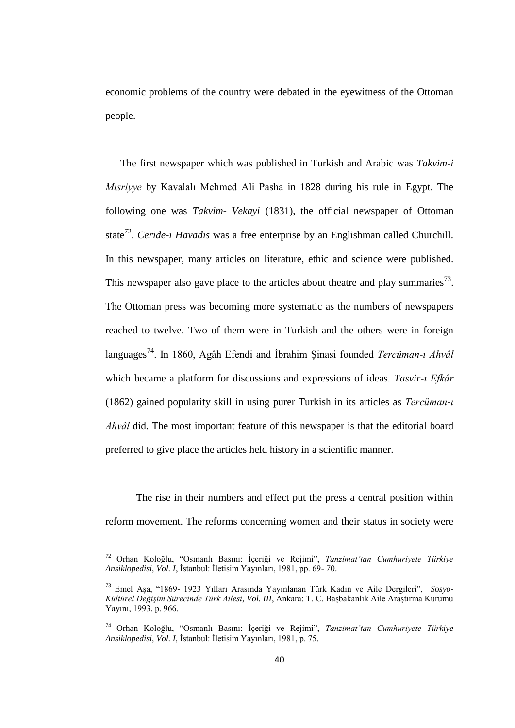economic problems of the country were debated in the eyewitness of the Ottoman people.

The first newspaper which was published in Turkish and Arabic was *Takvim-i Mısriyye* by Kavalalı Mehmed Ali Pasha in 1828 during his rule in Egypt. The following one was *Takvim- Vekayi* (1831), the official newspaper of Ottoman state[72]. *Ceride-i Havadis* was a free enterprise by an Englishman called Churchill. In this newspaper, many articles on literature, ethic and science were published. This newspaper also gave place to the articles about theatre and play summaries[73]. The Ottoman press was becoming more systematic as the numbers of newspapers reached to twelve. Two of them were in Turkish and the others were in foreign languages[74]. In 1860, Agâh Efendi and İbrahim Şinasi founded *Tercüman-ı Ahvâl* which became a platform for discussions and expressions of ideas. *Tasvir-ı Efkâr* (1862) gained popularity skill in using purer Turkish in its articles as *Tercüman-ı Ahvâl* did. The most important feature of this newspaper is that the editorial board preferred to give place the articles held history in a scientific manner.

The rise in their numbers and effect put the press a central position within reform movement. The reforms concerning women and their status in society were

---

[72] Orhan Koloğlu, "Osmanlı Basını: İçeriği ve Rejimi", *Tanzimat'tan Cumhuriyete Türkiye Ansiklopedisi, Vol. I*, İstanbul: İletisim Yayınları, 1981, pp. 69- 70.

[73] Emel Aşa, "1869- 1923 Yılları Arasında Yayınlanan Türk Kadın ve Aile Dergileri", *Sosyo-Kültürel Değişim Sürecinde Türk Ailesi, Vol. III*, Ankara: T. C. Başbakanlık Aile Araştırma Kurumu Yayını, 1993, p. 966.

[74] Orhan Koloğlu, "Osmanlı Basını: İçeriği ve Rejimi", *Tanzimat'tan Cumhuriyete Türkiye Ansiklopedisi, Vol. I,* İstanbul: İletisim Yayınları, 1981, p. 75.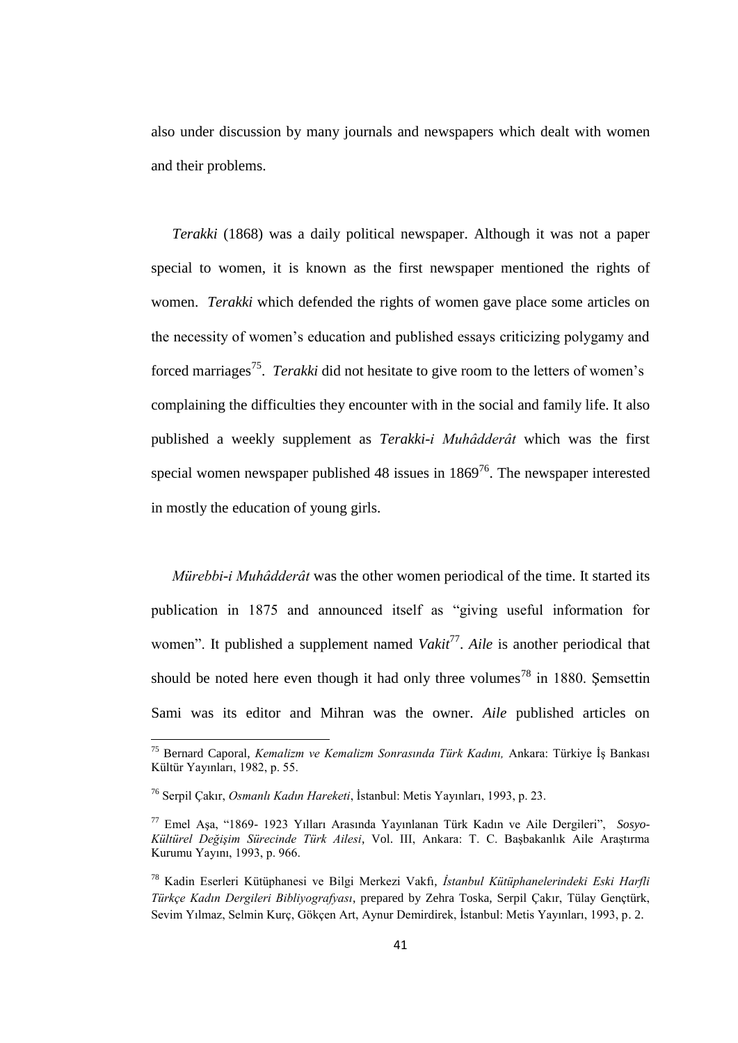also under discussion by many journals and newspapers which dealt with women and their problems.

*Terakki* (1868) was a daily political newspaper. Although it was not a paper special to women, it is known as the first newspaper mentioned the rights of women. *Terakki* which defended the rights of women gave place some articles on the necessity of women's education and published essays criticizing polygamy and forced marriages[75]. *Terakki* did not hesitate to give room to the letters of women's complaining the difficulties they encounter with in the social and family life. It also published a weekly supplement as *Terakki-i Muhâdderât* which was the first special women newspaper published 48 issues in 1869[76]. The newspaper interested in mostly the education of young girls.

*Mürebbi-i Muhâdderât* was the other women periodical of the time. It started its publication in 1875 and announced itself as "giving useful information for women". It published a supplement named *Vakit*[77]. *Aile* is another periodical that should be noted here even though it had only three volumes[78] in 1880. Şemsettin Sami was its editor and Mihran was the owner. *Aile* published articles on

---

[75] Bernard Caporal, *Kemalizm ve Kemalizm Sonrasında Türk Kadını,* Ankara: Türkiye İş Bankası Kültür Yayınları, 1982, p. 55.

[76] Serpil Çakır, *Osmanlı Kadın Hareketi*, İstanbul: Metis Yayınları, 1993, p. 23.

[77] Emel Aşa, "1869- 1923 Yılları Arasında Yayınlanan Türk Kadın ve Aile Dergileri", *Sosyo-Kültürel Değişim Sürecinde Türk Ailesi*, Vol. III, Ankara: T. C. Başbakanlık Aile Araştırma Kurumu Yayını, 1993, p. 966.

[78] Kadin Eserleri Kütüphanesi ve Bilgi Merkezi Vakfı, *İstanbul Kütüphanelerindeki Eski Harfli Türkçe Kadın Dergileri Bibliyografyası*, prepared by Zehra Toska, Serpil Çakır, Tülay Gençtürk, Sevim Yılmaz, Selmin Kurç, Gökçen Art, Aynur Demirdirek, İstanbul: Metis Yayınları, 1993, p. 2.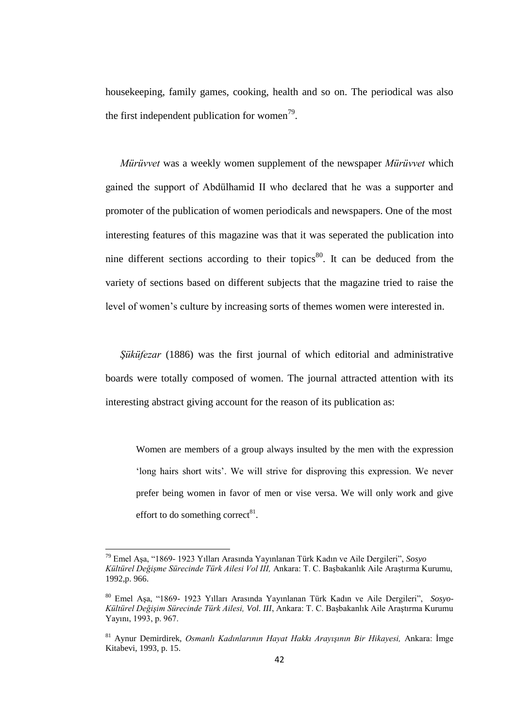housekeeping, family games, cooking, health and so on. The periodical was also the first independent publication for women[79].

*Mürüvvet* was a weekly women supplement of the newspaper *Mürüvvet* which gained the support of Abdülhamid II who declared that he was a supporter and promoter of the publication of women periodicals and newspapers. One of the most interesting features of this magazine was that it was seperated the publication into nine different sections according to their topics[80]. It can be deduced from the variety of sections based on different subjects that the magazine tried to raise the level of women's culture by increasing sorts of themes women were interested in.

*Şüküfezar* (1886) was the first journal of which editorial and administrative boards were totally composed of women. The journal attracted attention with its interesting abstract giving account for the reason of its publication as:

> Women are members of a group always insulted by the men with the expression 'long hairs short wits'. We will strive for disproving this expression. We never prefer being women in favor of men or vise versa. We will only work and give effort to do something correct[81].

---

[79] Emel Aşa, "1869- 1923 Yılları Arasında Yayınlanan Türk Kadın ve Aile Dergileri", *Sosyo Kültürel Değişme Sürecinde Türk Ailesi Vol III,* Ankara: T. C. Başbakanlık Aile Araştırma Kurumu, 1992,p. 966.

[80] Emel Aşa, "1869- 1923 Yılları Arasında Yayınlanan Türk Kadın ve Aile Dergileri", *Sosyo-Kültürel Değişim Sürecinde Türk Ailesi, Vol. III*, Ankara: T. C. Başbakanlık Aile Araştırma Kurumu Yayını, 1993, p. 967.

[81] Aynur Demirdirek, *Osmanlı Kadınlarının Hayat Hakkı Arayışının Bir Hikayesi,* Ankara: İmge Kitabevi, 1993, p. 15.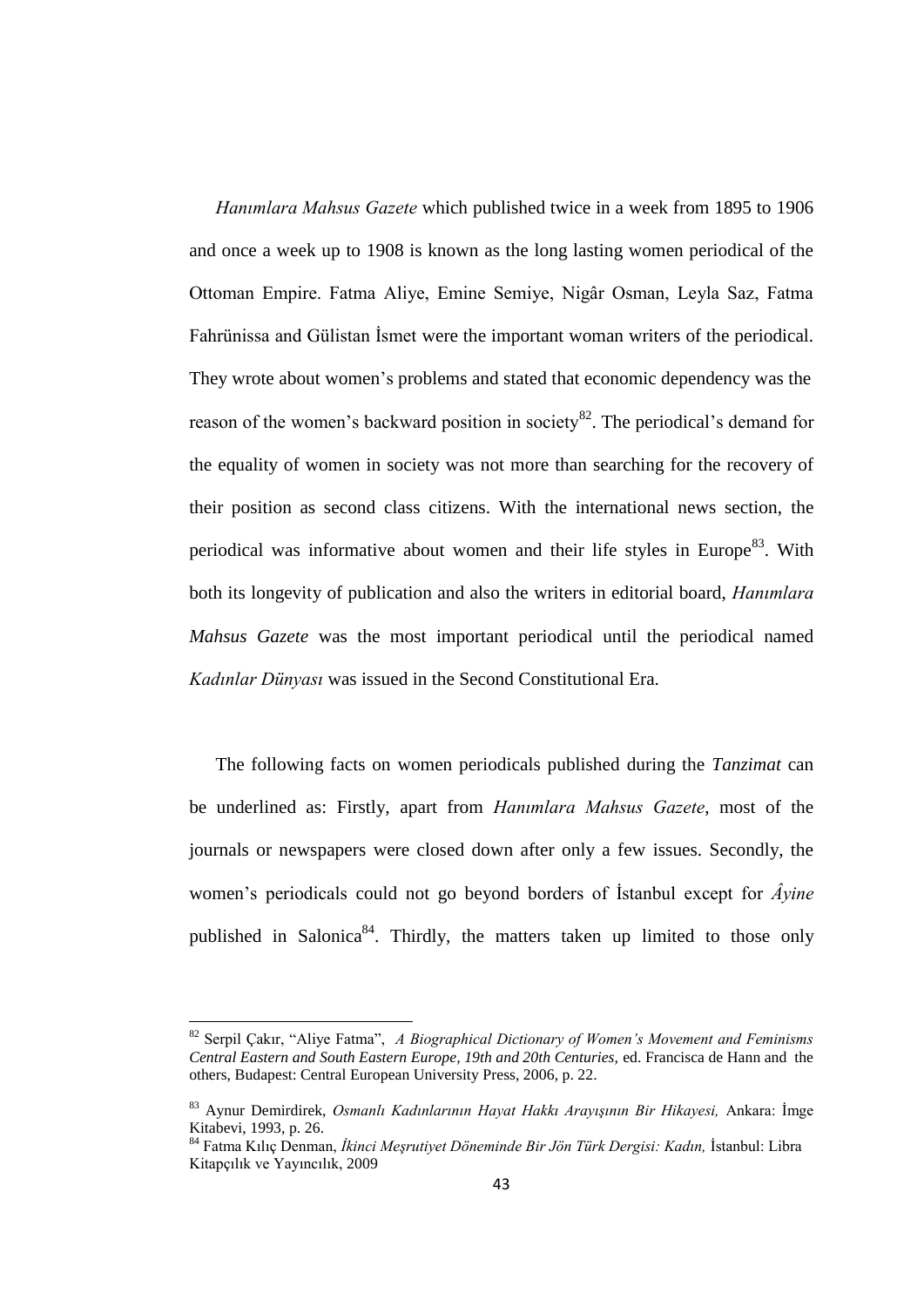*Hanımlara Mahsus Gazete* which published twice in a week from 1895 to 1906 and once a week up to 1908 is known as the long lasting women periodical of the Ottoman Empire. Fatma Aliye, Emine Semiye, Nigâr Osman, Leyla Saz, Fatma Fahrünissa and Gülistan İsmet were the important woman writers of the periodical. They wrote about women's problems and stated that economic dependency was the reason of the women's backward position in society[82]. The periodical's demand for the equality of women in society was not more than searching for the recovery of their position as second class citizens. With the international news section, the periodical was informative about women and their life styles in Europe[83]. With both its longevity of publication and also the writers in editorial board, *Hanımlara Mahsus Gazete* was the most important periodical until the periodical named *Kadınlar Dünyası* was issued in the Second Constitutional Era.

The following facts on women periodicals published during the *Tanzimat* can be underlined as: Firstly, apart from *Hanımlara Mahsus Gazete*, most of the journals or newspapers were closed down after only a few issues. Secondly, the women's periodicals could not go beyond borders of İstanbul except for *Âyine* published in Salonica[84]. Thirdly, the matters taken up limited to those only

---

[82] Serpil Çakır, "Aliye Fatma", *A Biographical Dictionary of Women's Movement and Feminisms Central Eastern and South Eastern Europe, 19th and 20th Centuries,* ed. Francisca de Hann and the others, Budapest: Central European University Press, 2006, p. 22.

[83] Aynur Demirdirek, *Osmanlı Kadınlarının Hayat Hakkı Arayışının Bir Hikayesi,* Ankara: İmge Kitabevi, 1993, p. 26.

[84] Fatma Kılıç Denman, *İkinci Meşrutiyet Döneminde Bir Jön Türk Dergisi: Kadın,* İstanbul: Libra Kitapçılık ve Yayıncılık, 2009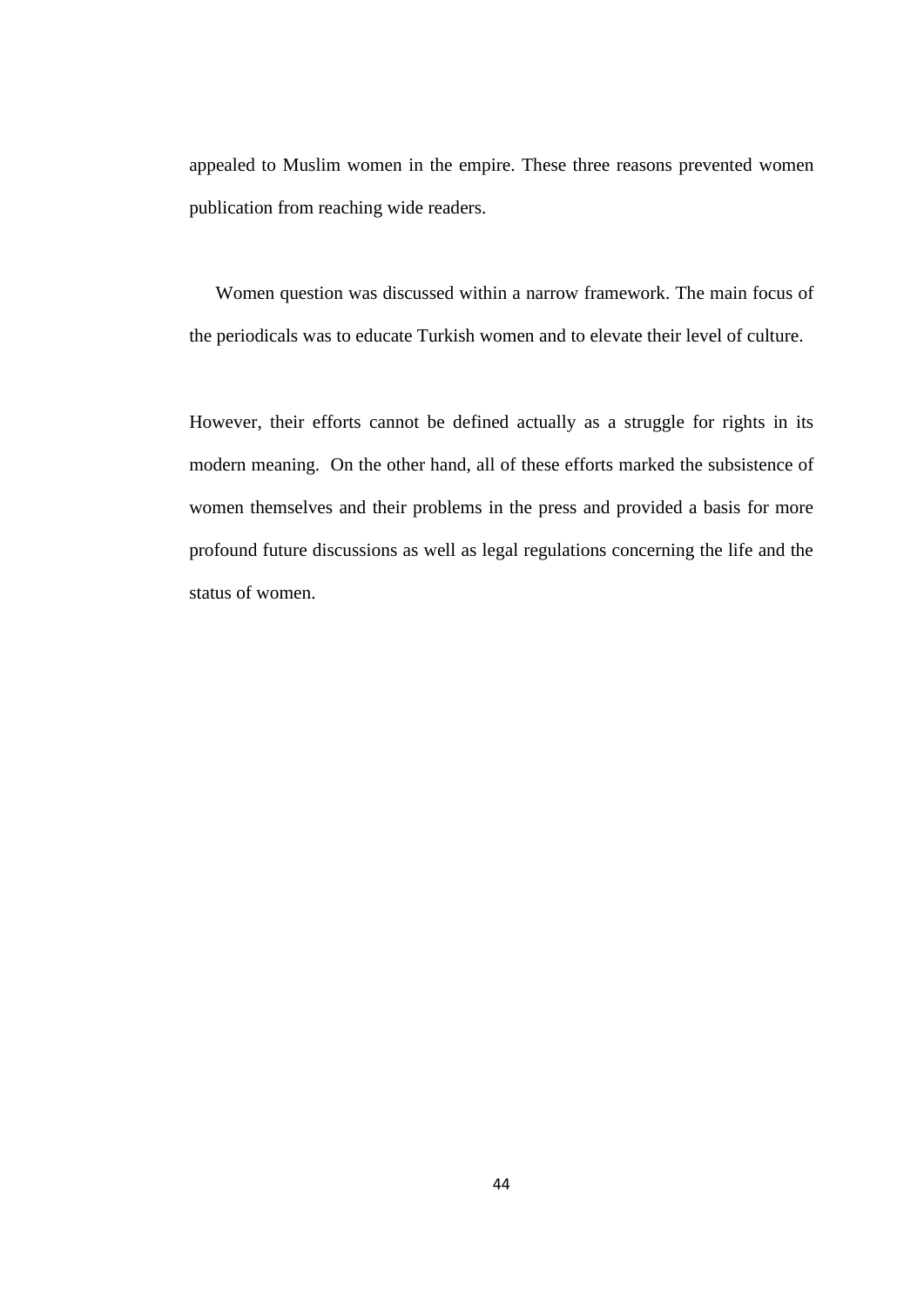appealed to Muslim women in the empire. These three reasons prevented women publication from reaching wide readers.

Women question was discussed within a narrow framework. The main focus of the periodicals was to educate Turkish women and to elevate their level of culture.

However, their efforts cannot be defined actually as a struggle for rights in its modern meaning. On the other hand, all of these efforts marked the subsistence of women themselves and their problems in the press and provided a basis for more profound future discussions as well as legal regulations concerning the life and the status of women.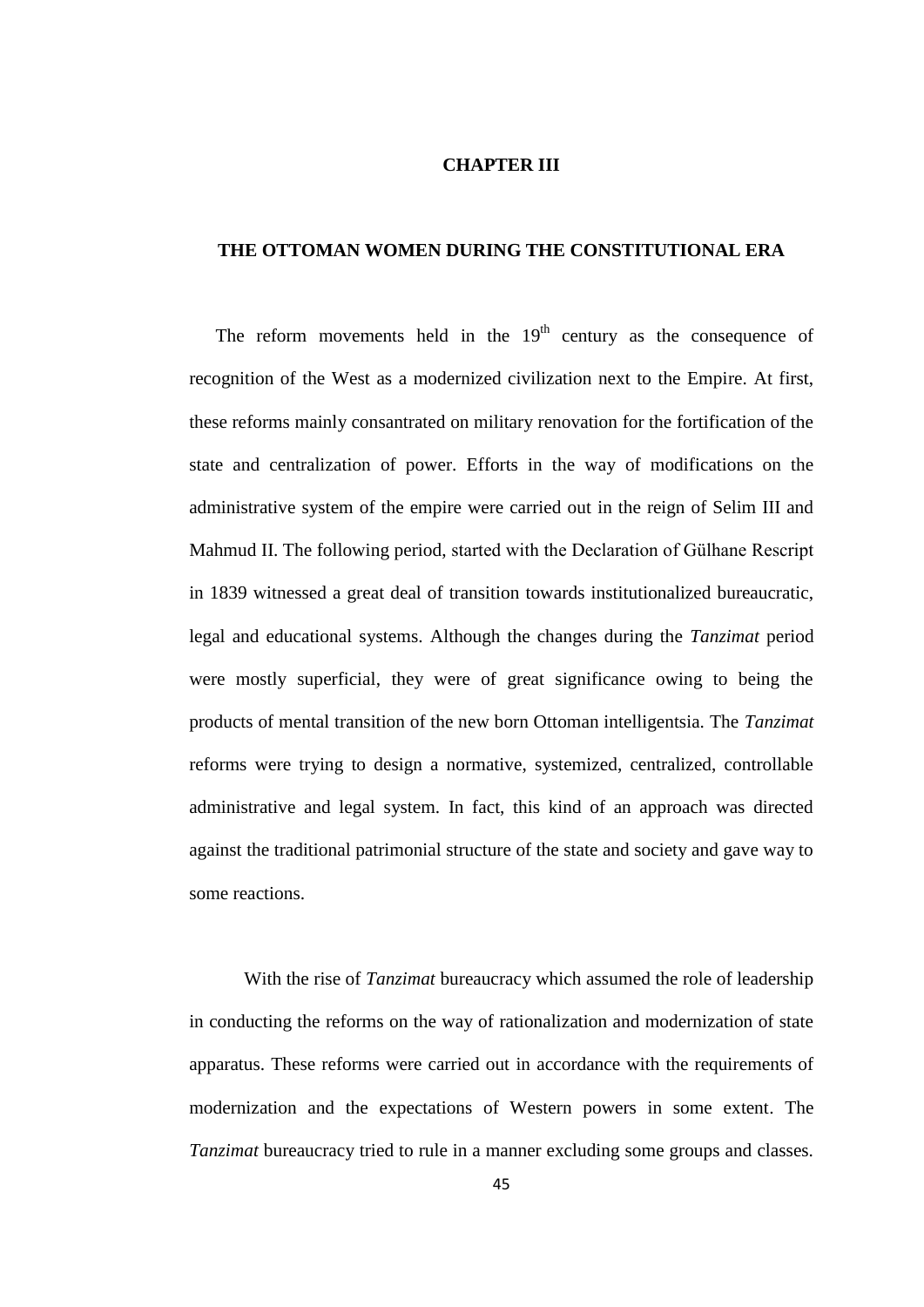# CHAPTER III

## THE OTTOMAN WOMEN DURING THE CONSTITUTIONAL ERA

The reform movements held in the 19th century as the consequence of recognition of the West as a modernized civilization next to the Empire. At first, these reforms mainly consantrated on military renovation for the fortification of the state and centralization of power. Efforts in the way of modifications on the administrative system of the empire were carried out in the reign of Selim III and Mahmud II. The following period, started with the Declaration of Gülhane Rescript in 1839 witnessed a great deal of transition towards institutionalized bureaucratic, legal and educational systems. Although the changes during the *Tanzimat* period were mostly superficial, they were of great significance owing to being the products of mental transition of the new born Ottoman intelligentsia. The *Tanzimat* reforms were trying to design a normative, systemized, centralized, controllable administrative and legal system. In fact, this kind of an approach was directed against the traditional patrimonial structure of the state and society and gave way to some reactions.

With the rise of *Tanzimat* bureaucracy which assumed the role of leadership in conducting the reforms on the way of rationalization and modernization of state apparatus. These reforms were carried out in accordance with the requirements of modernization and the expectations of Western powers in some extent. The *Tanzimat* bureaucracy tried to rule in a manner excluding some groups and classes.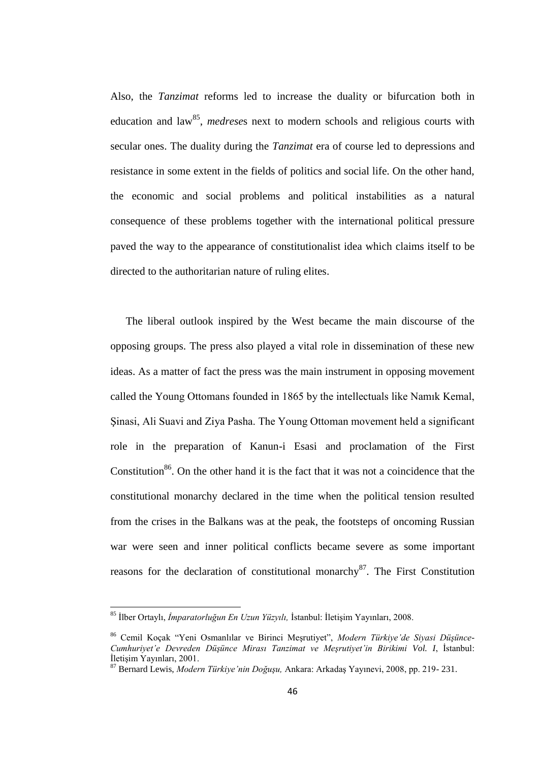Also, the *Tanzimat* reforms led to increase the duality or bifurcation both in education and law[85], *medrese*s next to modern schools and religious courts with secular ones. The duality during the *Tanzimat* era of course led to depressions and resistance in some extent in the fields of politics and social life. On the other hand, the economic and social problems and political instabilities as a natural consequence of these problems together with the international political pressure paved the way to the appearance of constitutionalist idea which claims itself to be directed to the authoritarian nature of ruling elites.

The liberal outlook inspired by the West became the main discourse of the opposing groups. The press also played a vital role in dissemination of these new ideas. As a matter of fact the press was the main instrument in opposing movement called the Young Ottomans founded in 1865 by the intellectuals like Namık Kemal, Şinasi, Ali Suavi and Ziya Pasha. The Young Ottoman movement held a significant role in the preparation of Kanun-i Esasi and proclamation of the First Constitution[86]. On the other hand it is the fact that it was not a coincidence that the constitutional monarchy declared in the time when the political tension resulted from the crises in the Balkans was at the peak, the footsteps of oncoming Russian war were seen and inner political conflicts became severe as some important reasons for the declaration of constitutional monarchy[87]. The First Constitution

---

[85] İlber Ortaylı, *İmparatorluğun En Uzun Yüzyılı,* İstanbul: İletişim Yayınları, 2008.

[86] Cemil Koçak "Yeni Osmanlılar ve Birinci Meşrutiyet", *Modern Türkiye'de Siyasi Düşünce- Cumhuriyet'e Devreden Düşünce Mirası Tanzimat ve Meşrutiyet'in Birikimi Vol. I*, İstanbul: İletişim Yayınları, 2001.

[87] Bernard Lewis, *Modern Türkiye'nin Doğuşu,* Ankara: Arkadaş Yayınevi, 2008, pp. 219- 231.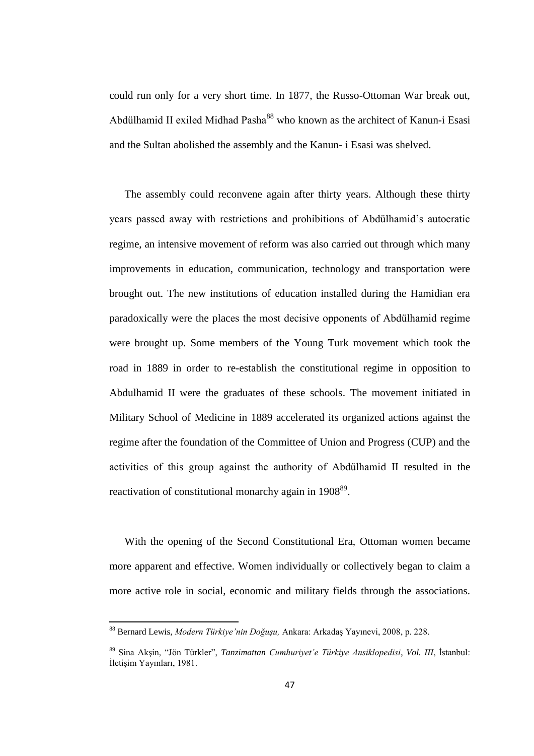could run only for a very short time. In 1877, the Russo-Ottoman War break out, Abdülhamid II exiled Midhad Pasha[88] who known as the architect of Kanun-i Esasi and the Sultan abolished the assembly and the Kanun- i Esasi was shelved.

The assembly could reconvene again after thirty years. Although these thirty years passed away with restrictions and prohibitions of Abdülhamid's autocratic regime, an intensive movement of reform was also carried out through which many improvements in education, communication, technology and transportation were brought out. The new institutions of education installed during the Hamidian era paradoxically were the places the most decisive opponents of Abdülhamid regime were brought up. Some members of the Young Turk movement which took the road in 1889 in order to re-establish the constitutional regime in opposition to Abdulhamid II were the graduates of these schools. The movement initiated in Military School of Medicine in 1889 accelerated its organized actions against the regime after the foundation of the Committee of Union and Progress (CUP) and the activities of this group against the authority of Abdülhamid II resulted in the reactivation of constitutional monarchy again in 1908[89].

With the opening of the Second Constitutional Era, Ottoman women became more apparent and effective. Women individually or collectively began to claim a more active role in social, economic and military fields through the associations.

---

[88] Bernard Lewis, *Modern Türkiye'nin Doğuşu,* Ankara: Arkadaş Yayınevi, 2008, p. 228.

[89] Sina Akşin, "Jön Türkler", *Tanzimattan Cumhuriyet'e Türkiye Ansiklopedisi, Vol. III*, İstanbul: İletişim Yayınları, 1981.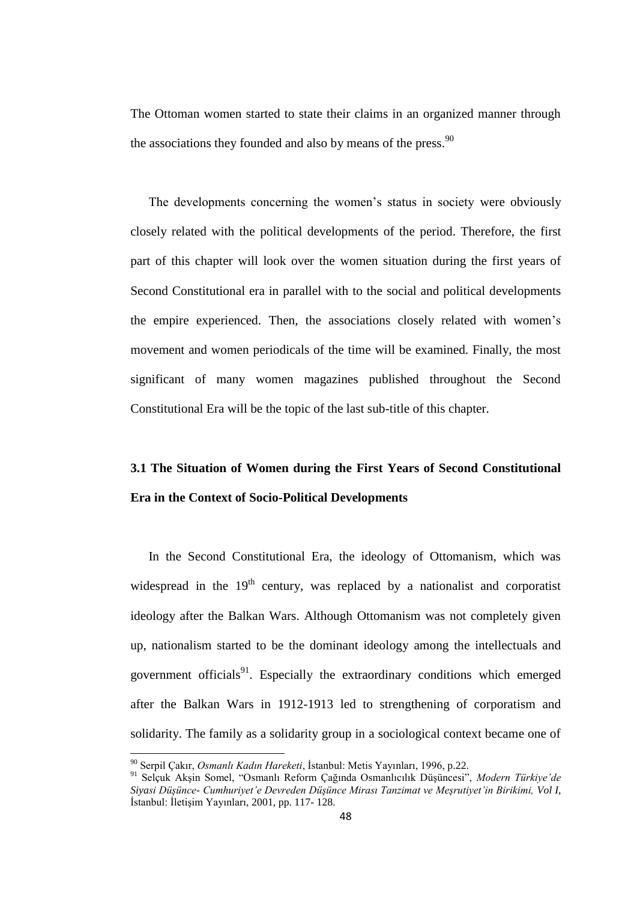The Ottoman women started to state their claims in an organized manner through the associations they founded and also by means of the press.[90]

The developments concerning the women's status in society were obviously closely related with the political developments of the period. Therefore, the first part of this chapter will look over the women situation during the first years of Second Constitutional era in parallel with to the social and political developments the empire experienced. Then, the associations closely related with women's movement and women periodicals of the time will be examined. Finally, the most significant of many women magazines published throughout the Second Constitutional Era will be the topic of the last sub-title of this chapter.

## 3.1 The Situation of Women during the First Years of Second Constitutional Era in the Context of Socio-Political Developments

In the Second Constitutional Era, the ideology of Ottomanism, which was widespread in the 19th century, was replaced by a nationalist and corporatist ideology after the Balkan Wars. Although Ottomanism was not completely given up, nationalism started to be the dominant ideology among the intellectuals and government officials[91]. Especially the extraordinary conditions which emerged after the Balkan Wars in 1912-1913 led to strengthening of corporatism and solidarity. The family as a solidarity group in a sociological context became one of

---

[90] Serpil Çakır, *Osmanlı Kadın Hareketi*, İstanbul: Metis Yayınları, 1996, p.22.

[91] Selçuk Akşin Somel, "Osmanlı Reform Çağında Osmanlıcılık Düşüncesi", *Modern Türkiye'de Siyasi Düşünce- Cumhuriyet'e Devreden Düşünce Mirası Tanzimat ve Meşrutiyet'in Birikimi, Vol I*, İstanbul: İletişim Yayınları, 2001, pp. 117- 128.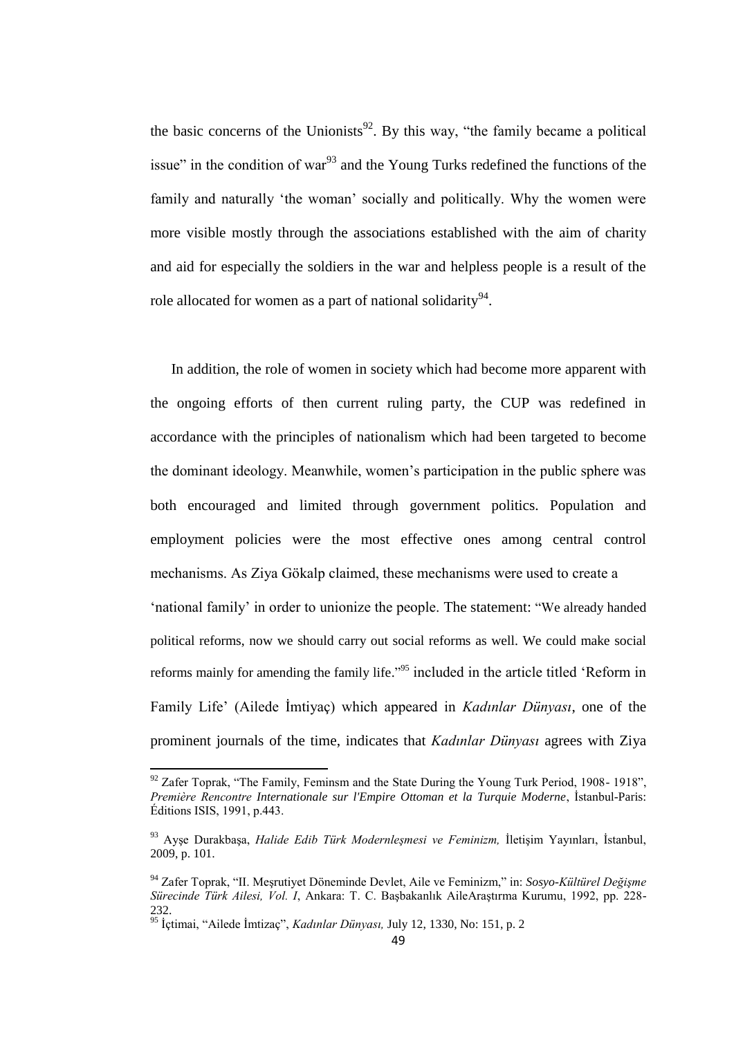the basic concerns of the Unionists[92]. By this way, "the family became a political issue" in the condition of war[93] and the Young Turks redefined the functions of the family and naturally 'the woman' socially and politically. Why the women were more visible mostly through the associations established with the aim of charity and aid for especially the soldiers in the war and helpless people is a result of the role allocated for women as a part of national solidarity[94].

In addition, the role of women in society which had become more apparent with the ongoing efforts of then current ruling party, the CUP was redefined in accordance with the principles of nationalism which had been targeted to become the dominant ideology. Meanwhile, women's participation in the public sphere was both encouraged and limited through government politics. Population and employment policies were the most effective ones among central control mechanisms. As Ziya Gökalp claimed, these mechanisms were used to create a 'national family' in order to unionize the people. The statement: "We already handed political reforms, now we should carry out social reforms as well. We could make social reforms mainly for amending the family life."[95] included in the article titled 'Reform in Family Life' (Ailede İmtiyaç) which appeared in *Kadınlar Dünyası*, one of the prominent journals of the time, indicates that *Kadınlar Dünyası* agrees with Ziya

---

[92] Zafer Toprak, "The Family, Feminsm and the State During the Young Turk Period, 1908- 1918", *Première Rencontre Internationale sur l'Empire Ottoman et la Turquie Moderne*, İstanbul-Paris: Éditions ISIS, 1991, p.443.

[93] Ayşe Durakbaşa, *Halide Edib Türk Modernleşmesi ve Feminizm,* İletişim Yayınları, İstanbul, 2009, p. 101.

[94] Zafer Toprak, "II. Meşrutiyet Döneminde Devlet, Aile ve Feminizm," in: *Sosyo-Kültürel Değişme Sürecinde Türk Ailesi, Vol. I*, Ankara: T. C. Başbakanlık AileAraştırma Kurumu, 1992, pp. 228-232.

[95] İçtimai, "Ailede İmtizaç", *Kadınlar Dünyası,* July 12, 1330, No: 151, p. 2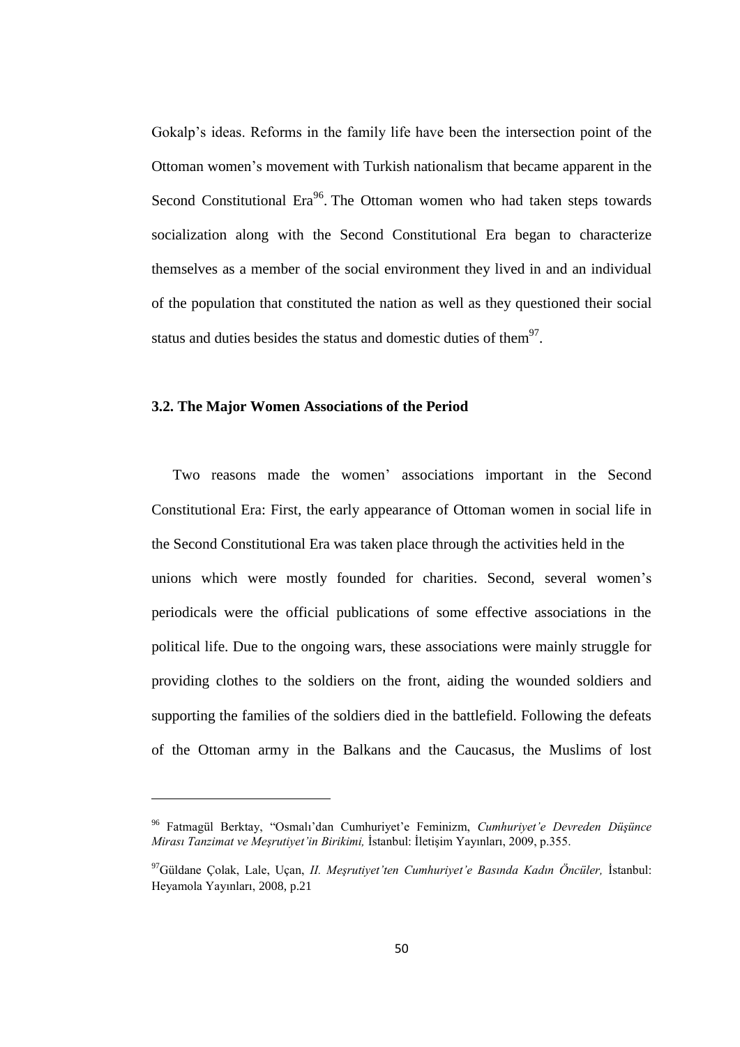Gokalp's ideas. Reforms in the family life have been the intersection point of the Ottoman women's movement with Turkish nationalism that became apparent in the Second Constitutional Era[96]. The Ottoman women who had taken steps towards socialization along with the Second Constitutional Era began to characterize themselves as a member of the social environment they lived in and an individual of the population that constituted the nation as well as they questioned their social status and duties besides the status and domestic duties of them[97].

### 3.2. The Major Women Associations of the Period

Two reasons made the women' associations important in the Second Constitutional Era: First, the early appearance of Ottoman women in social life in the Second Constitutional Era was taken place through the activities held in the unions which were mostly founded for charities. Second, several women's periodicals were the official publications of some effective associations in the political life. Due to the ongoing wars, these associations were mainly struggle for providing clothes to the soldiers on the front, aiding the wounded soldiers and supporting the families of the soldiers died in the battlefield. Following the defeats of the Ottoman army in the Balkans and the Caucasus, the Muslims of lost

---

[96] Fatmagül Berktay, "Osmalı'dan Cumhuriyet'e Feminizm, *Cumhuriyet'e Devreden Düşünce Mirası Tanzimat ve Meşrutiyet'in Birikimi,* İstanbul: İletişim Yayınları, 2009, p.355.

[97] Güldane Çolak, Lale, Uçan, *II. Meşrutiyet'ten Cumhuriyet'e Basında Kadın Öncüler,* İstanbul: Heyamola Yayınları, 2008, p.21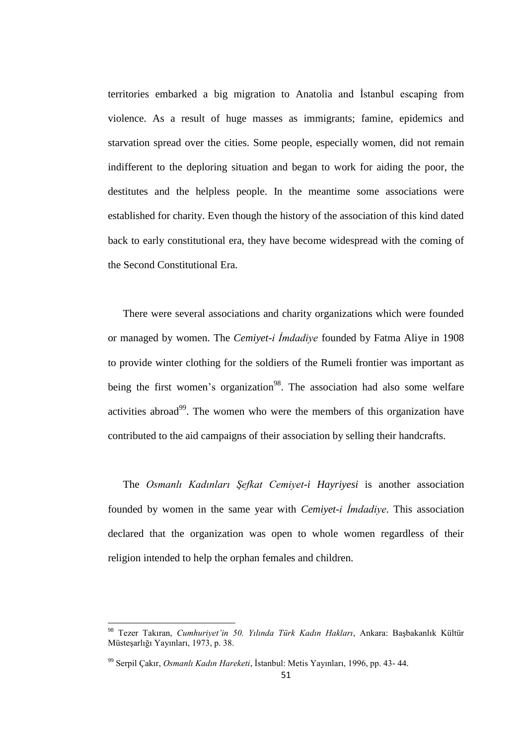territories embarked a big migration to Anatolia and İstanbul escaping from violence. As a result of huge masses as immigrants; famine, epidemics and starvation spread over the cities. Some people, especially women, did not remain indifferent to the deploring situation and began to work for aiding the poor, the destitutes and the helpless people. In the meantime some associations were established for charity. Even though the history of the association of this kind dated back to early constitutional era, they have become widespread with the coming of the Second Constitutional Era.

There were several associations and charity organizations which were founded or managed by women. The *Cemiyet-i İmdadiye* founded by Fatma Aliye in 1908 to provide winter clothing for the soldiers of the Rumeli frontier was important as being the first women's organization[98]. The association had also some welfare activities abroad[99]. The women who were the members of this organization have contributed to the aid campaigns of their association by selling their handcrafts.

The *Osmanlı Kadınları Şefkat Cemiyet-i Hayriyesi* is another association founded by women in the same year with *Cemiyet-i İmdadiye*. This association declared that the organization was open to whole women regardless of their religion intended to help the orphan females and children.

---

[98] Tezer Takıran, *Cumhuriyet'in 50. Yılında Türk Kadın Hakları*, Ankara: Başbakanlık Kültür Müsteşarlığı Yayınları, 1973, p. 38.

[99] Serpil Çakır, *Osmanlı Kadın Hareketi*, İstanbul: Metis Yayınları, 1996, pp. 43- 44.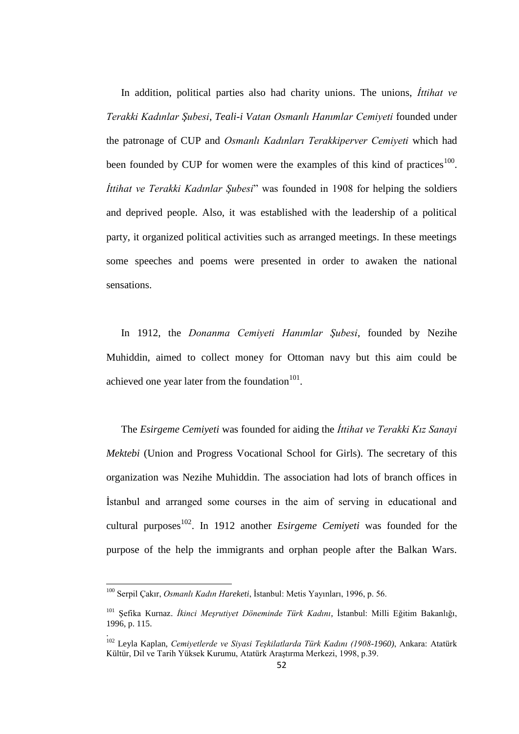In addition, political parties also had charity unions. The unions, *İttihat ve Terakki Kadınlar Şubesi*, *Teali-i Vatan Osmanlı Hanımlar Cemiyeti* founded under the patronage of CUP and *Osmanlı Kadınları Terakkiperver Cemiyeti* which had been founded by CUP for women were the examples of this kind of practices[100]. *İttihat ve Terakki Kadınlar Şubesi*" was founded in 1908 for helping the soldiers and deprived people. Also, it was established with the leadership of a political party, it organized political activities such as arranged meetings. In these meetings some speeches and poems were presented in order to awaken the national sensations.

In 1912, the *Donanma Cemiyeti Hanımlar Şubesi*, founded by Nezihe Muhiddin, aimed to collect money for Ottoman navy but this aim could be achieved one year later from the foundation[101].

The *Esirgeme Cemiyeti* was founded for aiding the *İttihat ve Terakki Kız Sanayi Mektebi* (Union and Progress Vocational School for Girls). The secretary of this organization was Nezihe Muhiddin. The association had lots of branch offices in İstanbul and arranged some courses in the aim of serving in educational and cultural purposes[102]. In 1912 another *Esirgeme Cemiyeti* was founded for the purpose of the help the immigrants and orphan people after the Balkan Wars.

---

[100] Serpil Çakır, *Osmanlı Kadın Hareketi*, İstanbul: Metis Yayınları, 1996, p. 56.

[101] Şefika Kurnaz. *İkinci Meşrutiyet Döneminde Türk Kadını*, İstanbul: Milli Eğitim Bakanlığı, 1996, p. 115.

[102] Leyla Kaplan, *Cemiyetlerde ve Siyasi Teşkilatlarda Türk Kadını (1908-1960)*, Ankara: Atatürk Kültür, Dil ve Tarih Yüksek Kurumu, Atatürk Araştırma Merkezi, 1998, p.39.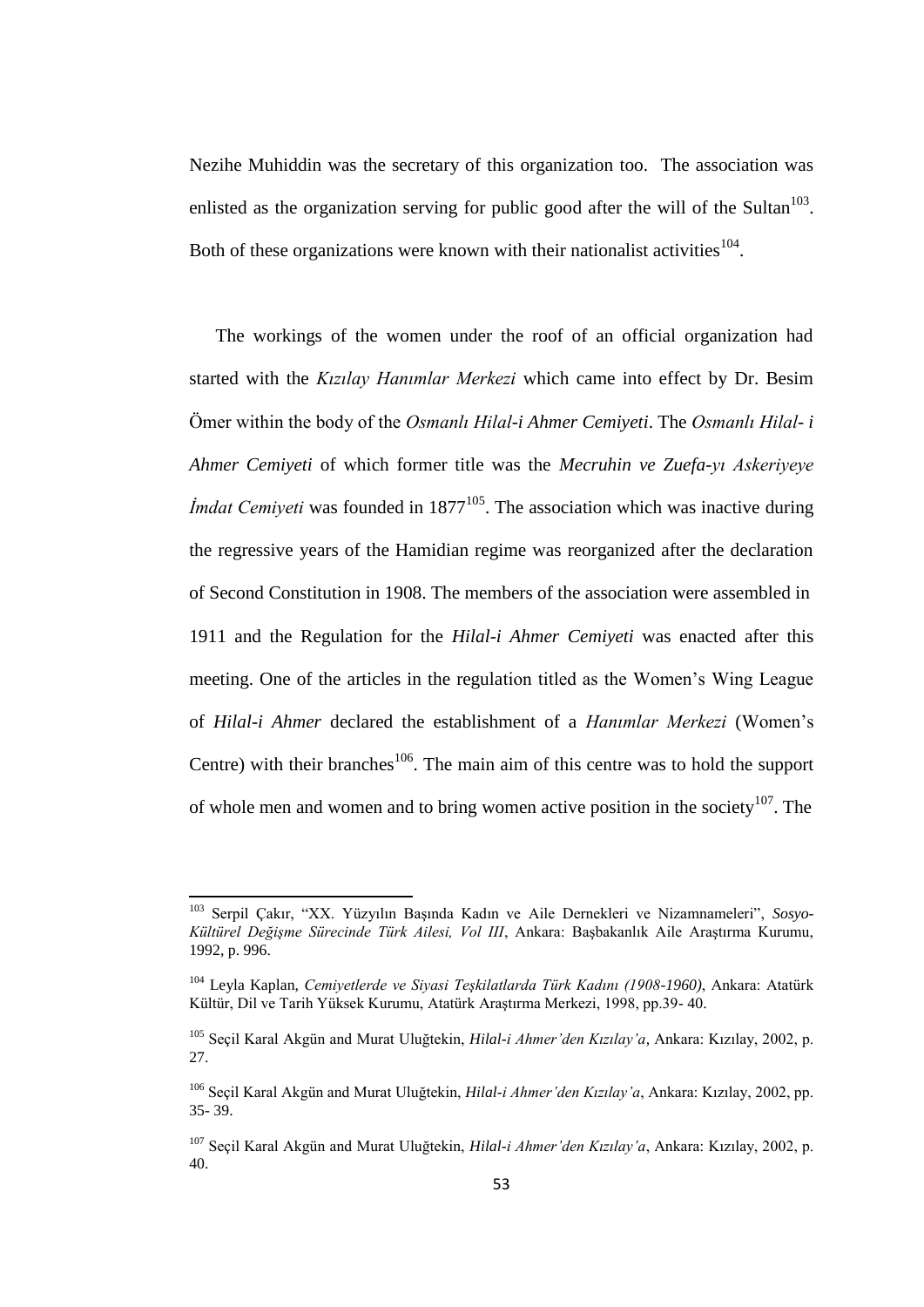Nezihe Muhiddin was the secretary of this organization too. The association was enlisted as the organization serving for public good after the will of the Sultan[103]. Both of these organizations were known with their nationalist activities[104].

The workings of the women under the roof of an official organization had started with the *Kızılay Hanımlar Merkezi* which came into effect by Dr. Besim Ömer within the body of the *Osmanlı Hilal-i Ahmer Cemiyeti*. The *Osmanlı Hilal- i Ahmer Cemiyeti* of which former title was the *Mecruhin ve Zuefa-yı Askeriyeye İmdat Cemiyeti* was founded in 1877[105]. The association which was inactive during the regressive years of the Hamidian regime was reorganized after the declaration of Second Constitution in 1908. The members of the association were assembled in 1911 and the Regulation for the *Hilal-i Ahmer Cemiyeti* was enacted after this meeting. One of the articles in the regulation titled as the Women's Wing League of *Hilal-i Ahmer* declared the establishment of a *Hanımlar Merkezi* (Women's Centre) with their branches[106]. The main aim of this centre was to hold the support of whole men and women and to bring women active position in the society[107]. The

---

[103] Serpil Çakır, "XX. Yüzyılın Başında Kadın ve Aile Dernekleri ve Nizamnameleri", *Sosyo-Kültürel Değişme Sürecinde Türk Ailesi, Vol III*, Ankara: Başbakanlık Aile Araştırma Kurumu, 1992, p. 996.

[104] Leyla Kaplan, *Cemiyetlerde ve Siyasi Teşkilatlarda Türk Kadını (1908-1960)*, Ankara: Atatürk Kültür, Dil ve Tarih Yüksek Kurumu, Atatürk Araştırma Merkezi, 1998, pp.39- 40.

[105] Seçil Karal Akgün and Murat Uluğtekin, *Hilal-i Ahmer'den Kızılay'a*, Ankara: Kızılay, 2002, p. 27.

[106] Seçil Karal Akgün and Murat Uluğtekin, *Hilal-i Ahmer'den Kızılay'a*, Ankara: Kızılay, 2002, pp. 35- 39.

[107] Seçil Karal Akgün and Murat Uluğtekin, *Hilal-i Ahmer'den Kızılay'a*, Ankara: Kızılay, 2002, p. 40.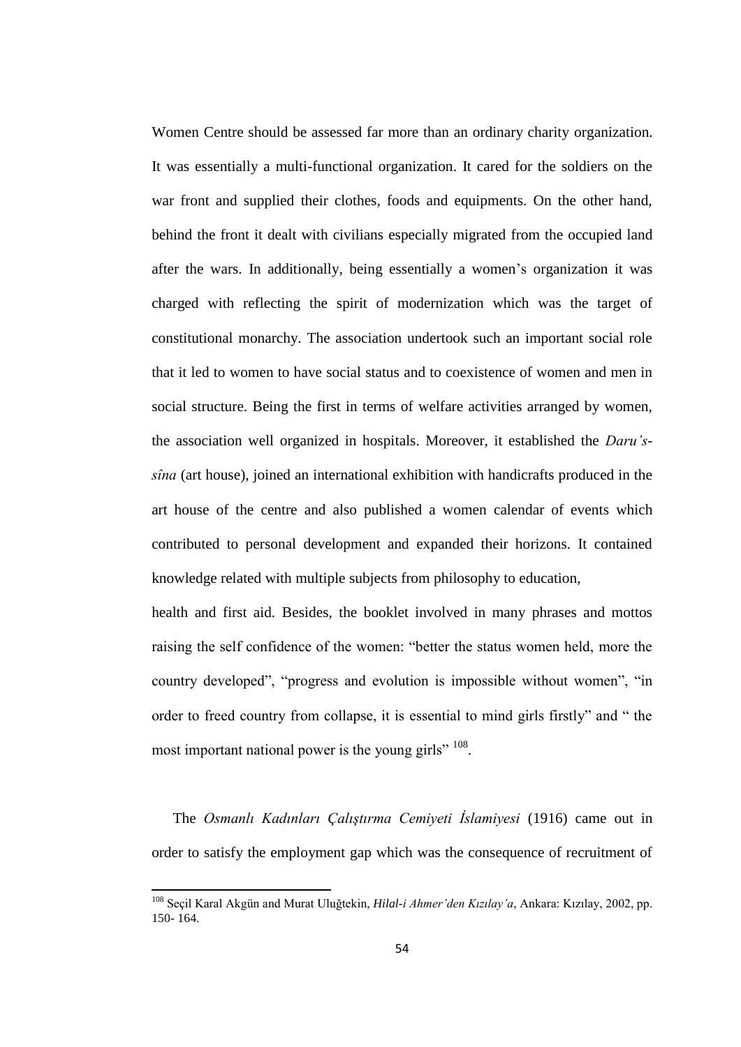Women Centre should be assessed far more than an ordinary charity organization. It was essentially a multi-functional organization. It cared for the soldiers on the war front and supplied their clothes, foods and equipments. On the other hand, behind the front it dealt with civilians especially migrated from the occupied land after the wars. In additionally, being essentially a women's organization it was charged with reflecting the spirit of modernization which was the target of constitutional monarchy. The association undertook such an important social role that it led to women to have social status and to coexistence of women and men in social structure. Being the first in terms of welfare activities arranged by women, the association well organized in hospitals. Moreover, it established the *Daru's-sîna* (art house), joined an international exhibition with handicrafts produced in the art house of the centre and also published a women calendar of events which contributed to personal development and expanded their horizons. It contained knowledge related with multiple subjects from philosophy to education,

health and first aid. Besides, the booklet involved in many phrases and mottos raising the self confidence of the women: "better the status women held, more the country developed", "progress and evolution is impossible without women", "in order to freed country from collapse, it is essential to mind girls firstly" and " the most important national power is the young girls" [108].

The *Osmanlı Kadınları Çalıştırma Cemiyeti İslamiyesi* (1916) came out in order to satisfy the employment gap which was the consequence of recruitment of

---

[108] Seçil Karal Akgün and Murat Uluğtekin, *Hilal-i Ahmer'den Kızılay'a*, Ankara: Kızılay, 2002, pp. 150- 164.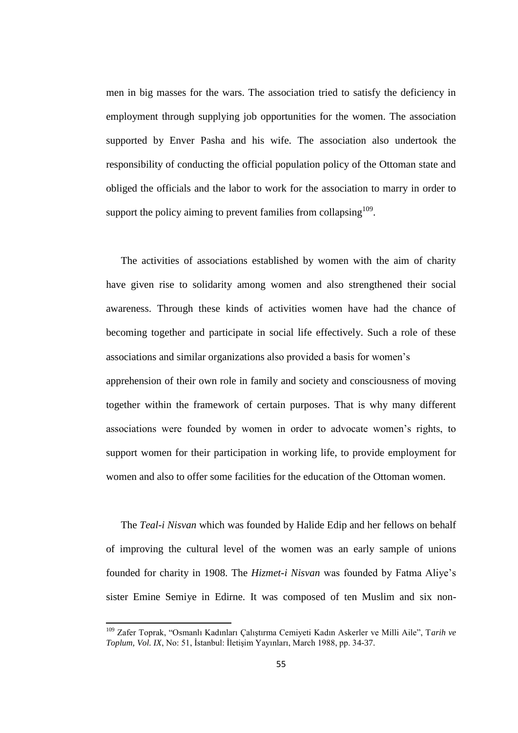men in big masses for the wars. The association tried to satisfy the deficiency in employment through supplying job opportunities for the women. The association supported by Enver Pasha and his wife. The association also undertook the responsibility of conducting the official population policy of the Ottoman state and obliged the officials and the labor to work for the association to marry in order to support the policy aiming to prevent families from collapsing[109].

The activities of associations established by women with the aim of charity have given rise to solidarity among women and also strengthened their social awareness. Through these kinds of activities women have had the chance of becoming together and participate in social life effectively. Such a role of these associations and similar organizations also provided a basis for women's apprehension of their own role in family and society and consciousness of moving together within the framework of certain purposes. That is why many different associations were founded by women in order to advocate women's rights, to support women for their participation in working life, to provide employment for women and also to offer some facilities for the education of the Ottoman women.

The *Teal-i Nisvan* which was founded by Halide Edip and her fellows on behalf of improving the cultural level of the women was an early sample of unions founded for charity in 1908. The *Hizmet-i Nisvan* was founded by Fatma Aliye's sister Emine Semiye in Edirne. It was composed of ten Muslim and six non-

---

[109] Zafer Toprak, "Osmanlı Kadınları Çalıştırma Cemiyeti Kadın Askerler ve Milli Aile", T*arih ve Toplum, Vol. IX*, No: 51, İstanbul: İletişim Yayınları, March 1988, pp. 34-37.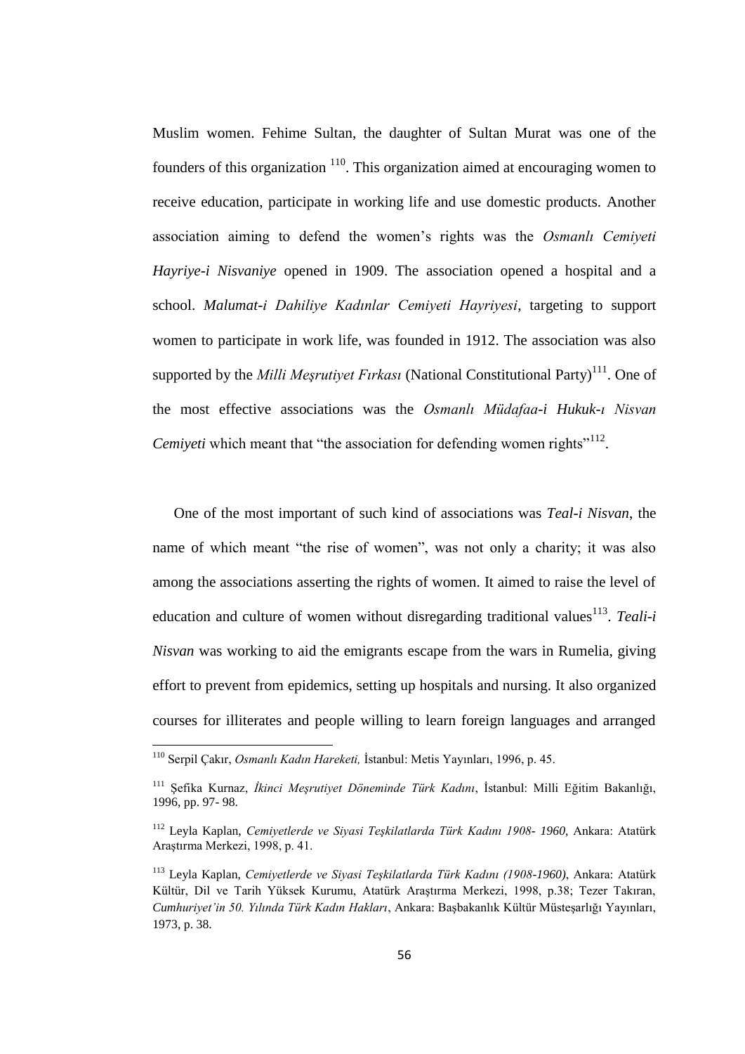Muslim women. Fehime Sultan, the daughter of Sultan Murat was one of the founders of this organization [110]. This organization aimed at encouraging women to receive education, participate in working life and use domestic products. Another association aiming to defend the women's rights was the *Osmanlı Cemiyeti Hayriye-i Nisvaniye* opened in 1909. The association opened a hospital and a school. *Malumat-i Dahiliye Kadınlar Cemiyeti Hayriyesi*, targeting to support women to participate in work life, was founded in 1912. The association was also supported by the *Milli Meşrutiyet Fırkası* (National Constitutional Party)[111]. One of the most effective associations was the *Osmanlı Müdafaa-i Hukuk-ı Nisvan Cemiyeti* which meant that "the association for defending women rights"[112].

One of the most important of such kind of associations was *Teal-i Nisvan*, the name of which meant "the rise of women", was not only a charity; it was also among the associations asserting the rights of women. It aimed to raise the level of education and culture of women without disregarding traditional values[113]. *Teali-i Nisvan* was working to aid the emigrants escape from the wars in Rumelia, giving effort to prevent from epidemics, setting up hospitals and nursing. It also organized courses for illiterates and people willing to learn foreign languages and arranged

---

[110] Serpil Çakır, *Osmanlı Kadın Hareketi,* İstanbul: Metis Yayınları, 1996, p. 45.

[111] Şefika Kurnaz, *İkinci Meşrutiyet Döneminde Türk Kadını*, İstanbul: Milli Eğitim Bakanlığı, 1996, pp. 97- 98.

[112] Leyla Kaplan, *Cemiyetlerde ve Siyasi Teşkilatlarda Türk Kadını 1908- 1960,* Ankara: Atatürk Araştırma Merkezi, 1998, p. 41.

[113] Leyla Kaplan, *Cemiyetlerde ve Siyasi Teşkilatlarda Türk Kadını (1908-1960)*, Ankara: Atatürk Kültür, Dil ve Tarih Yüksek Kurumu, Atatürk Araştırma Merkezi, 1998, p.38; Tezer Takıran, *Cumhuriyet'in 50. Yılında Türk Kadın Hakları*, Ankara: Başbakanlık Kültür Müsteşarlığı Yayınları, 1973, p. 38.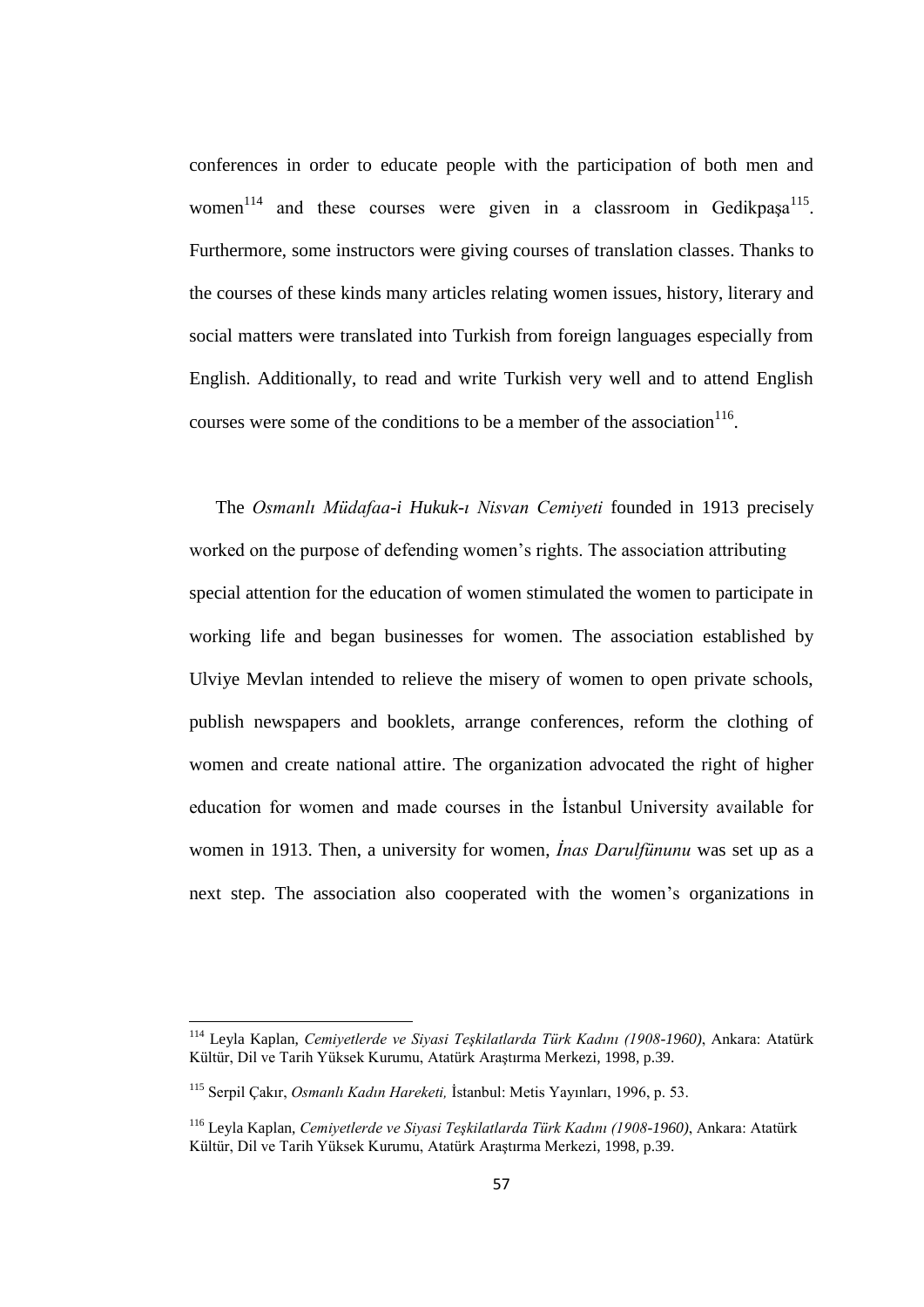conferences in order to educate people with the participation of both men and women[114] and these courses were given in a classroom in Gedikpaşa[115]. Furthermore, some instructors were giving courses of translation classes. Thanks to the courses of these kinds many articles relating women issues, history, literary and social matters were translated into Turkish from foreign languages especially from English. Additionally, to read and write Turkish very well and to attend English courses were some of the conditions to be a member of the association[116].

The *Osmanlı Müdafaa-i Hukuk-ı Nisvan Cemiyeti* founded in 1913 precisely worked on the purpose of defending women's rights. The association attributing special attention for the education of women stimulated the women to participate in working life and began businesses for women. The association established by Ulviye Mevlan intended to relieve the misery of women to open private schools, publish newspapers and booklets, arrange conferences, reform the clothing of women and create national attire. The organization advocated the right of higher education for women and made courses in the İstanbul University available for women in 1913. Then, a university for women, *İnas Darulfünunu* was set up as a next step. The association also cooperated with the women's organizations in

---

[114] Leyla Kaplan, *Cemiyetlerde ve Siyasi Teşkilatlarda Türk Kadını (1908-1960)*, Ankara: Atatürk Kültür, Dil ve Tarih Yüksek Kurumu, Atatürk Araştırma Merkezi, 1998, p.39.

[115] Serpil Çakır, *Osmanlı Kadın Hareketi,* İstanbul: Metis Yayınları, 1996, p. 53.

[116] Leyla Kaplan, *Cemiyetlerde ve Siyasi Teşkilatlarda Türk Kadını (1908-1960)*, Ankara: Atatürk Kültür, Dil ve Tarih Yüksek Kurumu, Atatürk Araştırma Merkezi, 1998, p.39.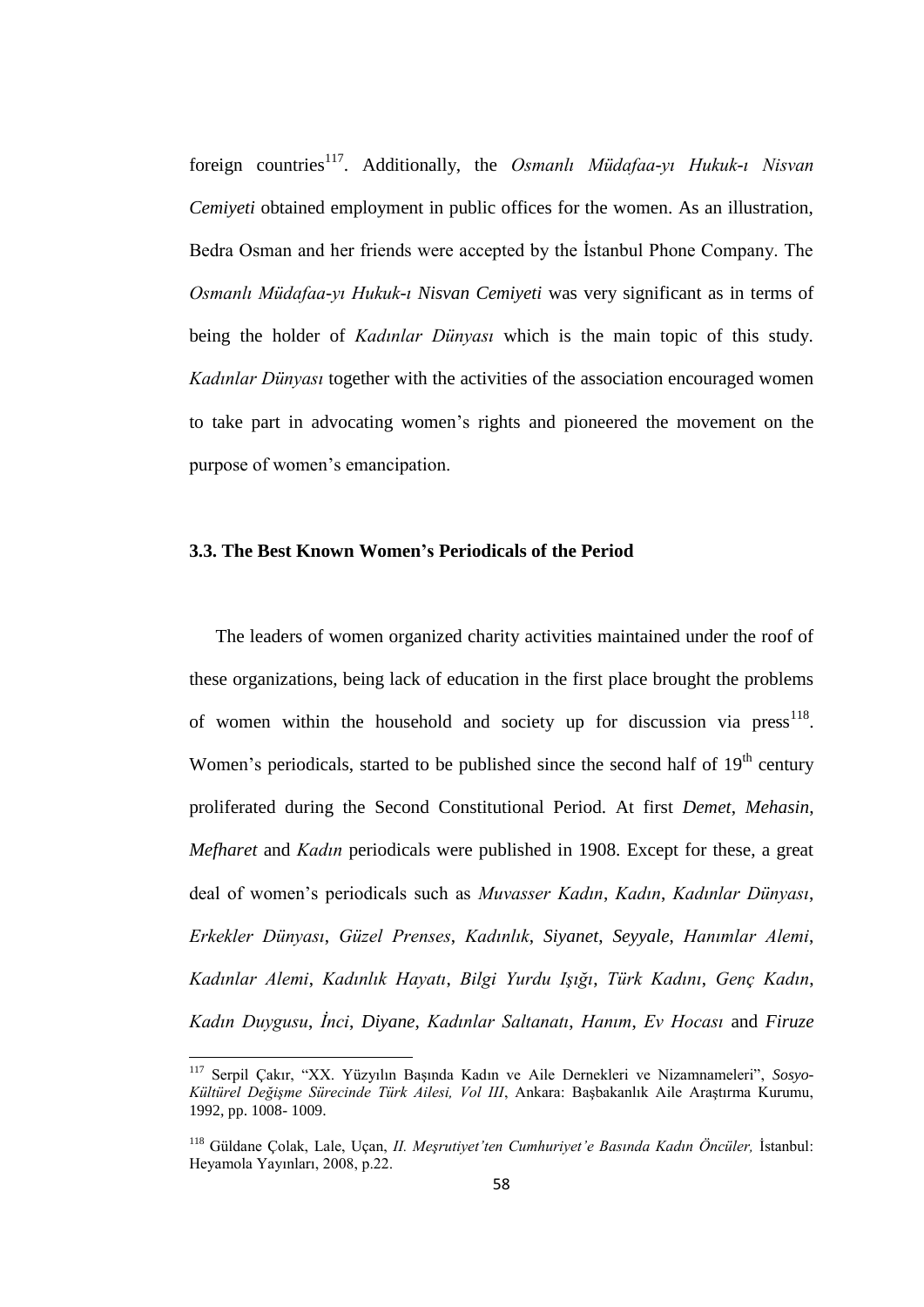foreign countries[117]. Additionally, the *Osmanlı Müdafaa-yı Hukuk-ı Nisvan Cemiyeti* obtained employment in public offices for the women. As an illustration, Bedra Osman and her friends were accepted by the İstanbul Phone Company. The *Osmanlı Müdafaa-yı Hukuk-ı Nisvan Cemiyeti* was very significant as in terms of being the holder of *Kadınlar Dünyası* which is the main topic of this study. *Kadınlar Dünyası* together with the activities of the association encouraged women to take part in advocating women's rights and pioneered the movement on the purpose of women's emancipation.

### 3.3. The Best Known Women's Periodicals of the Period

The leaders of women organized charity activities maintained under the roof of these organizations, being lack of education in the first place brought the problems of women within the household and society up for discussion via press[118]. Women's periodicals, started to be published since the second half of 19th century proliferated during the Second Constitutional Period. At first *Demet*, *Mehasin*, *Mefharet* and *Kadın* periodicals were published in 1908. Except for these, a great deal of women's periodicals such as *Muvasser Kadın*, *Kadın*, *Kadınlar Dünyası*, *Erkekler Dünyası*, *Güzel Prenses*, *Kadınlık*, *Siyanet*, *Seyyale*, *Hanımlar Alemi*, *Kadınlar Alemi*, *Kadınlık Hayatı*, *Bilgi Yurdu Işığı*, *Türk Kadını*, *Genç Kadın*, *Kadın Duygusu*, *İnci*, *Diyane*, *Kadınlar Saltanatı*, *Hanım*, *Ev Hocası* and *Firuze*

---

[117] Serpil Çakır, "XX. Yüzyılın Başında Kadın ve Aile Dernekleri ve Nizamnameleri", *Sosyo-Kültürel Değişme Sürecinde Türk Ailesi, Vol III*, Ankara: Başbakanlık Aile Araştırma Kurumu, 1992, pp. 1008- 1009.

[118] Güldane Çolak, Lale, Uçan, *II. Meşrutiyet'ten Cumhuriyet'e Basında Kadın Öncüler,* İstanbul: Heyamola Yayınları, 2008, p.22.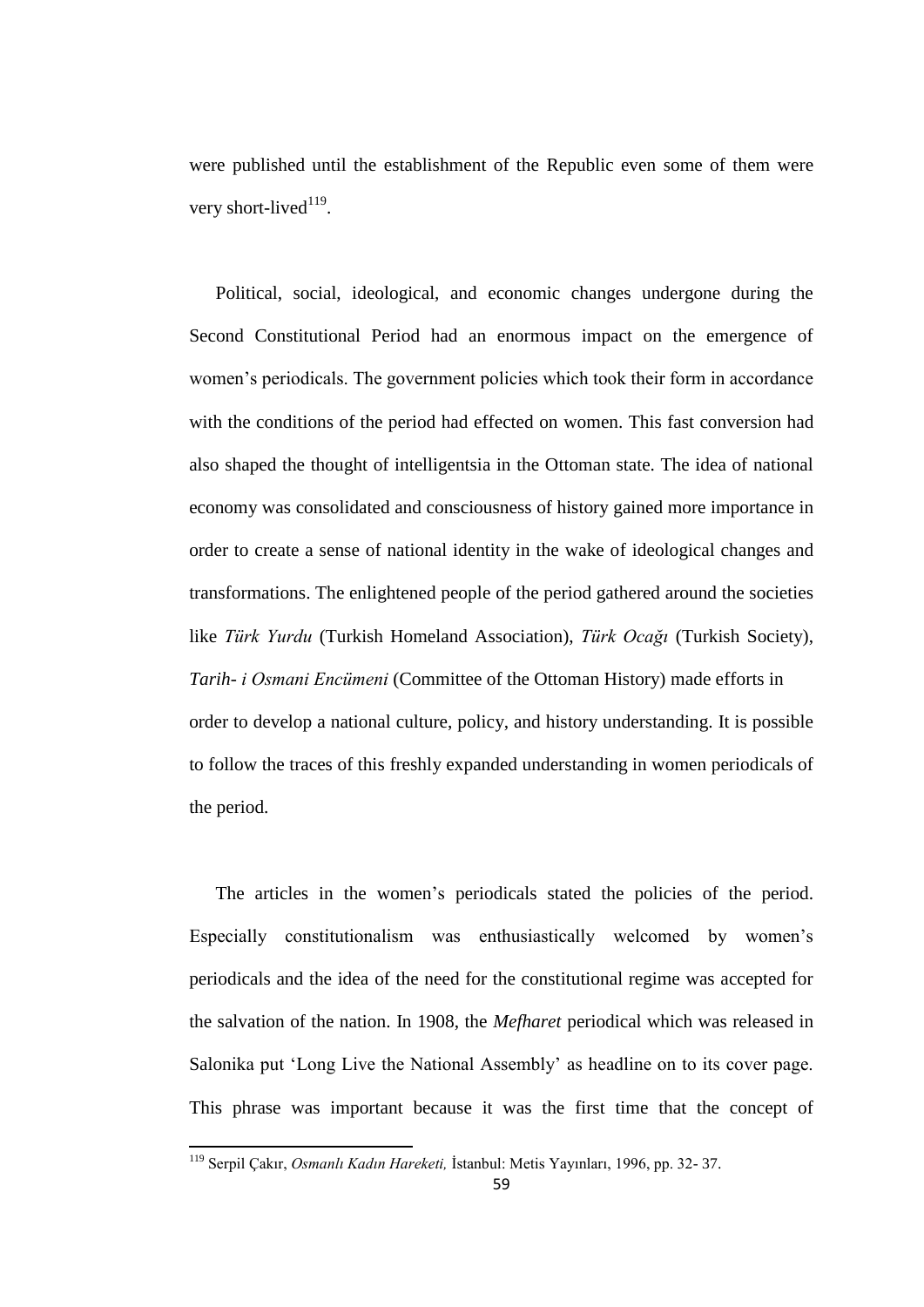were published until the establishment of the Republic even some of them were very short-lived[119].

Political, social, ideological, and economic changes undergone during the Second Constitutional Period had an enormous impact on the emergence of women's periodicals. The government policies which took their form in accordance with the conditions of the period had effected on women. This fast conversion had also shaped the thought of intelligentsia in the Ottoman state. The idea of national economy was consolidated and consciousness of history gained more importance in order to create a sense of national identity in the wake of ideological changes and transformations. The enlightened people of the period gathered around the societies like *Türk Yurdu* (Turkish Homeland Association), *Türk Ocağı* (Turkish Society), *Tarih- i Osmani Encümeni* (Committee of the Ottoman History) made efforts in order to develop a national culture, policy, and history understanding. It is possible to follow the traces of this freshly expanded understanding in women periodicals of the period.

The articles in the women's periodicals stated the policies of the period. Especially constitutionalism was enthusiastically welcomed by women's periodicals and the idea of the need for the constitutional regime was accepted for the salvation of the nation. In 1908, the *Mefharet* periodical which was released in Salonika put 'Long Live the National Assembly' as headline on to its cover page. This phrase was important because it was the first time that the concept of

---

[119] Serpil Çakır, *Osmanlı Kadın Hareketi,* İstanbul: Metis Yayınları, 1996, pp. 32- 37.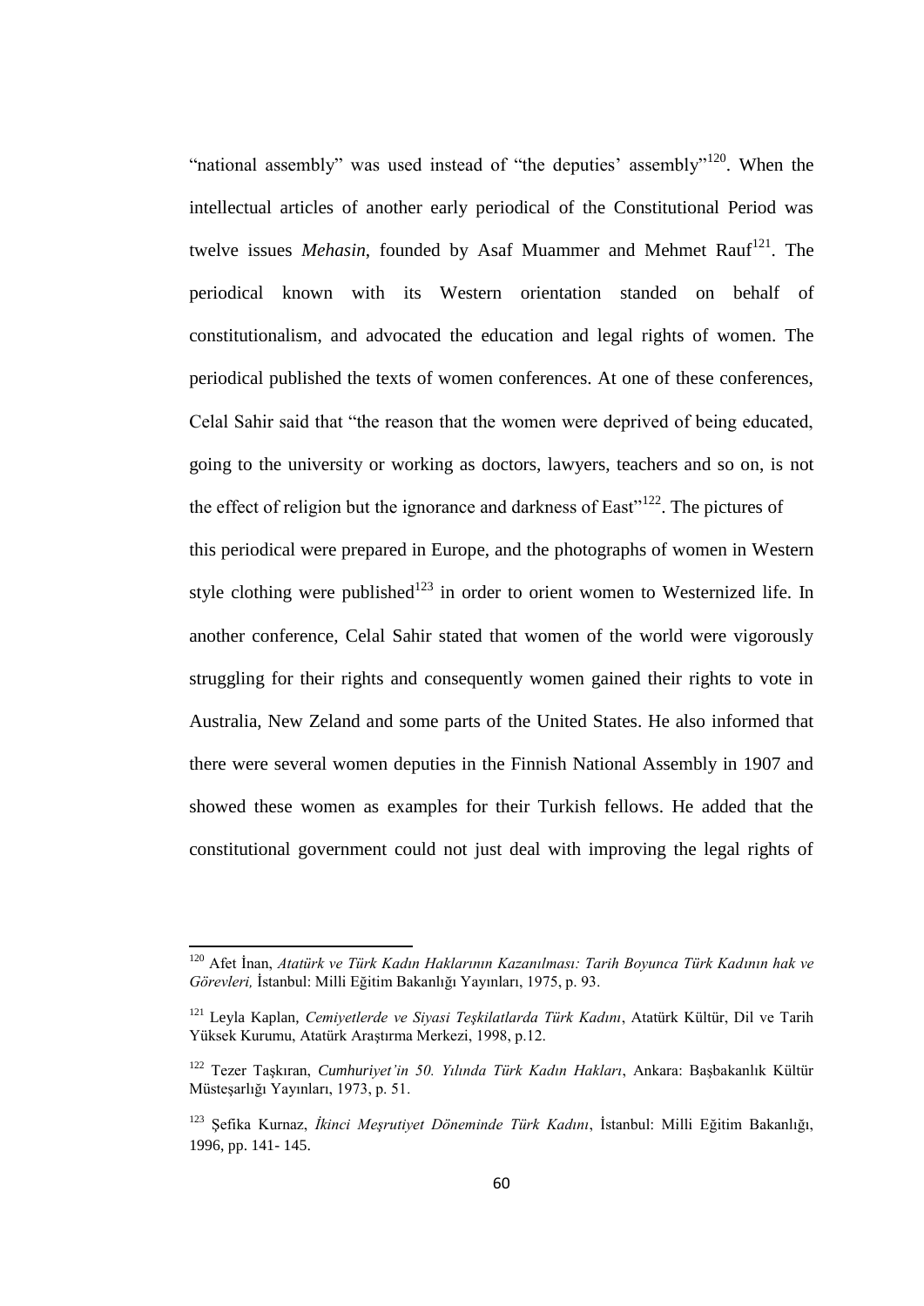"national assembly" was used instead of "the deputies' assembly"[120]. When the intellectual articles of another early periodical of the Constitutional Period was twelve issues *Mehasin*, founded by Asaf Muammer and Mehmet Rauf[121]. The periodical known with its Western orientation standed on behalf of constitutionalism, and advocated the education and legal rights of women. The periodical published the texts of women conferences. At one of these conferences, Celal Sahir said that "the reason that the women were deprived of being educated, going to the university or working as doctors, lawyers, teachers and so on, is not the effect of religion but the ignorance and darkness of East"[122]. The pictures of this periodical were prepared in Europe, and the photographs of women in Western style clothing were published[123] in order to orient women to Westernized life. In another conference, Celal Sahir stated that women of the world were vigorously struggling for their rights and consequently women gained their rights to vote in Australia, New Zeland and some parts of the United States. He also informed that there were several women deputies in the Finnish National Assembly in 1907 and showed these women as examples for their Turkish fellows. He added that the constitutional government could not just deal with improving the legal rights of

---

[120] Afet İnan, *Atatürk ve Türk Kadın Haklarının Kazanılması: Tarih Boyunca Türk Kadının hak ve Görevleri,* İstanbul: Milli Eğitim Bakanlığı Yayınları, 1975, p. 93.

[121] Leyla Kaplan, *Cemiyetlerde ve Siyasi Teşkilatlarda Türk Kadını*, Atatürk Kültür, Dil ve Tarih Yüksek Kurumu, Atatürk Araştırma Merkezi, 1998, p.12.

[122] Tezer Taşkıran, *Cumhuriyet'in 50. Yılında Türk Kadın Hakları*, Ankara: Başbakanlık Kültür Müsteşarlığı Yayınları, 1973, p. 51.

[123] Şefika Kurnaz, *İkinci Meşrutiyet Döneminde Türk Kadını*, İstanbul: Milli Eğitim Bakanlığı, 1996, pp. 141- 145.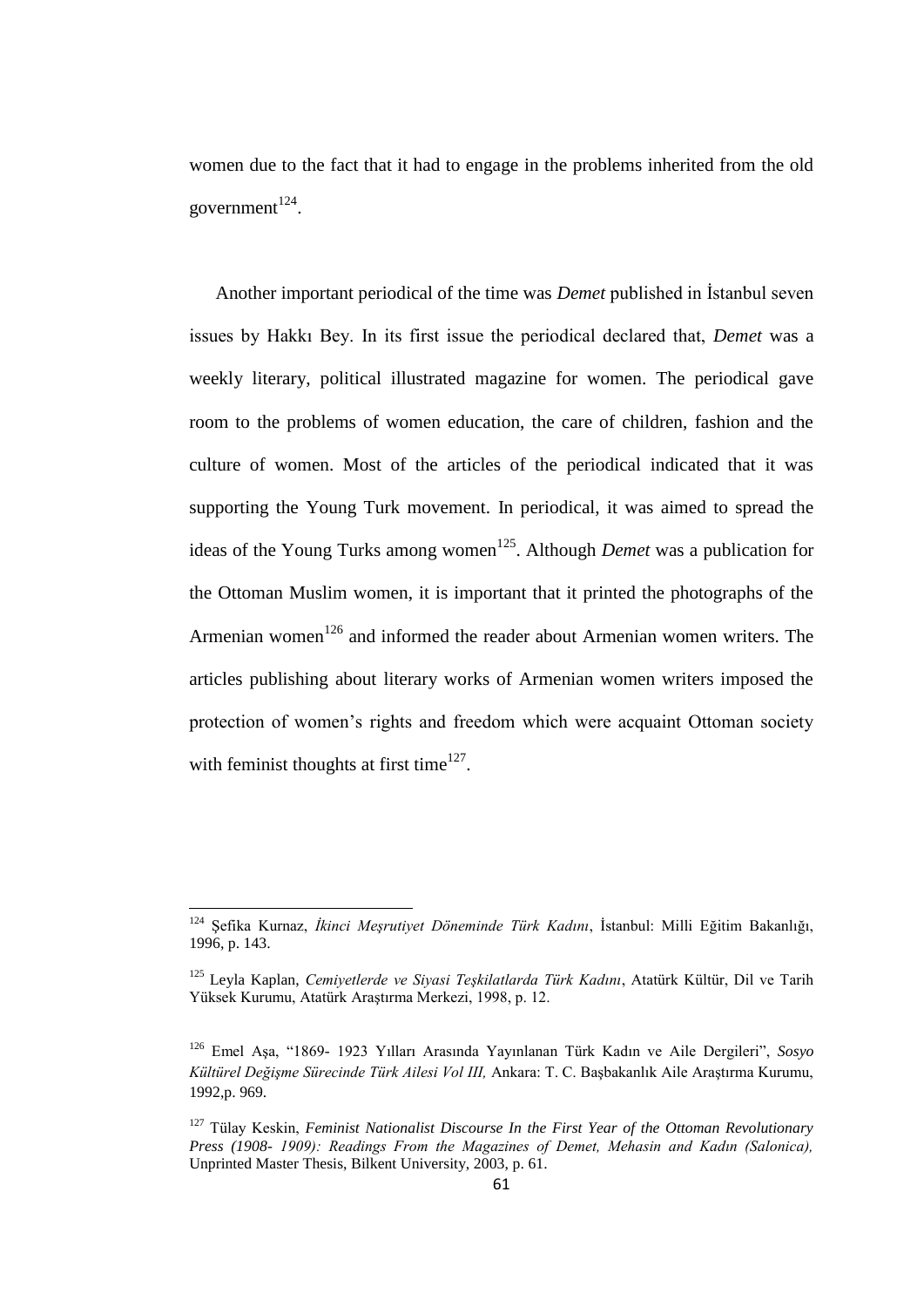women due to the fact that it had to engage in the problems inherited from the old government[124].

Another important periodical of the time was *Demet* published in İstanbul seven issues by Hakkı Bey. In its first issue the periodical declared that, *Demet* was a weekly literary, political illustrated magazine for women. The periodical gave room to the problems of women education, the care of children, fashion and the culture of women. Most of the articles of the periodical indicated that it was supporting the Young Turk movement. In periodical, it was aimed to spread the ideas of the Young Turks among women[125]. Although *Demet* was a publication for the Ottoman Muslim women, it is important that it printed the photographs of the Armenian women[126] and informed the reader about Armenian women writers. The articles publishing about literary works of Armenian women writers imposed the protection of women's rights and freedom which were acquaint Ottoman society with feminist thoughts at first time[127].

---

[124] Şefika Kurnaz, *İkinci Meşrutiyet Döneminde Türk Kadını*, İstanbul: Milli Eğitim Bakanlığı, 1996, p. 143.

[125] Leyla Kaplan, *Cemiyetlerde ve Siyasi Teşkilatlarda Türk Kadını*, Atatürk Kültür, Dil ve Tarih Yüksek Kurumu, Atatürk Araştırma Merkezi, 1998, p. 12.

[126] Emel Aşa, "1869- 1923 Yılları Arasında Yayınlanan Türk Kadın ve Aile Dergileri", *Sosyo Kültürel Değişme Sürecinde Türk Ailesi Vol III,* Ankara: T. C. Başbakanlık Aile Araştırma Kurumu, 1992,p. 969.

[127] Tülay Keskin, *Feminist Nationalist Discourse In the First Year of the Ottoman Revolutionary Press (1908- 1909): Readings From the Magazines of Demet, Mehasin and Kadın (Salonica),* Unprinted Master Thesis, Bilkent University, 2003, p. 61.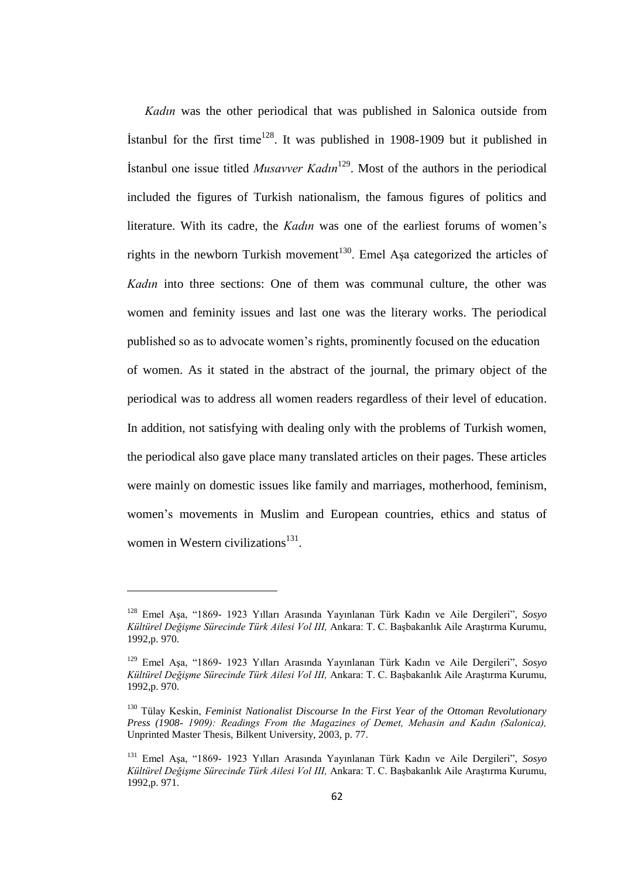*Kadın* was the other periodical that was published in Salonica outside from İstanbul for the first time[128]. It was published in 1908-1909 but it published in İstanbul one issue titled *Musavver Kadın*[129]. Most of the authors in the periodical included the figures of Turkish nationalism, the famous figures of politics and literature. With its cadre, the *Kadın* was one of the earliest forums of women's rights in the newborn Turkish movement[130]. Emel Aşa categorized the articles of *Kadın* into three sections: One of them was communal culture, the other was women and feminity issues and last one was the literary works. The periodical published so as to advocate women's rights, prominently focused on the education of women. As it stated in the abstract of the journal, the primary object of the periodical was to address all women readers regardless of their level of education. In addition, not satisfying with dealing only with the problems of Turkish women, the periodical also gave place many translated articles on their pages. These articles were mainly on domestic issues like family and marriages, motherhood, feminism, women's movements in Muslim and European countries, ethics and status of women in Western civilizations[131].

---

[128] Emel Aşa, "1869- 1923 Yılları Arasında Yayınlanan Türk Kadın ve Aile Dergileri", *Sosyo Kültürel Değişme Sürecinde Türk Ailesi Vol III,* Ankara: T. C. Başbakanlık Aile Araştırma Kurumu, 1992,p. 970.

[129] Emel Aşa, "1869- 1923 Yılları Arasında Yayınlanan Türk Kadın ve Aile Dergileri", *Sosyo Kültürel Değişme Sürecinde Türk Ailesi Vol III,* Ankara: T. C. Başbakanlık Aile Araştırma Kurumu, 1992,p. 970.

[130] Tülay Keskin, *Feminist Nationalist Discourse In the First Year of the Ottoman Revolutionary Press (1908- 1909): Readings From the Magazines of Demet, Mehasin and Kadın (Salonica),* Unprinted Master Thesis, Bilkent University, 2003, p. 77.

[131] Emel Aşa, "1869- 1923 Yılları Arasında Yayınlanan Türk Kadın ve Aile Dergileri", *Sosyo Kültürel Değişme Sürecinde Türk Ailesi Vol III,* Ankara: T. C. Başbakanlık Aile Araştırma Kurumu, 1992,p. 971.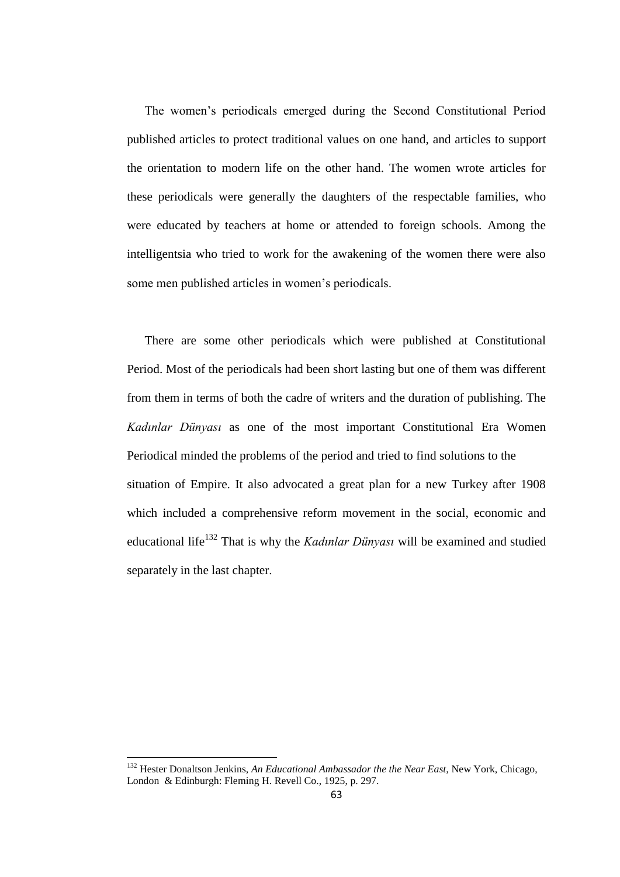The women's periodicals emerged during the Second Constitutional Period published articles to protect traditional values on one hand, and articles to support the orientation to modern life on the other hand. The women wrote articles for these periodicals were generally the daughters of the respectable families, who were educated by teachers at home or attended to foreign schools. Among the intelligentsia who tried to work for the awakening of the women there were also some men published articles in women's periodicals.

There are some other periodicals which were published at Constitutional Period. Most of the periodicals had been short lasting but one of them was different from them in terms of both the cadre of writers and the duration of publishing. The *Kadınlar Dünyası* as one of the most important Constitutional Era Women Periodical minded the problems of the period and tried to find solutions to the situation of Empire. It also advocated a great plan for a new Turkey after 1908 which included a comprehensive reform movement in the social, economic and educational life[132] That is why the *Kadınlar Dünyası* will be examined and studied separately in the last chapter.

---

[132] Hester Donaltson Jenkins, *An Educational Ambassador the the Near East*, New York, Chicago, London & Edinburgh: Fleming H. Revell Co., 1925, p. 297.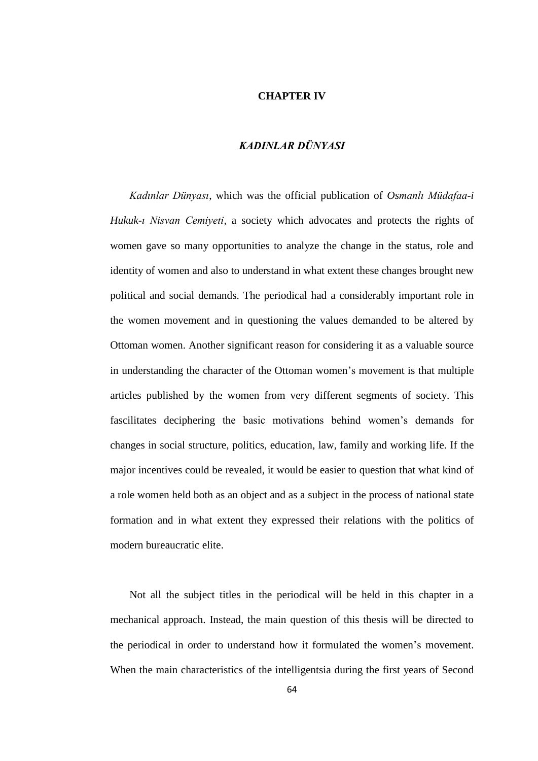# CHAPTER IV

## *KADINLAR DÜNYASI*

*Kadınlar Dünyası*, which was the official publication of *Osmanlı Müdafaa-i Hukuk-ı Nisvan Cemiyeti*, a society which advocates and protects the rights of women gave so many opportunities to analyze the change in the status, role and identity of women and also to understand in what extent these changes brought new political and social demands. The periodical had a considerably important role in the women movement and in questioning the values demanded to be altered by Ottoman women. Another significant reason for considering it as a valuable source in understanding the character of the Ottoman women's movement is that multiple articles published by the women from very different segments of society. This fascilitates deciphering the basic motivations behind women's demands for changes in social structure, politics, education, law, family and working life. If the major incentives could be revealed, it would be easier to question that what kind of a role women held both as an object and as a subject in the process of national state formation and in what extent they expressed their relations with the politics of modern bureaucratic elite.

Not all the subject titles in the periodical will be held in this chapter in a mechanical approach. Instead, the main question of this thesis will be directed to the periodical in order to understand how it formulated the women's movement. When the main characteristics of the intelligentsia during the first years of Second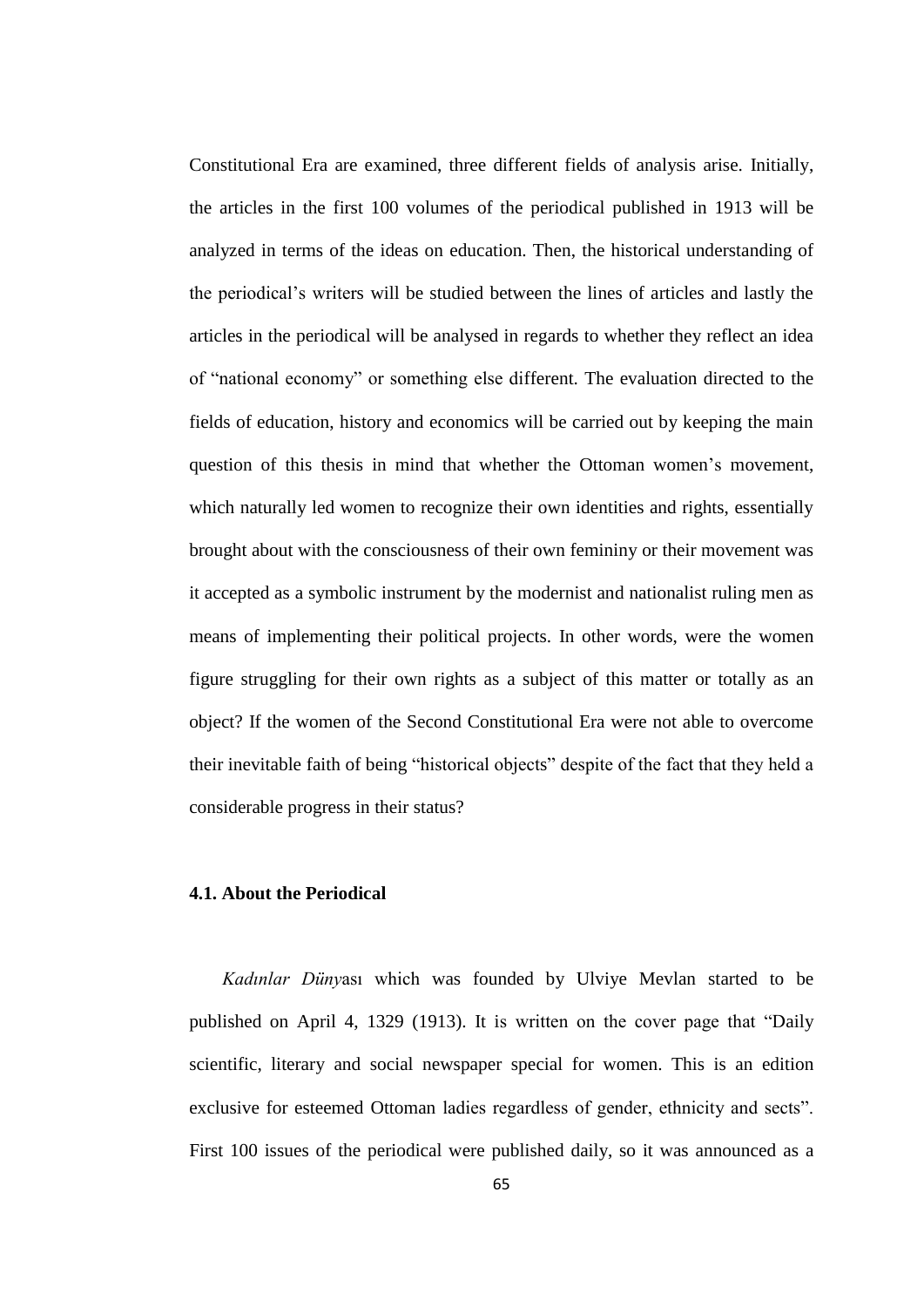Constitutional Era are examined, three different fields of analysis arise. Initially, the articles in the first 100 volumes of the periodical published in 1913 will be analyzed in terms of the ideas on education. Then, the historical understanding of the periodical's writers will be studied between the lines of articles and lastly the articles in the periodical will be analysed in regards to whether they reflect an idea of "national economy" or something else different. The evaluation directed to the fields of education, history and economics will be carried out by keeping the main question of this thesis in mind that whether the Ottoman women's movement, which naturally led women to recognize their own identities and rights, essentially brought about with the consciousness of their own femininy or their movement was it accepted as a symbolic instrument by the modernist and nationalist ruling men as means of implementing their political projects. In other words, were the women figure struggling for their own rights as a subject of this matter or totally as an object? If the women of the Second Constitutional Era were not able to overcome their inevitable faith of being "historical objects" despite of the fact that they held a considerable progress in their status?

### 4.1. About the Periodical

*Kadınlar Dünya*sı which was founded by Ulviye Mevlan started to be published on April 4, 1329 (1913). It is written on the cover page that "Daily scientific, literary and social newspaper special for women. This is an edition exclusive for esteemed Ottoman ladies regardless of gender, ethnicity and sects". First 100 issues of the periodical were published daily, so it was announced as a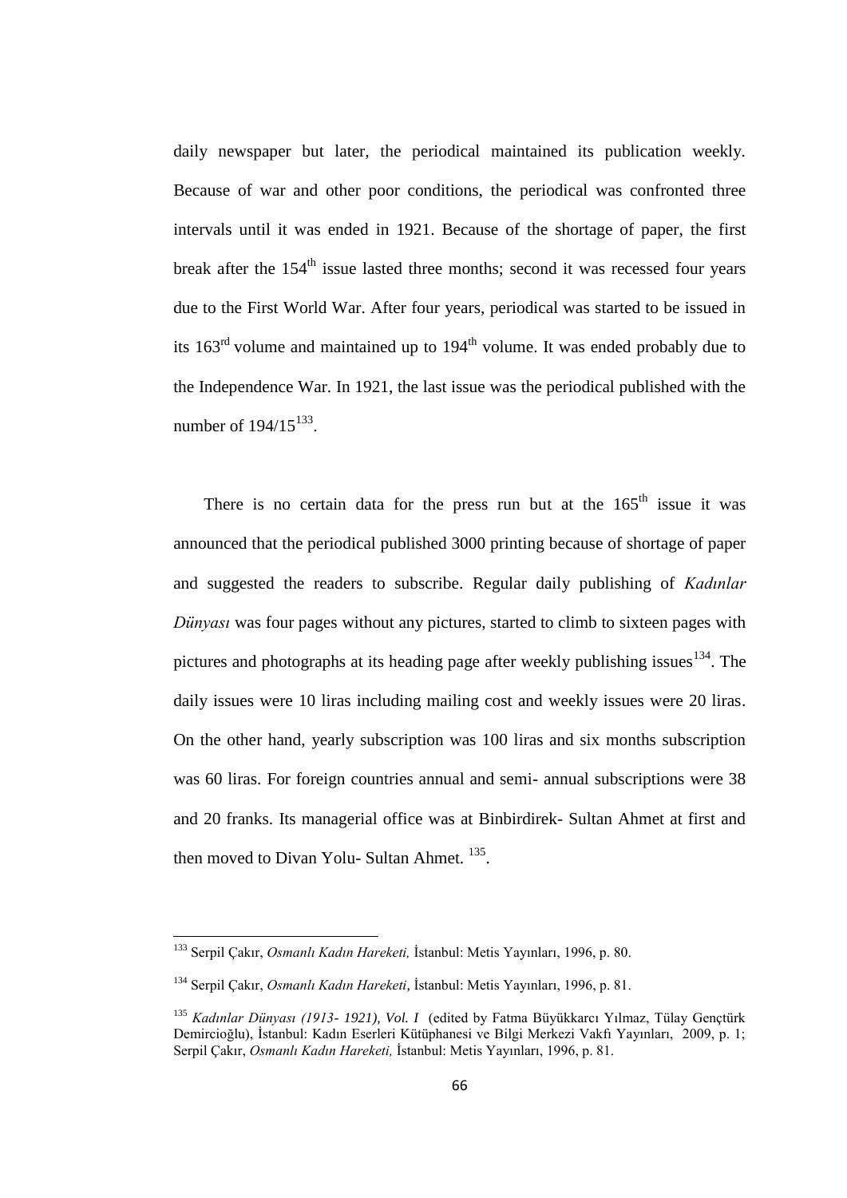daily newspaper but later, the periodical maintained its publication weekly. Because of war and other poor conditions, the periodical was confronted three intervals until it was ended in 1921. Because of the shortage of paper, the first break after the 154th issue lasted three months; second it was recessed four years due to the First World War. After four years, periodical was started to be issued in its 163rd volume and maintained up to 194th volume. It was ended probably due to the Independence War. In 1921, the last issue was the periodical published with the number of 194/15[133].

There is no certain data for the press run but at the 165th issue it was announced that the periodical published 3000 printing because of shortage of paper and suggested the readers to subscribe. Regular daily publishing of *Kadınlar Dünyası* was four pages without any pictures, started to climb to sixteen pages with pictures and photographs at its heading page after weekly publishing issues[134]. The daily issues were 10 liras including mailing cost and weekly issues were 20 liras. On the other hand, yearly subscription was 100 liras and six months subscription was 60 liras. For foreign countries annual and semi- annual subscriptions were 38 and 20 franks. Its managerial office was at Binbirdirek- Sultan Ahmet at first and then moved to Divan Yolu- Sultan Ahmet. [135].

---

[133] Serpil Çakır, *Osmanlı Kadın Hareketi,* İstanbul: Metis Yayınları, 1996, p. 80.

[134] Serpil Çakır, *Osmanlı Kadın Hareketi*, İstanbul: Metis Yayınları, 1996, p. 81.

[135] *Kadınlar Dünyası (1913- 1921), Vol. I* (edited by Fatma Büyükkarcı Yılmaz, Tülay Gençtürk Demircioğlu), İstanbul: Kadın Eserleri Kütüphanesi ve Bilgi Merkezi Vakfı Yayınları, 2009, p. 1; Serpil Çakır, *Osmanlı Kadın Hareketi,* İstanbul: Metis Yayınları, 1996, p. 81.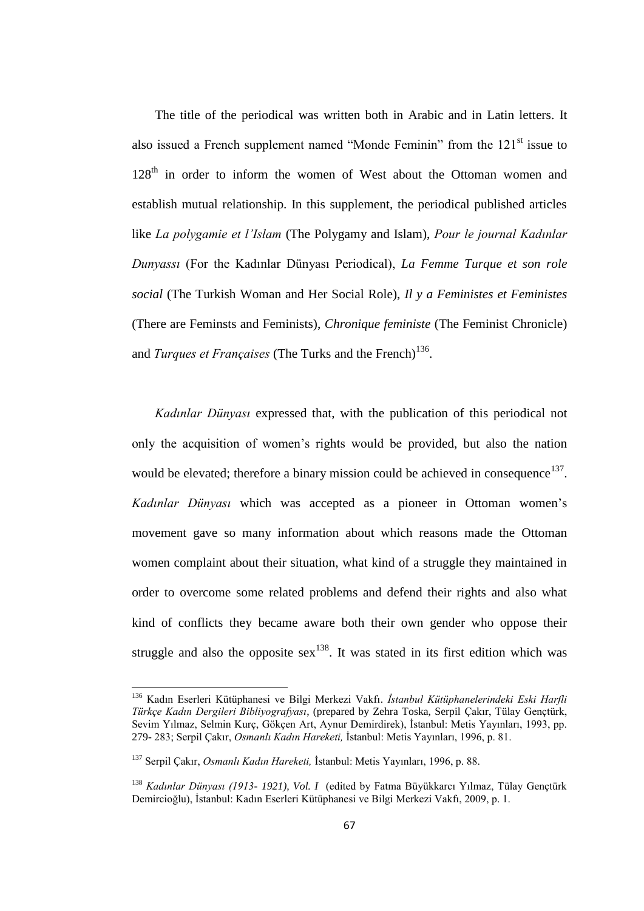The title of the periodical was written both in Arabic and in Latin letters. It also issued a French supplement named “Monde Feminin” from the 121st issue to 128th in order to inform the women of West about the Ottoman women and establish mutual relationship. In this supplement, the periodical published articles like *La polygamie et l’Islam* (The Polygamy and Islam), *Pour le journal Kadınlar Dunyassı* (For the Kadınlar Dünyası Periodical), *La Femme Turque et son role social* (The Turkish Woman and Her Social Role), *Il y a Feministes et Feministes* (There are Feminsts and Feminists), *Chronique feministe* (The Feminist Chronicle) and *Turques et Françaises* (The Turks and the French)[136].

*Kadınlar Dünyası* expressed that, with the publication of this periodical not only the acquisition of women’s rights would be provided, but also the nation would be elevated; therefore a binary mission could be achieved in consequence[137]. *Kadınlar Dünyası* which was accepted as a pioneer in Ottoman women’s movement gave so many information about which reasons made the Ottoman women complaint about their situation, what kind of a struggle they maintained in order to overcome some related problems and defend their rights and also what kind of conflicts they became aware both their own gender who oppose their struggle and also the opposite sex[138]. It was stated in its first edition which was

---

[136] Kadın Eserleri Kütüphanesi ve Bilgi Merkezi Vakfı. *İstanbul Kütüphanelerindeki Eski Harfli Türkçe Kadın Dergileri Bibliyografyası*, (prepared by Zehra Toska, Serpil Çakır, Tülay Gençtürk, Sevim Yılmaz, Selmin Kurç, Gökçen Art, Aynur Demirdirek), İstanbul: Metis Yayınları, 1993, pp. 279- 283; Serpil Çakır, *Osmanlı Kadın Hareketi,* İstanbul: Metis Yayınları, 1996, p. 81.

[137] Serpil Çakır, *Osmanlı Kadın Hareketi,* İstanbul: Metis Yayınları, 1996, p. 88.

[138] *Kadınlar Dünyası (1913- 1921), Vol. I* (edited by Fatma Büyükkarcı Yılmaz, Tülay Gençtürk Demircioğlu), İstanbul: Kadın Eserleri Kütüphanesi ve Bilgi Merkezi Vakfı, 2009, p. 1.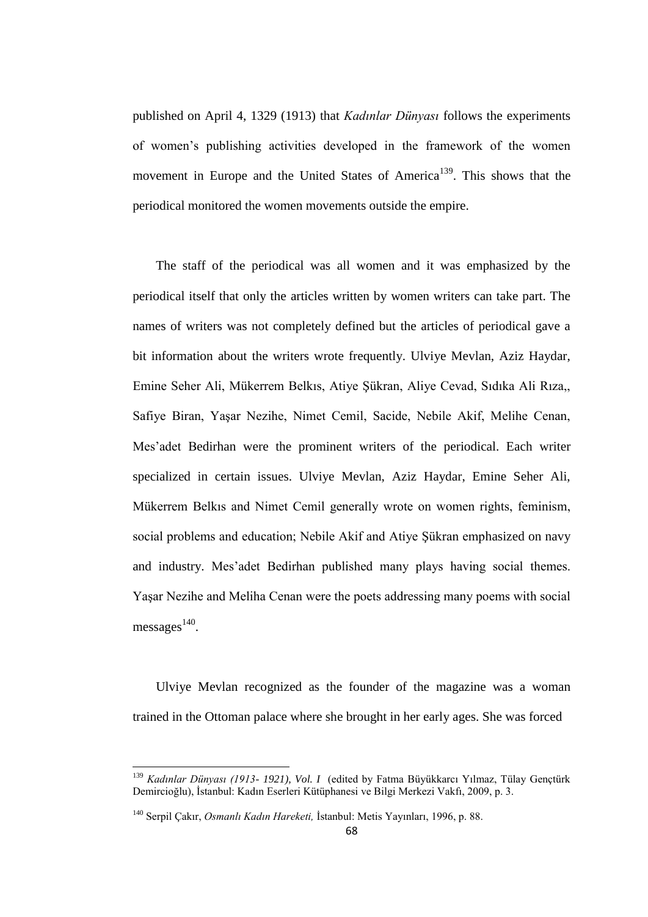published on April 4, 1329 (1913) that *Kadınlar Dünyası* follows the experiments of women's publishing activities developed in the framework of the women movement in Europe and the United States of America[139]. This shows that the periodical monitored the women movements outside the empire.

The staff of the periodical was all women and it was emphasized by the periodical itself that only the articles written by women writers can take part. The names of writers was not completely defined but the articles of periodical gave a bit information about the writers wrote frequently. Ulviye Mevlan, Aziz Haydar, Emine Seher Ali, Mükerrem Belkıs, Atiye Şükran, Aliye Cevad, Sıdıka Ali Rıza,, Safiye Biran, Yaşar Nezihe, Nimet Cemil, Sacide, Nebile Akif, Melihe Cenan, Mes'adet Bedirhan were the prominent writers of the periodical. Each writer specialized in certain issues. Ulviye Mevlan, Aziz Haydar, Emine Seher Ali, Mükerrem Belkıs and Nimet Cemil generally wrote on women rights, feminism, social problems and education; Nebile Akif and Atiye Şükran emphasized on navy and industry. Mes'adet Bedirhan published many plays having social themes. Yaşar Nezihe and Meliha Cenan were the poets addressing many poems with social messages[140].

Ulviye Mevlan recognized as the founder of the magazine was a woman trained in the Ottoman palace where she brought in her early ages. She was forced

---

[139] *Kadınlar Dünyası (1913- 1921), Vol. I* (edited by Fatma Büyükkarcı Yılmaz, Tülay Gençtürk Demircioğlu), İstanbul: Kadın Eserleri Kütüphanesi ve Bilgi Merkezi Vakfı, 2009, p. 3.

[140] Serpil Çakır, *Osmanlı Kadın Hareketi,* İstanbul: Metis Yayınları, 1996, p. 88.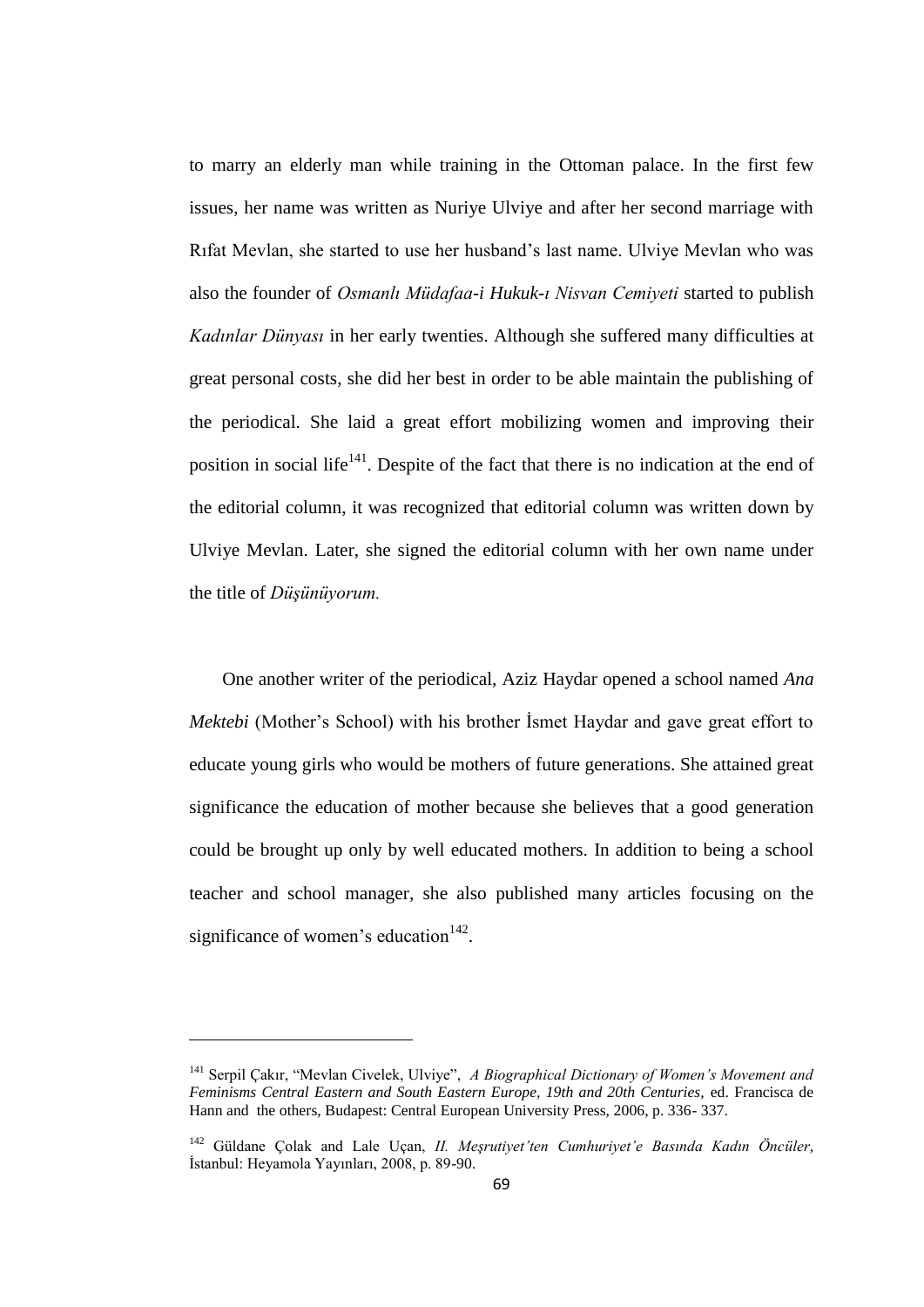to marry an elderly man while training in the Ottoman palace. In the first few issues, her name was written as Nuriye Ulviye and after her second marriage with Rıfat Mevlan, she started to use her husband's last name. Ulviye Mevlan who was also the founder of *Osmanlı Müdafaa-i Hukuk-ı Nisvan Cemiyeti* started to publish *Kadınlar Dünyası* in her early twenties. Although she suffered many difficulties at great personal costs, she did her best in order to be able maintain the publishing of the periodical. She laid a great effort mobilizing women and improving their position in social life[141]. Despite of the fact that there is no indication at the end of the editorial column, it was recognized that editorial column was written down by Ulviye Mevlan. Later, she signed the editorial column with her own name under the title of *Düşünüyorum.*

One another writer of the periodical, Aziz Haydar opened a school named *Ana Mektebi* (Mother's School) with his brother İsmet Haydar and gave great effort to educate young girls who would be mothers of future generations. She attained great significance the education of mother because she believes that a good generation could be brought up only by well educated mothers. In addition to being a school teacher and school manager, she also published many articles focusing on the significance of women's education[142].

---

[141] Serpil Çakır, "Mevlan Civelek, Ulviye", *A Biographical Dictionary of Women's Movement and Feminisms Central Eastern and South Eastern Europe, 19th and 20th Centuries,* ed. Francisca de Hann and the others, Budapest: Central European University Press, 2006, p. 336- 337.

[142] Güldane Çolak and Lale Uçan, *II. Meşrutiyet'ten Cumhuriyet'e Basında Kadın Öncüler*, İstanbul: Heyamola Yayınları, 2008, p. 89-90.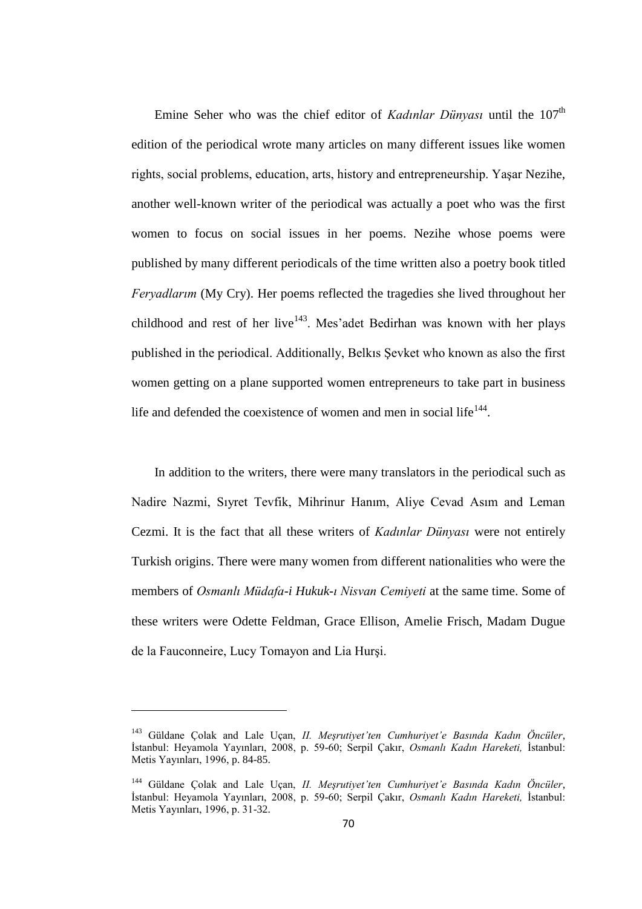Emine Seher who was the chief editor of *Kadınlar Dünyası* until the $107^{th}$ edition of the periodical wrote many articles on many different issues like women rights, social problems, education, arts, history and entrepreneurship. Yaşar Nezihe, another well-known writer of the periodical was actually a poet who was the first women to focus on social issues in her poems. Nezihe whose poems were published by many different periodicals of the time written also a poetry book titled *Feryadlarım* (My Cry). Her poems reflected the tragedies she lived throughout her childhood and rest of her live[143]. Mes'adet Bedirhan was known with her plays published in the periodical. Additionally, Belkıs Şevket who known as also the first women getting on a plane supported women entrepreneurs to take part in business life and defended the coexistence of women and men in social life[144].

In addition to the writers, there were many translators in the periodical such as Nadire Nazmi, Sıyret Tevfik, Mihrinur Hanım, Aliye Cevad Asım and Leman Cezmi. It is the fact that all these writers of *Kadınlar Dünyası* were not entirely Turkish origins. There were many women from different nationalities who were the members of *Osmanlı Müdafa-i Hukuk-ı Nisvan Cemiyeti* at the same time. Some of these writers were Odette Feldman, Grace Ellison, Amelie Frisch, Madam Dugue de la Fauconneire, Lucy Tomayon and Lia Hurşi.

---

[143] Güldane Çolak and Lale Uçan, *II. Meşrutiyet'ten Cumhuriyet'e Basında Kadın Öncüler*, İstanbul: Heyamola Yayınları, 2008, p. 59-60; Serpil Çakır, *Osmanlı Kadın Hareketi,* İstanbul: Metis Yayınları, 1996, p. 84-85.

[144] Güldane Çolak and Lale Uçan, *II. Meşrutiyet'ten Cumhuriyet'e Basında Kadın Öncüler*, İstanbul: Heyamola Yayınları, 2008, p. 59-60; Serpil Çakır, *Osmanlı Kadın Hareketi,* İstanbul: Metis Yayınları, 1996, p. 31-32.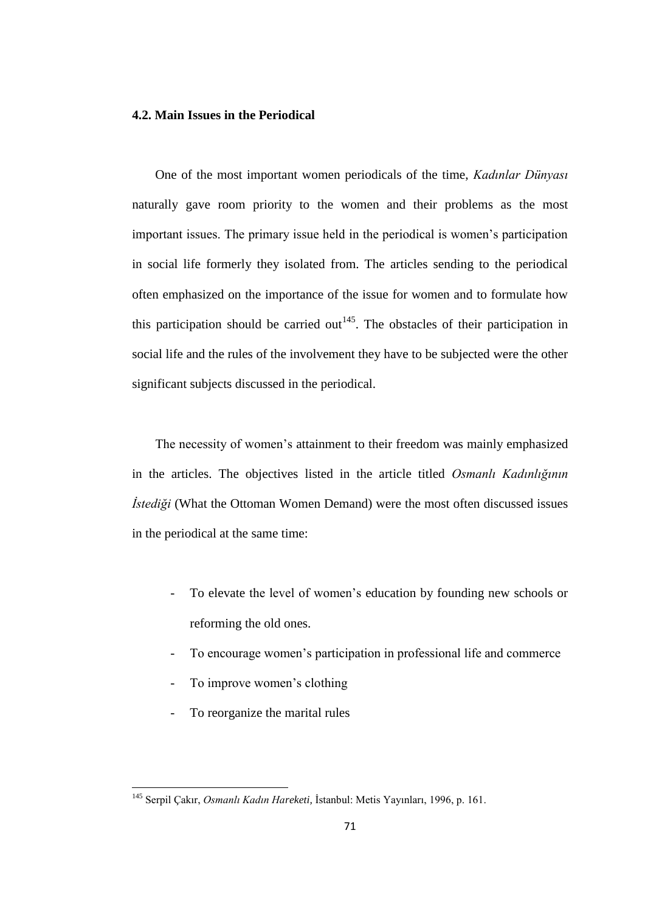### 4.2. Main Issues in the Periodical

One of the most important women periodicals of the time, *Kadınlar Dünyası* naturally gave room priority to the women and their problems as the most important issues. The primary issue held in the periodical is women's participation in social life formerly they isolated from. The articles sending to the periodical often emphasized on the importance of the issue for women and to formulate how this participation should be carried out[145]. The obstacles of their participation in social life and the rules of the involvement they have to be subjected were the other significant subjects discussed in the periodical.

The necessity of women's attainment to their freedom was mainly emphasized in the articles. The objectives listed in the article titled *Osmanlı Kadınlığının İstediği* (What the Ottoman Women Demand) were the most often discussed issues in the periodical at the same time:

- To elevate the level of women's education by founding new schools or reforming the old ones.
- To encourage women's participation in professional life and commerce
- To improve women's clothing
- To reorganize the marital rules

[145] Serpil Çakır, *Osmanlı Kadın Hareketi,* İstanbul: Metis Yayınları, 1996, p. 161.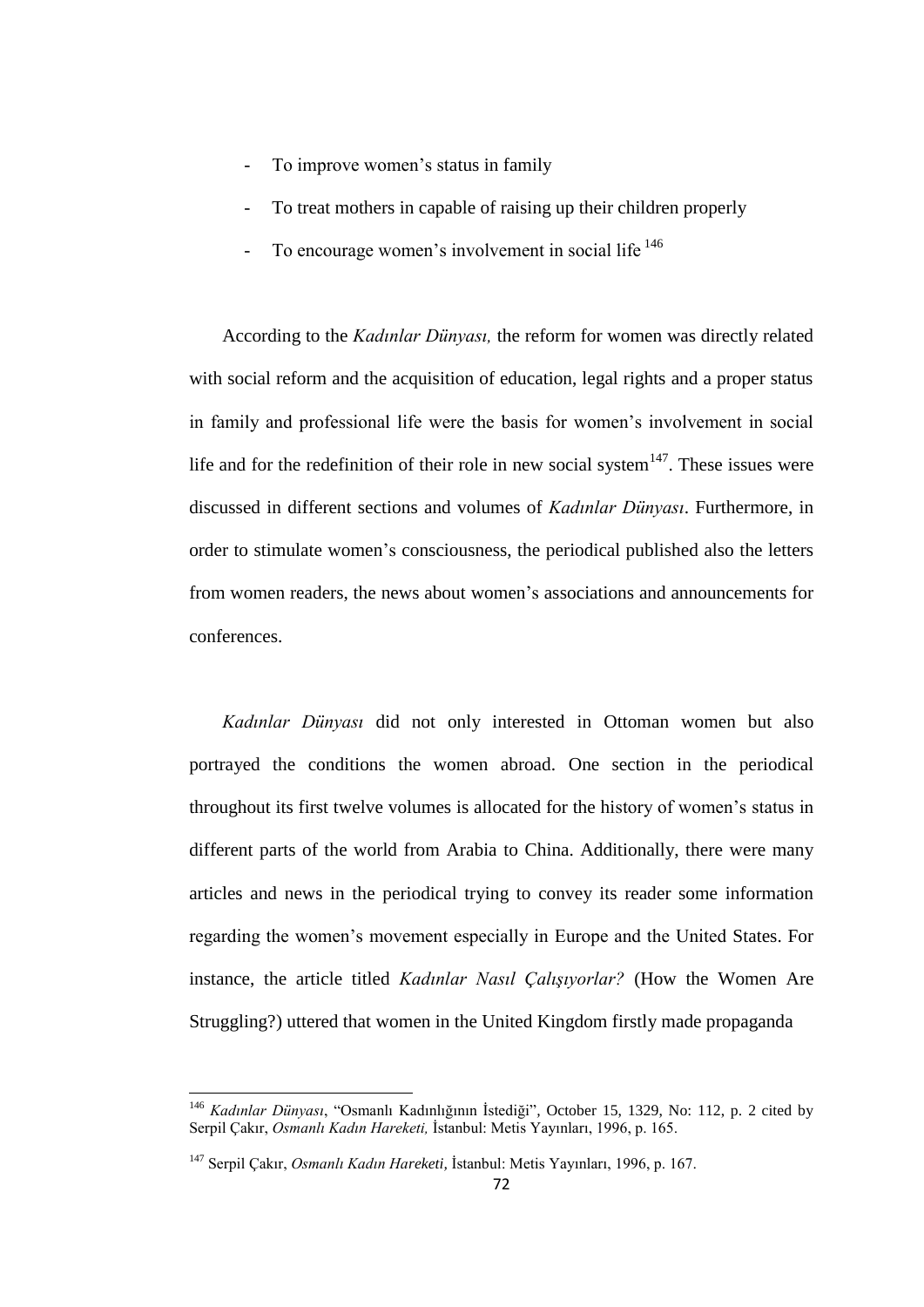- To improve women's status in family
- To treat mothers in capable of raising up their children properly
- To encourage women's involvement in social life [146]

According to the *Kadınlar Dünyası,* the reform for women was directly related with social reform and the acquisition of education, legal rights and a proper status in family and professional life were the basis for women's involvement in social life and for the redefinition of their role in new social system[147]. These issues were discussed in different sections and volumes of *Kadınlar Dünyası*. Furthermore, in order to stimulate women's consciousness, the periodical published also the letters from women readers, the news about women's associations and announcements for conferences.

*Kadınlar Dünyası* did not only interested in Ottoman women but also portrayed the conditions the women abroad. One section in the periodical throughout its first twelve volumes is allocated for the history of women's status in different parts of the world from Arabia to China. Additionally, there were many articles and news in the periodical trying to convey its reader some information regarding the women's movement especially in Europe and the United States. For instance, the article titled *Kadınlar Nasıl Çalışıyorlar?* (How the Women Are Struggling?) uttered that women in the United Kingdom firstly made propaganda

---

[146] *Kadınlar Dünyası*, "Osmanlı Kadınlığının İstediği", October 15, 1329, No: 112, p. 2 cited by Serpil Çakır, *Osmanlı Kadın Hareketi,* İstanbul: Metis Yayınları, 1996, p. 165.

[147] Serpil Çakır, *Osmanlı Kadın Hareketi,* İstanbul: Metis Yayınları, 1996, p. 167.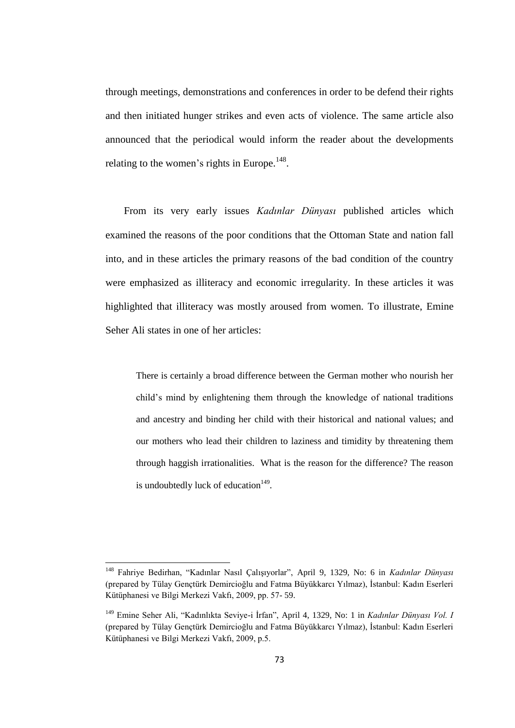through meetings, demonstrations and conferences in order to be defend their rights and then initiated hunger strikes and even acts of violence. The same article also announced that the periodical would inform the reader about the developments relating to the women's rights in Europe.[148].

From its very early issues *Kadınlar Dünyası* published articles which examined the reasons of the poor conditions that the Ottoman State and nation fall into, and in these articles the primary reasons of the bad condition of the country were emphasized as illiteracy and economic irregularity. In these articles it was highlighted that illiteracy was mostly aroused from women. To illustrate, Emine Seher Ali states in one of her articles:

> There is certainly a broad difference between the German mother who nourish her child's mind by enlightening them through the knowledge of national traditions and ancestry and binding her child with their historical and national values; and our mothers who lead their children to laziness and timidity by threatening them through haggish irrationalities. What is the reason for the difference? The reason is undoubtedly luck of education[149].

---

[148] Fahriye Bedirhan, "Kadınlar Nasıl Çalışıyorlar", April 9, 1329, No: 6 in *Kadınlar Dünyası* (prepared by Tülay Gençtürk Demircioğlu and Fatma Büyükkarcı Yılmaz), İstanbul: Kadın Eserleri Kütüphanesi ve Bilgi Merkezi Vakfı, 2009, pp. 57- 59.

[149] Emine Seher Ali, "Kadınlıkta Seviye-i İrfan", April 4, 1329, No: 1 in *Kadınlar Dünyası Vol. I* (prepared by Tülay Gençtürk Demircioğlu and Fatma Büyükkarcı Yılmaz), İstanbul: Kadın Eserleri Kütüphanesi ve Bilgi Merkezi Vakfı, 2009, p.5.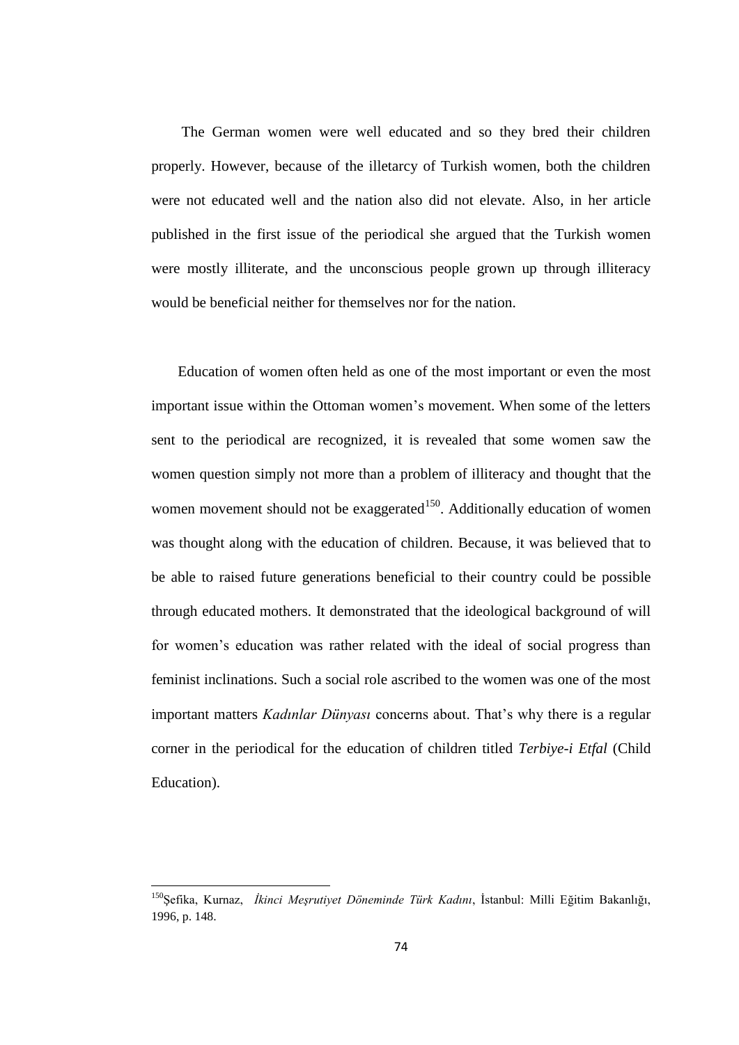The German women were well educated and so they bred their children properly. However, because of the illetarcy of Turkish women, both the children were not educated well and the nation also did not elevate. Also, in her article published in the first issue of the periodical she argued that the Turkish women were mostly illiterate, and the unconscious people grown up through illiteracy would be beneficial neither for themselves nor for the nation.

Education of women often held as one of the most important or even the most important issue within the Ottoman women's movement. When some of the letters sent to the periodical are recognized, it is revealed that some women saw the women question simply not more than a problem of illiteracy and thought that the women movement should not be exaggerated[150]. Additionally education of women was thought along with the education of children. Because, it was believed that to be able to raised future generations beneficial to their country could be possible through educated mothers. It demonstrated that the ideological background of will for women's education was rather related with the ideal of social progress than feminist inclinations. Such a social role ascribed to the women was one of the most important matters *Kadınlar Dünyası* concerns about. That's why there is a regular corner in the periodical for the education of children titled *Terbiye-i Etfal* (Child Education).

---

[150]Şefika, Kurnaz, *İkinci Meşrutiyet Döneminde Türk Kadını*, İstanbul: Milli Eğitim Bakanlığı, 1996, p. 148.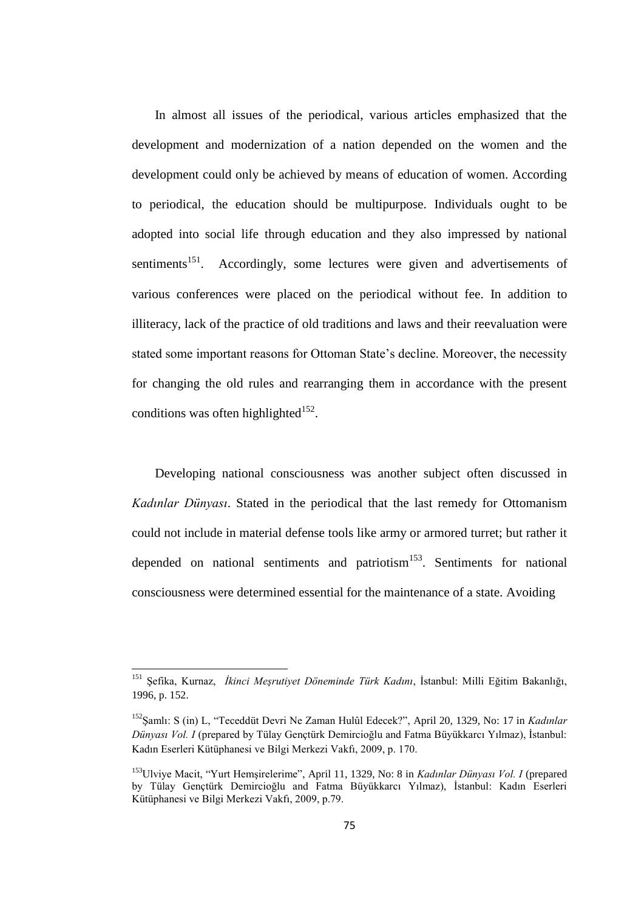In almost all issues of the periodical, various articles emphasized that the development and modernization of a nation depended on the women and the development could only be achieved by means of education of women. According to periodical, the education should be multipurpose. Individuals ought to be adopted into social life through education and they also impressed by national sentiments[151]. Accordingly, some lectures were given and advertisements of various conferences were placed on the periodical without fee. In addition to illiteracy, lack of the practice of old traditions and laws and their reevaluation were stated some important reasons for Ottoman State's decline. Moreover, the necessity for changing the old rules and rearranging them in accordance with the present conditions was often highlighted[152].

Developing national consciousness was another subject often discussed in *Kadınlar Dünyası*. Stated in the periodical that the last remedy for Ottomanism could not include in material defense tools like army or armored turret; but rather it depended on national sentiments and patriotism[153]. Sentiments for national consciousness were determined essential for the maintenance of a state. Avoiding

---

[151] Şefika, Kurnaz, *İkinci Meşrutiyet Döneminde Türk Kadını*, İstanbul: Milli Eğitim Bakanlığı, 1996, p. 152.

[152] Şamlı: S (in) L, "Teceddüt Devri Ne Zaman Hulûl Edecek?", April 20, 1329, No: 17 in *Kadınlar Dünyası Vol. I* (prepared by Tülay Gençtürk Demircioğlu and Fatma Büyükkarcı Yılmaz), İstanbul: Kadın Eserleri Kütüphanesi ve Bilgi Merkezi Vakfı, 2009, p. 170.

[153] Ulviye Macit, "Yurt Hemşirelerime", April 11, 1329, No: 8 in *Kadınlar Dünyası Vol. I* (prepared by Tülay Gençtürk Demircioğlu and Fatma Büyükkarcı Yılmaz), İstanbul: Kadın Eserleri Kütüphanesi ve Bilgi Merkezi Vakfı, 2009, p.79.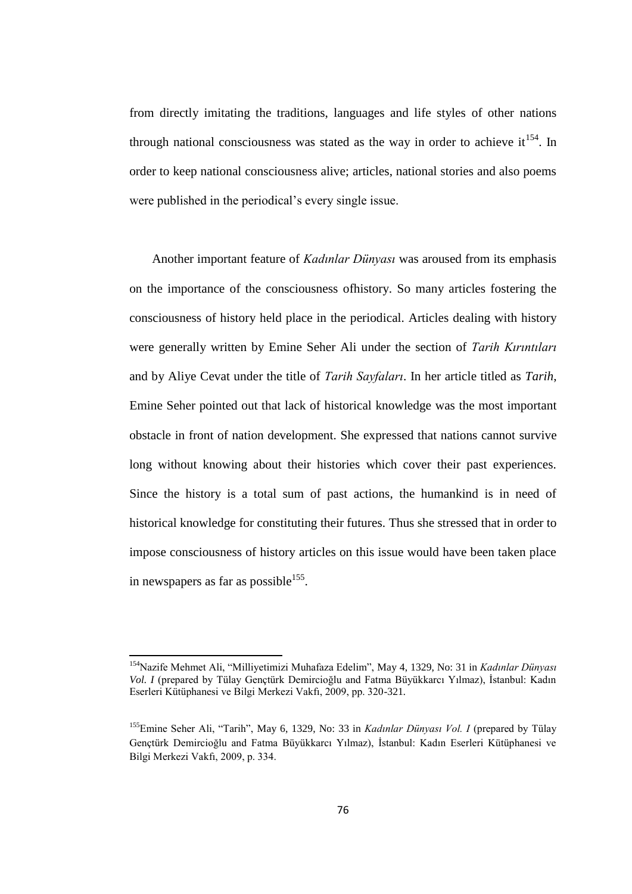from directly imitating the traditions, languages and life styles of other nations through national consciousness was stated as the way in order to achieve it[154]. In order to keep national consciousness alive; articles, national stories and also poems were published in the periodical's every single issue.

Another important feature of *Kadınlar Dünyası* was aroused from its emphasis on the importance of the consciousness ofhistory. So many articles fostering the consciousness of history held place in the periodical. Articles dealing with history were generally written by Emine Seher Ali under the section of *Tarih Kırıntıları* and by Aliye Cevat under the title of *Tarih Sayfaları*. In her article titled as *Tarih*, Emine Seher pointed out that lack of historical knowledge was the most important obstacle in front of nation development. She expressed that nations cannot survive long without knowing about their histories which cover their past experiences. Since the history is a total sum of past actions, the humankind is in need of historical knowledge for constituting their futures. Thus she stressed that in order to impose consciousness of history articles on this issue would have been taken place in newspapers as far as possible[155].

---

[154]Nazife Mehmet Ali, "Milliyetimizi Muhafaza Edelim", May 4, 1329, No: 31 in *Kadınlar Dünyası Vol. I* (prepared by Tülay Gençtürk Demircioğlu and Fatma Büyükkarcı Yılmaz), İstanbul: Kadın Eserleri Kütüphanesi ve Bilgi Merkezi Vakfı, 2009, pp. 320-321.

[155]Emine Seher Ali, "Tarih", May 6, 1329, No: 33 in *Kadınlar Dünyası Vol. I* (prepared by Tülay Gençtürk Demircioğlu and Fatma Büyükkarcı Yılmaz), İstanbul: Kadın Eserleri Kütüphanesi ve Bilgi Merkezi Vakfı, 2009, p. 334.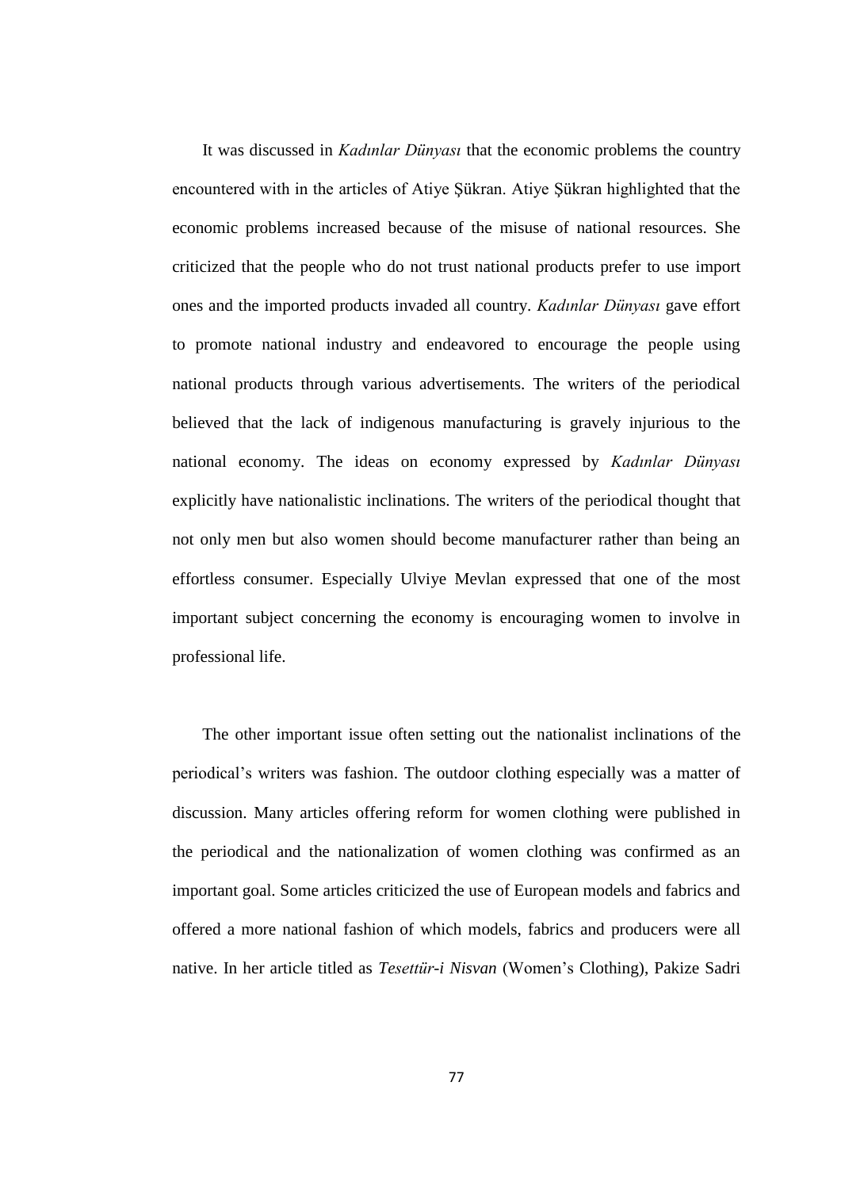It was discussed in *Kadınlar Dünyası* that the economic problems the country encountered with in the articles of Atiye Şükran. Atiye Şükran highlighted that the economic problems increased because of the misuse of national resources. She criticized that the people who do not trust national products prefer to use import ones and the imported products invaded all country. *Kadınlar Dünyası* gave effort to promote national industry and endeavored to encourage the people using national products through various advertisements. The writers of the periodical believed that the lack of indigenous manufacturing is gravely injurious to the national economy. The ideas on economy expressed by *Kadınlar Dünyası* explicitly have nationalistic inclinations. The writers of the periodical thought that not only men but also women should become manufacturer rather than being an effortless consumer. Especially Ulviye Mevlan expressed that one of the most important subject concerning the economy is encouraging women to involve in professional life.

The other important issue often setting out the nationalist inclinations of the periodical's writers was fashion. The outdoor clothing especially was a matter of discussion. Many articles offering reform for women clothing were published in the periodical and the nationalization of women clothing was confirmed as an important goal. Some articles criticized the use of European models and fabrics and offered a more national fashion of which models, fabrics and producers were all native. In her article titled as *Tesettür-i Nisvan* (Women's Clothing), Pakize Sadri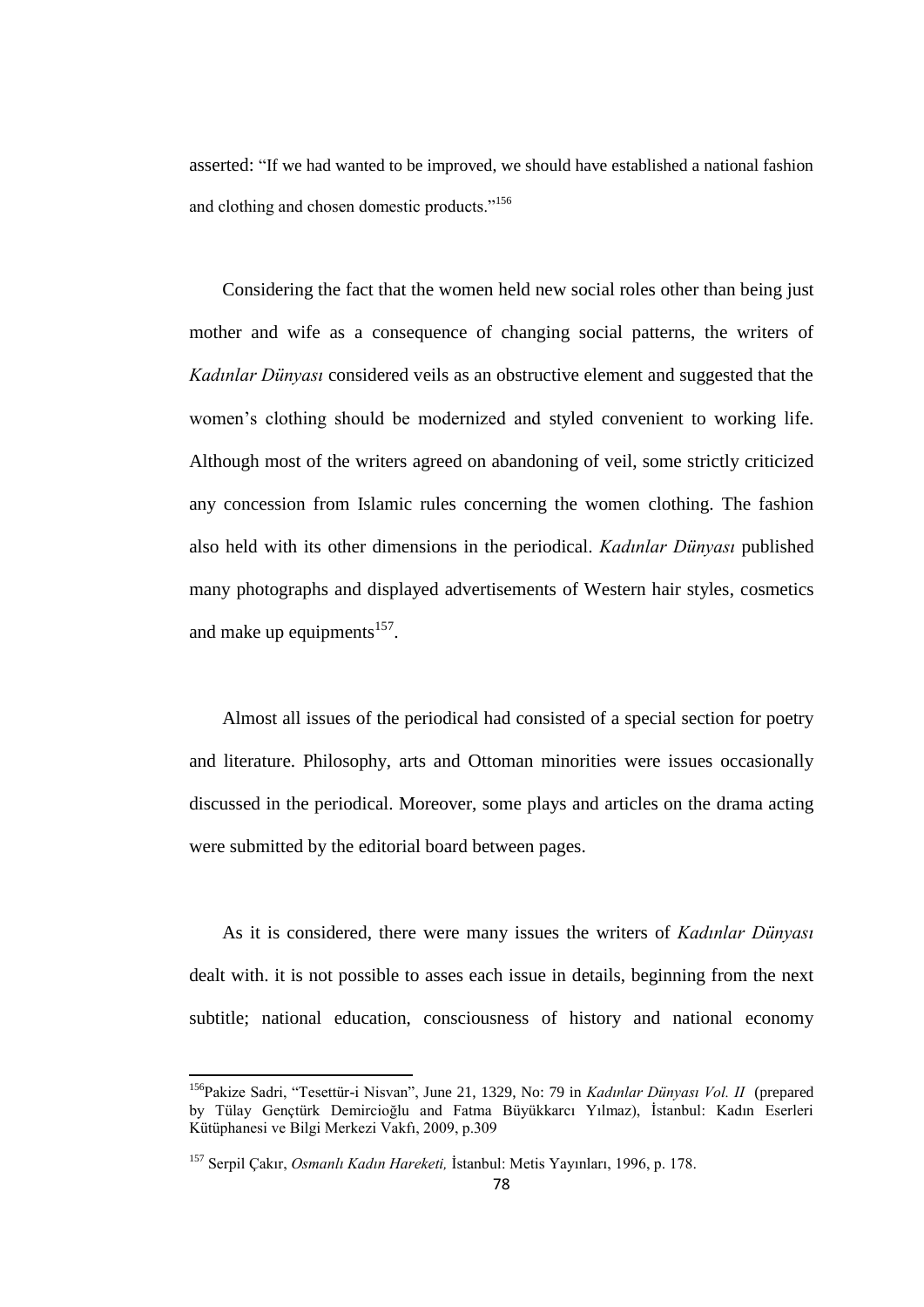asserted: "If we had wanted to be improved, we should have established a national fashion and clothing and chosen domestic products."[156]

Considering the fact that the women held new social roles other than being just mother and wife as a consequence of changing social patterns, the writers of *Kadınlar Dünyası* considered veils as an obstructive element and suggested that the women's clothing should be modernized and styled convenient to working life. Although most of the writers agreed on abandoning of veil, some strictly criticized any concession from Islamic rules concerning the women clothing. The fashion also held with its other dimensions in the periodical. *Kadınlar Dünyası* published many photographs and displayed advertisements of Western hair styles, cosmetics and make up equipments[157].

Almost all issues of the periodical had consisted of a special section for poetry and literature. Philosophy, arts and Ottoman minorities were issues occasionally discussed in the periodical. Moreover, some plays and articles on the drama acting were submitted by the editorial board between pages.

As it is considered, there were many issues the writers of *Kadınlar Dünyası* dealt with. it is not possible to asses each issue in details, beginning from the next subtitle; national education, consciousness of history and national economy

---

[156] Pakize Sadri, "Tesettür-i Nisvan", June 21, 1329, No: 79 in *Kadınlar Dünyası Vol. II* (prepared by Tülay Gençtürk Demircioğlu and Fatma Büyükkarcı Yılmaz), İstanbul: Kadın Eserleri Kütüphanesi ve Bilgi Merkezi Vakfı, 2009, p.309

[157] Serpil Çakır, *Osmanlı Kadın Hareketi,* İstanbul: Metis Yayınları, 1996, p. 178.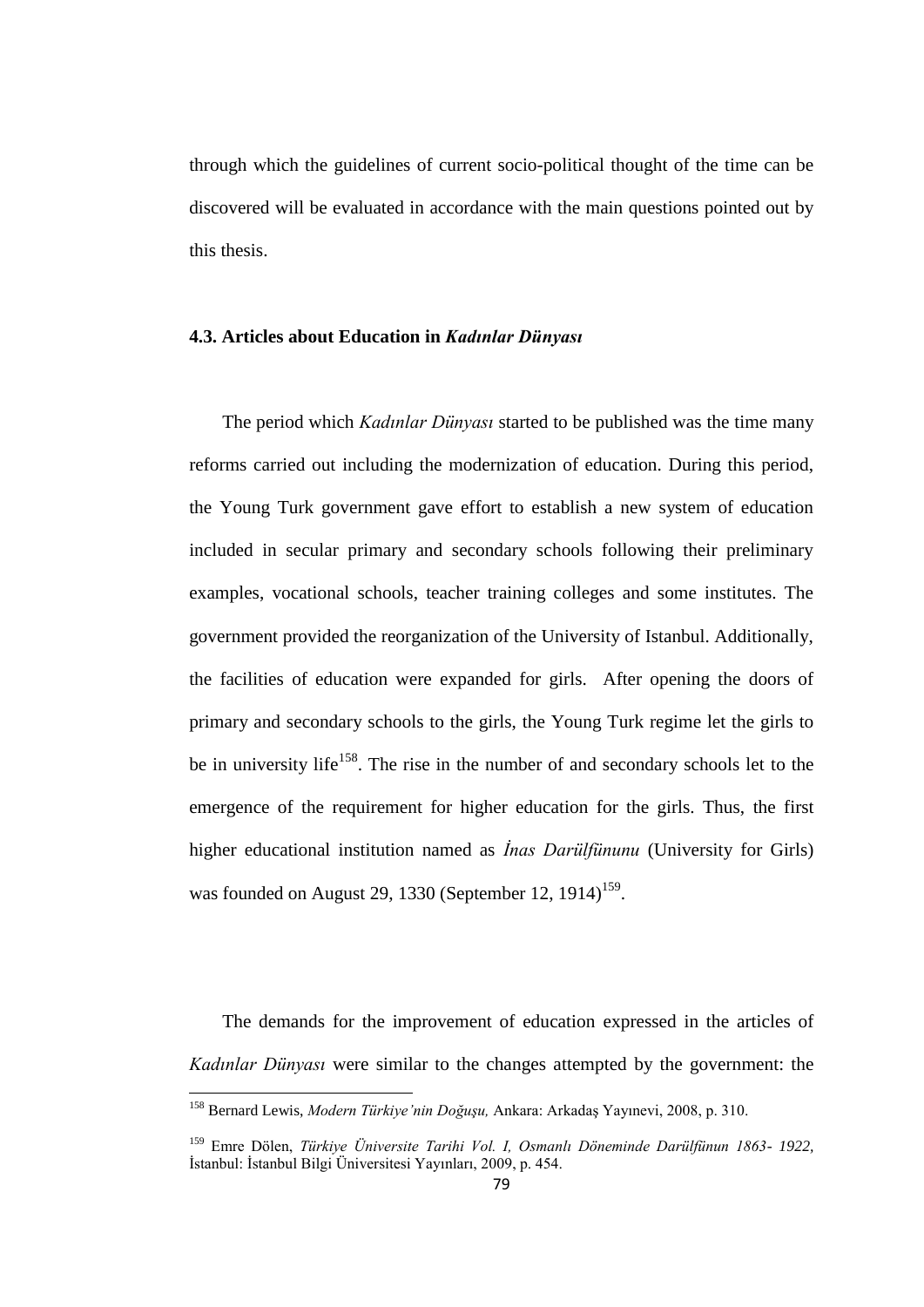through which the guidelines of current socio-political thought of the time can be discovered will be evaluated in accordance with the main questions pointed out by this thesis.

### 4.3. Articles about Education in *Kadınlar Dünyası*

The period which *Kadınlar Dünyası* started to be published was the time many reforms carried out including the modernization of education. During this period, the Young Turk government gave effort to establish a new system of education included in secular primary and secondary schools following their preliminary examples, vocational schools, teacher training colleges and some institutes. The government provided the reorganization of the University of Istanbul. Additionally, the facilities of education were expanded for girls. After opening the doors of primary and secondary schools to the girls, the Young Turk regime let the girls to be in university life[158]. The rise in the number of and secondary schools let to the emergence of the requirement for higher education for the girls. Thus, the first higher educational institution named as *İnas Darülfünunu* (University for Girls) was founded on August 29, 1330 (September 12, 1914)[159].

The demands for the improvement of education expressed in the articles of *Kadınlar Dünyası* were similar to the changes attempted by the government: the

---

[158] Bernard Lewis, *Modern Türkiye'nin Doğuşu,* Ankara: Arkadaş Yayınevi, 2008, p. 310.

[159] Emre Dölen, *Türkiye Üniversite Tarihi Vol. I, Osmanlı Döneminde Darülfünun 1863- 1922,* İstanbul: İstanbul Bilgi Üniversitesi Yayınları, 2009, p. 454.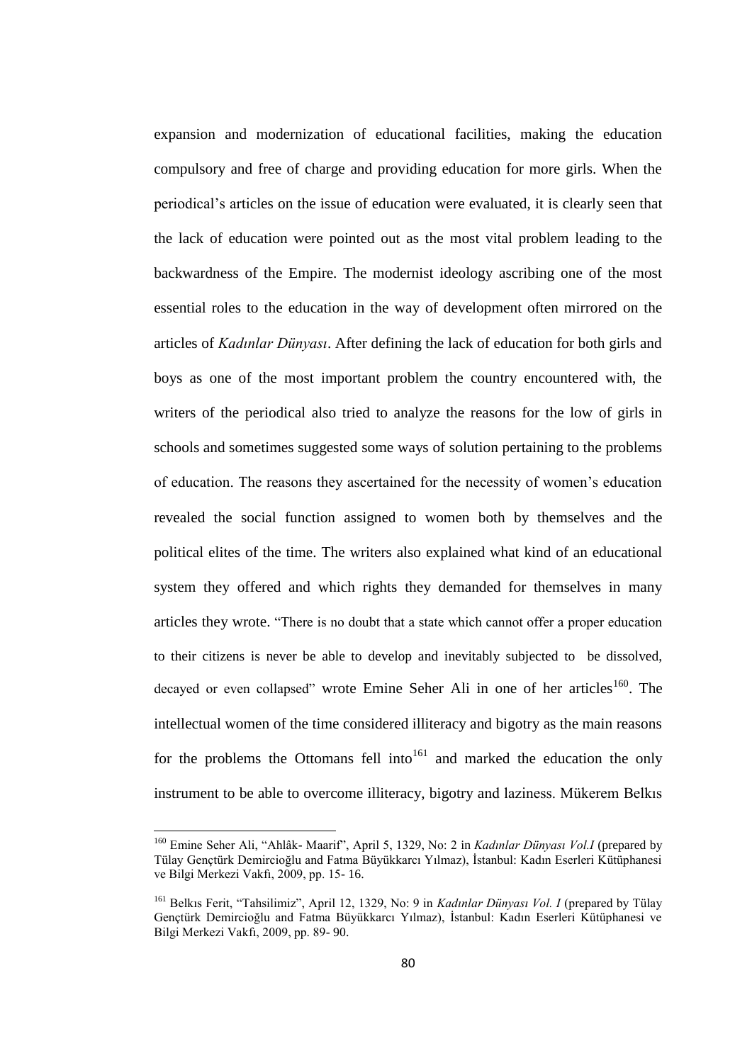expansion and modernization of educational facilities, making the education compulsory and free of charge and providing education for more girls. When the periodical's articles on the issue of education were evaluated, it is clearly seen that the lack of education were pointed out as the most vital problem leading to the backwardness of the Empire. The modernist ideology ascribing one of the most essential roles to the education in the way of development often mirrored on the articles of *Kadınlar Dünyası*. After defining the lack of education for both girls and boys as one of the most important problem the country encountered with, the writers of the periodical also tried to analyze the reasons for the low of girls in schools and sometimes suggested some ways of solution pertaining to the problems of education. The reasons they ascertained for the necessity of women's education revealed the social function assigned to women both by themselves and the political elites of the time. The writers also explained what kind of an educational system they offered and which rights they demanded for themselves in many articles they wrote. "There is no doubt that a state which cannot offer a proper education to their citizens is never be able to develop and inevitably subjected to be dissolved, decayed or even collapsed" wrote Emine Seher Ali in one of her articles[160]. The intellectual women of the time considered illiteracy and bigotry as the main reasons for the problems the Ottomans fell into[161] and marked the education the only instrument to be able to overcome illiteracy, bigotry and laziness. Mükerem Belkıs

---

[160] Emine Seher Ali, "Ahlâk- Maarif", April 5, 1329, No: 2 in *Kadınlar Dünyası Vol.I* (prepared by Tülay Gençtürk Demircioğlu and Fatma Büyükkarcı Yılmaz), İstanbul: Kadın Eserleri Kütüphanesi ve Bilgi Merkezi Vakfı, 2009, pp. 15- 16.

[161] Belkıs Ferit, "Tahsilimiz", April 12, 1329, No: 9 in *Kadınlar Dünyası Vol. I* (prepared by Tülay Gençtürk Demircioğlu and Fatma Büyükkarcı Yılmaz), İstanbul: Kadın Eserleri Kütüphanesi ve Bilgi Merkezi Vakfı, 2009, pp. 89- 90.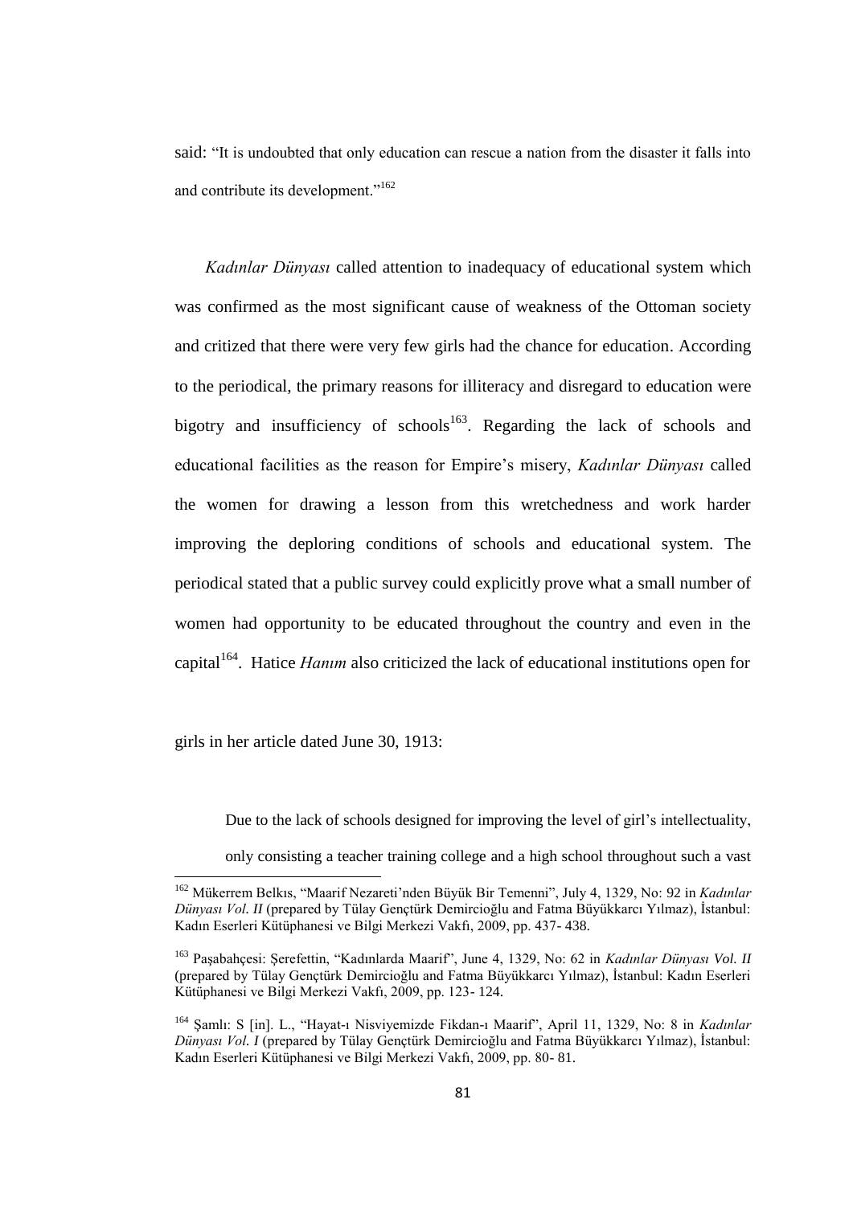said: “It is undoubted that only education can rescue a nation from the disaster it falls into and contribute its development.”[162]

*Kadınlar Dünyası* called attention to inadequacy of educational system which was confirmed as the most significant cause of weakness of the Ottoman society and critized that there were very few girls had the chance for education. According to the periodical, the primary reasons for illiteracy and disregard to education were bigotry and insufficiency of schools[163]. Regarding the lack of schools and educational facilities as the reason for Empire's misery, *Kadınlar Dünyası* called the women for drawing a lesson from this wretchedness and work harder improving the deploring conditions of schools and educational system. The periodical stated that a public survey could explicitly prove what a small number of women had opportunity to be educated throughout the country and even in the capital[164]. Hatice *Hanım* also criticized the lack of educational institutions open for girls in her article dated June 30, 1913:

> Due to the lack of schools designed for improving the level of girl's intellectuality, only consisting a teacher training college and a high school throughout such a vast

---

[162] Mükerrem Belkıs, “Maarif Nezareti'nden Büyük Bir Temenni”, July 4, 1329, No: 92 in *Kadınlar Dünyası Vol. II* (prepared by Tülay Gençtürk Demircioğlu and Fatma Büyükkarcı Yılmaz), İstanbul: Kadın Eserleri Kütüphanesi ve Bilgi Merkezi Vakfı, 2009, pp. 437- 438.

[163] Paşabahçesi: Şerefettin, “Kadınlarda Maarif”, June 4, 1329, No: 62 in *Kadınlar Dünyası Vol. II* (prepared by Tülay Gençtürk Demircioğlu and Fatma Büyükkarcı Yılmaz), İstanbul: Kadın Eserleri Kütüphanesi ve Bilgi Merkezi Vakfı, 2009, pp. 123- 124.

[164] Şamlı: S [in]. L., “Hayat-ı Nisviyemizde Fikdan-ı Maarif”, April 11, 1329, No: 8 in *Kadınlar Dünyası Vol. I* (prepared by Tülay Gençtürk Demircioğlu and Fatma Büyükkarcı Yılmaz), İstanbul: Kadın Eserleri Kütüphanesi ve Bilgi Merkezi Vakfı, 2009, pp. 80- 81.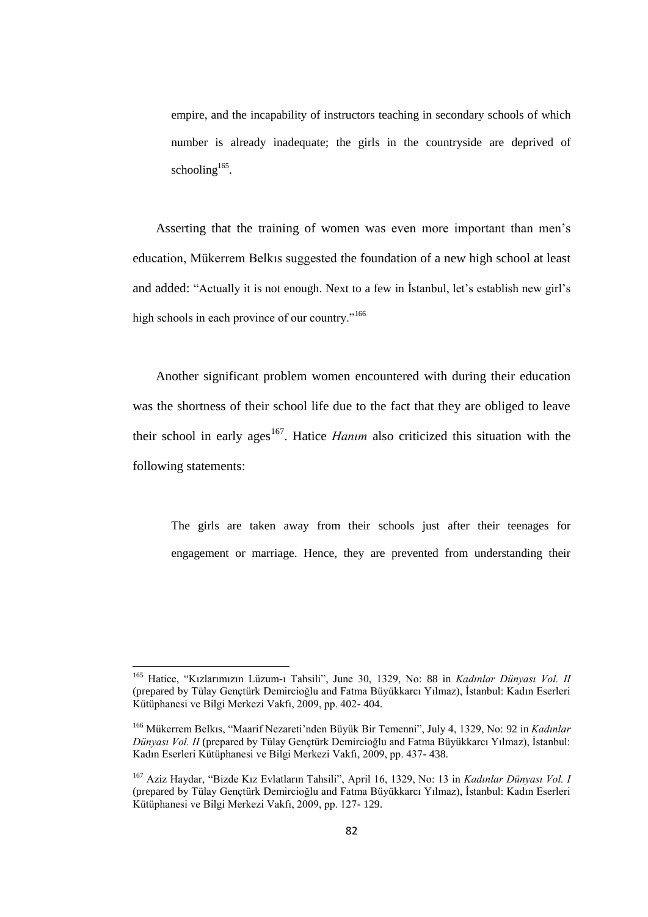> empire, and the incapability of instructors teaching in secondary schools of which number is already inadequate; the girls in the countryside are deprived of schooling[165].

Asserting that the training of women was even more important than men's education, Mükerrem Belkıs suggested the foundation of a new high school at least and added: "Actually it is not enough. Next to a few in İstanbul, let's establish new girl's high schools in each province of our country."[166]

Another significant problem women encountered with during their education was the shortness of their school life due to the fact that they are obliged to leave their school in early ages[167]. Hatice *Hanım* also criticized this situation with the following statements:

> The girls are taken away from their schools just after their teenages for engagement or marriage. Hence, they are prevented from understanding their

---

[165] Hatice, "Kızlarımızın Lüzum-ı Tahsili", June 30, 1329, No: 88 in *Kadınlar Dünyası Vol. II* (prepared by Tülay Gençtürk Demircioğlu and Fatma Büyükkarcı Yılmaz), İstanbul: Kadın Eserleri Kütüphanesi ve Bilgi Merkezi Vakfı, 2009, pp. 402- 404.

[166] Mükerrem Belkıs, "Maarif Nezareti'nden Büyük Bir Temenni", July 4, 1329, No: 92 in *Kadınlar Dünyası Vol. II* (prepared by Tülay Gençtürk Demircioğlu and Fatma Büyükkarcı Yılmaz), İstanbul: Kadın Eserleri Kütüphanesi ve Bilgi Merkezi Vakfı, 2009, pp. 437- 438.

[167] Aziz Haydar, "Bizde Kız Evlatların Tahsili", April 16, 1329, No: 13 in *Kadınlar Dünyası Vol. I* (prepared by Tülay Gençtürk Demircioğlu and Fatma Büyükkarcı Yılmaz), İstanbul: Kadın Eserleri Kütüphanesi ve Bilgi Merkezi Vakfı, 2009, pp. 127- 129.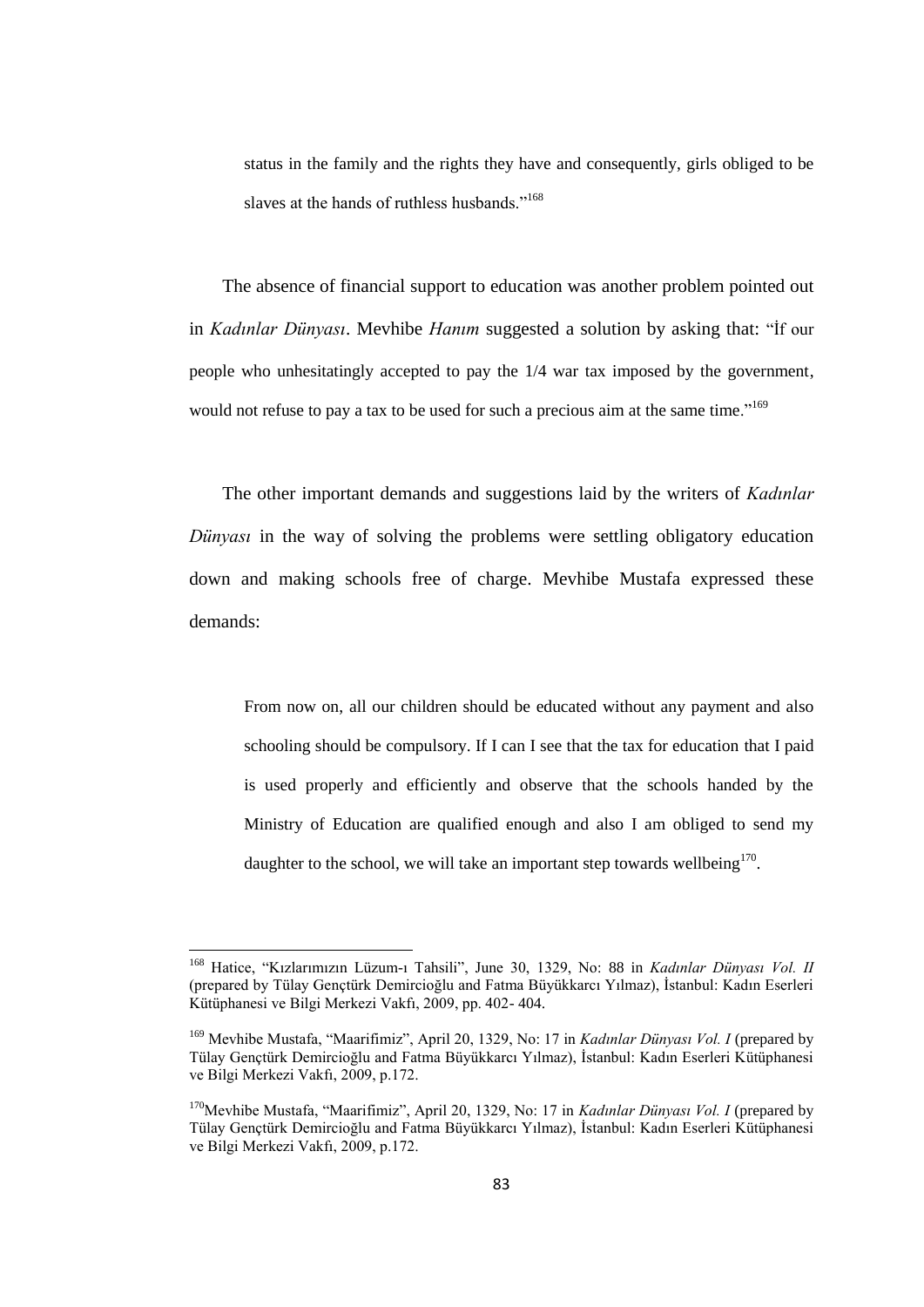> status in the family and the rights they have and consequently, girls obliged to be slaves at the hands of ruthless husbands."[168]

The absence of financial support to education was another problem pointed out in *Kadınlar Dünyası*. Mevhibe *Hanım* suggested a solution by asking that: "İf our people who unhesitatingly accepted to pay the 1/4 war tax imposed by the government, would not refuse to pay a tax to be used for such a precious aim at the same time."[169]

The other important demands and suggestions laid by the writers of *Kadınlar Dünyası* in the way of solving the problems were settling obligatory education down and making schools free of charge. Mevhibe Mustafa expressed these demands:

> From now on, all our children should be educated without any payment and also schooling should be compulsory. If I can I see that the tax for education that I paid is used properly and efficiently and observe that the schools handed by the Ministry of Education are qualified enough and also I am obliged to send my daughter to the school, we will take an important step towards wellbeing[170].

---

[168] Hatice, "Kızlarımızın Lüzum-ı Tahsili", June 30, 1329, No: 88 in *Kadınlar Dünyası Vol. II* (prepared by Tülay Gençtürk Demircioğlu and Fatma Büyükkarcı Yılmaz), İstanbul: Kadın Eserleri Kütüphanesi ve Bilgi Merkezi Vakfı, 2009, pp. 402- 404.

[169] Mevhibe Mustafa, "Maarifimiz", April 20, 1329, No: 17 in *Kadınlar Dünyası Vol. I* (prepared by Tülay Gençtürk Demircioğlu and Fatma Büyükkarcı Yılmaz), İstanbul: Kadın Eserleri Kütüphanesi ve Bilgi Merkezi Vakfı, 2009, p.172.

[170] Mevhibe Mustafa, "Maarifimiz", April 20, 1329, No: 17 in *Kadınlar Dünyası Vol. I* (prepared by Tülay Gençtürk Demircioğlu and Fatma Büyükkarcı Yılmaz), İstanbul: Kadın Eserleri Kütüphanesi ve Bilgi Merkezi Vakfı, 2009, p.172.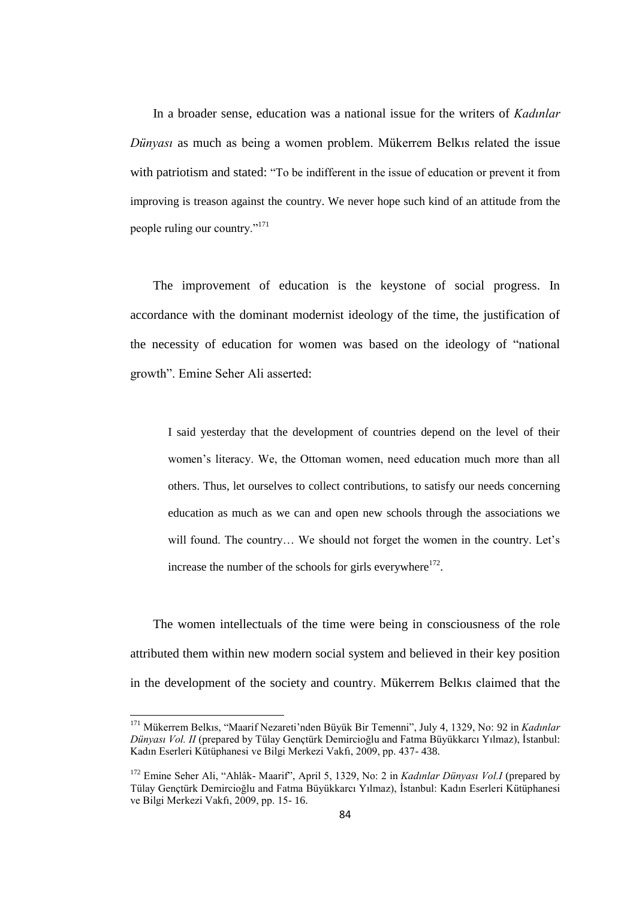In a broader sense, education was a national issue for the writers of *Kadınlar Dünyası* as much as being a women problem. Mükerrem Belkıs related the issue with patriotism and stated: "To be indifferent in the issue of education or prevent it from improving is treason against the country. We never hope such kind of an attitude from the people ruling our country."[171]

The improvement of education is the keystone of social progress. In accordance with the dominant modernist ideology of the time, the justification of the necessity of education for women was based on the ideology of "national growth". Emine Seher Ali asserted:

> I said yesterday that the development of countries depend on the level of their women's literacy. We, the Ottoman women, need education much more than all others. Thus, let ourselves to collect contributions, to satisfy our needs concerning education as much as we can and open new schools through the associations we will found. The country… We should not forget the women in the country. Let's increase the number of the schools for girls everywhere[172].

The women intellectuals of the time were being in consciousness of the role attributed them within new modern social system and believed in their key position in the development of the society and country. Mükerrem Belkıs claimed that the

---

[171] Mükerrem Belkıs, "Maarif Nezareti'nden Büyük Bir Temenni", July 4, 1329, No: 92 in *Kadınlar Dünyası Vol. II* (prepared by Tülay Gençtürk Demircioğlu and Fatma Büyükkarcı Yılmaz), İstanbul: Kadın Eserleri Kütüphanesi ve Bilgi Merkezi Vakfı, 2009, pp. 437- 438.

[172] Emine Seher Ali, "Ahlâk- Maarif", April 5, 1329, No: 2 in *Kadınlar Dünyası Vol.I* (prepared by Tülay Gençtürk Demircioğlu and Fatma Büyükkarcı Yılmaz), İstanbul: Kadın Eserleri Kütüphanesi ve Bilgi Merkezi Vakfı, 2009, pp. 15- 16.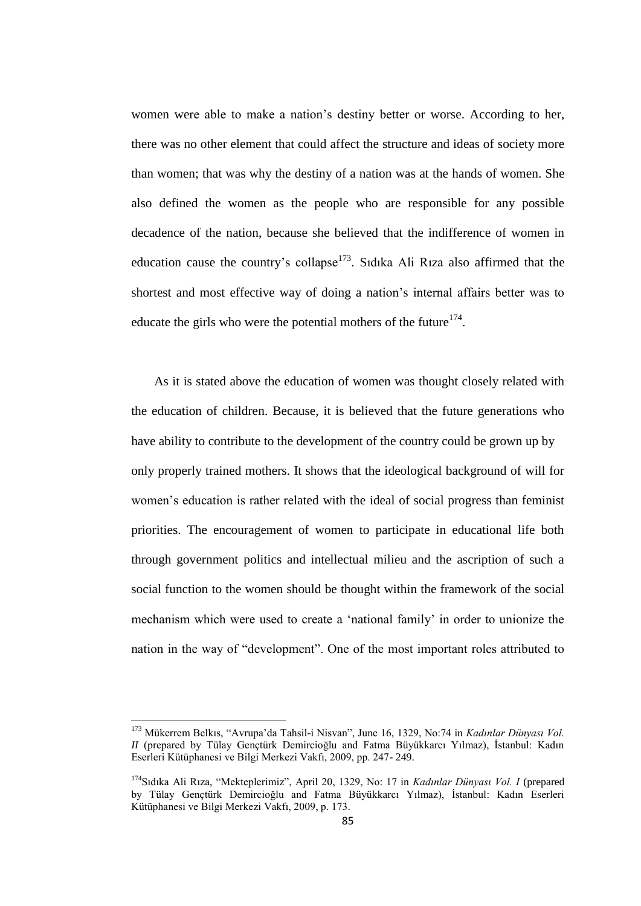women were able to make a nation's destiny better or worse. According to her, there was no other element that could affect the structure and ideas of society more than women; that was why the destiny of a nation was at the hands of women. She also defined the women as the people who are responsible for any possible decadence of the nation, because she believed that the indifference of women in education cause the country's collapse[173]. Sıdıka Ali Rıza also affirmed that the shortest and most effective way of doing a nation's internal affairs better was to educate the girls who were the potential mothers of the future[174].

As it is stated above the education of women was thought closely related with the education of children. Because, it is believed that the future generations who have ability to contribute to the development of the country could be grown up by only properly trained mothers. It shows that the ideological background of will for women's education is rather related with the ideal of social progress than feminist priorities. The encouragement of women to participate in educational life both through government politics and intellectual milieu and the ascription of such a social function to the women should be thought within the framework of the social mechanism which were used to create a 'national family' in order to unionize the nation in the way of "development". One of the most important roles attributed to

---

[173] Mükerrem Belkıs, "Avrupa'da Tahsil-i Nisvan", June 16, 1329, No:74 in *Kadınlar Dünyası Vol. II* (prepared by Tülay Gençtürk Demircioğlu and Fatma Büyükkarcı Yılmaz), İstanbul: Kadın Eserleri Kütüphanesi ve Bilgi Merkezi Vakfı, 2009, pp. 247- 249.

[174] Sıdıka Ali Rıza, "Mekteplerimiz", April 20, 1329, No: 17 in *Kadınlar Dünyası Vol. I* (prepared by Tülay Gençtürk Demircioğlu and Fatma Büyükkarcı Yılmaz), İstanbul: Kadın Eserleri Kütüphanesi ve Bilgi Merkezi Vakfı, 2009, p. 173.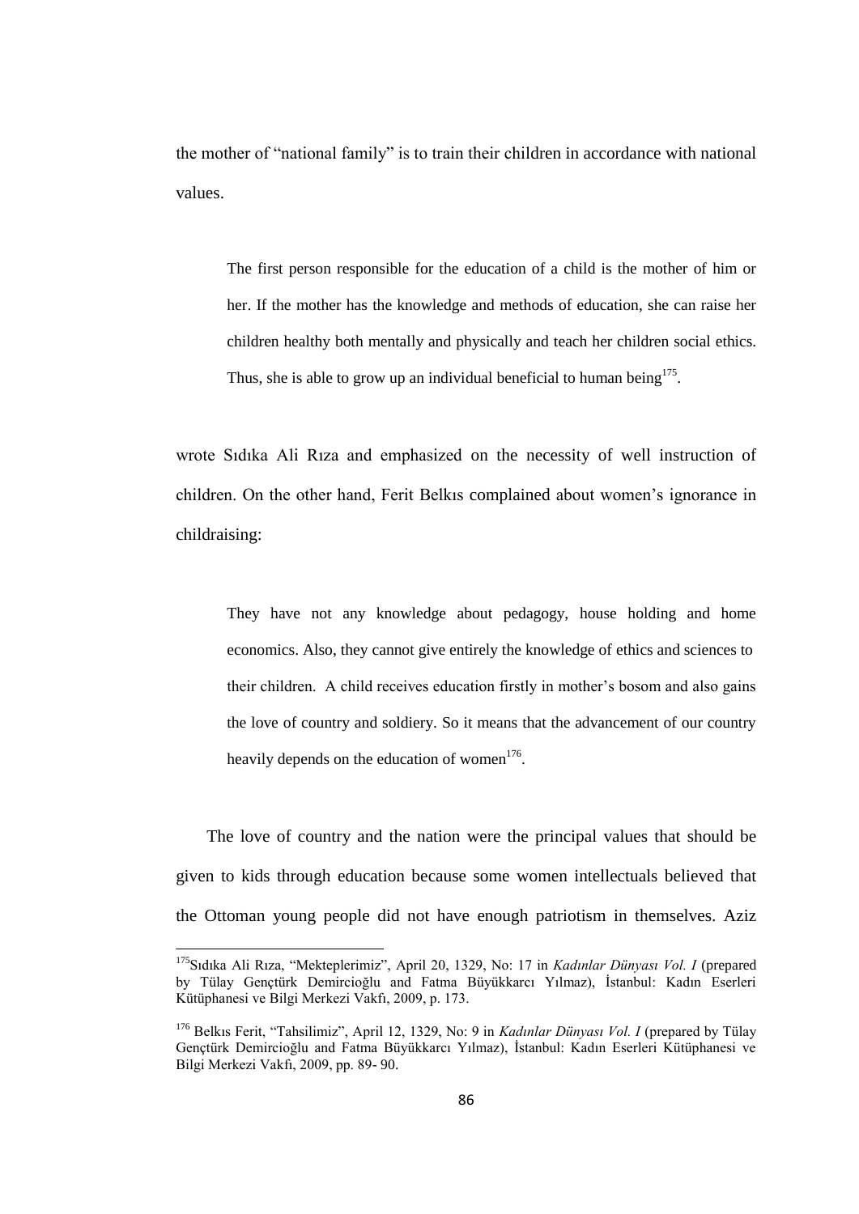the mother of "national family" is to train their children in accordance with national values.

> The first person responsible for the education of a child is the mother of him or her. If the mother has the knowledge and methods of education, she can raise her children healthy both mentally and physically and teach her children social ethics. Thus, she is able to grow up an individual beneficial to human being[175].

wrote Sıdıka Ali Rıza and emphasized on the necessity of well instruction of children. On the other hand, Ferit Belkıs complained about women's ignorance in childraising:

> They have not any knowledge about pedagogy, house holding and home economics. Also, they cannot give entirely the knowledge of ethics and sciences to their children. A child receives education firstly in mother's bosom and also gains the love of country and soldiery. So it means that the advancement of our country heavily depends on the education of women[176].

The love of country and the nation were the principal values that should be given to kids through education because some women intellectuals believed that the Ottoman young people did not have enough patriotism in themselves. Aziz

---

[175] Sıdıka Ali Rıza, "Mekteplerimiz", April 20, 1329, No: 17 in *Kadınlar Dünyası Vol. I* (prepared by Tülay Gençtürk Demircioğlu and Fatma Büyükkarcı Yılmaz), İstanbul: Kadın Eserleri Kütüphanesi ve Bilgi Merkezi Vakfı, 2009, p. 173.

[176] Belkıs Ferit, "Tahsilimiz", April 12, 1329, No: 9 in *Kadınlar Dünyası Vol. I* (prepared by Tülay Gençtürk Demircioğlu and Fatma Büyükkarcı Yılmaz), İstanbul: Kadın Eserleri Kütüphanesi ve Bilgi Merkezi Vakfı, 2009, pp. 89- 90.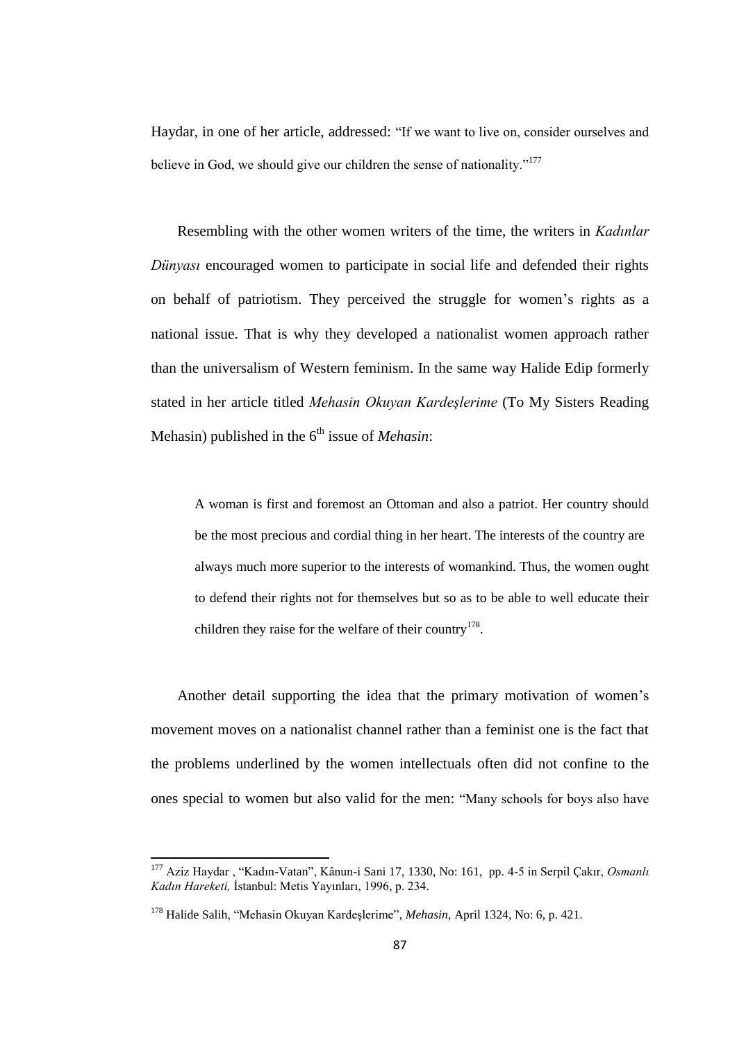Haydar, in one of her article, addressed: "If we want to live on, consider ourselves and believe in God, we should give our children the sense of nationality."[177]

Resembling with the other women writers of the time, the writers in *Kadınlar Dünyası* encouraged women to participate in social life and defended their rights on behalf of patriotism. They perceived the struggle for women's rights as a national issue. That is why they developed a nationalist women approach rather than the universalism of Western feminism. In the same way Halide Edip formerly stated in her article titled *Mehasin Okuyan Kardeşlerime* (To My Sisters Reading Mehasin) published in the 6th issue of *Mehasin*:

> A woman is first and foremost an Ottoman and also a patriot. Her country should be the most precious and cordial thing in her heart. The interests of the country are always much more superior to the interests of womankind. Thus, the women ought to defend their rights not for themselves but so as to be able to well educate their children they raise for the welfare of their country[178].

Another detail supporting the idea that the primary motivation of women's movement moves on a nationalist channel rather than a feminist one is the fact that the problems underlined by the women intellectuals often did not confine to the ones special to women but also valid for the men: "Many schools for boys also have

---

[177] Aziz Haydar , "Kadın-Vatan", Kânun-i Sani 17, 1330, No: 161, pp. 4-5 in Serpil Çakır, *Osmanlı Kadın Hareketi,* İstanbul: Metis Yayınları, 1996, p. 234.

[178] Halide Salih, "Mehasin Okuyan Kardeşlerime", *Mehasin*, April 1324, No: 6, p. 421.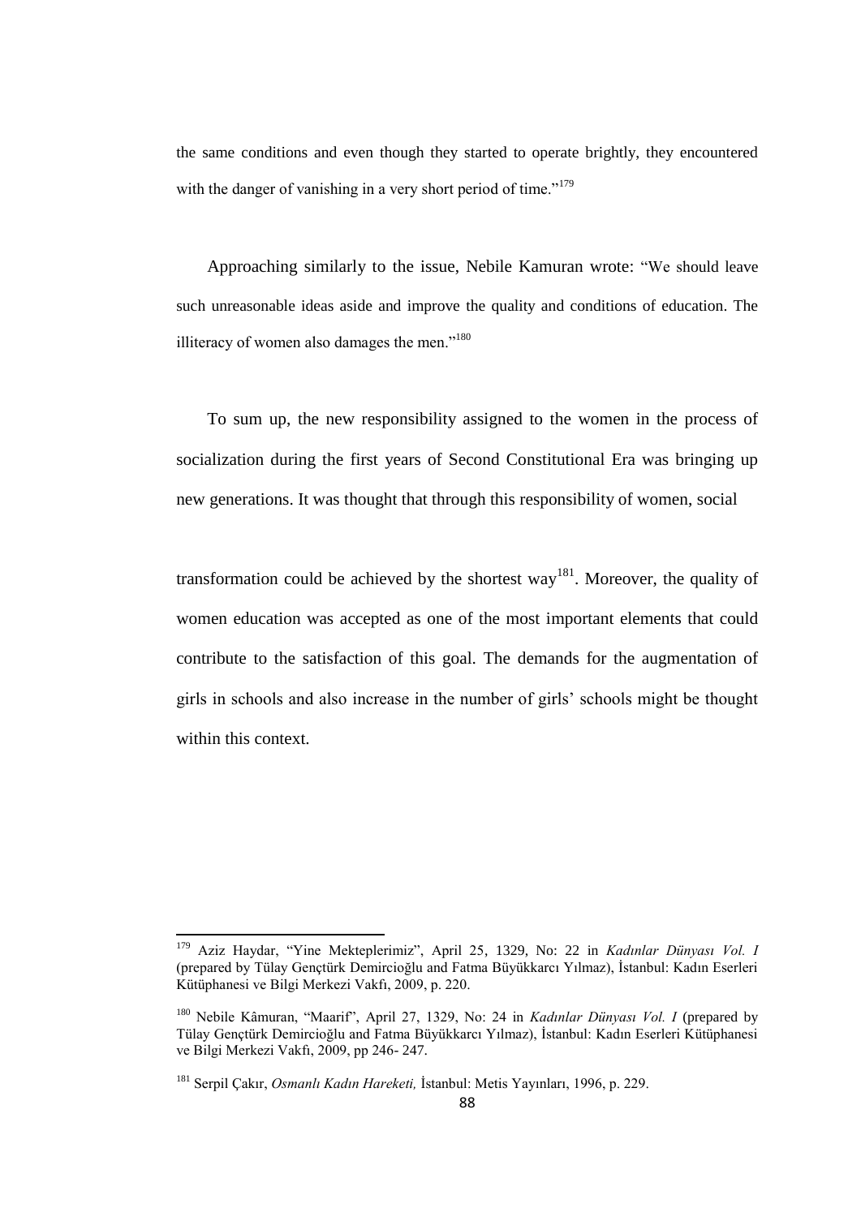the same conditions and even though they started to operate brightly, they encountered with the danger of vanishing in a very short period of time."[179]

Approaching similarly to the issue, Nebile Kamuran wrote: "We should leave such unreasonable ideas aside and improve the quality and conditions of education. The illiteracy of women also damages the men."[180]

To sum up, the new responsibility assigned to the women in the process of socialization during the first years of Second Constitutional Era was bringing up new generations. It was thought that through this responsibility of women, social

transformation could be achieved by the shortest way[181]. Moreover, the quality of women education was accepted as one of the most important elements that could contribute to the satisfaction of this goal. The demands for the augmentation of girls in schools and also increase in the number of girls' schools might be thought within this context.

---

[179] Aziz Haydar, "Yine Mekteplerimiz", April 25, 1329, No: 22 in *Kadınlar Dünyası Vol. I* (prepared by Tülay Gençtürk Demircioğlu and Fatma Büyükkarcı Yılmaz), İstanbul: Kadın Eserleri Kütüphanesi ve Bilgi Merkezi Vakfı, 2009, p. 220.

[180] Nebile Kâmuran, "Maarif", April 27, 1329, No: 24 in *Kadınlar Dünyası Vol. I* (prepared by Tülay Gençtürk Demircioğlu and Fatma Büyükkarcı Yılmaz), İstanbul: Kadın Eserleri Kütüphanesi ve Bilgi Merkezi Vakfı, 2009, pp 246- 247.

[181] Serpil Çakır, *Osmanlı Kadın Hareketi,* İstanbul: Metis Yayınları, 1996, p. 229.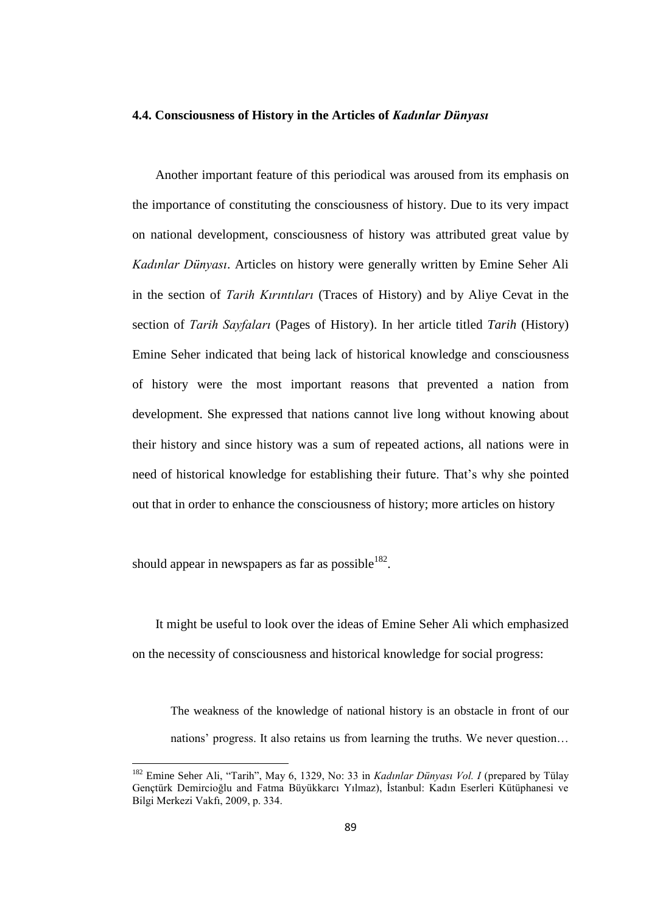### 4.4. Consciousness of History in the Articles of *Kadınlar Dünyası*

Another important feature of this periodical was aroused from its emphasis on the importance of constituting the consciousness of history. Due to its very impact on national development, consciousness of history was attributed great value by *Kadınlar Dünyası*. Articles on history were generally written by Emine Seher Ali in the section of *Tarih Kırıntıları* (Traces of History) and by Aliye Cevat in the section of *Tarih Sayfaları* (Pages of History). In her article titled *Tarih* (History) Emine Seher indicated that being lack of historical knowledge and consciousness of history were the most important reasons that prevented a nation from development. She expressed that nations cannot live long without knowing about their history and since history was a sum of repeated actions, all nations were in need of historical knowledge for establishing their future. That's why she pointed out that in order to enhance the consciousness of history; more articles on history should appear in newspapers as far as possible[182].

It might be useful to look over the ideas of Emine Seher Ali which emphasized on the necessity of consciousness and historical knowledge for social progress:

> The weakness of the knowledge of national history is an obstacle in front of our nations' progress. It also retains us from learning the truths. We never question…

---

[182] Emine Seher Ali, "Tarih", May 6, 1329, No: 33 in *Kadınlar Dünyası Vol. I* (prepared by Tülay Gençtürk Demircioğlu and Fatma Büyükkarcı Yılmaz), İstanbul: Kadın Eserleri Kütüphanesi ve Bilgi Merkezi Vakfı, 2009, p. 334.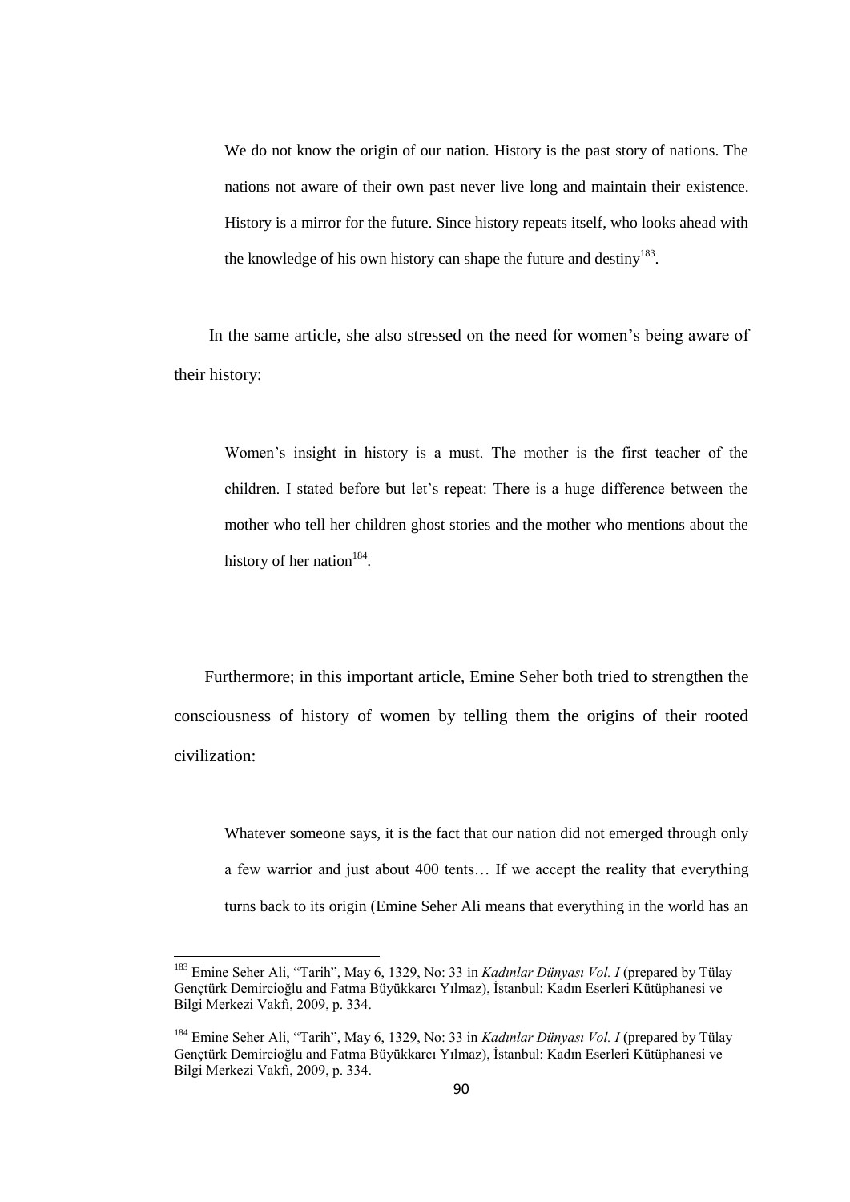> We do not know the origin of our nation. History is the past story of nations. The nations not aware of their own past never live long and maintain their existence. History is a mirror for the future. Since history repeats itself, who looks ahead with the knowledge of his own history can shape the future and destiny[183].

In the same article, she also stressed on the need for women's being aware of their history:

> Women's insight in history is a must. The mother is the first teacher of the children. I stated before but let's repeat: There is a huge difference between the mother who tell her children ghost stories and the mother who mentions about the history of her nation[184].

Furthermore; in this important article, Emine Seher both tried to strengthen the consciousness of history of women by telling them the origins of their rooted civilization:

> Whatever someone says, it is the fact that our nation did not emerged through only a few warrior and just about 400 tents… If we accept the reality that everything turns back to its origin (Emine Seher Ali means that everything in the world has an

---

[183] Emine Seher Ali, "Tarih", May 6, 1329, No: 33 in *Kadınlar Dünyası Vol. I* (prepared by Tülay Gençtürk Demircioğlu and Fatma Büyükkarcı Yılmaz), İstanbul: Kadın Eserleri Kütüphanesi ve Bilgi Merkezi Vakfı, 2009, p. 334.

[184] Emine Seher Ali, "Tarih", May 6, 1329, No: 33 in *Kadınlar Dünyası Vol. I* (prepared by Tülay Gençtürk Demircioğlu and Fatma Büyükkarcı Yılmaz), İstanbul: Kadın Eserleri Kütüphanesi ve Bilgi Merkezi Vakfı, 2009, p. 334.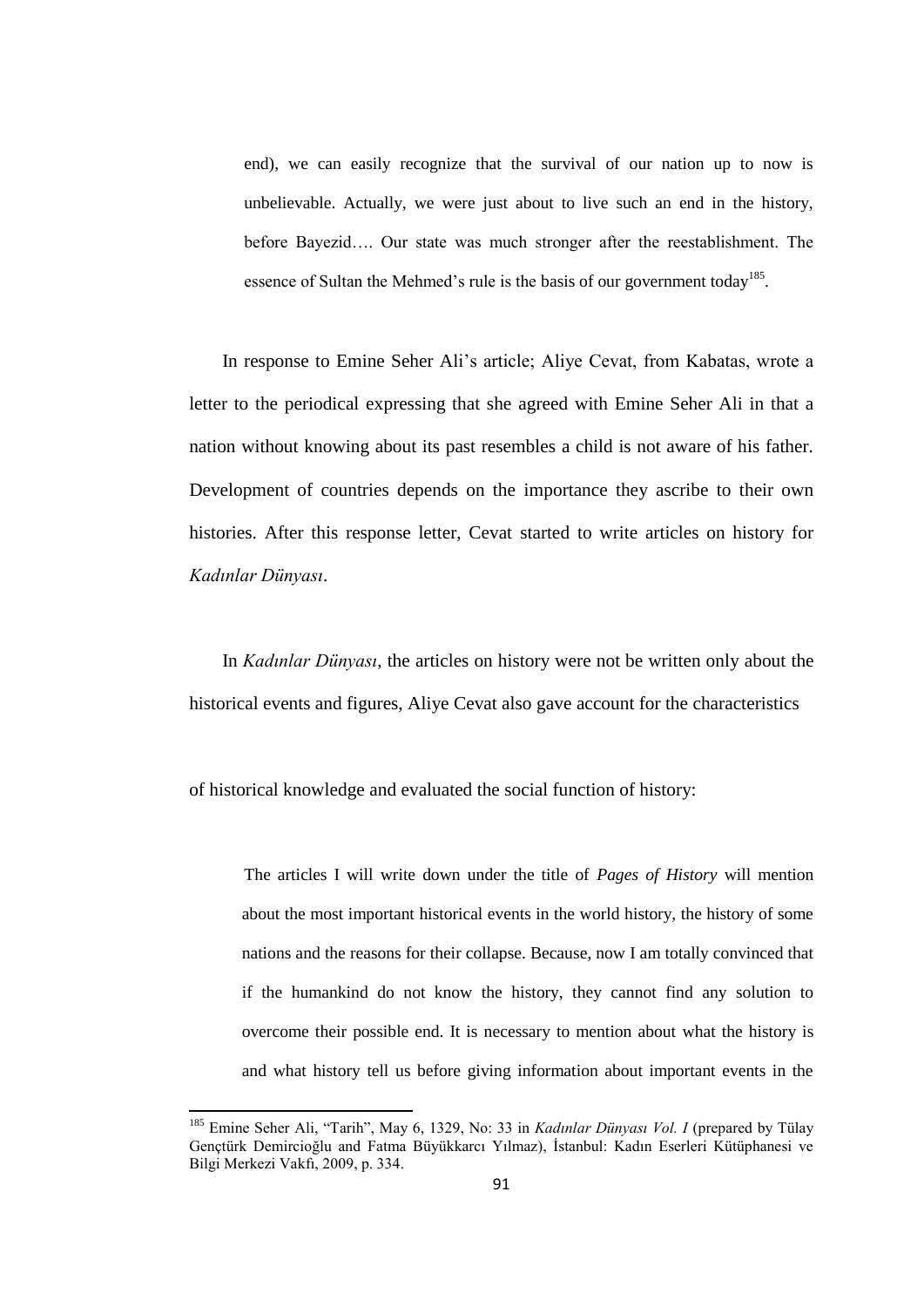> end), we can easily recognize that the survival of our nation up to now is unbelievable. Actually, we were just about to live such an end in the history, before Bayezid…. Our state was much stronger after the reestablishment. The essence of Sultan the Mehmed's rule is the basis of our government today[185].

In response to Emine Seher Ali's article; Aliye Cevat, from Kabatas, wrote a letter to the periodical expressing that she agreed with Emine Seher Ali in that a nation without knowing about its past resembles a child is not aware of his father. Development of countries depends on the importance they ascribe to their own histories. After this response letter, Cevat started to write articles on history for *Kadınlar Dünyası*.

In *Kadınlar Dünyası*, the articles on history were not be written only about the historical events and figures, Aliye Cevat also gave account for the characteristics of historical knowledge and evaluated the social function of history:

> The articles I will write down under the title of *Pages of History* will mention about the most important historical events in the world history, the history of some nations and the reasons for their collapse. Because, now I am totally convinced that if the humankind do not know the history, they cannot find any solution to overcome their possible end. It is necessary to mention about what the history is and what history tell us before giving information about important events in the

---

[185] Emine Seher Ali, "Tarih", May 6, 1329, No: 33 in *Kadınlar Dünyası Vol. I* (prepared by Tülay Gençtürk Demircioğlu and Fatma Büyükkarcı Yılmaz), İstanbul: Kadın Eserleri Kütüphanesi ve Bilgi Merkezi Vakfı, 2009, p. 334.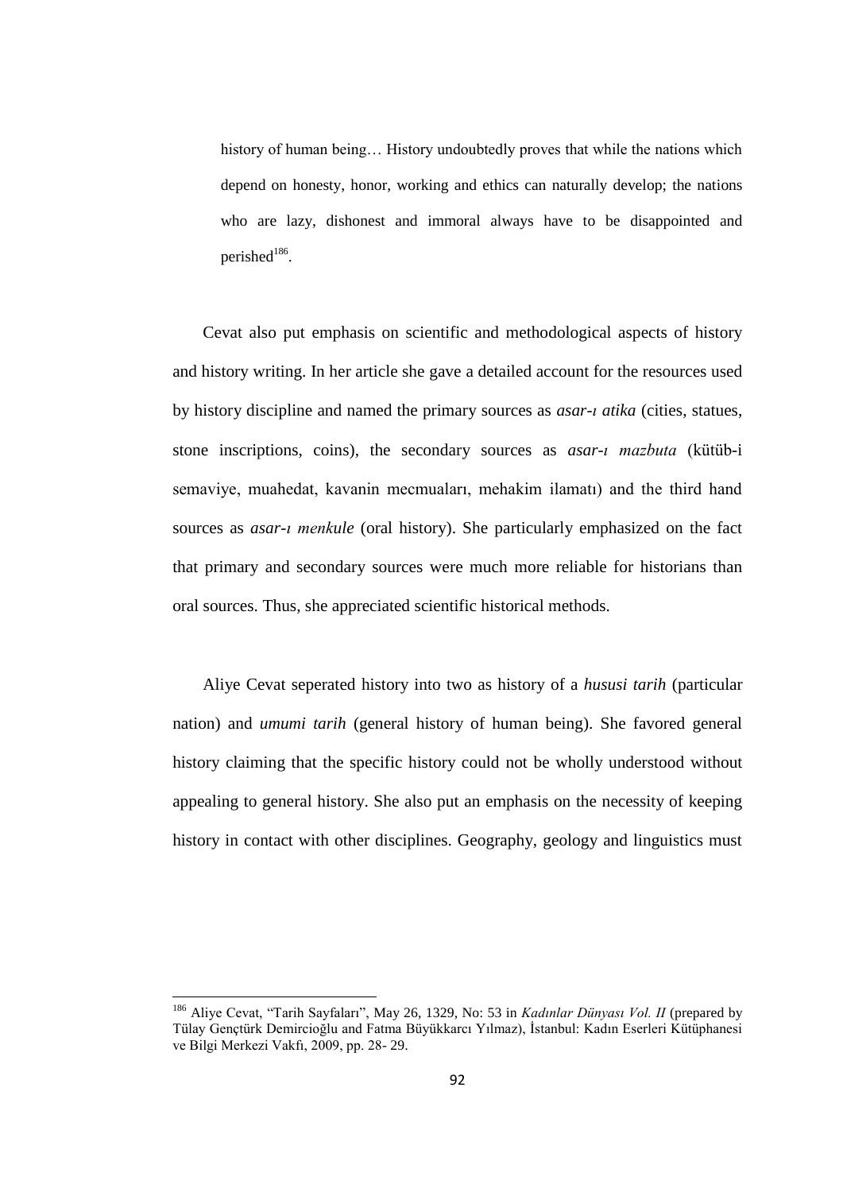> history of human being… History undoubtedly proves that while the nations which depend on honesty, honor, working and ethics can naturally develop; the nations who are lazy, dishonest and immoral always have to be disappointed and perished[186].

Cevat also put emphasis on scientific and methodological aspects of history and history writing. In her article she gave a detailed account for the resources used by history discipline and named the primary sources as *asar-ı atika* (cities, statues, stone inscriptions, coins), the secondary sources as *asar-ı mazbuta* (kütüb-i semaviye, muahedat, kavanin mecmuaları, mehakim ilamatı) and the third hand sources as *asar-ı menkule* (oral history). She particularly emphasized on the fact that primary and secondary sources were much more reliable for historians than oral sources. Thus, she appreciated scientific historical methods.

Aliye Cevat seperated history into two as history of a *hususi tarih* (particular nation) and *umumi tarih* (general history of human being). She favored general history claiming that the specific history could not be wholly understood without appealing to general history. She also put an emphasis on the necessity of keeping history in contact with other disciplines. Geography, geology and linguistics must

---

[186] Aliye Cevat, "Tarih Sayfaları", May 26, 1329, No: 53 in *Kadınlar Dünyası Vol. II* (prepared by Tülay Gençtürk Demircioğlu and Fatma Büyükkarcı Yılmaz), İstanbul: Kadın Eserleri Kütüphanesi ve Bilgi Merkezi Vakfı, 2009, pp. 28- 29.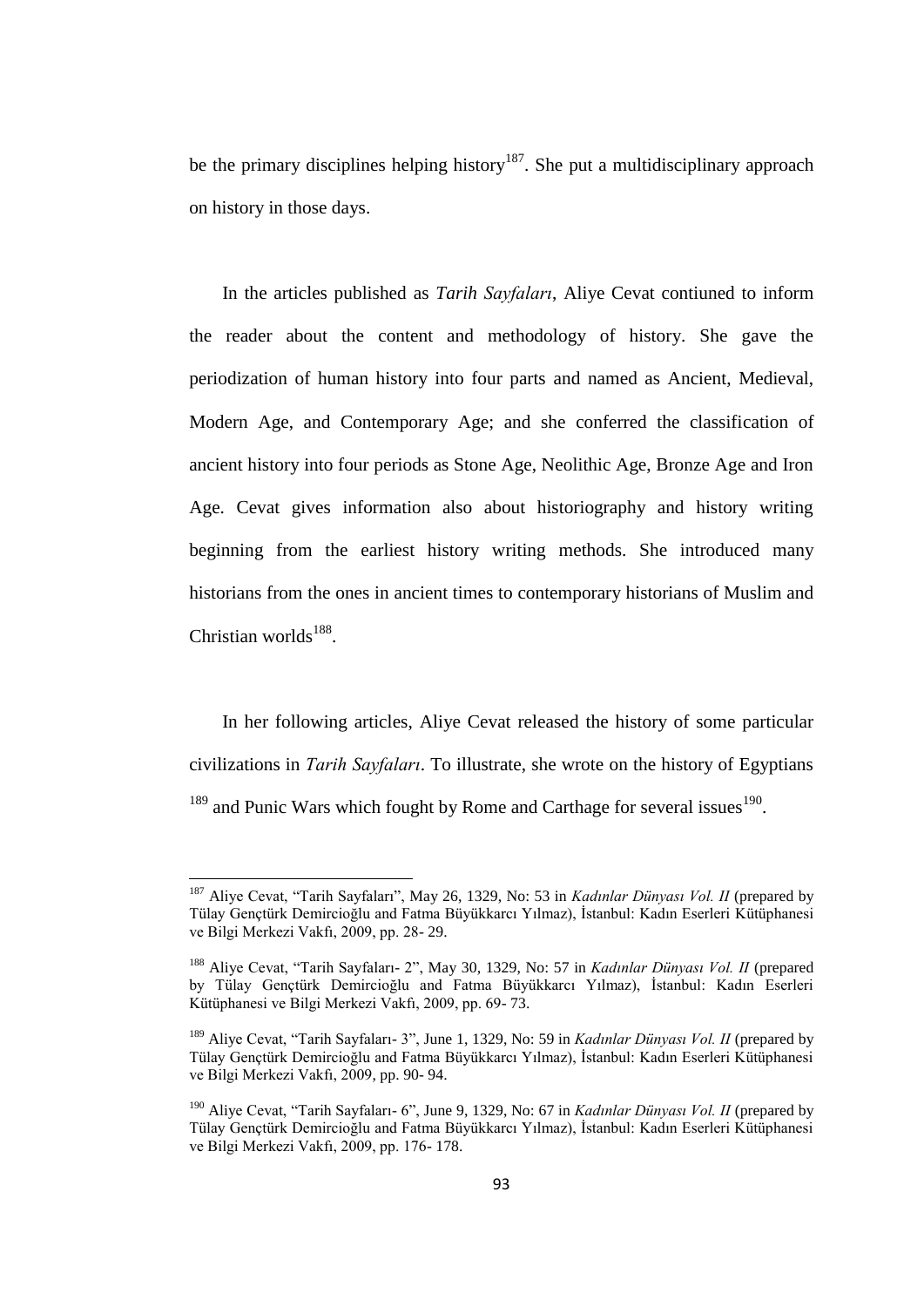be the primary disciplines helping history[187]. She put a multidisciplinary approach on history in those days.

In the articles published as *Tarih Sayfaları*, Aliye Cevat contiuned to inform the reader about the content and methodology of history. She gave the periodization of human history into four parts and named as Ancient, Medieval, Modern Age, and Contemporary Age; and she conferred the classification of ancient history into four periods as Stone Age, Neolithic Age, Bronze Age and Iron Age. Cevat gives information also about historiography and history writing beginning from the earliest history writing methods. She introduced many historians from the ones in ancient times to contemporary historians of Muslim and Christian worlds[188].

In her following articles, Aliye Cevat released the history of some particular civilizations in *Tarih Sayfaları*. To illustrate, she wrote on the history of Egyptians [189] and Punic Wars which fought by Rome and Carthage for several issues[190].

---

[187] Aliye Cevat, "Tarih Sayfaları", May 26, 1329, No: 53 in *Kadınlar Dünyası Vol. II* (prepared by Tülay Gençtürk Demircioğlu and Fatma Büyükkarcı Yılmaz), İstanbul: Kadın Eserleri Kütüphanesi ve Bilgi Merkezi Vakfı, 2009, pp. 28- 29.

[188] Aliye Cevat, "Tarih Sayfaları- 2", May 30, 1329, No: 57 in *Kadınlar Dünyası Vol. II* (prepared by Tülay Gençtürk Demircioğlu and Fatma Büyükkarcı Yılmaz), İstanbul: Kadın Eserleri Kütüphanesi ve Bilgi Merkezi Vakfı, 2009, pp. 69- 73.

[189] Aliye Cevat, "Tarih Sayfaları- 3", June 1, 1329, No: 59 in *Kadınlar Dünyası Vol. II* (prepared by Tülay Gençtürk Demircioğlu and Fatma Büyükkarcı Yılmaz), İstanbul: Kadın Eserleri Kütüphanesi ve Bilgi Merkezi Vakfı, 2009, pp. 90- 94.

[190] Aliye Cevat, "Tarih Sayfaları- 6", June 9, 1329, No: 67 in *Kadınlar Dünyası Vol. II* (prepared by Tülay Gençtürk Demircioğlu and Fatma Büyükkarcı Yılmaz), İstanbul: Kadın Eserleri Kütüphanesi ve Bilgi Merkezi Vakfı, 2009, pp. 176- 178.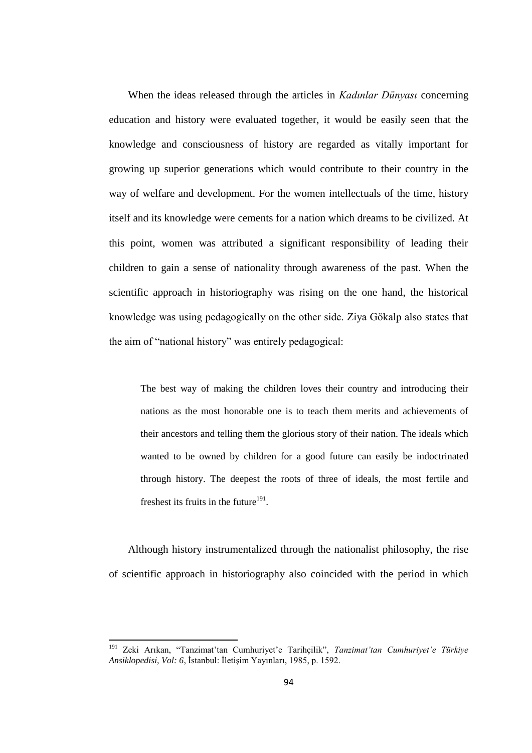When the ideas released through the articles in *Kadınlar Dünyası* concerning education and history were evaluated together, it would be easily seen that the knowledge and consciousness of history are regarded as vitally important for growing up superior generations which would contribute to their country in the way of welfare and development. For the women intellectuals of the time, history itself and its knowledge were cements for a nation which dreams to be civilized. At this point, women was attributed a significant responsibility of leading their children to gain a sense of nationality through awareness of the past. When the scientific approach in historiography was rising on the one hand, the historical knowledge was using pedagogically on the other side. Ziya Gökalp also states that the aim of "national history" was entirely pedagogical:

> The best way of making the children loves their country and introducing their nations as the most honorable one is to teach them merits and achievements of their ancestors and telling them the glorious story of their nation. The ideals which wanted to be owned by children for a good future can easily be indoctrinated through history. The deepest the roots of three of ideals, the most fertile and freshest its fruits in the future[191].

Although history instrumentalized through the nationalist philosophy, the rise of scientific approach in historiography also coincided with the period in which

---

[191] Zeki Arıkan, "Tanzimat'tan Cumhuriyet'e Tarihçilik", *Tanzimat'tan Cumhuriyet'e Türkiye Ansiklopedisi, Vol: 6*, İstanbul: İletişim Yayınları, 1985, p. 1592.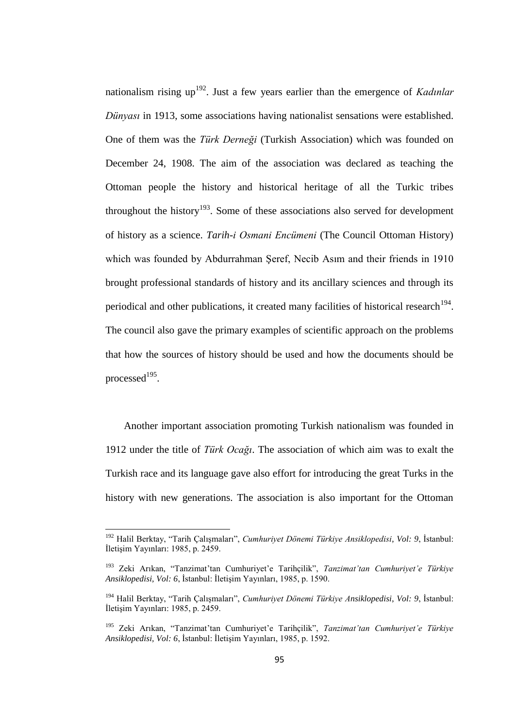nationalism rising up[192]. Just a few years earlier than the emergence of *Kadınlar Dünyası* in 1913, some associations having nationalist sensations were established. One of them was the *Türk Derneği* (Turkish Association) which was founded on December 24, 1908. The aim of the association was declared as teaching the Ottoman people the history and historical heritage of all the Turkic tribes throughout the history[193]. Some of these associations also served for development of history as a science. *Tarih-i Osmani Encümeni* (The Council Ottoman History) which was founded by Abdurrahman Şeref, Necib Asım and their friends in 1910 brought professional standards of history and its ancillary sciences and through its periodical and other publications, it created many facilities of historical research[194]. The council also gave the primary examples of scientific approach on the problems that how the sources of history should be used and how the documents should be processed[195].

Another important association promoting Turkish nationalism was founded in 1912 under the title of *Türk Ocağı*. The association of which aim was to exalt the Turkish race and its language gave also effort for introducing the great Turks in the history with new generations. The association is also important for the Ottoman

---

[192] Halil Berktay, "Tarih Çalışmaları", *Cumhuriyet Dönemi Türkiye Ansiklopedisi*, *Vol: 9*, İstanbul: İletişim Yayınları: 1985, p. 2459.

[193] Zeki Arıkan, "Tanzimat'tan Cumhuriyet'e Tarihçilik", *Tanzimat'tan Cumhuriyet'e Türkiye Ansiklopedisi, Vol: 6*, İstanbul: İletişim Yayınları, 1985, p. 1590.

[194] Halil Berktay, "Tarih Çalışmaları", *Cumhuriyet Dönemi Türkiye Ansiklopedisi*, *Vol: 9*, İstanbul: İletişim Yayınları: 1985, p. 2459.

[195] Zeki Arıkan, "Tanzimat'tan Cumhuriyet'e Tarihçilik", *Tanzimat'tan Cumhuriyet'e Türkiye Ansiklopedisi, Vol: 6*, İstanbul: İletişim Yayınları, 1985, p. 1592.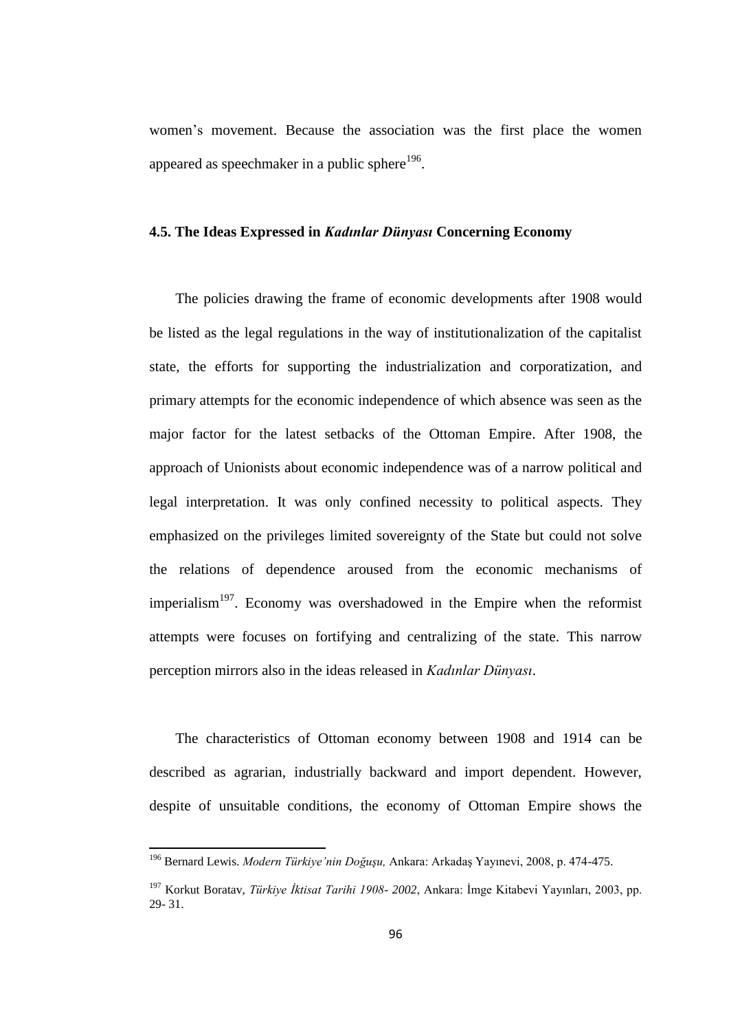women's movement. Because the association was the first place the women appeared as speechmaker in a public sphere[196].

### 4.5. The Ideas Expressed in *Kadınlar Dünyası* Concerning Economy

The policies drawing the frame of economic developments after 1908 would be listed as the legal regulations in the way of institutionalization of the capitalist state, the efforts for supporting the industrialization and corporatization, and primary attempts for the economic independence of which absence was seen as the major factor for the latest setbacks of the Ottoman Empire. After 1908, the approach of Unionists about economic independence was of a narrow political and legal interpretation. It was only confined necessity to political aspects. They emphasized on the privileges limited sovereignty of the State but could not solve the relations of dependence aroused from the economic mechanisms of imperialism[197]. Economy was overshadowed in the Empire when the reformist attempts were focuses on fortifying and centralizing of the state. This narrow perception mirrors also in the ideas released in *Kadınlar Dünyası*.

The characteristics of Ottoman economy between 1908 and 1914 can be described as agrarian, industrially backward and import dependent. However, despite of unsuitable conditions, the economy of Ottoman Empire shows the

---

[196] Bernard Lewis. *Modern Türkiye'nin Doğuşu,* Ankara: Arkadaş Yayınevi, 2008, p. 474-475.

[197] Korkut Boratav, *Türkiye İktisat Tarihi 1908- 2002*, Ankara: İmge Kitabevi Yayınları, 2003, pp. 29- 31.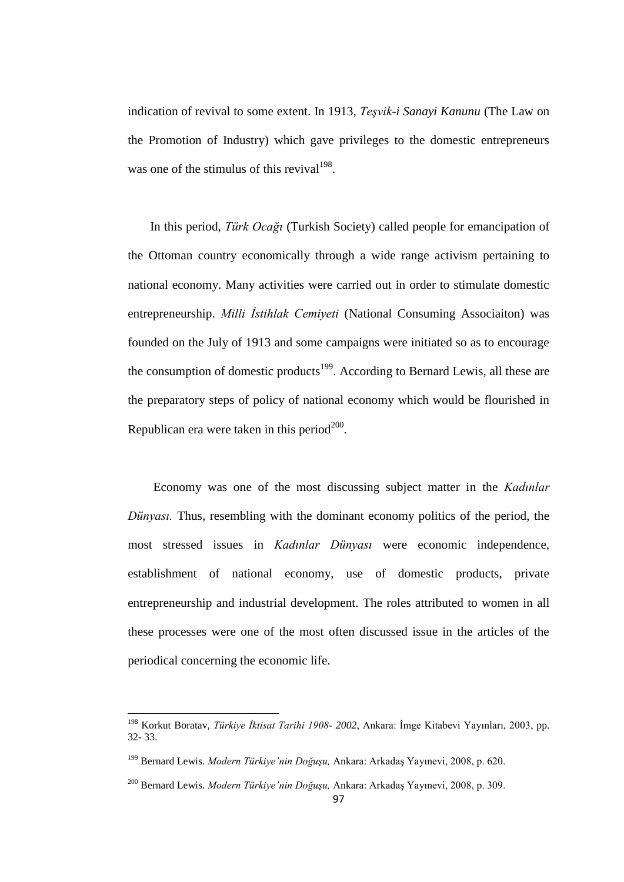indication of revival to some extent. In 1913, *Teşvik-i Sanayi Kanunu* (The Law on the Promotion of Industry) which gave privileges to the domestic entrepreneurs was one of the stimulus of this revival[198].

In this period, *Türk Ocağı* (Turkish Society) called people for emancipation of the Ottoman country economically through a wide range activism pertaining to national economy. Many activities were carried out in order to stimulate domestic entrepreneurship. *Milli İstihlak Cemiyeti* (National Consuming Associaiton) was founded on the July of 1913 and some campaigns were initiated so as to encourage the consumption of domestic products[199]. According to Bernard Lewis, all these are the preparatory steps of policy of national economy which would be flourished in Republican era were taken in this period[200].

Economy was one of the most discussing subject matter in the *Kadınlar Dünyası.* Thus, resembling with the dominant economy politics of the period, the most stressed issues in *Kadınlar Dünyası* were economic independence, establishment of national economy, use of domestic products, private entrepreneurship and industrial development. The roles attributed to women in all these processes were one of the most often discussed issue in the articles of the periodical concerning the economic life.

---

[198] Korkut Boratav, *Türkiye İktisat Tarihi 1908- 2002*, Ankara: İmge Kitabevi Yayınları, 2003, pp. 32- 33.

[199] Bernard Lewis. *Modern Türkiye'nin Doğuşu,* Ankara: Arkadaş Yayınevi, 2008, p. 620.

[200] Bernard Lewis. *Modern Türkiye'nin Doğuşu,* Ankara: Arkadaş Yayınevi, 2008, p. 309.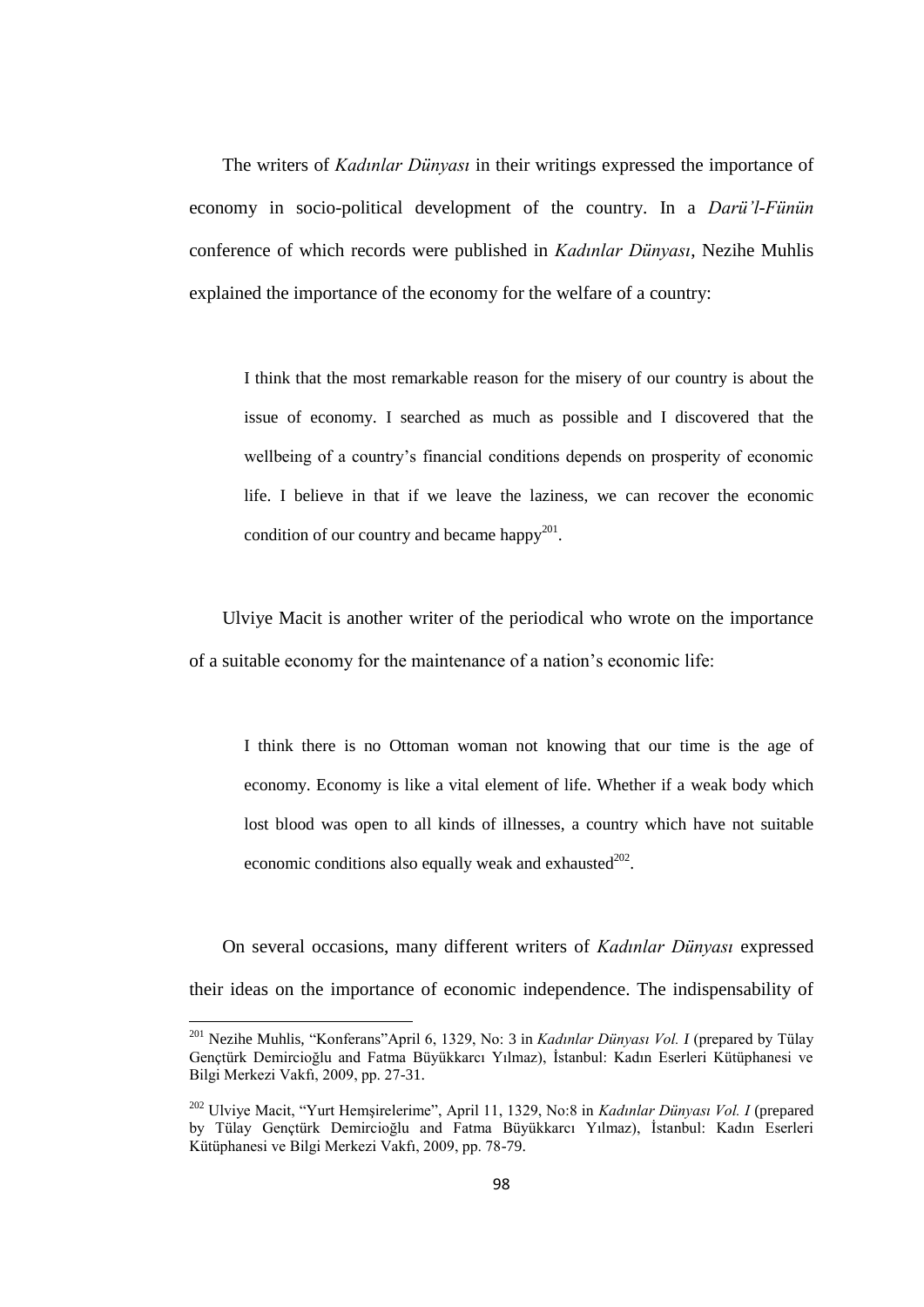The writers of *Kadınlar Dünyası* in their writings expressed the importance of economy in socio-political development of the country. In a *Darü'l-Fünün* conference of which records were published in *Kadınlar Dünyası*, Nezihe Muhlis explained the importance of the economy for the welfare of a country:

> I think that the most remarkable reason for the misery of our country is about the issue of economy. I searched as much as possible and I discovered that the wellbeing of a country's financial conditions depends on prosperity of economic life. I believe in that if we leave the laziness, we can recover the economic condition of our country and became happy[201].

Ulviye Macit is another writer of the periodical who wrote on the importance of a suitable economy for the maintenance of a nation's economic life:

> I think there is no Ottoman woman not knowing that our time is the age of economy. Economy is like a vital element of life. Whether if a weak body which lost blood was open to all kinds of illnesses, a country which have not suitable economic conditions also equally weak and exhausted[202].

On several occasions, many different writers of *Kadınlar Dünyası* expressed their ideas on the importance of economic independence. The indispensability of

---

[201] Nezihe Muhlis, "Konferans"April 6, 1329, No: 3 in *Kadınlar Dünyası Vol. I* (prepared by Tülay Gençtürk Demircioğlu and Fatma Büyükkarcı Yılmaz), İstanbul: Kadın Eserleri Kütüphanesi ve Bilgi Merkezi Vakfı, 2009, pp. 27-31.

[202] Ulviye Macit, "Yurt Hemşirelerime", April 11, 1329, No:8 in *Kadınlar Dünyası Vol. I* (prepared by Tülay Gençtürk Demircioğlu and Fatma Büyükkarcı Yılmaz), İstanbul: Kadın Eserleri Kütüphanesi ve Bilgi Merkezi Vakfı, 2009, pp. 78-79.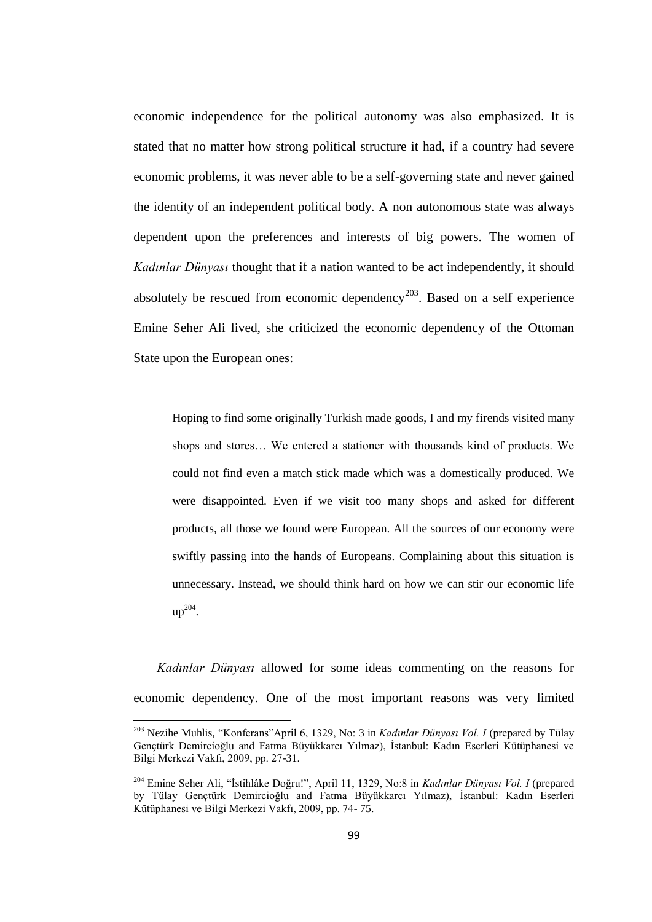economic independence for the political autonomy was also emphasized. It is stated that no matter how strong political structure it had, if a country had severe economic problems, it was never able to be a self-governing state and never gained the identity of an independent political body. A non autonomous state was always dependent upon the preferences and interests of big powers. The women of *Kadınlar Dünyası* thought that if a nation wanted to be act independently, it should absolutely be rescued from economic dependency[203]. Based on a self experience Emine Seher Ali lived, she criticized the economic dependency of the Ottoman State upon the European ones:

> Hoping to find some originally Turkish made goods, I and my firends visited many shops and stores… We entered a stationer with thousands kind of products. We could not find even a match stick made which was a domestically produced. We were disappointed. Even if we visit too many shops and asked for different products, all those we found were European. All the sources of our economy were swiftly passing into the hands of Europeans. Complaining about this situation is unnecessary. Instead, we should think hard on how we can stir our economic life up[204].

*Kadınlar Dünyası* allowed for some ideas commenting on the reasons for economic dependency. One of the most important reasons was very limited

---

[203] Nezihe Muhlis, "Konferans"April 6, 1329, No: 3 in *Kadınlar Dünyası Vol. I* (prepared by Tülay Gençtürk Demircioğlu and Fatma Büyükkarcı Yılmaz), İstanbul: Kadın Eserleri Kütüphanesi ve Bilgi Merkezi Vakfı, 2009, pp. 27-31.

[204] Emine Seher Ali, "İstihlâke Doğru!", April 11, 1329, No:8 in *Kadınlar Dünyası Vol. I* (prepared by Tülay Gençtürk Demircioğlu and Fatma Büyükkarcı Yılmaz), İstanbul: Kadın Eserleri Kütüphanesi ve Bilgi Merkezi Vakfı, 2009, pp. 74- 75.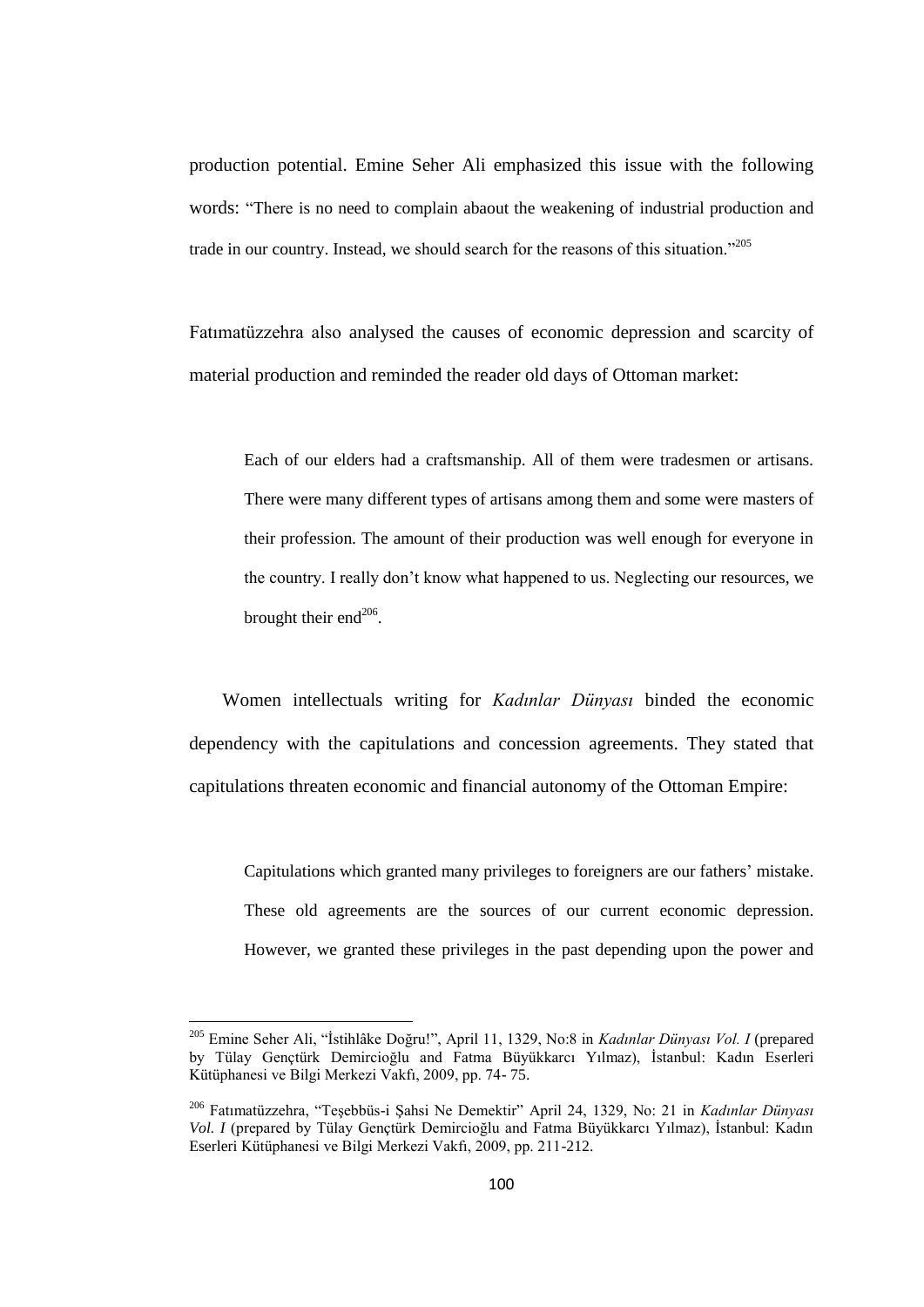production potential. Emine Seher Ali emphasized this issue with the following words: "There is no need to complain abaout the weakening of industrial production and trade in our country. Instead, we should search for the reasons of this situation."[205]

Fatımatüzzehra also analysed the causes of economic depression and scarcity of material production and reminded the reader old days of Ottoman market:

> Each of our elders had a craftsmanship. All of them were tradesmen or artisans. There were many different types of artisans among them and some were masters of their profession. The amount of their production was well enough for everyone in the country. I really don't know what happened to us. Neglecting our resources, we brought their end[206].

Women intellectuals writing for *Kadınlar Dünyası* binded the economic dependency with the capitulations and concession agreements. They stated that capitulations threaten economic and financial autonomy of the Ottoman Empire:

> Capitulations which granted many privileges to foreigners are our fathers' mistake. These old agreements are the sources of our current economic depression. However, we granted these privileges in the past depending upon the power and

---

[205] Emine Seher Ali, "İstihlâke Doğru!", April 11, 1329, No:8 in *Kadınlar Dünyası Vol. I* (prepared by Tülay Gençtürk Demircioğlu and Fatma Büyükkarcı Yılmaz), İstanbul: Kadın Eserleri Kütüphanesi ve Bilgi Merkezi Vakfı, 2009, pp. 74- 75.

[206] Fatımatüzzehra, "Teşebbüs-i Şahsi Ne Demektir" April 24, 1329, No: 21 in *Kadınlar Dünyası Vol. I* (prepared by Tülay Gençtürk Demircioğlu and Fatma Büyükkarcı Yılmaz), İstanbul: Kadın Eserleri Kütüphanesi ve Bilgi Merkezi Vakfı, 2009, pp. 211-212.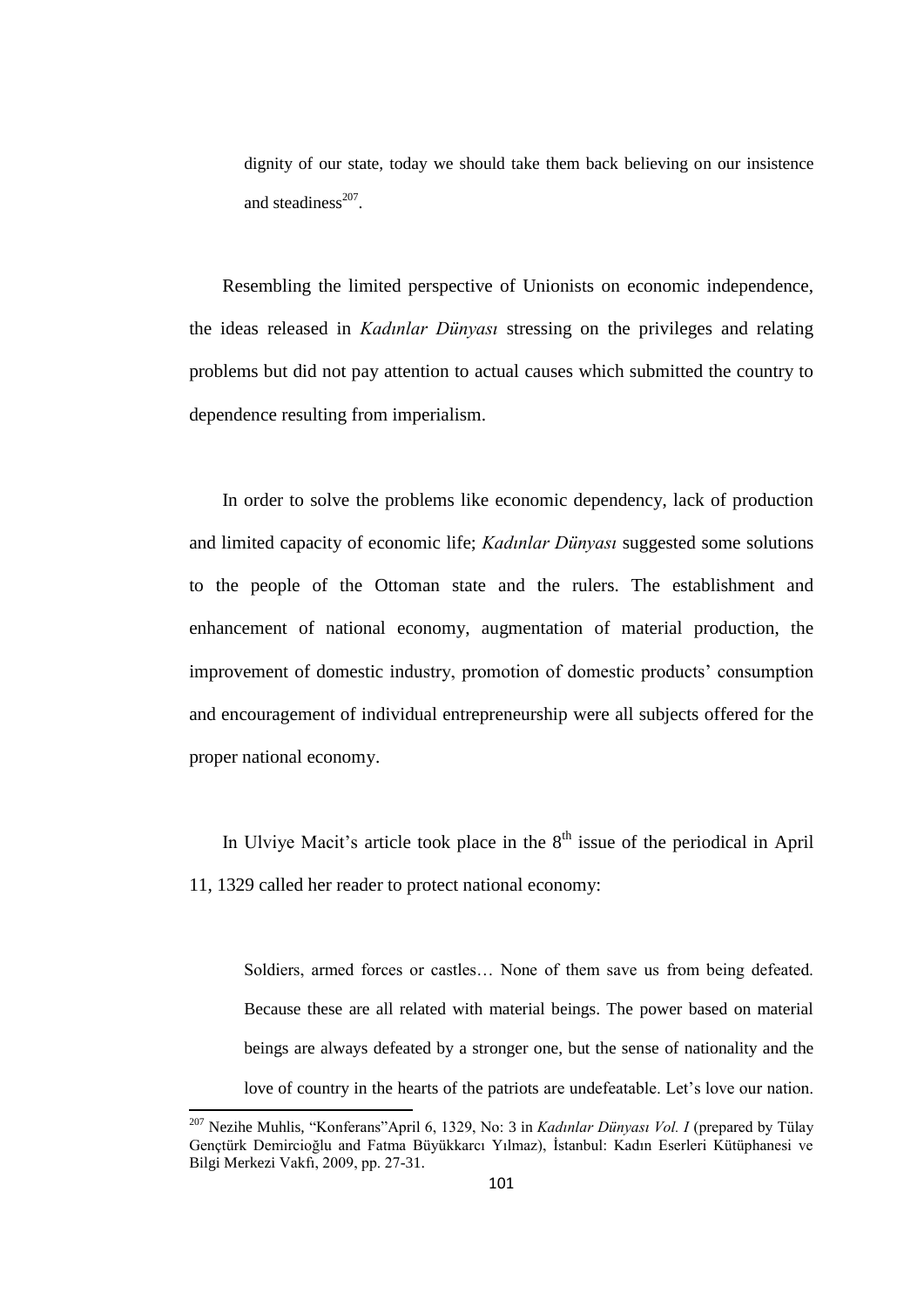> dignity of our state, today we should take them back believing on our insistence and steadiness[207].

Resembling the limited perspective of Unionists on economic independence, the ideas released in *Kadınlar Dünyası* stressing on the privileges and relating problems but did not pay attention to actual causes which submitted the country to dependence resulting from imperialism.

In order to solve the problems like economic dependency, lack of production and limited capacity of economic life; *Kadınlar Dünyası* suggested some solutions to the people of the Ottoman state and the rulers. The establishment and enhancement of national economy, augmentation of material production, the improvement of domestic industry, promotion of domestic products' consumption and encouragement of individual entrepreneurship were all subjects offered for the proper national economy.

In Ulviye Macit's article took place in the 8th issue of the periodical in April 11, 1329 called her reader to protect national economy:

> Soldiers, armed forces or castles… None of them save us from being defeated. Because these are all related with material beings. The power based on material beings are always defeated by a stronger one, but the sense of nationality and the love of country in the hearts of the patriots are undefeatable. Let's love our nation.

---

[207] Nezihe Muhlis, "Konferans"April 6, 1329, No: 3 in *Kadınlar Dünyası Vol. I* (prepared by Tülay Gençtürk Demircioğlu and Fatma Büyükkarcı Yılmaz), İstanbul: Kadın Eserleri Kütüphanesi ve Bilgi Merkezi Vakfı, 2009, pp. 27-31.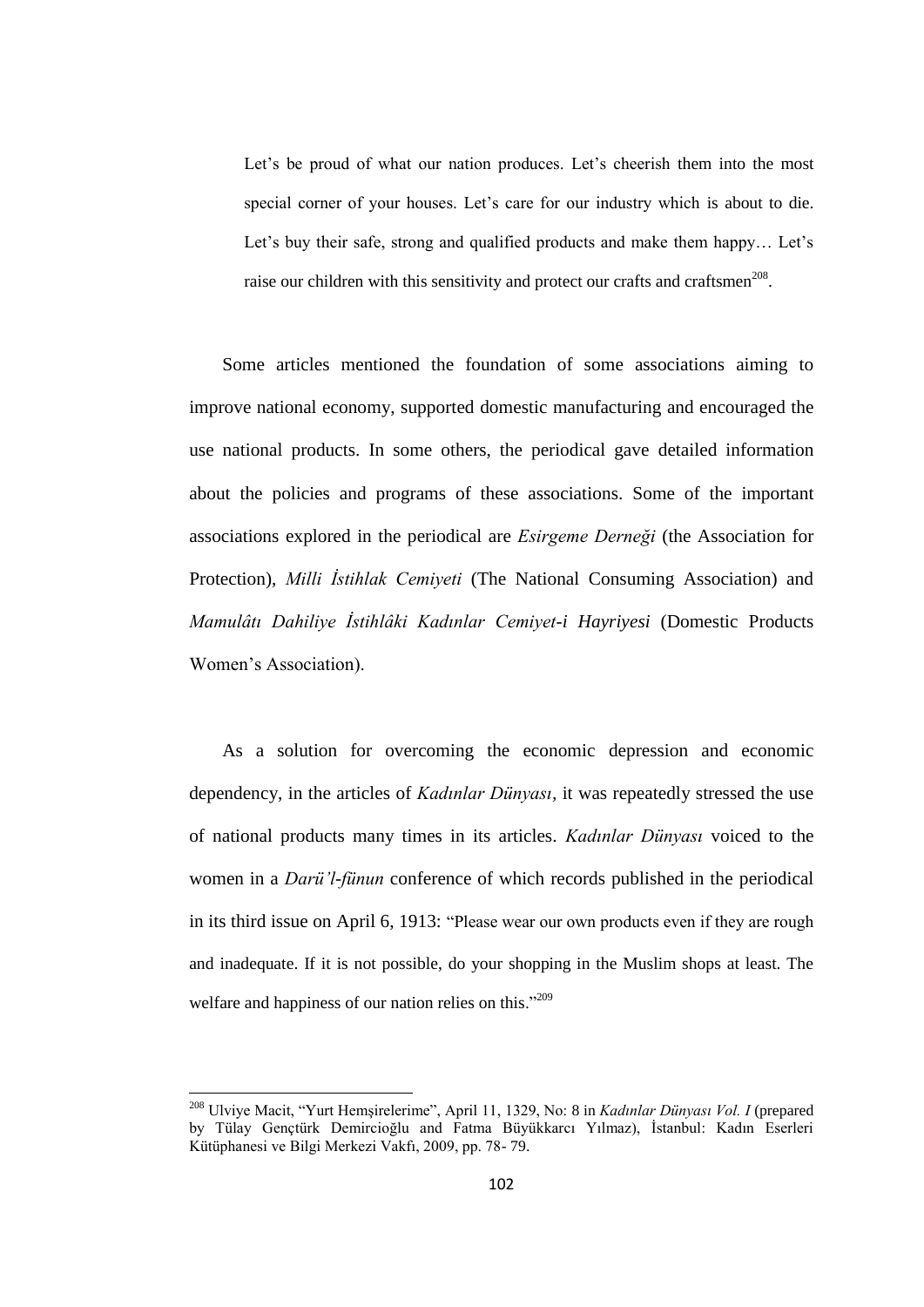> Let's be proud of what our nation produces. Let's cheerish them into the most special corner of your houses. Let's care for our industry which is about to die. Let's buy their safe, strong and qualified products and make them happy… Let's raise our children with this sensitivity and protect our crafts and craftsmen[208].

Some articles mentioned the foundation of some associations aiming to improve national economy, supported domestic manufacturing and encouraged the use national products. In some others, the periodical gave detailed information about the policies and programs of these associations. Some of the important associations explored in the periodical are *Esirgeme Derneği* (the Association for Protection), *Milli İstihlak Cemiyeti* (The National Consuming Association) and *Mamulâtı Dahiliye İstihlâki Kadınlar Cemiyet-i Hayriyesi* (Domestic Products Women's Association).

As a solution for overcoming the economic depression and economic dependency, in the articles of *Kadınlar Dünyası*, it was repeatedly stressed the use of national products many times in its articles. *Kadınlar Dünyası* voiced to the women in a *Darü'l-fünun* conference of which records published in the periodical in its third issue on April 6, 1913: "Please wear our own products even if they are rough and inadequate. If it is not possible, do your shopping in the Muslim shops at least. The welfare and happiness of our nation relies on this."[209]

---

[208] Ulviye Macit, "Yurt Hemşirelerime", April 11, 1329, No: 8 in *Kadınlar Dünyası Vol. I* (prepared by Tülay Gençtürk Demircioğlu and Fatma Büyükkarcı Yılmaz), İstanbul: Kadın Eserleri Kütüphanesi ve Bilgi Merkezi Vakfı, 2009, pp. 78- 79.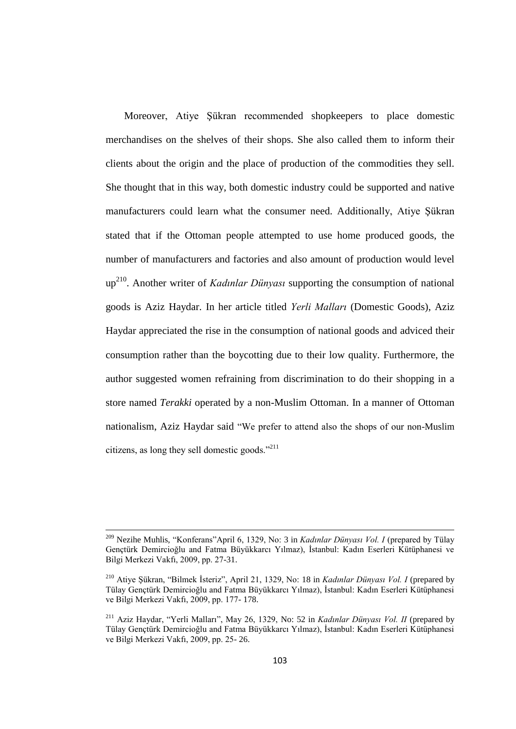Moreover, Atiye Şükran recommended shopkeepers to place domestic merchandises on the shelves of their shops. She also called them to inform their clients about the origin and the place of production of the commodities they sell. She thought that in this way, both domestic industry could be supported and native manufacturers could learn what the consumer need. Additionally, Atiye Şükran stated that if the Ottoman people attempted to use home produced goods, the number of manufacturers and factories and also amount of production would level up[210]. Another writer of *Kadınlar Dünyası* supporting the consumption of national goods is Aziz Haydar. In her article titled *Yerli Malları* (Domestic Goods), Aziz Haydar appreciated the rise in the consumption of national goods and adviced their consumption rather than the boycotting due to their low quality. Furthermore, the author suggested women refraining from discrimination to do their shopping in a store named *Terakki* operated by a non-Muslim Ottoman. In a manner of Ottoman nationalism, Aziz Haydar said "We prefer to attend also the shops of our non-Muslim citizens, as long they sell domestic goods."[211]

---

[209] Nezihe Muhlis, "Konferans"April 6, 1329, No: 3 in *Kadınlar Dünyası Vol. I* (prepared by Tülay Gençtürk Demircioğlu and Fatma Büyükkarcı Yılmaz), İstanbul: Kadın Eserleri Kütüphanesi ve Bilgi Merkezi Vakfı, 2009, pp. 27-31.

[210] Atiye Şükran, "Bilmek İsteriz", April 21, 1329, No: 18 in *Kadınlar Dünyası Vol. I* (prepared by Tülay Gençtürk Demircioğlu and Fatma Büyükkarcı Yılmaz), İstanbul: Kadın Eserleri Kütüphanesi ve Bilgi Merkezi Vakfı, 2009, pp. 177- 178.

[211] Aziz Haydar, "Yerli Malları", May 26, 1329, No: 52 in *Kadınlar Dünyası Vol. II* (prepared by Tülay Gençtürk Demircioğlu and Fatma Büyükkarcı Yılmaz), İstanbul: Kadın Eserleri Kütüphanesi ve Bilgi Merkezi Vakfı, 2009, pp. 25- 26.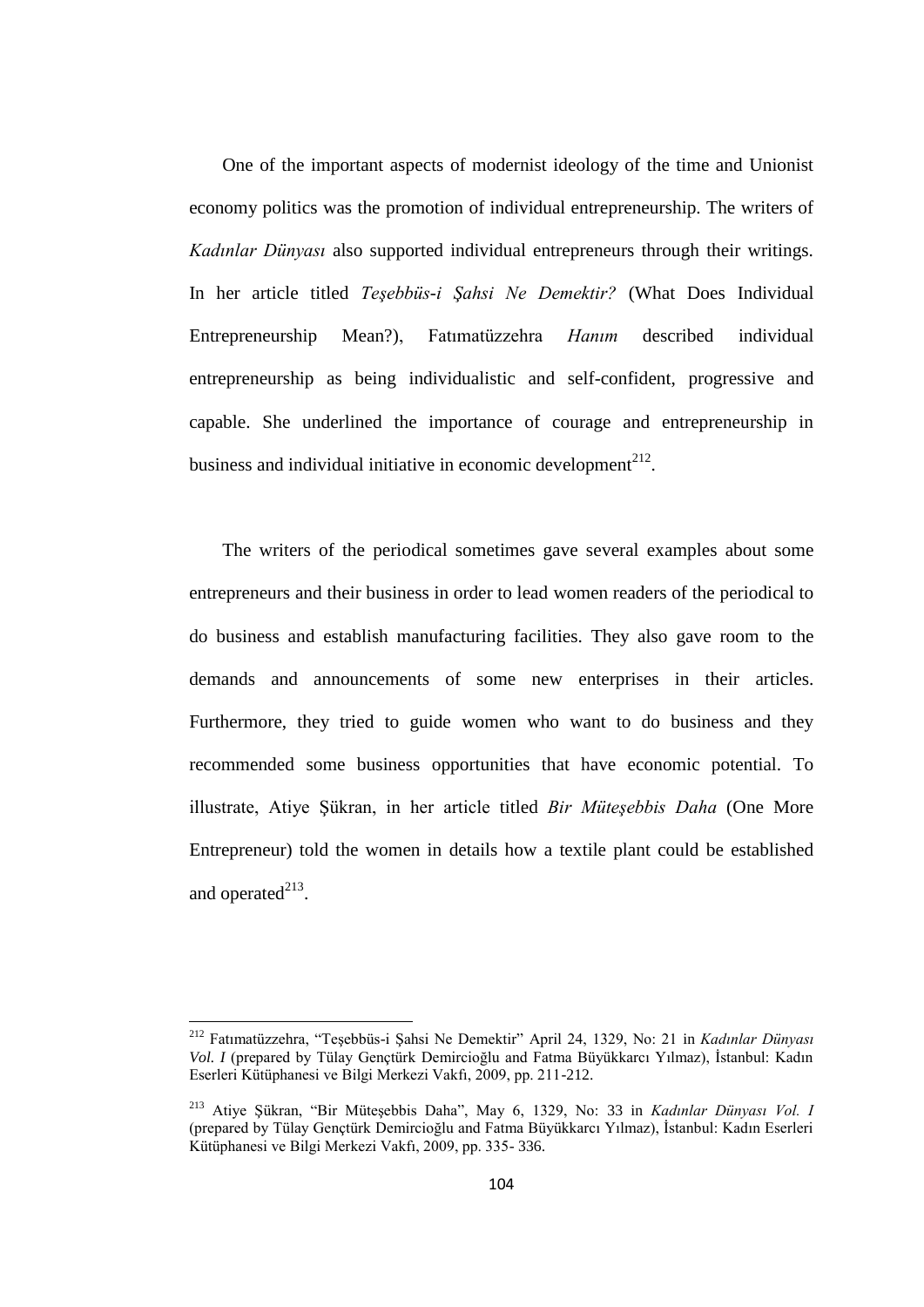One of the important aspects of modernist ideology of the time and Unionist economy politics was the promotion of individual entrepreneurship. The writers of *Kadınlar Dünyası* also supported individual entrepreneurs through their writings. In her article titled *Teşebbüs-i Şahsi Ne Demektir?* (What Does Individual Entrepreneurship Mean?), Fatımatüzzehra *Hanım* described individual entrepreneurship as being individualistic and self-confident, progressive and capable. She underlined the importance of courage and entrepreneurship in business and individual initiative in economic development[212].

The writers of the periodical sometimes gave several examples about some entrepreneurs and their business in order to lead women readers of the periodical to do business and establish manufacturing facilities. They also gave room to the demands and announcements of some new enterprises in their articles. Furthermore, they tried to guide women who want to do business and they recommended some business opportunities that have economic potential. To illustrate, Atiye Şükran, in her article titled *Bir Müteşebbis Daha* (One More Entrepreneur) told the women in details how a textile plant could be established and operated[213].

---

[212] Fatımatüzzehra, "Teşebbüs-i Şahsi Ne Demektir" April 24, 1329, No: 21 in *Kadınlar Dünyası Vol. I* (prepared by Tülay Gençtürk Demircioğlu and Fatma Büyükkarcı Yılmaz), İstanbul: Kadın Eserleri Kütüphanesi ve Bilgi Merkezi Vakfı, 2009, pp. 211-212.

[213] Atiye Şükran, "Bir Müteşebbis Daha", May 6, 1329, No: 33 in *Kadınlar Dünyası Vol. I* (prepared by Tülay Gençtürk Demircioğlu and Fatma Büyükkarcı Yılmaz), İstanbul: Kadın Eserleri Kütüphanesi ve Bilgi Merkezi Vakfı, 2009, pp. 335- 336.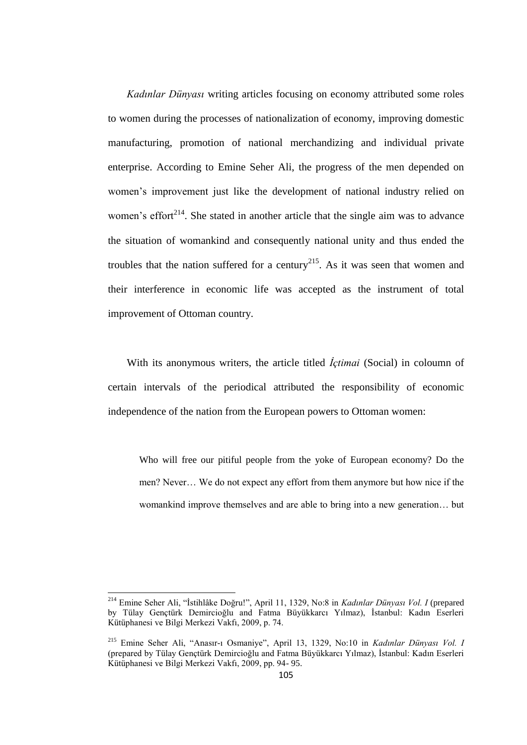*Kadınlar Dünyası* writing articles focusing on economy attributed some roles to women during the processes of nationalization of economy, improving domestic manufacturing, promotion of national merchandizing and individual private enterprise. According to Emine Seher Ali, the progress of the men depended on women's improvement just like the development of national industry relied on women's effort[214]. She stated in another article that the single aim was to advance the situation of womankind and consequently national unity and thus ended the troubles that the nation suffered for a century[215]. As it was seen that women and their interference in economic life was accepted as the instrument of total improvement of Ottoman country.

With its anonymous writers, the article titled *İçtimai* (Social) in coloumn of certain intervals of the periodical attributed the responsibility of economic independence of the nation from the European powers to Ottoman women:

> Who will free our pitiful people from the yoke of European economy? Do the men? Never… We do not expect any effort from them anymore but how nice if the womankind improve themselves and are able to bring into a new generation… but

---

[214] Emine Seher Ali, "İstihlâke Doğru!", April 11, 1329, No:8 in *Kadınlar Dünyası Vol. I* (prepared by Tülay Gençtürk Demircioğlu and Fatma Büyükkarcı Yılmaz), İstanbul: Kadın Eserleri Kütüphanesi ve Bilgi Merkezi Vakfı, 2009, p. 74.

[215] Emine Seher Ali, "Anasır-ı Osmaniye", April 13, 1329, No:10 in *Kadınlar Dünyası Vol. I* (prepared by Tülay Gençtürk Demircioğlu and Fatma Büyükkarcı Yılmaz), İstanbul: Kadın Eserleri Kütüphanesi ve Bilgi Merkezi Vakfı, 2009, pp. 94- 95.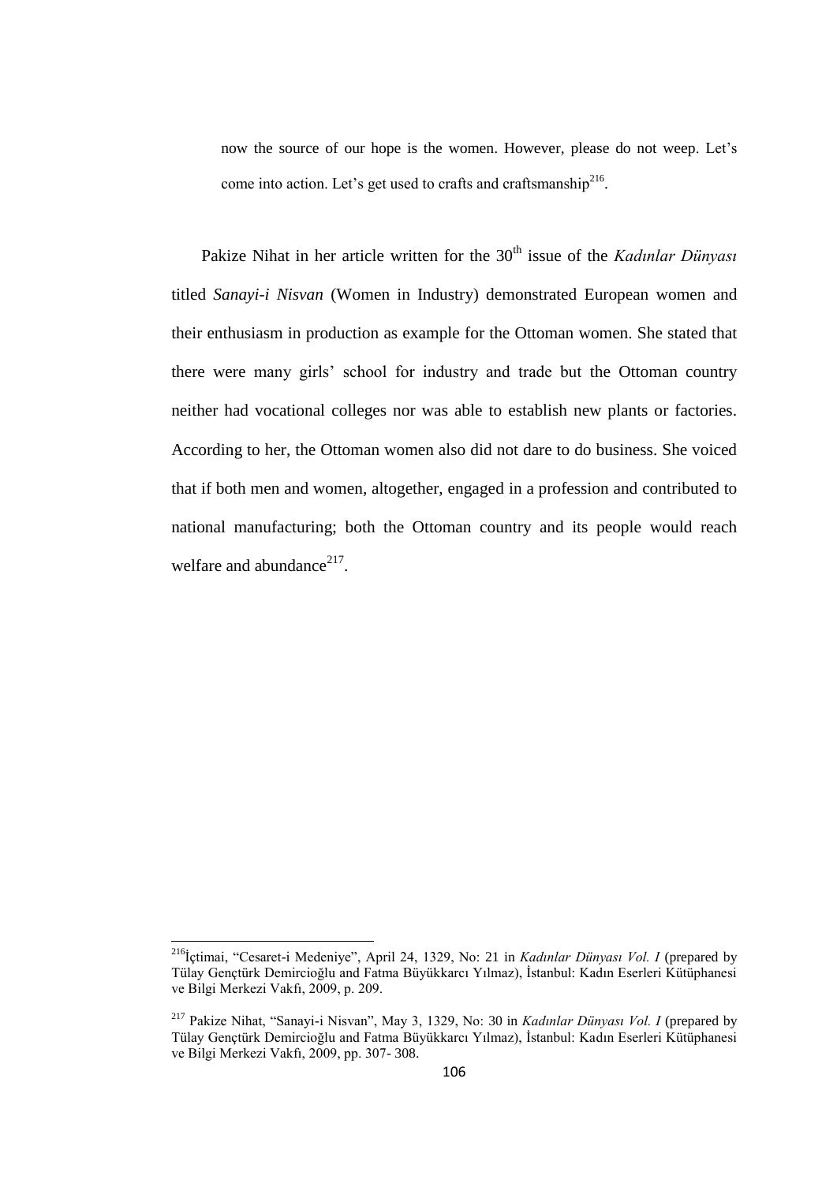> now the source of our hope is the women. However, please do not weep. Let's come into action. Let's get used to crafts and craftsmanship[216].

Pakize Nihat in her article written for the 30th issue of the *Kadınlar Dünyası* titled *Sanayi-i Nisvan* (Women in Industry) demonstrated European women and their enthusiasm in production as example for the Ottoman women. She stated that there were many girls' school for industry and trade but the Ottoman country neither had vocational colleges nor was able to establish new plants or factories. According to her, the Ottoman women also did not dare to do business. She voiced that if both men and women, altogether, engaged in a profession and contributed to national manufacturing; both the Ottoman country and its people would reach welfare and abundance[217].

---

[216] İçtimai, "Cesaret-i Medeniye", April 24, 1329, No: 21 in *Kadınlar Dünyası Vol. I* (prepared by Tülay Gençtürk Demircioğlu and Fatma Büyükkarcı Yılmaz), İstanbul: Kadın Eserleri Kütüphanesi ve Bilgi Merkezi Vakfı, 2009, p. 209.

[217] Pakize Nihat, "Sanayi-i Nisvan", May 3, 1329, No: 30 in *Kadınlar Dünyası Vol. I* (prepared by Tülay Gençtürk Demircioğlu and Fatma Büyükkarcı Yılmaz), İstanbul: Kadın Eserleri Kütüphanesi ve Bilgi Merkezi Vakfı, 2009, pp. 307- 308.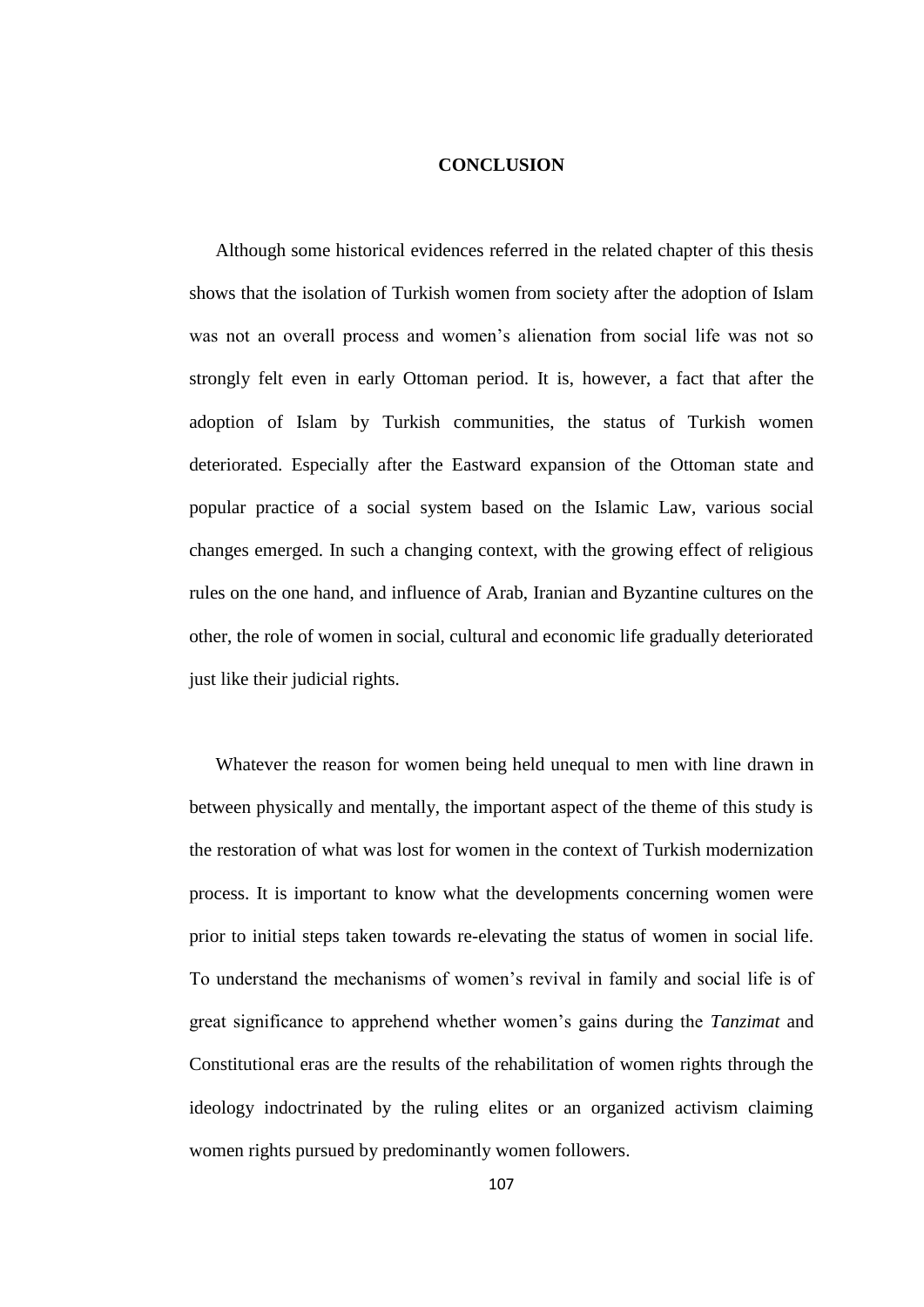# CONCLUSION

Although some historical evidences referred in the related chapter of this thesis shows that the isolation of Turkish women from society after the adoption of Islam was not an overall process and women's alienation from social life was not so strongly felt even in early Ottoman period. It is, however, a fact that after the adoption of Islam by Turkish communities, the status of Turkish women deteriorated. Especially after the Eastward expansion of the Ottoman state and popular practice of a social system based on the Islamic Law, various social changes emerged. In such a changing context, with the growing effect of religious rules on the one hand, and influence of Arab, Iranian and Byzantine cultures on the other, the role of women in social, cultural and economic life gradually deteriorated just like their judicial rights.

Whatever the reason for women being held unequal to men with line drawn in between physically and mentally, the important aspect of the theme of this study is the restoration of what was lost for women in the context of Turkish modernization process. It is important to know what the developments concerning women were prior to initial steps taken towards re-elevating the status of women in social life. To understand the mechanisms of women's revival in family and social life is of great significance to apprehend whether women's gains during the *Tanzimat* and Constitutional eras are the results of the rehabilitation of women rights through the ideology indoctrinated by the ruling elites or an organized activism claiming women rights pursued by predominantly women followers.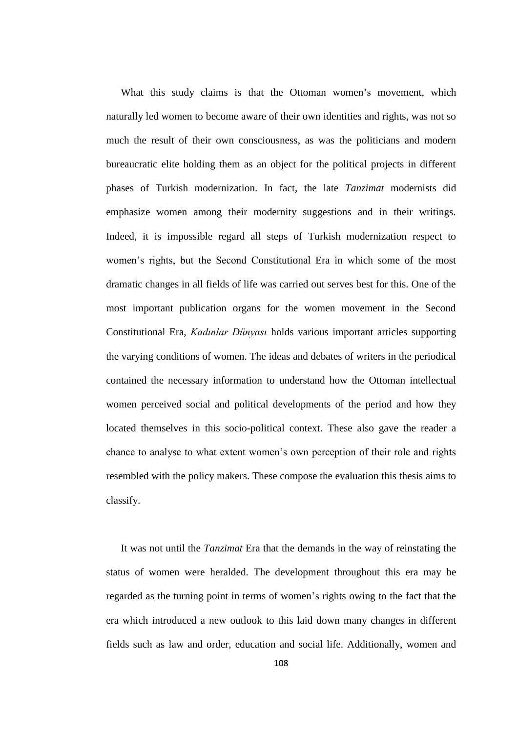What this study claims is that the Ottoman women's movement, which naturally led women to become aware of their own identities and rights, was not so much the result of their own consciousness, as was the politicians and modern bureaucratic elite holding them as an object for the political projects in different phases of Turkish modernization. In fact, the late *Tanzimat* modernists did emphasize women among their modernity suggestions and in their writings. Indeed, it is impossible regard all steps of Turkish modernization respect to women's rights, but the Second Constitutional Era in which some of the most dramatic changes in all fields of life was carried out serves best for this. One of the most important publication organs for the women movement in the Second Constitutional Era, *Kadınlar Dünyası* holds various important articles supporting the varying conditions of women. The ideas and debates of writers in the periodical contained the necessary information to understand how the Ottoman intellectual women perceived social and political developments of the period and how they located themselves in this socio-political context. These also gave the reader a chance to analyse to what extent women's own perception of their role and rights resembled with the policy makers. These compose the evaluation this thesis aims to classify.

It was not until the *Tanzimat* Era that the demands in the way of reinstating the status of women were heralded. The development throughout this era may be regarded as the turning point in terms of women's rights owing to the fact that the era which introduced a new outlook to this laid down many changes in different fields such as law and order, education and social life. Additionally, women and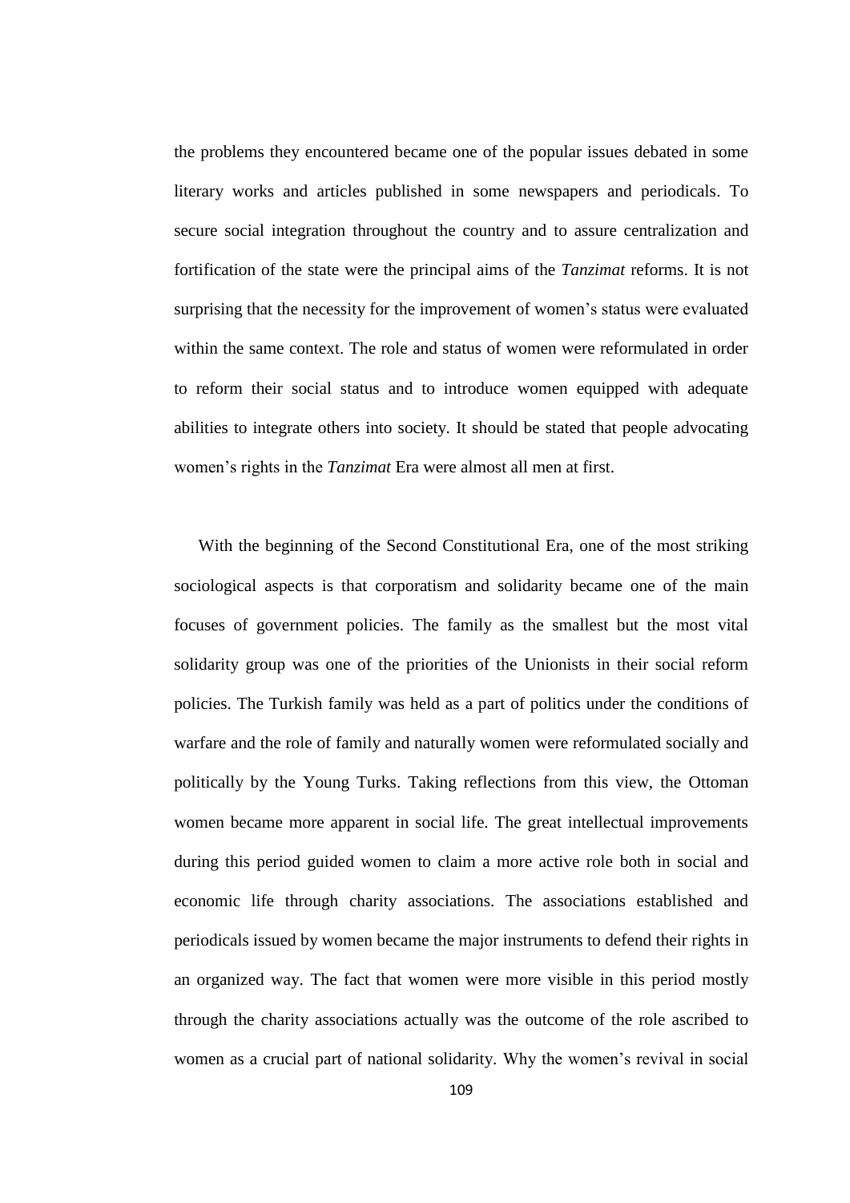the problems they encountered became one of the popular issues debated in some literary works and articles published in some newspapers and periodicals. To secure social integration throughout the country and to assure centralization and fortification of the state were the principal aims of the *Tanzimat* reforms. It is not surprising that the necessity for the improvement of women's status were evaluated within the same context. The role and status of women were reformulated in order to reform their social status and to introduce women equipped with adequate abilities to integrate others into society. It should be stated that people advocating women's rights in the *Tanzimat* Era were almost all men at first.

With the beginning of the Second Constitutional Era, one of the most striking sociological aspects is that corporatism and solidarity became one of the main focuses of government policies. The family as the smallest but the most vital solidarity group was one of the priorities of the Unionists in their social reform policies. The Turkish family was held as a part of politics under the conditions of warfare and the role of family and naturally women were reformulated socially and politically by the Young Turks. Taking reflections from this view, the Ottoman women became more apparent in social life. The great intellectual improvements during this period guided women to claim a more active role both in social and economic life through charity associations. The associations established and periodicals issued by women became the major instruments to defend their rights in an organized way. The fact that women were more visible in this period mostly through the charity associations actually was the outcome of the role ascribed to women as a crucial part of national solidarity. Why the women's revival in social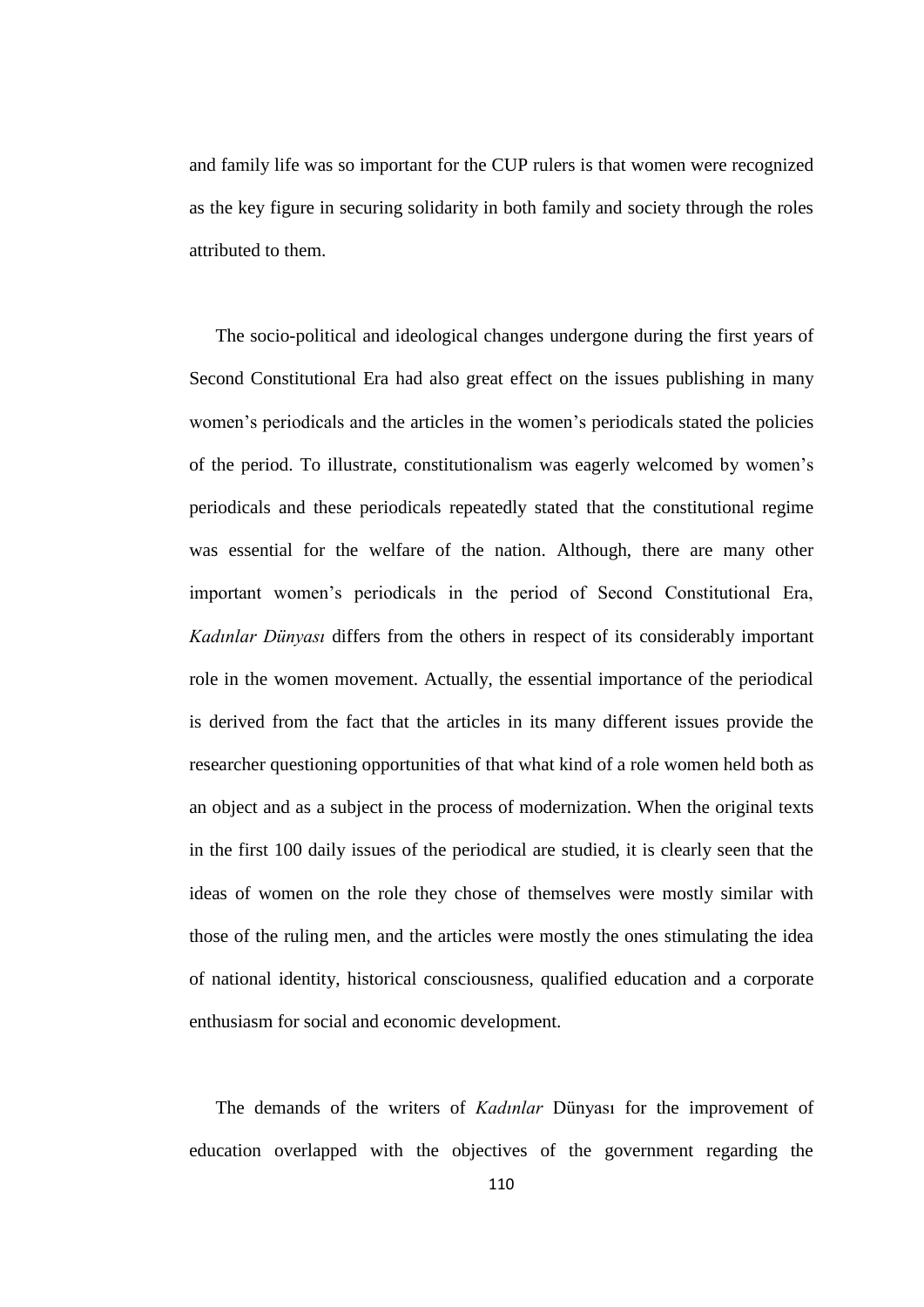and family life was so important for the CUP rulers is that women were recognized as the key figure in securing solidarity in both family and society through the roles attributed to them.

The socio-political and ideological changes undergone during the first years of Second Constitutional Era had also great effect on the issues publishing in many women's periodicals and the articles in the women's periodicals stated the policies of the period. To illustrate, constitutionalism was eagerly welcomed by women's periodicals and these periodicals repeatedly stated that the constitutional regime was essential for the welfare of the nation. Although, there are many other important women's periodicals in the period of Second Constitutional Era, *Kadınlar Dünyası* differs from the others in respect of its considerably important role in the women movement. Actually, the essential importance of the periodical is derived from the fact that the articles in its many different issues provide the researcher questioning opportunities of that what kind of a role women held both as an object and as a subject in the process of modernization. When the original texts in the first 100 daily issues of the periodical are studied, it is clearly seen that the ideas of women on the role they chose of themselves were mostly similar with those of the ruling men, and the articles were mostly the ones stimulating the idea of national identity, historical consciousness, qualified education and a corporate enthusiasm for social and economic development.

The demands of the writers of *Kadınlar* Dünyası for the improvement of education overlapped with the objectives of the government regarding the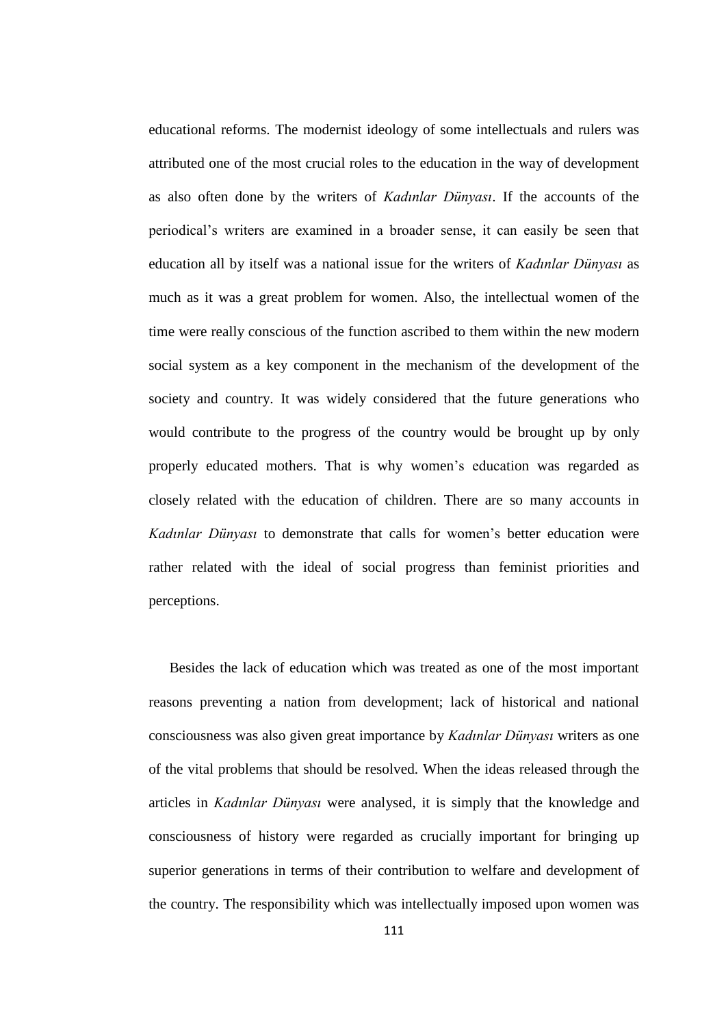educational reforms. The modernist ideology of some intellectuals and rulers was attributed one of the most crucial roles to the education in the way of development as also often done by the writers of *Kadınlar Dünyası*. If the accounts of the periodical's writers are examined in a broader sense, it can easily be seen that education all by itself was a national issue for the writers of *Kadınlar Dünyası* as much as it was a great problem for women. Also, the intellectual women of the time were really conscious of the function ascribed to them within the new modern social system as a key component in the mechanism of the development of the society and country. It was widely considered that the future generations who would contribute to the progress of the country would be brought up by only properly educated mothers. That is why women's education was regarded as closely related with the education of children. There are so many accounts in *Kadınlar Dünyası* to demonstrate that calls for women's better education were rather related with the ideal of social progress than feminist priorities and perceptions.

Besides the lack of education which was treated as one of the most important reasons preventing a nation from development; lack of historical and national consciousness was also given great importance by *Kadınlar Dünyası* writers as one of the vital problems that should be resolved. When the ideas released through the articles in *Kadınlar Dünyası* were analysed, it is simply that the knowledge and consciousness of history were regarded as crucially important for bringing up superior generations in terms of their contribution to welfare and development of the country. The responsibility which was intellectually imposed upon women was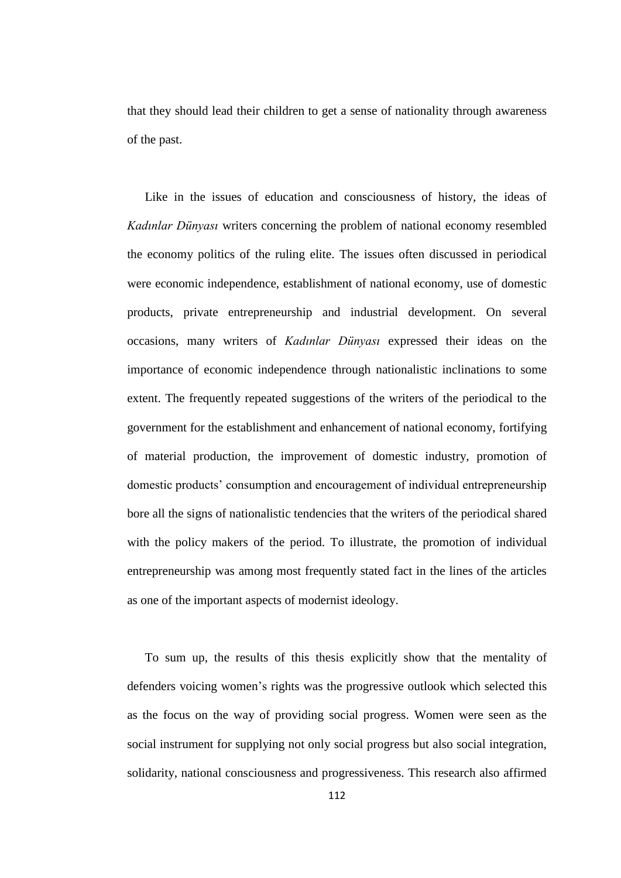that they should lead their children to get a sense of nationality through awareness of the past.

Like in the issues of education and consciousness of history, the ideas of *Kadınlar Dünyası* writers concerning the problem of national economy resembled the economy politics of the ruling elite. The issues often discussed in periodical were economic independence, establishment of national economy, use of domestic products, private entrepreneurship and industrial development. On several occasions, many writers of *Kadınlar Dünyası* expressed their ideas on the importance of economic independence through nationalistic inclinations to some extent. The frequently repeated suggestions of the writers of the periodical to the government for the establishment and enhancement of national economy, fortifying of material production, the improvement of domestic industry, promotion of domestic products' consumption and encouragement of individual entrepreneurship bore all the signs of nationalistic tendencies that the writers of the periodical shared with the policy makers of the period. To illustrate, the promotion of individual entrepreneurship was among most frequently stated fact in the lines of the articles as one of the important aspects of modernist ideology.

To sum up, the results of this thesis explicitly show that the mentality of defenders voicing women's rights was the progressive outlook which selected this as the focus on the way of providing social progress. Women were seen as the social instrument for supplying not only social progress but also social integration, solidarity, national consciousness and progressiveness. This research also affirmed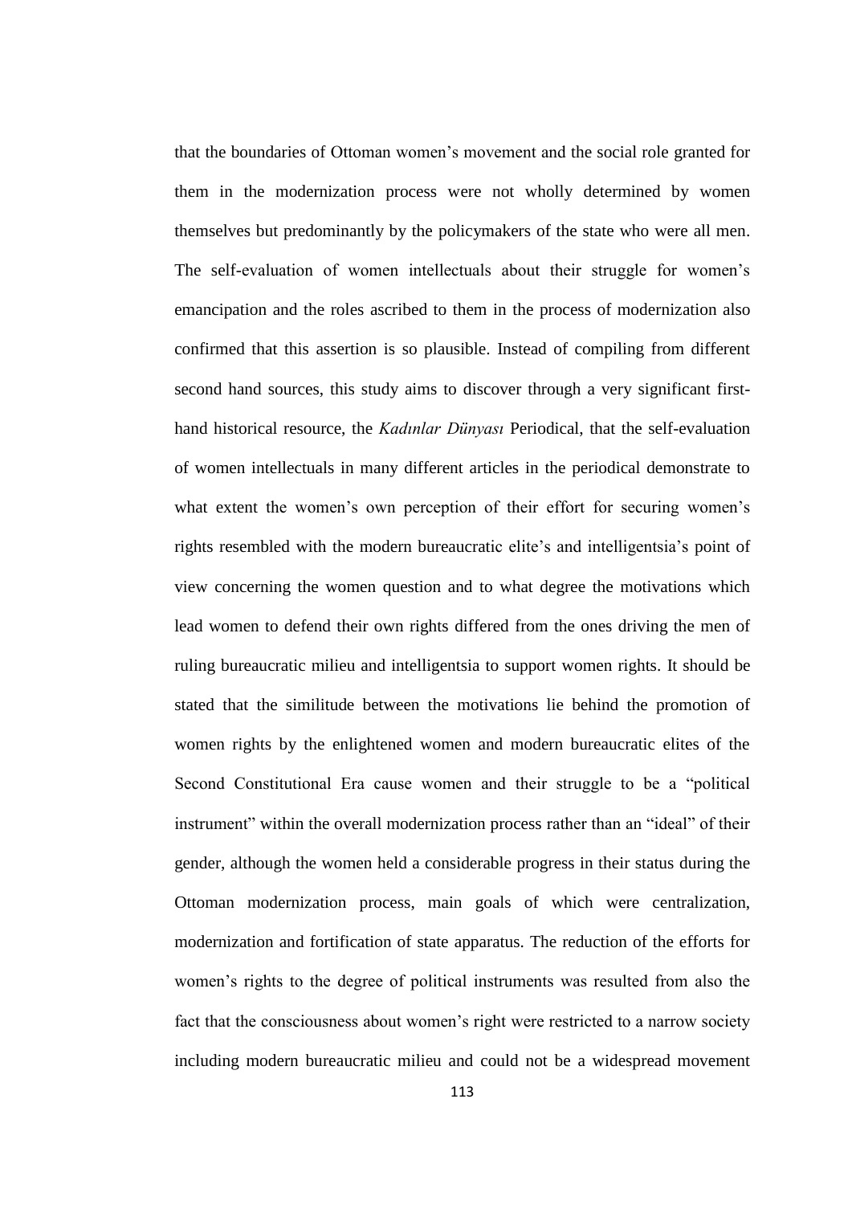that the boundaries of Ottoman women's movement and the social role granted for them in the modernization process were not wholly determined by women themselves but predominantly by the policymakers of the state who were all men. The self-evaluation of women intellectuals about their struggle for women's emancipation and the roles ascribed to them in the process of modernization also confirmed that this assertion is so plausible. Instead of compiling from different second hand sources, this study aims to discover through a very significant first-hand historical resource, the *Kadınlar Dünyası* Periodical, that the self-evaluation of women intellectuals in many different articles in the periodical demonstrate to what extent the women's own perception of their effort for securing women's rights resembled with the modern bureaucratic elite's and intelligentsia's point of view concerning the women question and to what degree the motivations which lead women to defend their own rights differed from the ones driving the men of ruling bureaucratic milieu and intelligentsia to support women rights. It should be stated that the similitude between the motivations lie behind the promotion of women rights by the enlightened women and modern bureaucratic elites of the Second Constitutional Era cause women and their struggle to be a "political instrument" within the overall modernization process rather than an "ideal" of their gender, although the women held a considerable progress in their status during the Ottoman modernization process, main goals of which were centralization, modernization and fortification of state apparatus. The reduction of the efforts for women's rights to the degree of political instruments was resulted from also the fact that the consciousness about women's right were restricted to a narrow society including modern bureaucratic milieu and could not be a widespread movement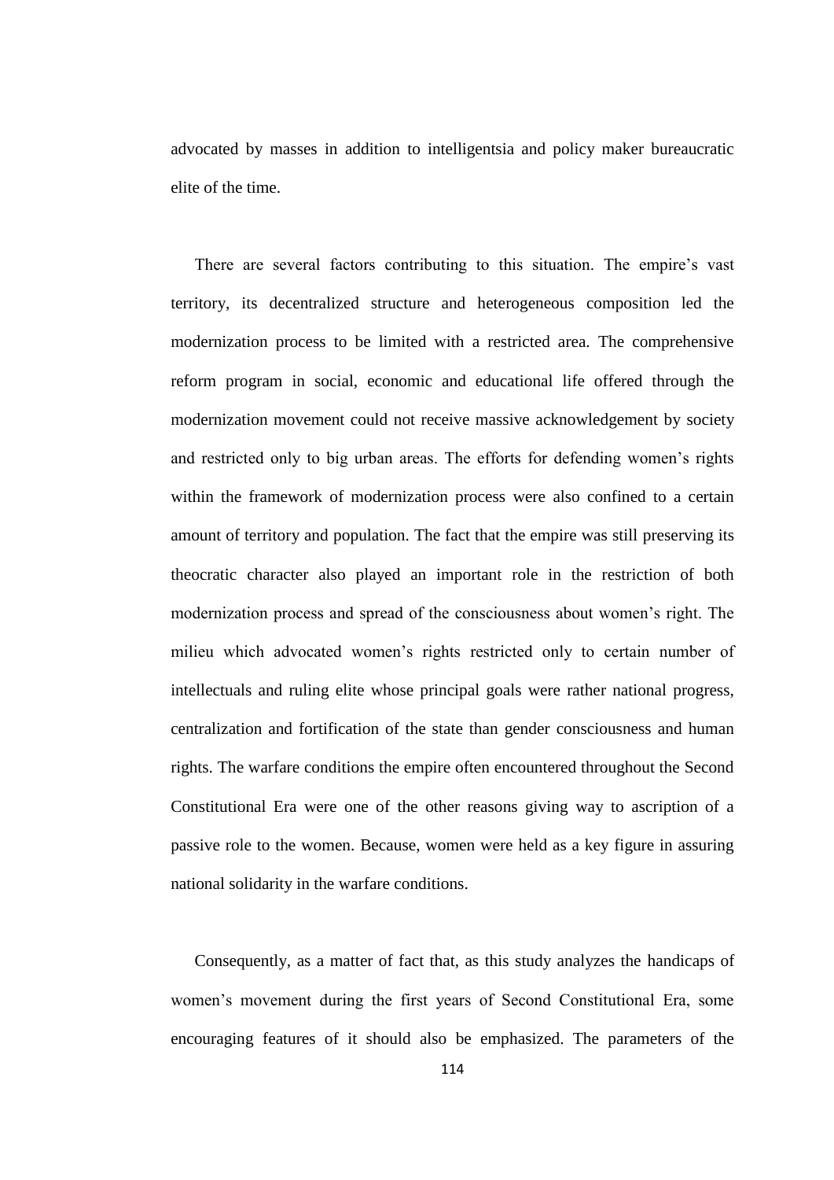advocated by masses in addition to intelligentsia and policy maker bureaucratic elite of the time.

There are several factors contributing to this situation. The empire's vast territory, its decentralized structure and heterogeneous composition led the modernization process to be limited with a restricted area. The comprehensive reform program in social, economic and educational life offered through the modernization movement could not receive massive acknowledgement by society and restricted only to big urban areas. The efforts for defending women's rights within the framework of modernization process were also confined to a certain amount of territory and population. The fact that the empire was still preserving its theocratic character also played an important role in the restriction of both modernization process and spread of the consciousness about women's right. The milieu which advocated women's rights restricted only to certain number of intellectuals and ruling elite whose principal goals were rather national progress, centralization and fortification of the state than gender consciousness and human rights. The warfare conditions the empire often encountered throughout the Second Constitutional Era were one of the other reasons giving way to ascription of a passive role to the women. Because, women were held as a key figure in assuring national solidarity in the warfare conditions.

Consequently, as a matter of fact that, as this study analyzes the handicaps of women's movement during the first years of Second Constitutional Era, some encouraging features of it should also be emphasized. The parameters of the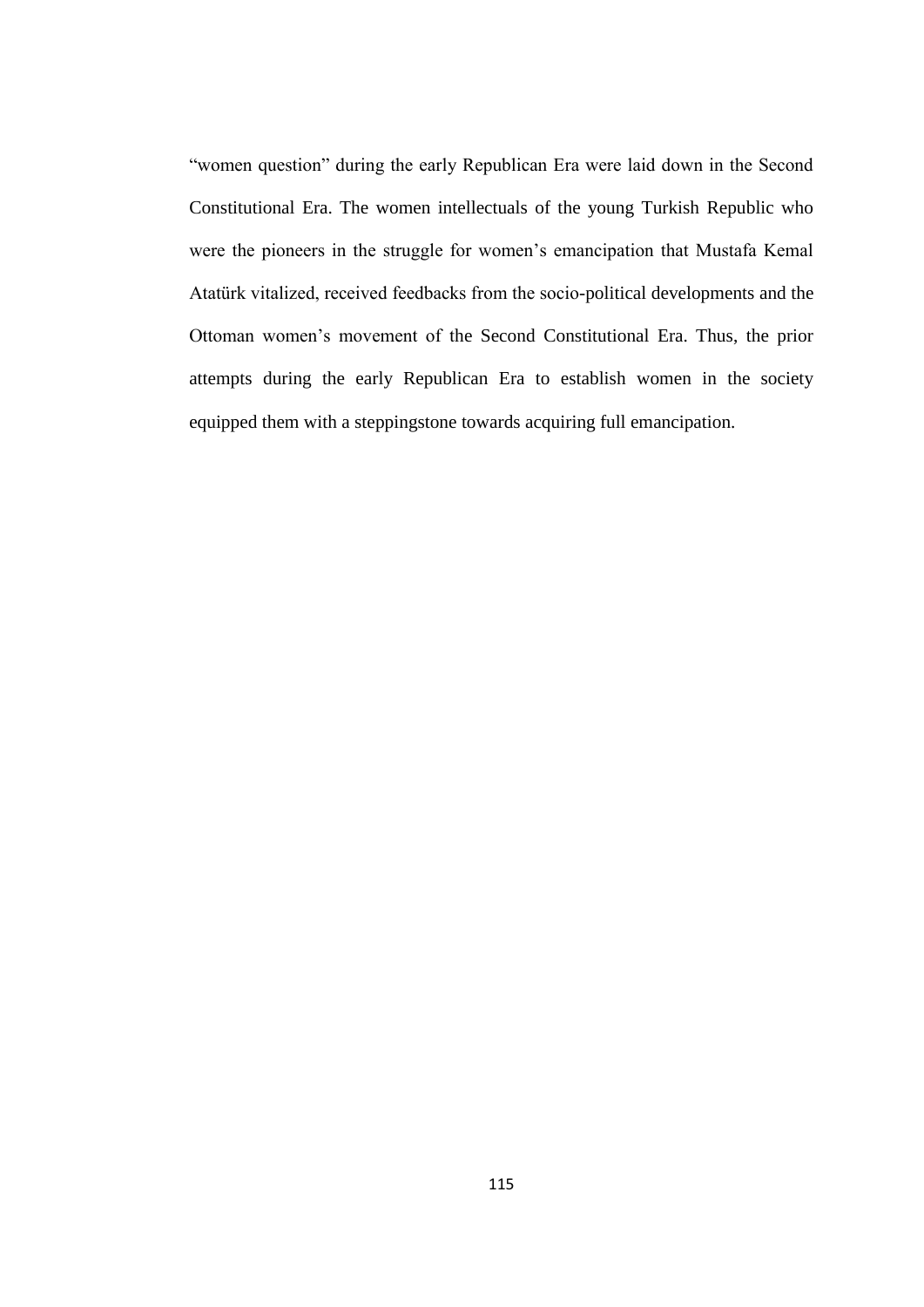"women question" during the early Republican Era were laid down in the Second Constitutional Era. The women intellectuals of the young Turkish Republic who were the pioneers in the struggle for women's emancipation that Mustafa Kemal Atatürk vitalized, received feedbacks from the socio-political developments and the Ottoman women's movement of the Second Constitutional Era. Thus, the prior attempts during the early Republican Era to establish women in the society equipped them with a steppingstone towards acquiring full emancipation.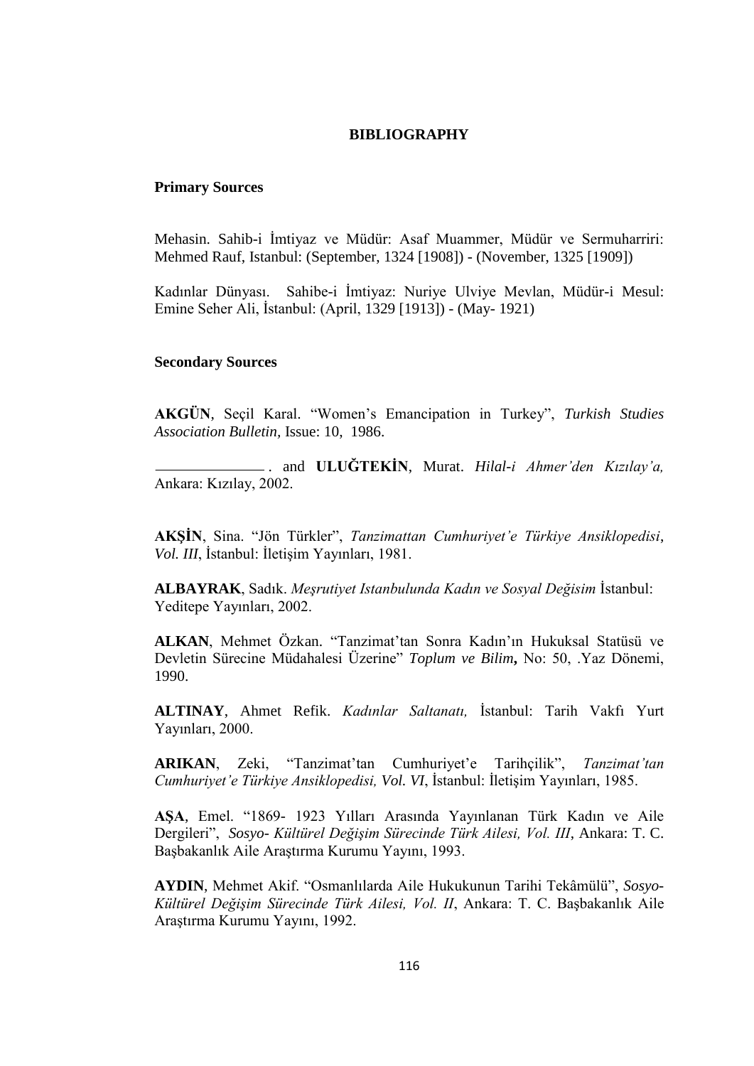# BIBLIOGRAPHY

## Primary Sources

Mehasin. Sahib-i İmtiyaz ve Müdür: Asaf Muammer, Müdür ve Sermuharriri: Mehmed Rauf, Istanbul: (September, 1324 [1908]) - (November, 1325 [1909])

Kadınlar Dünyası. Sahibe-i İmtiyaz: Nuriye Ulviye Mevlan, Müdür-i Mesul: Emine Seher Ali, İstanbul: (April, 1329 [1913]) - (May- 1921)

## Secondary Sources

**AKGÜN**, Seçil Karal. "Women's Emancipation in Turkey", *Turkish Studies Association Bulletin*, Issue: 10, 1986.

\_\_\_\_\_\_\_\_\_\_\_\_\_\_\_ . and **ULUĞTEKİN**, Murat. *Hilal-i Ahmer'den Kızılay'a,* Ankara: Kızılay, 2002.

**AKŞİN**, Sina. "Jön Türkler", *Tanzimattan Cumhuriyet'e Türkiye Ansiklopedisi*, *Vol. III*, İstanbul: İletişim Yayınları, 1981.

**ALBAYRAK**, Sadık. *Meşrutiyet Istanbulunda Kadın ve Sosyal Değisim* İstanbul: Yeditepe Yayınları, 2002.

**ALKAN**, Mehmet Özkan. "Tanzimat'tan Sonra Kadın'ın Hukuksal Statüsü ve Devletin Sürecine Müdahalesi Üzerine" *Toplum ve Bilim***,** No: 50, .Yaz Dönemi, 1990.

**ALTINAY**, Ahmet Refik. *Kadınlar Saltanatı,* İstanbul: Tarih Vakfı Yurt Yayınları, 2000.

**ARIKAN**, Zeki, "Tanzimat'tan Cumhuriyet'e Tarihçilik", *Tanzimat'tan Cumhuriyet'e Türkiye Ansiklopedisi, Vol. VI*, İstanbul: İletişim Yayınları, 1985.

**AŞA**, Emel. "1869- 1923 Yılları Arasında Yayınlanan Türk Kadın ve Aile Dergileri", *Sosyo- Kültürel Değişim Sürecinde Türk Ailesi, Vol. III*, Ankara: T. C. Başbakanlık Aile Araştırma Kurumu Yayını, 1993.

**AYDIN**, Mehmet Akif. "Osmanlılarda Aile Hukukunun Tarihi Tekâmülü", *Sosyo-Kültürel Değişim Sürecinde Türk Ailesi, Vol. II*, Ankara: T. C. Başbakanlık Aile Araştırma Kurumu Yayını, 1992.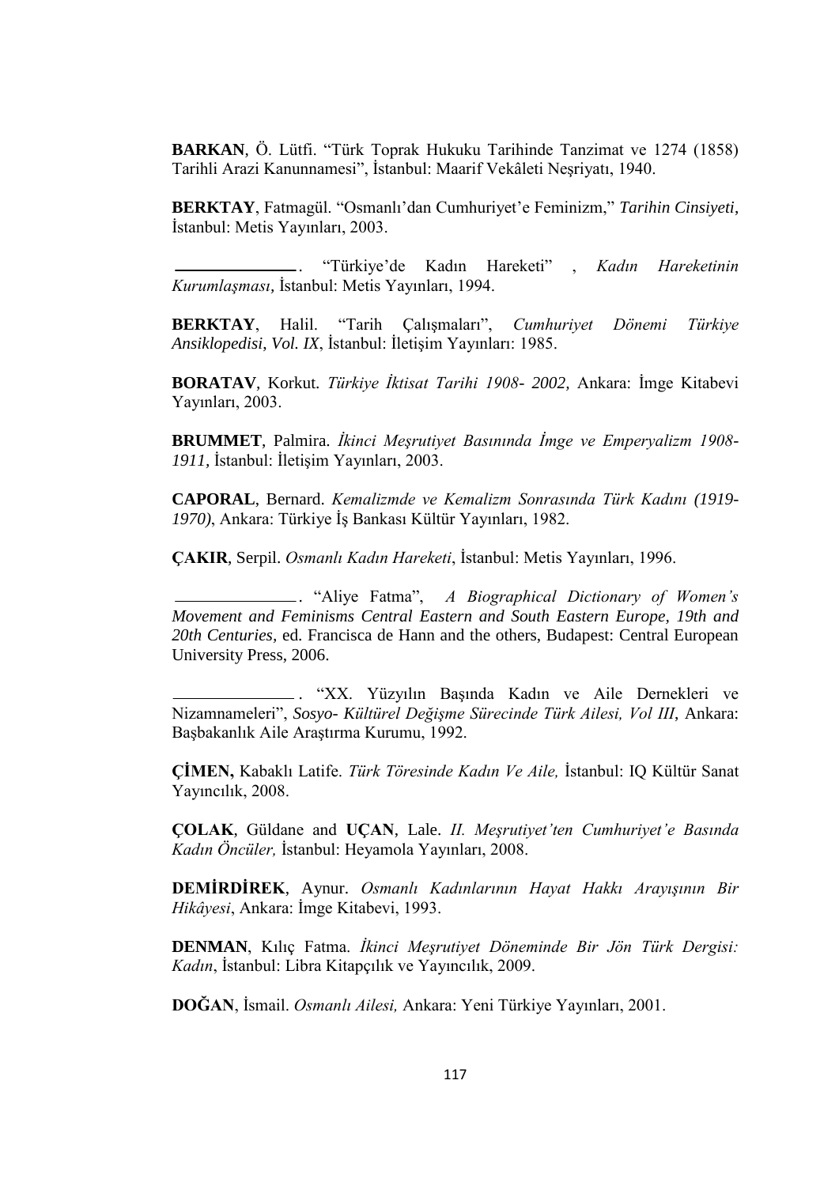**BARKAN**, Ö. Lütfi. "Türk Toprak Hukuku Tarihinde Tanzimat ve 1274 (1858) Tarihli Arazi Kanunnamesi", İstanbul: Maarif Vekâleti Neşriyatı, 1940.

**BERKTAY**, Fatmagül. "Osmanlı'dan Cumhuriyet'e Feminizm," *Tarihin Cinsiyeti*, İstanbul: Metis Yayınları, 2003.

\_\_\_\_\_\_\_\_\_\_\_\_\_\_\_. "Türkiye'de Kadın Hareketi" , *Kadın Hareketinin Kurumlaşması*, İstanbul: Metis Yayınları, 1994.

**BERKTAY**, Halil. "Tarih Çalışmaları", *Cumhuriyet Dönemi Türkiye Ansiklopedisi*, *Vol. IX*, İstanbul: İletişim Yayınları: 1985.

**BORATAV**, Korkut. *Türkiye İktisat Tarihi 1908- 2002,* Ankara: İmge Kitabevi Yayınları, 2003.

**BRUMMET**, Palmira. *İkinci Meşrutiyet Basınında İmge ve Emperyalizm 1908-1911,* İstanbul: İletişim Yayınları, 2003.

**CAPORAL**, Bernard. *Kemalizmde ve Kemalizm Sonrasında Türk Kadını (1919-1970)*, Ankara: Türkiye İş Bankası Kültür Yayınları, 1982.

**ÇAKIR**, Serpil. *Osmanlı Kadın Hareketi*, İstanbul: Metis Yayınları, 1996.

\_\_\_\_\_\_\_\_\_\_\_\_\_\_\_. "Aliye Fatma", *A Biographical Dictionary of Women's Movement and Feminisms Central Eastern and South Eastern Europe, 19th and 20th Centuries,* ed. Francisca de Hann and the others, Budapest: Central European University Press, 2006.

\_\_\_\_\_\_\_\_\_\_\_\_\_\_\_. "XX. Yüzyılın Başında Kadın ve Aile Dernekleri ve Nizamnameleri", *Sosyo- Kültürel Değişme Sürecinde Türk Ailesi, Vol III*, Ankara: Başbakanlık Aile Araştırma Kurumu, 1992.

**ÇİMEN,** Kabaklı Latife. *Türk Töresinde Kadın Ve Aile,* İstanbul: IQ Kültür Sanat Yayıncılık, 2008.

**ÇOLAK**, Güldane and **UÇAN**, Lale. *II. Meşrutiyet'ten Cumhuriyet'e Basında Kadın Öncüler,* İstanbul: Heyamola Yayınları, 2008.

**DEMİRDİREK**, Aynur. *Osmanlı Kadınlarının Hayat Hakkı Arayışının Bir Hikâyesi*, Ankara: İmge Kitabevi, 1993.

**DENMAN**, Kılıç Fatma. *İkinci Meşrutiyet Döneminde Bir Jön Türk Dergisi: Kadın*, İstanbul: Libra Kitapçılık ve Yayıncılık, 2009.

**DOĞAN**, İsmail. *Osmanlı Ailesi,* Ankara: Yeni Türkiye Yayınları, 2001.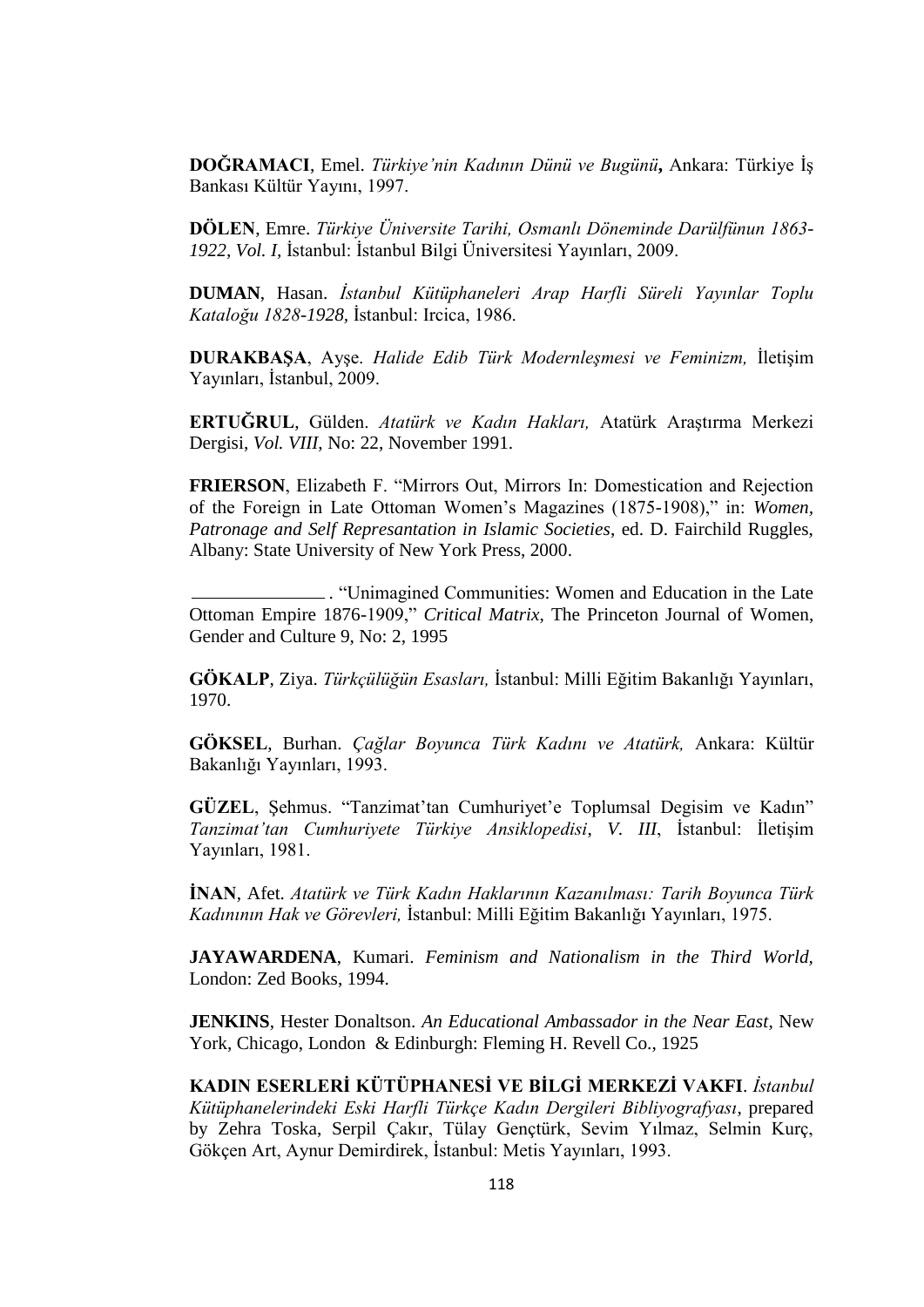**DOĞRAMACI**, Emel. *Türkiye'nin Kadının Dünü ve Bugünü***,** Ankara: Türkiye İş Bankası Kültür Yayını, 1997.

**DÖLEN**, Emre. *Türkiye Üniversite Tarihi, Osmanlı Döneminde Darülfünun 1863-1922, Vol. I,* İstanbul: İstanbul Bilgi Üniversitesi Yayınları, 2009.

**DUMAN**, Hasan. *İstanbul Kütüphaneleri Arap Harfli Süreli Yayınlar Toplu Kataloğu 1828-1928,* İstanbul: Ircica, 1986.

**DURAKBAŞA**, Ayşe. *Halide Edib Türk Modernleşmesi ve Feminizm,* İletişim Yayınları, İstanbul, 2009.

**ERTUĞRUL**, Gülden. *Atatürk ve Kadın Hakları,* Atatürk Araştırma Merkezi Dergisi, *Vol. VIII*, No: 22, November 1991.

**FRIERSON**, Elizabeth F. "Mirrors Out, Mirrors In: Domestication and Rejection of the Foreign in Late Ottoman Women's Magazines (1875-1908)," in: *Women, Patronage and Self Represantation in Islamic Societies*, ed. D. Fairchild Ruggles, Albany: State University of New York Press, 2000.

______________. "Unimagined Communities: Women and Education in the Late Ottoman Empire 1876-1909," *Critical Matrix*, The Princeton Journal of Women, Gender and Culture 9, No: 2, 1995

**GÖKALP**, Ziya. *Türkçülüğün Esasları,* İstanbul: Milli Eğitim Bakanlığı Yayınları, 1970.

**GÖKSEL**, Burhan. *Çağlar Boyunca Türk Kadını ve Atatürk,* Ankara: Kültür Bakanlığı Yayınları, 1993.

**GÜZEL**, Şehmus. "Tanzimat'tan Cumhuriyet'e Toplumsal Degisim ve Kadın" *Tanzimat'tan Cumhuriyete Türkiye Ansiklopedisi*, *V. III*, İstanbul: İletişim Yayınları, 1981.

**İNAN**, Afet. *Atatürk ve Türk Kadın Haklarının Kazanılması: Tarih Boyunca Türk Kadınının Hak ve Görevleri,* İstanbul: Milli Eğitim Bakanlığı Yayınları, 1975.

**JAYAWARDENA**, Kumari. *Feminism and Nationalism in the Third World,* London: Zed Books, 1994.

**JENKINS**, Hester Donaltson. *An Educational Ambassador in the Near East*, New York, Chicago, London & Edinburgh: Fleming H. Revell Co., 1925

**KADIN ESERLERİ KÜTÜPHANESİ VE BİLGİ MERKEZİ VAKFI**. *İstanbul Kütüphanelerindeki Eski Harfli Türkçe Kadın Dergileri Bibliyografyası*, prepared by Zehra Toska, Serpil Çakır, Tülay Gençtürk, Sevim Yılmaz, Selmin Kurç, Gökçen Art, Aynur Demirdirek, İstanbul: Metis Yayınları, 1993.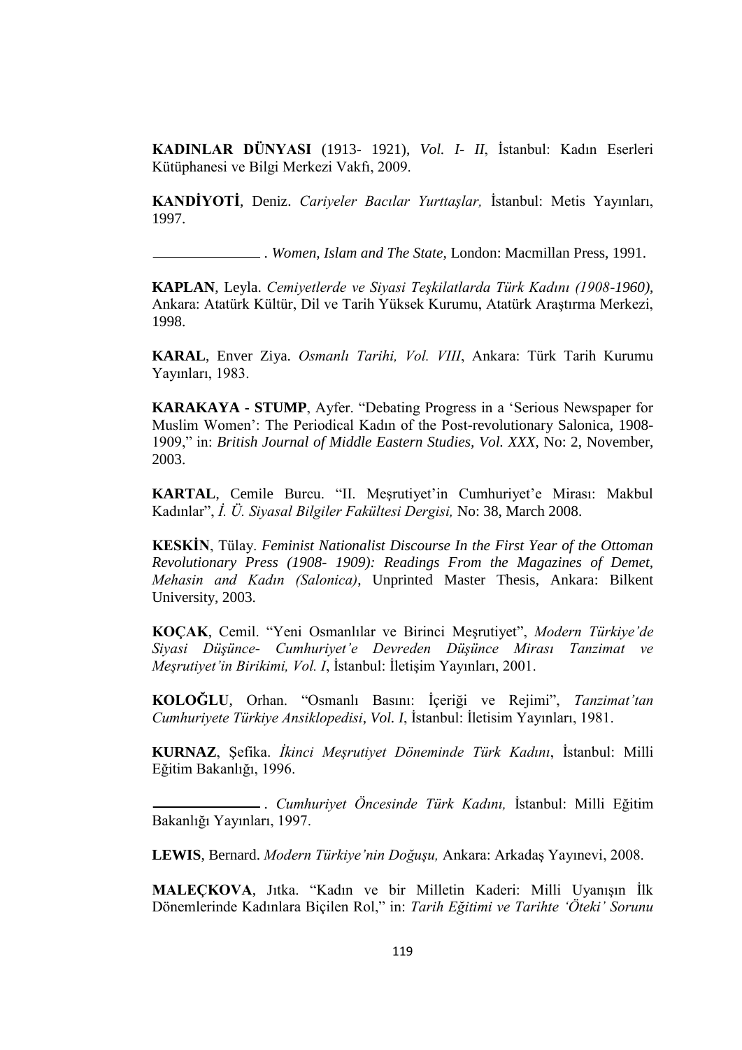**KADINLAR DÜNYASI** (1913- 1921), *Vol. I- II*, İstanbul: Kadın Eserleri Kütüphanesi ve Bilgi Merkezi Vakfı, 2009.

**KANDİYOTİ**, Deniz. *Cariyeler Bacılar Yurttaşlar,* İstanbul: Metis Yayınları, 1997.

\_\_\_\_\_\_\_\_\_\_\_\_\_\_ . *Women, Islam and The State,* London: Macmillan Press, 1991.

**KAPLAN**, Leyla. *Cemiyetlerde ve Siyasi Teşkilatlarda Türk Kadını (1908-1960)*, Ankara: Atatürk Kültür, Dil ve Tarih Yüksek Kurumu, Atatürk Araştırma Merkezi, 1998.

**KARAL**, Enver Ziya. *Osmanlı Tarihi, Vol. VIII*, Ankara: Türk Tarih Kurumu Yayınları, 1983.

**KARAKAYA - STUMP**, Ayfer. "Debating Progress in a 'Serious Newspaper for Muslim Women': The Periodical Kadın of the Post-revolutionary Salonica, 1908-1909," in: *British Journal of Middle Eastern Studies, Vol. XXX*, No: 2, November, 2003.

**KARTAL**, Cemile Burcu. "II. Meşrutiyet'in Cumhuriyet'e Mirası: Makbul Kadınlar", *İ. Ü. Siyasal Bilgiler Fakültesi Dergisi,* No: 38, March 2008.

**KESKİN**, Tülay. *Feminist Nationalist Discourse In the First Year of the Ottoman Revolutionary Press (1908- 1909): Readings From the Magazines of Demet, Mehasin and Kadın (Salonica)*, Unprinted Master Thesis, Ankara: Bilkent University, 2003.

**KOÇAK**, Cemil. "Yeni Osmanlılar ve Birinci Meşrutiyet", *Modern Türkiye'de Siyasi Düşünce- Cumhuriyet'e Devreden Düşünce Mirası Tanzimat ve Meşrutiyet'in Birikimi, Vol. I*, İstanbul: İletişim Yayınları, 2001.

**KOLOĞLU**, Orhan. "Osmanlı Basını: İçeriği ve Rejimi", *Tanzimat'tan Cumhuriyete Türkiye Ansiklopedisi*, *Vol. I*, İstanbul: İletisim Yayınları, 1981.

**KURNAZ**, Şefika. *İkinci Meşrutiyet Döneminde Türk Kadını*, İstanbul: Milli Eğitim Bakanlığı, 1996.

\_\_\_\_\_\_\_\_\_\_\_\_\_\_ . *Cumhuriyet Öncesinde Türk Kadını,* İstanbul: Milli Eğitim Bakanlığı Yayınları, 1997.

**LEWIS**, Bernard. *Modern Türkiye'nin Doğuşu,* Ankara: Arkadaş Yayınevi, 2008.

**MALEÇKOVA**, Jıtka. "Kadın ve bir Milletin Kaderi: Milli Uyanışın İlk Dönemlerinde Kadınlara Biçilen Rol," in: *Tarih Eğitimi ve Tarihte 'Öteki' Sorunu*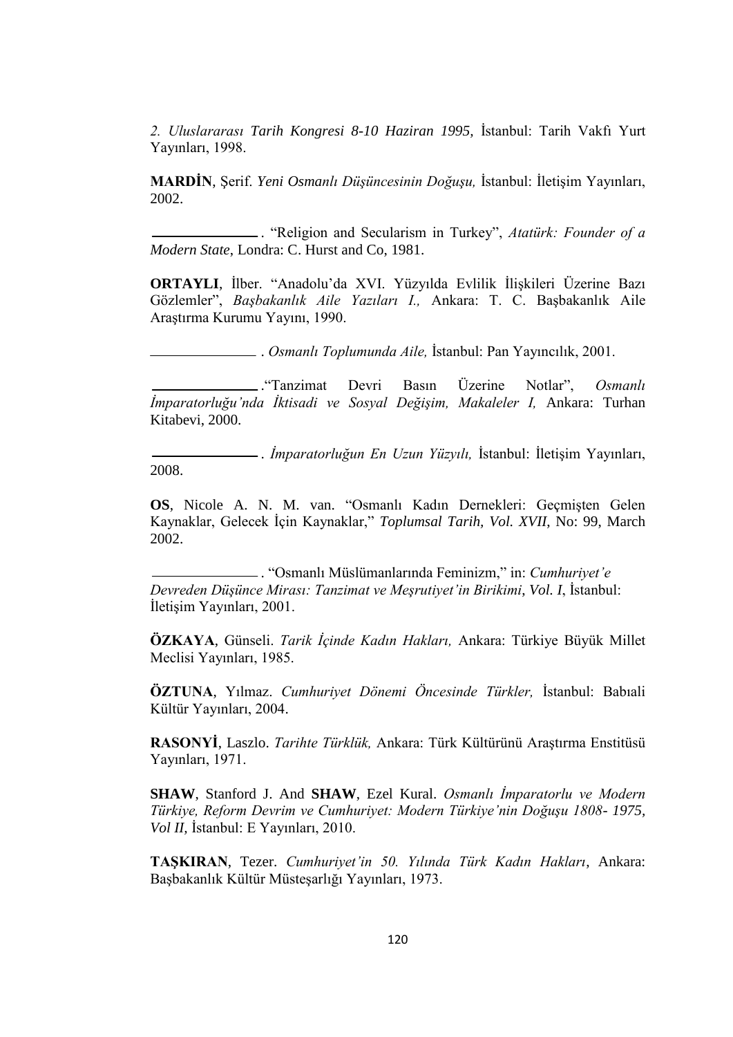*2. Uluslararası Tarih Kongresi 8-10 Haziran 1995,* İstanbul: Tarih Vakfı Yurt Yayınları, 1998.

**MARDİN**, Şerif. *Yeni Osmanlı Düşüncesinin Doğuşu,* İstanbul: İletişim Yayınları, 2002.

\_\_\_\_\_\_\_\_\_\_\_\_\_\_\_ . "Religion and Secularism in Turkey", *Atatürk: Founder of a Modern State*, Londra: C. Hurst and Co, 1981.

**ORTAYLI**, İlber. "Anadolu'da XVI. Yüzyılda Evlilik İlişkileri Üzerine Bazı Gözlemler", *Başbakanlık Aile Yazıları I.,* Ankara: T. C. Başbakanlık Aile Araştırma Kurumu Yayını, 1990.

\_\_\_\_\_\_\_\_\_\_\_\_\_\_\_ . *Osmanlı Toplumunda Aile,* İstanbul: Pan Yayıncılık, 2001.

\_\_\_\_\_\_\_\_\_\_\_\_\_\_\_ ."Tanzimat Devri Basın Üzerine Notlar", *Osmanlı İmparatorluğu'nda İktisadi ve Sosyal Değişim, Makaleler I,* Ankara: Turhan Kitabevi, 2000.

\_\_\_\_\_\_\_\_\_\_\_\_\_\_\_ . *İmparatorluğun En Uzun Yüzyılı,* İstanbul: İletişim Yayınları, 2008.

**OS**, Nicole A. N. M. van. "Osmanlı Kadın Dernekleri: Geçmişten Gelen Kaynaklar, Gelecek İçin Kaynaklar," *Toplumsal Tarih, Vol. XVII*, No: 99, March 2002.

\_\_\_\_\_\_\_\_\_\_\_\_\_\_\_ . "Osmanlı Müslümanlarında Feminizm," in: *Cumhuriyet'e Devreden Düşünce Mirası: Tanzimat ve Meşrutiyet'in Birikimi, Vol. I*, İstanbul: İletişim Yayınları, 2001.

**ÖZKAYA**, Günseli. *Tarik İçinde Kadın Hakları,* Ankara: Türkiye Büyük Millet Meclisi Yayınları, 1985.

**ÖZTUNA**, Yılmaz. *Cumhuriyet Dönemi Öncesinde Türkler,* İstanbul: Babıali Kültür Yayınları, 2004.

**RASONYİ**, Laszlo. *Tarihte Türklük,* Ankara: Türk Kültürünü Araştırma Enstitüsü Yayınları, 1971.

**SHAW**, Stanford J. And **SHAW**, Ezel Kural. *Osmanlı İmparatorlu ve Modern Türkiye, Reform Devrim ve Cumhuriyet: Modern Türkiye'nin Doğuşu 1808- 1975, Vol II,* İstanbul: E Yayınları, 2010.

**TAŞKIRAN**, Tezer. *Cumhuriyet'in 50. Yılında Türk Kadın Hakları*, Ankara: Başbakanlık Kültür Müsteşarlığı Yayınları, 1973.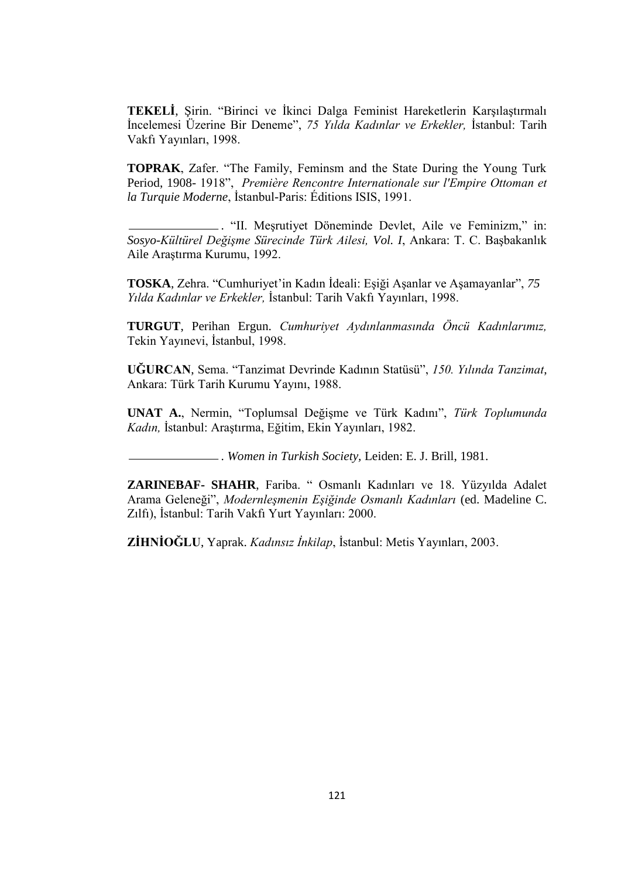**TEKELİ**, Şirin. "Birinci ve İkinci Dalga Feminist Hareketlerin Karşılaştırmalı İncelemesi Üzerine Bir Deneme", *75 Yılda Kadınlar ve Erkekler,* İstanbul: Tarih Vakfı Yayınları, 1998.

**TOPRAK**, Zafer. "The Family, Feminsm and the State During the Young Turk Period, 1908- 1918", *Première Rencontre Internationale sur l'Empire Ottoman et la Turquie Moderne*, İstanbul-Paris: Éditions ISIS, 1991.

\_\_\_\_\_\_\_\_\_\_\_\_\_\_\_. "II. Meşrutiyet Döneminde Devlet, Aile ve Feminizm," in: *Sosyo-Kültürel Değişme Sürecinde Türk Ailesi, Vol. I*, Ankara: T. C. Başbakanlık Aile Araştırma Kurumu, 1992.

**TOSKA**, Zehra. "Cumhuriyet'in Kadın İdeali: Eşiği Aşanlar ve Aşamayanlar", *75 Yılda Kadınlar ve Erkekler,* İstanbul: Tarih Vakfı Yayınları, 1998.

**TURGUT**, Perihan Ergun. *Cumhuriyet Aydınlanmasında Öncü Kadınlarımız,* Tekin Yayınevi, İstanbul, 1998.

**UĞURCAN**, Sema. "Tanzimat Devrinde Kadının Statüsü", *150. Yılında Tanzimat*, Ankara: Türk Tarih Kurumu Yayını, 1988.

**UNAT A.**, Nermin, "Toplumsal Değişme ve Türk Kadını", *Türk Toplumunda Kadın,* İstanbul: Araştırma, Eğitim, Ekin Yayınları, 1982.

\_\_\_\_\_\_\_\_\_\_\_\_\_\_\_. *Women in Turkish Society,* Leiden: E. J. Brill, 1981.

**ZARINEBAF- SHAHR**, Fariba. " Osmanlı Kadınları ve 18. Yüzyılda Adalet Arama Geleneği", *Modernleşmenin Eşiğinde Osmanlı Kadınları* (ed. Madeline C. Zılfı), İstanbul: Tarih Vakfı Yurt Yayınları: 2000.

**ZİHNİOĞLU**, Yaprak. *Kadınsız İnkilap*, İstanbul: Metis Yayınları, 2003.